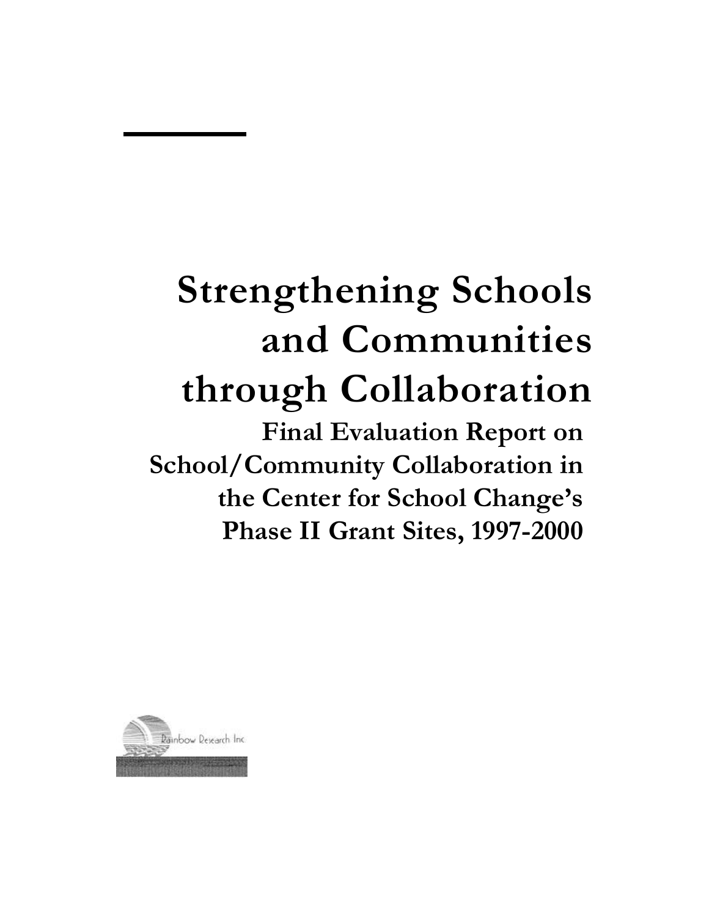# Strengthening Schools and Communities through Collaboration

## Final Evaluation Report on School/Community Collaboration in the Center for School Change's Phase II Grant Sites, 1997-2000

Rainbow Research Inc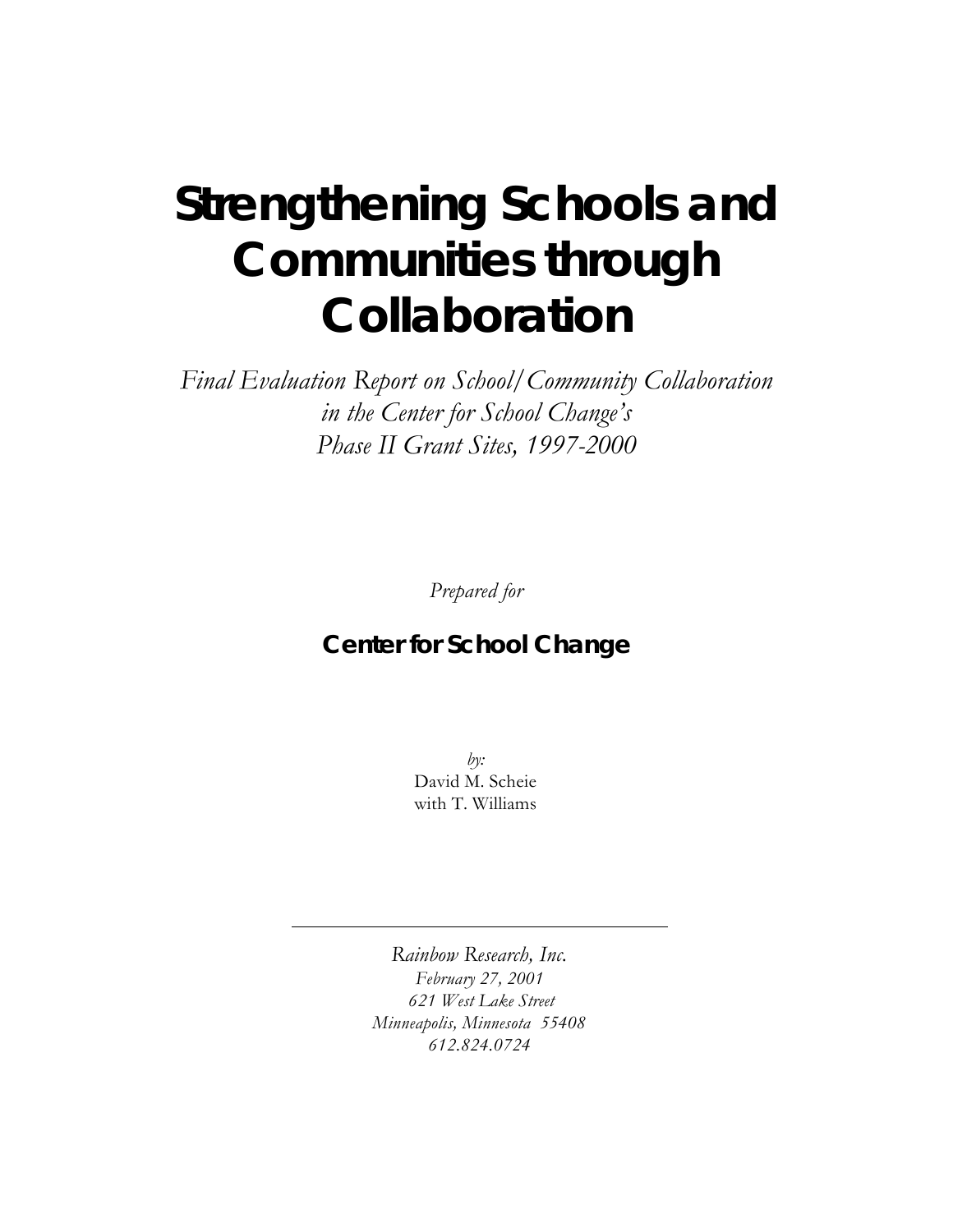# Strengthening Schools and Communities through Collaboration

*Final Evaluation Report on School/Community Collaboration in the Center for School Change's Phase II Grant Sites, 1997-2000*

*Prepared for*

**Center for School Change**

*by:*
David M. Scheie
with T. Williams

---

*Rainbow Research, Inc.*
*February 27, 2001*
*621 West Lake Street*
*Minneapolis, Minnesota 55408*
*612.824.0724*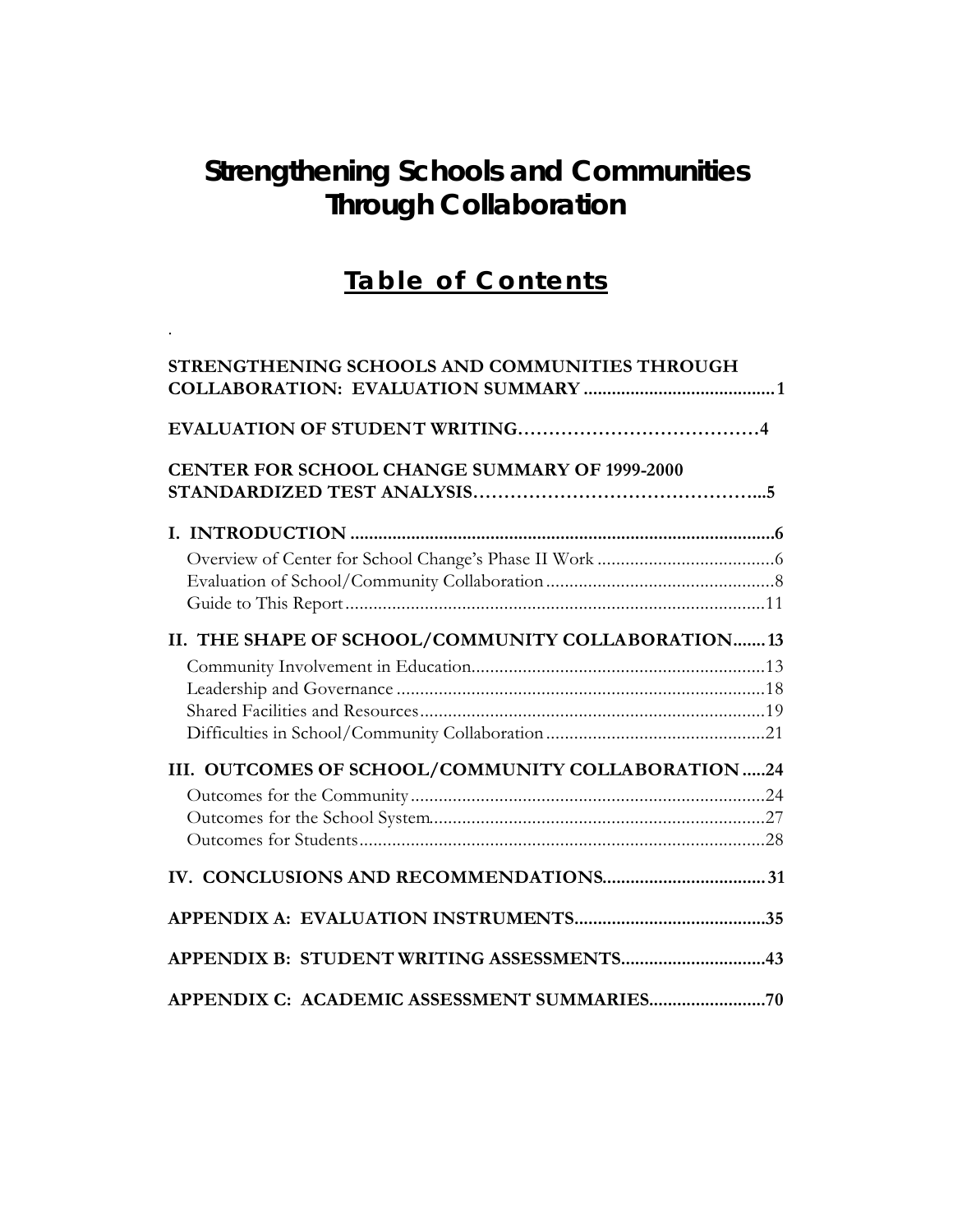# Strengthening Schools and Communities Through Collaboration

## Table of Contents

.

**STRENGTHENING SCHOOLS AND COMMUNITIES THROUGH COLLABORATION: EVALUATION SUMMARY ........................................ 1**

**EVALUATION OF STUDENT WRITING…………………………………4**

**CENTER FOR SCHOOL CHANGE SUMMARY OF 1999-2000 STANDARDIZED TEST ANALYSIS………………………………………...5**

**I. INTRODUCTION ........................................................................................... 6**

- Overview of Center for School Change's Phase II Work ...................................... 6
- Evaluation of School/Community Collaboration ................................................. 8
- Guide to This Report ......................................................................................... 11

**II. THE SHAPE OF SCHOOL/COMMUNITY COLLABORATION....... 13**

- Community Involvement in Education............................................................... 13
- Leadership and Governance ............................................................................... 18
- Shared Facilities and Resources .......................................................................... 19
- Difficulties in School/Community Collaboration ............................................... 21

**III. OUTCOMES OF SCHOOL/COMMUNITY COLLABORATION .....24**

- Outcomes for the Community ............................................................................ 24
- Outcomes for the School System........................................................................ 27
- Outcomes for Students ....................................................................................... 28

**IV. CONCLUSIONS AND RECOMMENDATIONS................................... 31**

**APPENDIX A: EVALUATION INSTRUMENTS.........................................35**

**APPENDIX B: STUDENT WRITING ASSESSMENTS...............................43**

**APPENDIX C: ACADEMIC ASSESSMENT SUMMARIES.........................70**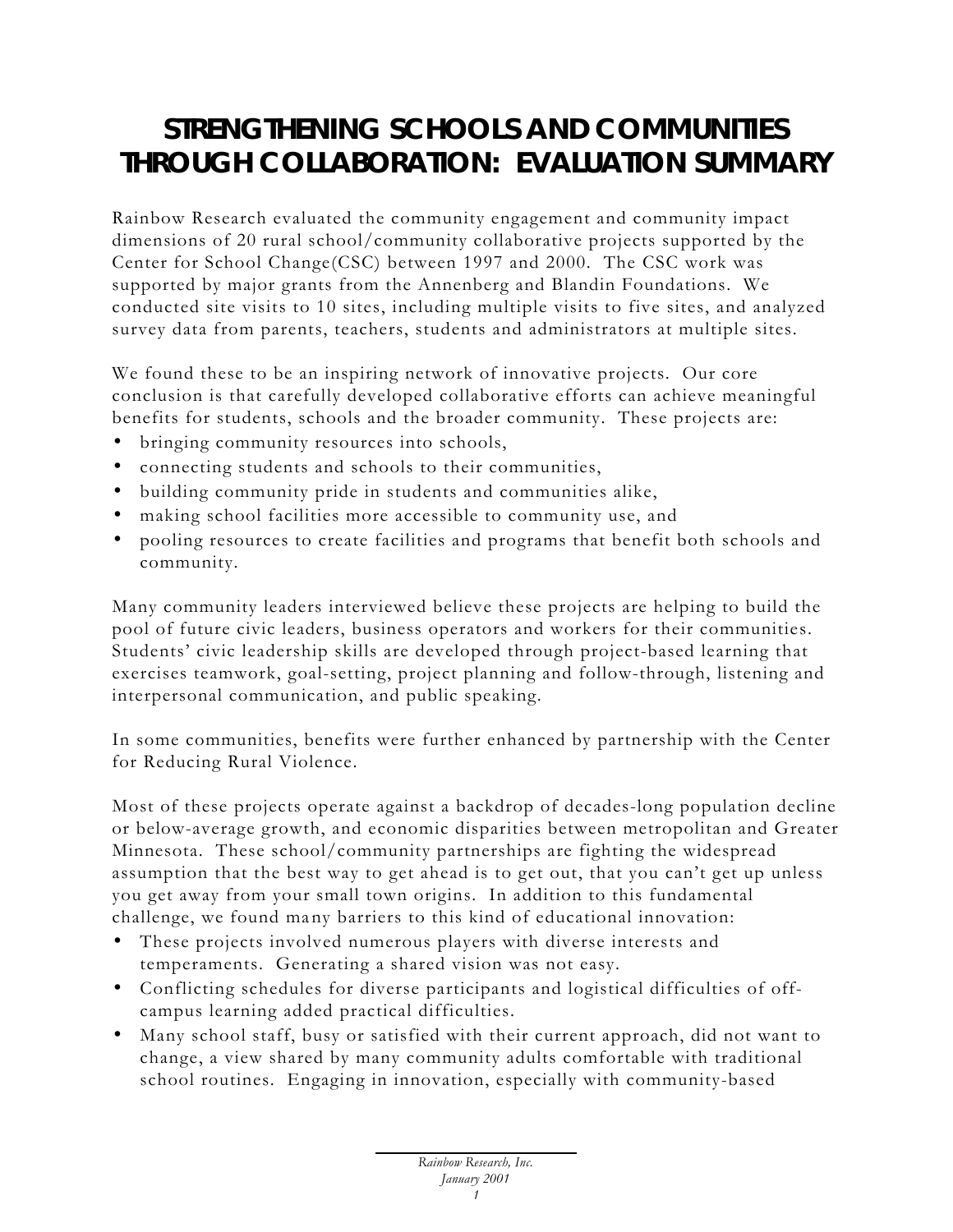# STRENGTHENING SCHOOLS AND COMMUNITIES THROUGH COLLABORATION: EVALUATION SUMMARY

Rainbow Research evaluated the community engagement and community impact dimensions of 20 rural school/community collaborative projects supported by the Center for School Change(CSC) between 1997 and 2000. The CSC work was supported by major grants from the Annenberg and Blandin Foundations. We conducted site visits to 10 sites, including multiple visits to five sites, and analyzed survey data from parents, teachers, students and administrators at multiple sites.

We found these to be an inspiring network of innovative projects. Our core conclusion is that carefully developed collaborative efforts can achieve meaningful benefits for students, schools and the broader community. These projects are:

- bringing community resources into schools,
- connecting students and schools to their communities,
- building community pride in students and communities alike,
- making school facilities more accessible to community use, and
- pooling resources to create facilities and programs that benefit both schools and community.

Many community leaders interviewed believe these projects are helping to build the pool of future civic leaders, business operators and workers for their communities. Students' civic leadership skills are developed through project-based learning that exercises teamwork, goal-setting, project planning and follow-through, listening and interpersonal communication, and public speaking.

In some communities, benefits were further enhanced by partnership with the Center for Reducing Rural Violence.

Most of these projects operate against a backdrop of decades-long population decline or below-average growth, and economic disparities between metropolitan and Greater Minnesota. These school/community partnerships are fighting the widespread assumption that the best way to get ahead is to get out, that you can't get up unless you get away from your small town origins. In addition to this fundamental challenge, we found many barriers to this kind of educational innovation:

- These projects involved numerous players with diverse interests and temperaments. Generating a shared vision was not easy.
- Conflicting schedules for diverse participants and logistical difficulties of off-campus learning added practical difficulties.
- Many school staff, busy or satisfied with their current approach, did not want to change, a view shared by many community adults comfortable with traditional school routines. Engaging in innovation, especially with community-based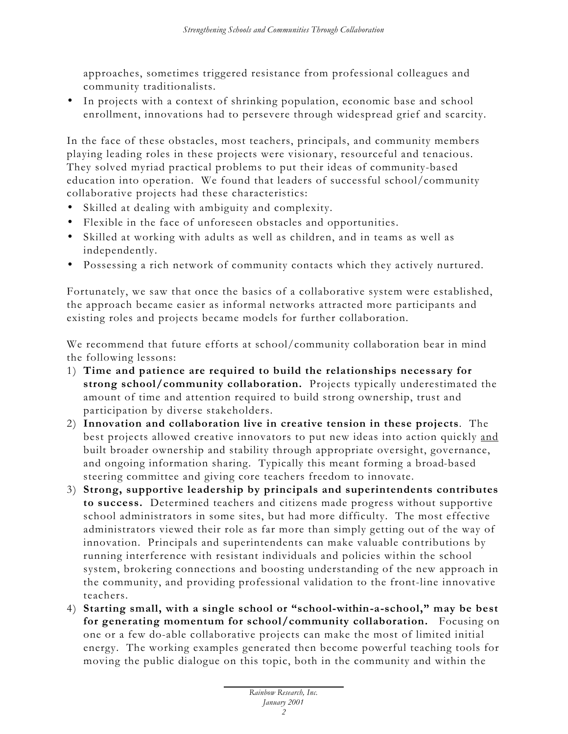approaches, sometimes triggered resistance from professional colleagues and community traditionalists.
- In projects with a context of shrinking population, economic base and school enrollment, innovations had to persevere through widespread grief and scarcity.

In the face of these obstacles, most teachers, principals, and community members playing leading roles in these projects were visionary, resourceful and tenacious. They solved myriad practical problems to put their ideas of community-based education into operation. We found that leaders of successful school/community collaborative projects had these characteristics:
- Skilled at dealing with ambiguity and complexity.
- Flexible in the face of unforeseen obstacles and opportunities.
- Skilled at working with adults as well as children, and in teams as well as independently.
- Possessing a rich network of community contacts which they actively nurtured.

Fortunately, we saw that once the basics of a collaborative system were established, the approach became easier as informal networks attracted more participants and existing roles and projects became models for further collaboration.

We recommend that future efforts at school/community collaboration bear in mind the following lessons:

1) **Time and patience are required to build the relationships necessary for strong school/community collaboration.** Projects typically underestimated the amount of time and attention required to build strong ownership, trust and participation by diverse stakeholders.
2) **Innovation and collaboration live in creative tension in these projects**. The best projects allowed creative innovators to put new ideas into action quickly and built broader ownership and stability through appropriate oversight, governance, and ongoing information sharing. Typically this meant forming a broad-based steering committee and giving core teachers freedom to innovate.
3) **Strong, supportive leadership by principals and superintendents contributes to success.** Determined teachers and citizens made progress without supportive school administrators in some sites, but had more difficulty. The most effective administrators viewed their role as far more than simply getting out of the way of innovation. Principals and superintendents can make valuable contributions by running interference with resistant individuals and policies within the school system, brokering connections and boosting understanding of the new approach in the community, and providing professional validation to the front-line innovative teachers.
4) **Starting small, with a single school or "school-within-a-school," may be best for generating momentum for school/community collaboration.** Focusing on one or a few do-able collaborative projects can make the most of limited initial energy. The working examples generated then become powerful teaching tools for moving the public dialogue on this topic, both in the community and within the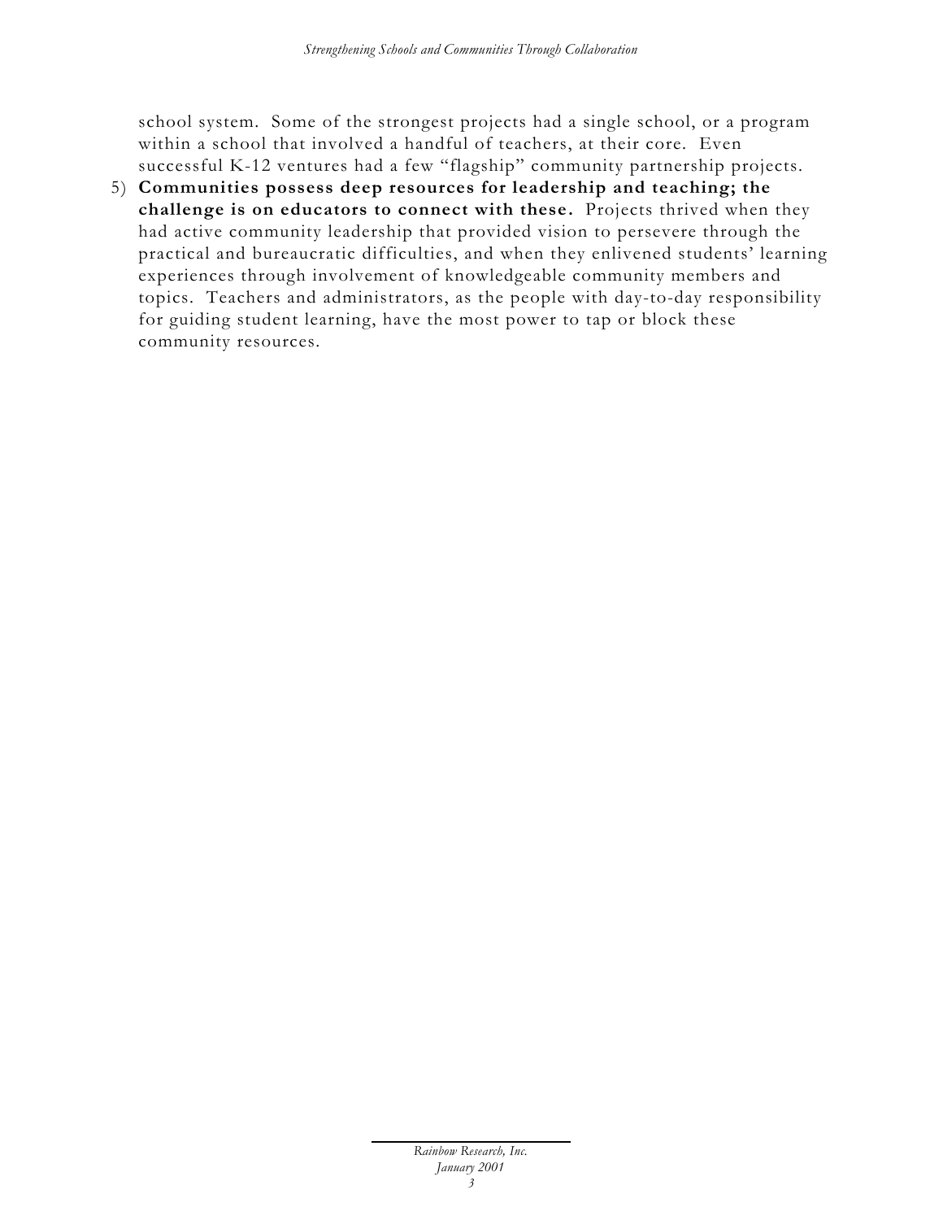school system. Some of the strongest projects had a single school, or a program within a school that involved a handful of teachers, at their core. Even successful K-12 ventures had a few "flagship" community partnership projects.

5) **Communities possess deep resources for leadership and teaching; the challenge is on educators to connect with these.** Projects thrived when they had active community leadership that provided vision to persevere through the practical and bureaucratic difficulties, and when they enlivened students' learning experiences through involvement of knowledgeable community members and topics. Teachers and administrators, as the people with day-to-day responsibility for guiding student learning, have the most power to tap or block these community resources.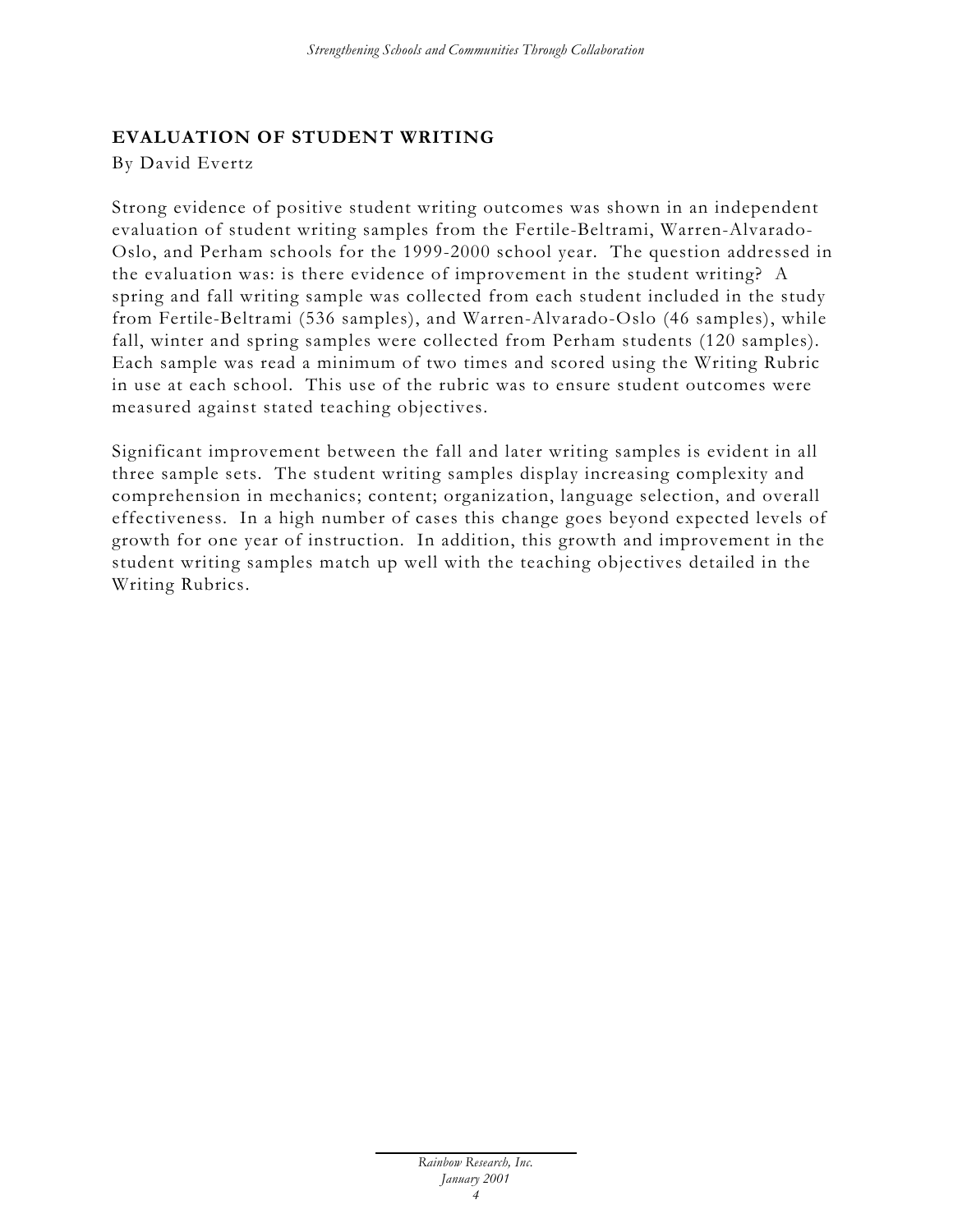## EVALUATION OF STUDENT WRITING

By David Evertz

Strong evidence of positive student writing outcomes was shown in an independent evaluation of student writing samples from the Fertile-Beltrami, Warren-Alvarado-Oslo, and Perham schools for the 1999-2000 school year. The question addressed in the evaluation was: is there evidence of improvement in the student writing? A spring and fall writing sample was collected from each student included in the study from Fertile-Beltrami (536 samples), and Warren-Alvarado-Oslo (46 samples), while fall, winter and spring samples were collected from Perham students (120 samples). Each sample was read a minimum of two times and scored using the Writing Rubric in use at each school. This use of the rubric was to ensure student outcomes were measured against stated teaching objectives.

Significant improvement between the fall and later writing samples is evident in all three sample sets. The student writing samples display increasing complexity and comprehension in mechanics; content; organization, language selection, and overall effectiveness. In a high number of cases this change goes beyond expected levels of growth for one year of instruction. In addition, this growth and improvement in the student writing samples match up well with the teaching objectives detailed in the Writing Rubrics.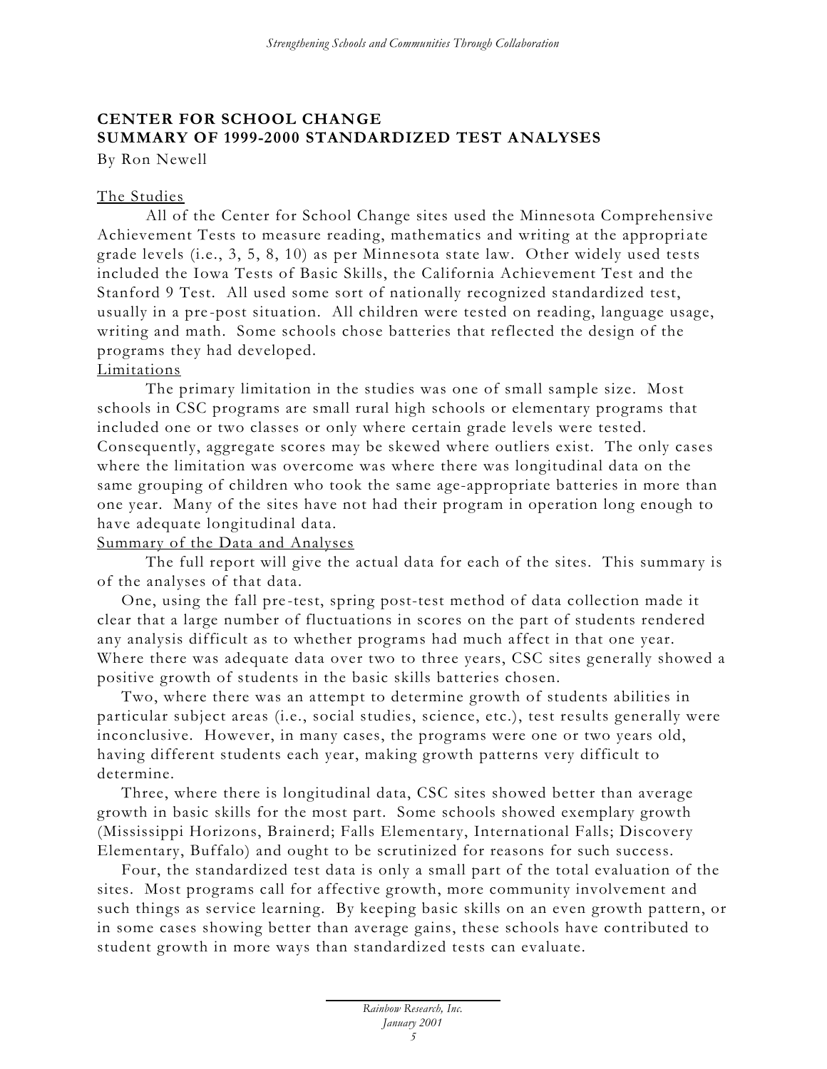**CENTER FOR SCHOOL CHANGE**
**SUMMARY OF 1999-2000 STANDARDIZED TEST ANALYSES**

By Ron Newell

The Studies

All of the Center for School Change sites used the Minnesota Comprehensive Achievement Tests to measure reading, mathematics and writing at the appropriate grade levels (i.e., 3, 5, 8, 10) as per Minnesota state law. Other widely used tests included the Iowa Tests of Basic Skills, the California Achievement Test and the Stanford 9 Test. All used some sort of nationally recognized standardized test, usually in a pre-post situation. All children were tested on reading, language usage, writing and math. Some schools chose batteries that reflected the design of the programs they had developed.

Limitations

The primary limitation in the studies was one of small sample size. Most schools in CSC programs are small rural high schools or elementary programs that included one or two classes or only where certain grade levels were tested. Consequently, aggregate scores may be skewed where outliers exist. The only cases where the limitation was overcome was where there was longitudinal data on the same grouping of children who took the same age-appropriate batteries in more than one year. Many of the sites have not had their program in operation long enough to have adequate longitudinal data.

Summary of the Data and Analyses

The full report will give the actual data for each of the sites. This summary is of the analyses of that data.

One, using the fall pre-test, spring post-test method of data collection made it clear that a large number of fluctuations in scores on the part of students rendered any analysis difficult as to whether programs had much affect in that one year. Where there was adequate data over two to three years, CSC sites generally showed a positive growth of students in the basic skills batteries chosen.

Two, where there was an attempt to determine growth of students abilities in particular subject areas (i.e., social studies, science, etc.), test results generally were inconclusive. However, in many cases, the programs were one or two years old, having different students each year, making growth patterns very difficult to determine.

Three, where there is longitudinal data, CSC sites showed better than average growth in basic skills for the most part. Some schools showed exemplary growth (Mississippi Horizons, Brainerd; Falls Elementary, International Falls; Discovery Elementary, Buffalo) and ought to be scrutinized for reasons for such success.

Four, the standardized test data is only a small part of the total evaluation of the sites. Most programs call for affective growth, more community involvement and such things as service learning. By keeping basic skills on an even growth pattern, or in some cases showing better than average gains, these schools have contributed to student growth in more ways than standardized tests can evaluate.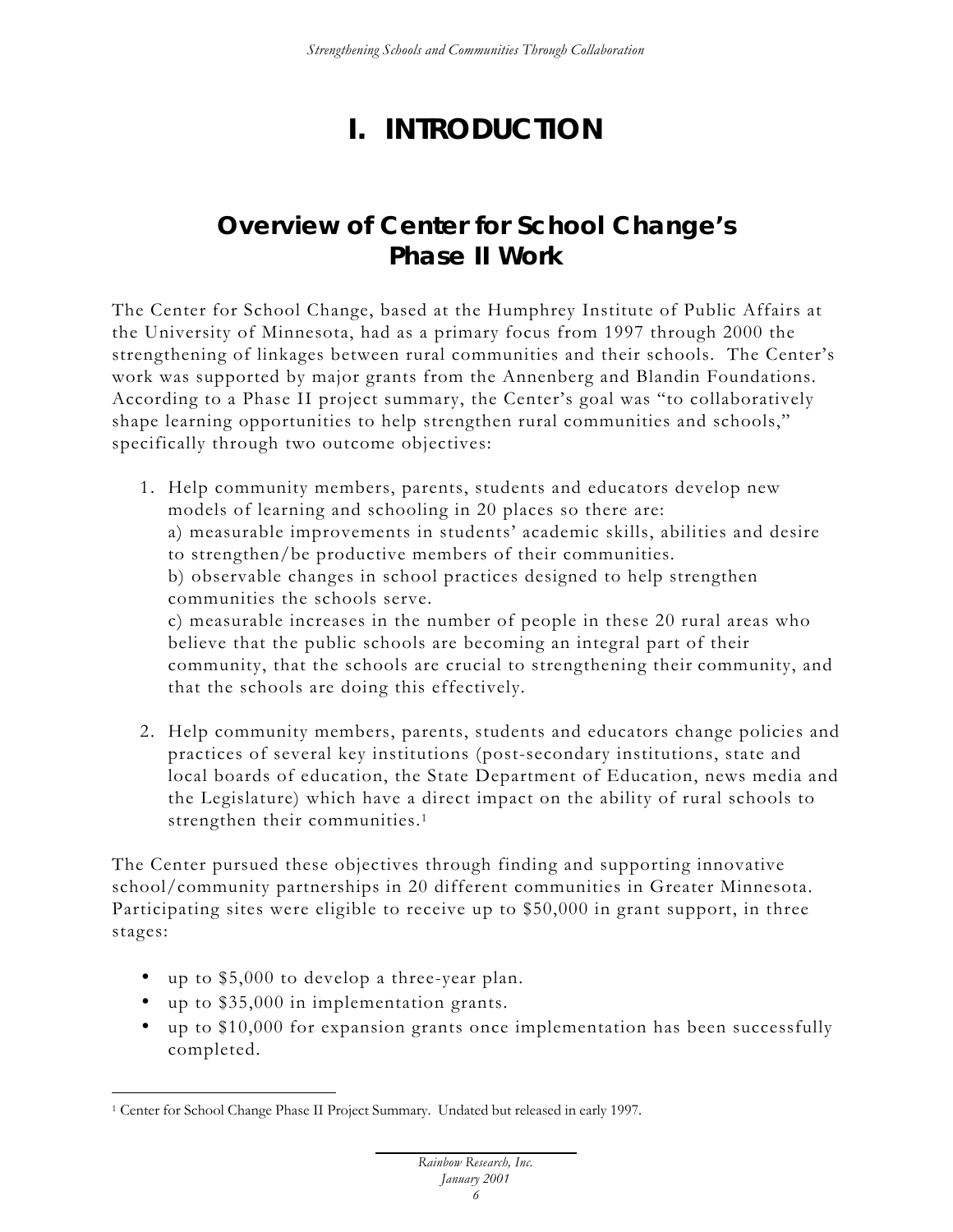# I. INTRODUCTION

## Overview of Center for School Change's Phase II Work

The Center for School Change, based at the Humphrey Institute of Public Affairs at the University of Minnesota, had as a primary focus from 1997 through 2000 the strengthening of linkages between rural communities and their schools. The Center's work was supported by major grants from the Annenberg and Blandin Foundations. According to a Phase II project summary, the Center's goal was "to collaboratively shape learning opportunities to help strengthen rural communities and schools," specifically through two outcome objectives:

1. Help community members, parents, students and educators develop new models of learning and schooling in 20 places so there are:
   a) measurable improvements in students' academic skills, abilities and desire to strengthen/be productive members of their communities.
   b) observable changes in school practices designed to help strengthen communities the schools serve.
   c) measurable increases in the number of people in these 20 rural areas who believe that the public schools are becoming an integral part of their community, that the schools are crucial to strengthening their community, and that the schools are doing this effectively.

2. Help community members, parents, students and educators change policies and practices of several key institutions (post-secondary institutions, state and local boards of education, the State Department of Education, news media and the Legislature) which have a direct impact on the ability of rural schools to strengthen their communities.[1]

The Center pursued these objectives through finding and supporting innovative school/community partnerships in 20 different communities in Greater Minnesota. Participating sites were eligible to receive up to $50,000 in grant support, in three stages:

- up to $5,000 to develop a three-year plan.
- up to $35,000 in implementation grants.
- up to $10,000 for expansion grants once implementation has been successfully completed.

[1] Center for School Change Phase II Project Summary. Undated but released in early 1997.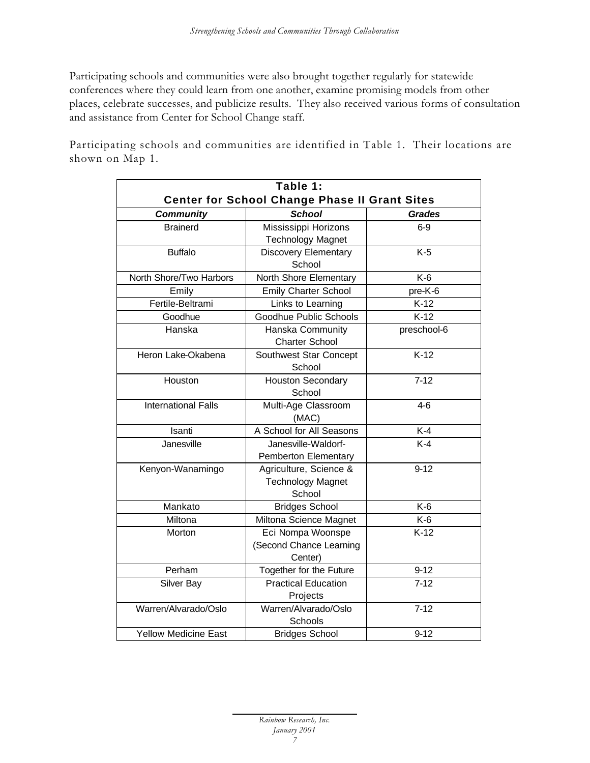Participating schools and communities were also brought together regularly for statewide conferences where they could learn from one another, examine promising models from other places, celebrate successes, and publicize results. They also received various forms of consultation and assistance from Center for School Change staff.

Participating schools and communities are identified in Table 1. Their locations are shown on Map 1.

**Table 1: Center for School Change Phase II Grant Sites**

| *Community* | *School* | *Grades* |
|---|---|---|
| Brainerd | Mississippi Horizons Technology Magnet | 6-9 |
| Buffalo | Discovery Elementary School | K-5 |
| North Shore/Two Harbors | North Shore Elementary | K-6 |
| Emily | Emily Charter School | pre-K-6 |
| Fertile-Beltrami | Links to Learning | K-12 |
| Goodhue | Goodhue Public Schools | K-12 |
| Hanska | Hanska Community Charter School | preschool-6 |
| Heron Lake-Okabena | Southwest Star Concept School | K-12 |
| Houston | Houston Secondary School | 7-12 |
| International Falls | Multi-Age Classroom (MAC) | 4-6 |
| Isanti | A School for All Seasons | K-4 |
| Janesville | Janesville-Waldorf-Pemberton Elementary | K-4 |
| Kenyon-Wanamingo | Agriculture, Science & Technology Magnet School | 9-12 |
| Mankato | Bridges School | K-6 |
| Miltona | Miltona Science Magnet | K-6 |
| Morton | Eci Nompa Woonspe (Second Chance Learning Center) | K-12 |
| Perham | Together for the Future | 9-12 |
| Silver Bay | Practical Education Projects | 7-12 |
| Warren/Alvarado/Oslo | Warren/Alvarado/Oslo Schools | 7-12 |
| Yellow Medicine East | Bridges School | 9-12 |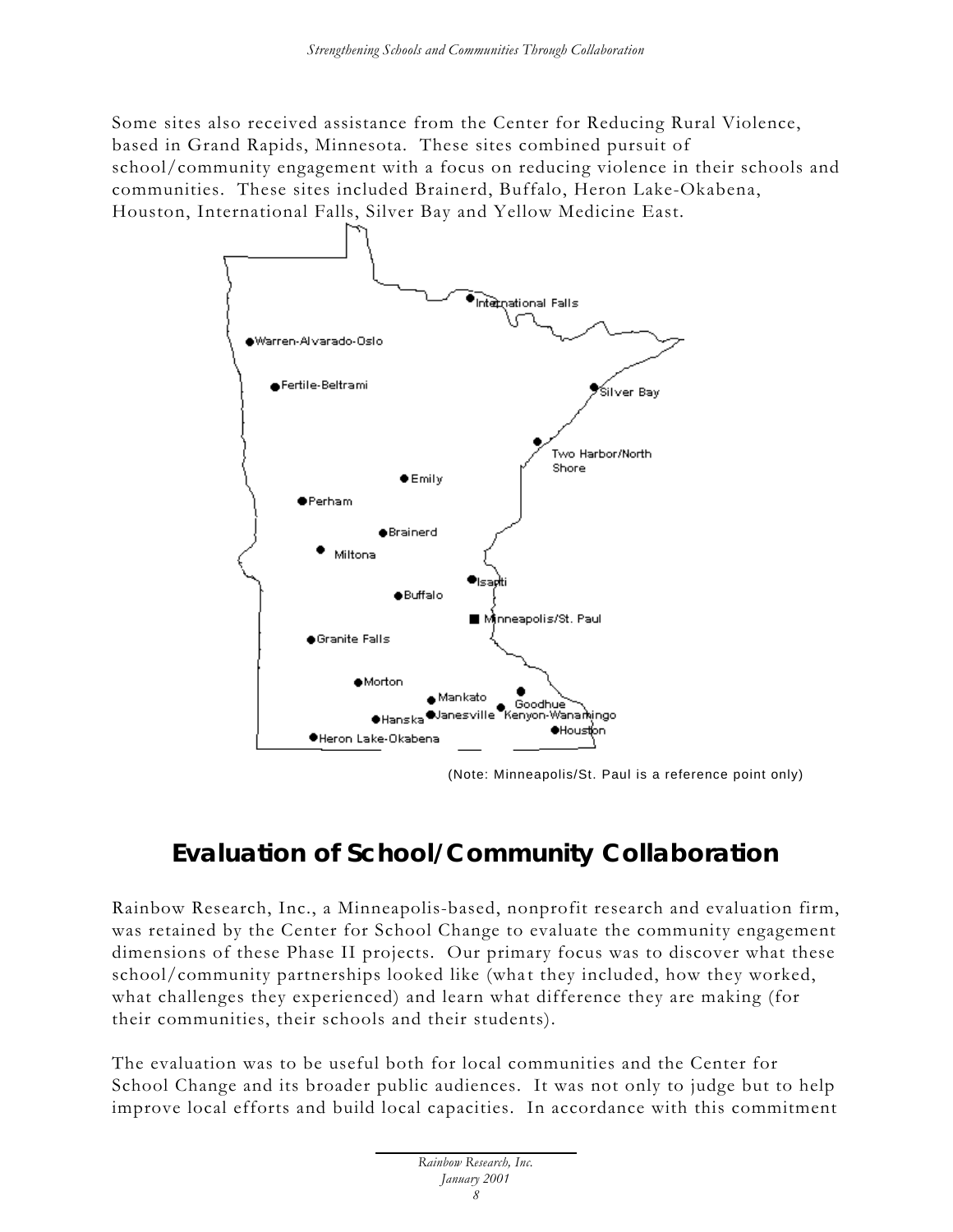Some sites also received assistance from the Center for Reducing Rural Violence, based in Grand Rapids, Minnesota. These sites combined pursuit of school/community engagement with a focus on reducing violence in their schools and communities. These sites included Brainerd, Buffalo, Heron Lake-Okabena, Houston, International Falls, Silver Bay and Yellow Medicine East.

International Falls
Warren-Alvarado-Oslo
Fertile-Beltrami
Silver Bay
Two Harbor/North Shore
Emily
Perham
Brainerd
Miltona
Isanti
Buffalo
Minneapolis/St. Paul
Granite Falls
Morton
Mankato
Goodhue
Kenyon-Wanamingo
Hanska
Janesville
Houston
Heron Lake-Okabena

(Note: Minneapolis/St. Paul is a reference point only)

## Evaluation of School/Community Collaboration

Rainbow Research, Inc., a Minneapolis-based, nonprofit research and evaluation firm, was retained by the Center for School Change to evaluate the community engagement dimensions of these Phase II projects. Our primary focus was to discover what these school/community partnerships looked like (what they included, how they worked, what challenges they experienced) and learn what difference they are making (for their communities, their schools and their students).

The evaluation was to be useful both for local communities and the Center for School Change and its broader public audiences. It was not only to judge but to help improve local efforts and build local capacities. In accordance with this commitment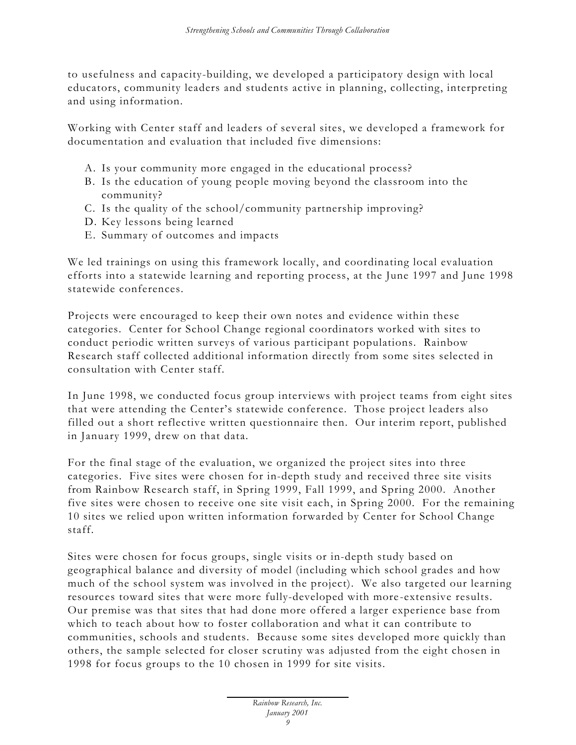to usefulness and capacity-building, we developed a participatory design with local educators, community leaders and students active in planning, collecting, interpreting and using information.

Working with Center staff and leaders of several sites, we developed a framework for documentation and evaluation that included five dimensions:

A. Is your community more engaged in the educational process?
B. Is the education of young people moving beyond the classroom into the community?
C. Is the quality of the school/community partnership improving?
D. Key lessons being learned
E. Summary of outcomes and impacts

We led trainings on using this framework locally, and coordinating local evaluation efforts into a statewide learning and reporting process, at the June 1997 and June 1998 statewide conferences.

Projects were encouraged to keep their own notes and evidence within these categories. Center for School Change regional coordinators worked with sites to conduct periodic written surveys of various participant populations. Rainbow Research staff collected additional information directly from some sites selected in consultation with Center staff.

In June 1998, we conducted focus group interviews with project teams from eight sites that were attending the Center's statewide conference. Those project leaders also filled out a short reflective written questionnaire then. Our interim report, published in January 1999, drew on that data.

For the final stage of the evaluation, we organized the project sites into three categories. Five sites were chosen for in-depth study and received three site visits from Rainbow Research staff, in Spring 1999, Fall 1999, and Spring 2000. Another five sites were chosen to receive one site visit each, in Spring 2000. For the remaining 10 sites we relied upon written information forwarded by Center for School Change staff.

Sites were chosen for focus groups, single visits or in-depth study based on geographical balance and diversity of model (including which school grades and how much of the school system was involved in the project). We also targeted our learning resources toward sites that were more fully-developed with more-extensive results. Our premise was that sites that had done more offered a larger experience base from which to teach about how to foster collaboration and what it can contribute to communities, schools and students. Because some sites developed more quickly than others, the sample selected for closer scrutiny was adjusted from the eight chosen in 1998 for focus groups to the 10 chosen in 1999 for site visits.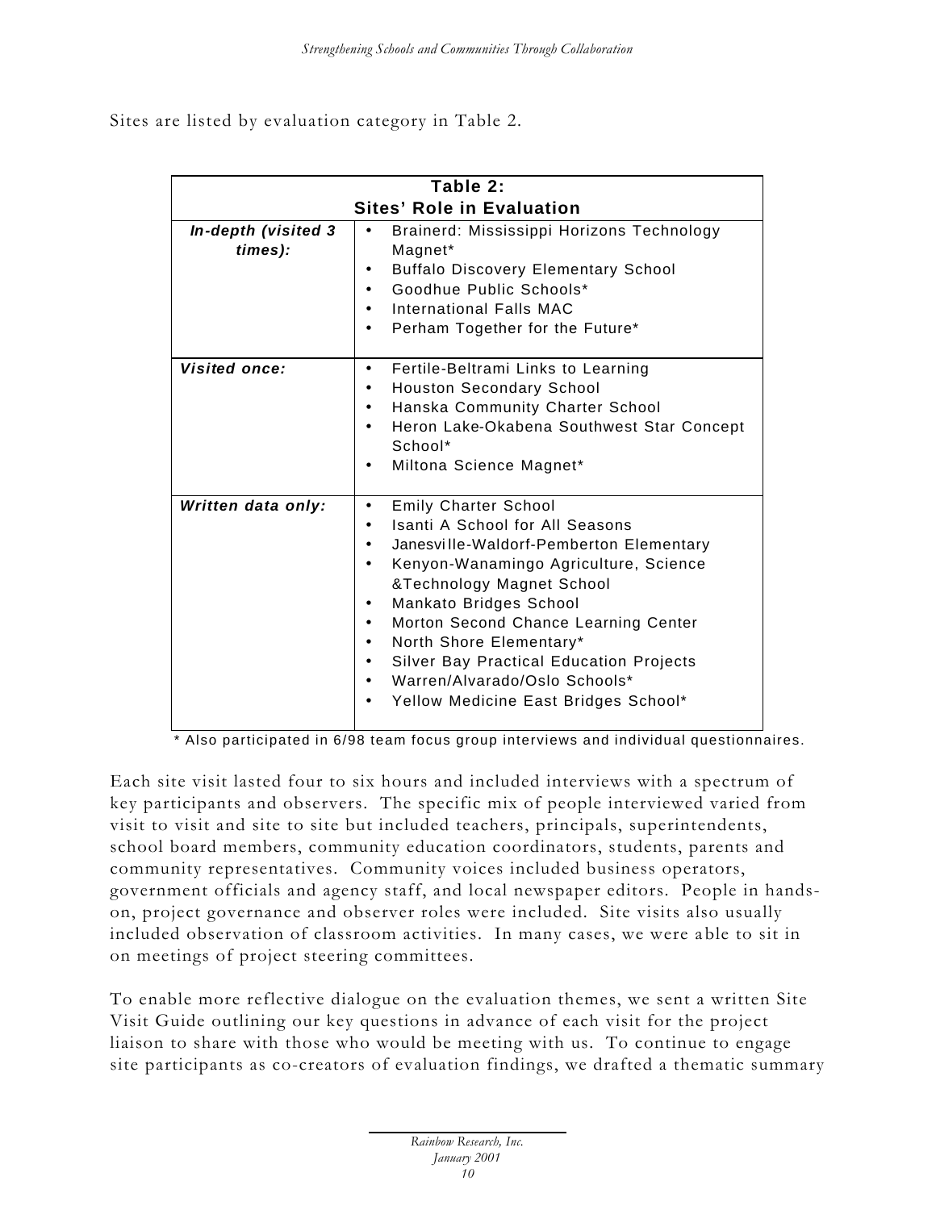Sites are listed by evaluation category in Table 2.

| Table 2: Sites' Role in Evaluation | |
|---|---|
| ***In-depth (visited 3 times):*** | • Brainerd: Mississippi Horizons Technology Magnet*<br>• Buffalo Discovery Elementary School<br>• Goodhue Public Schools*<br>• International Falls MAC<br>• Perham Together for the Future* |
| ***Visited once:*** | • Fertile-Beltrami Links to Learning<br>• Houston Secondary School<br>• Hanska Community Charter School<br>• Heron Lake-Okabena Southwest Star Concept School*<br>• Miltona Science Magnet* |
| ***Written data only:*** | • Emily Charter School<br>• Isanti A School for All Seasons<br>• Janesville-Waldorf-Pemberton Elementary<br>• Kenyon-Wanamingo Agriculture, Science &Technology Magnet School<br>• Mankato Bridges School<br>• Morton Second Chance Learning Center<br>• North Shore Elementary*<br>• Silver Bay Practical Education Projects<br>• Warren/Alvarado/Oslo Schools*<br>• Yellow Medicine East Bridges School* |

* Also participated in 6/98 team focus group interviews and individual questionnaires.

Each site visit lasted four to six hours and included interviews with a spectrum of key participants and observers. The specific mix of people interviewed varied from visit to visit and site to site but included teachers, principals, superintendents, school board members, community education coordinators, students, parents and community representatives. Community voices included business operators, government officials and agency staff, and local newspaper editors. People in hands-on, project governance and observer roles were included. Site visits also usually included observation of classroom activities. In many cases, we were able to sit in on meetings of project steering committees.

To enable more reflective dialogue on the evaluation themes, we sent a written Site Visit Guide outlining our key questions in advance of each visit for the project liaison to share with those who would be meeting with us. To continue to engage site participants as co-creators of evaluation findings, we drafted a thematic summary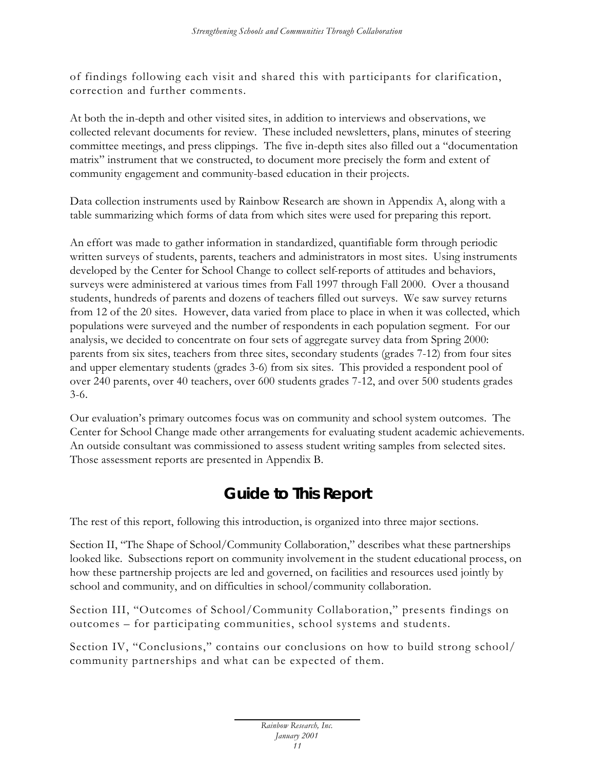of findings following each visit and shared this with participants for clarification, correction and further comments.

At both the in-depth and other visited sites, in addition to interviews and observations, we collected relevant documents for review. These included newsletters, plans, minutes of steering committee meetings, and press clippings. The five in-depth sites also filled out a "documentation matrix" instrument that we constructed, to document more precisely the form and extent of community engagement and community-based education in their projects.

Data collection instruments used by Rainbow Research are shown in Appendix A, along with a table summarizing which forms of data from which sites were used for preparing this report.

An effort was made to gather information in standardized, quantifiable form through periodic written surveys of students, parents, teachers and administrators in most sites. Using instruments developed by the Center for School Change to collect self-reports of attitudes and behaviors, surveys were administered at various times from Fall 1997 through Fall 2000. Over a thousand students, hundreds of parents and dozens of teachers filled out surveys. We saw survey returns from 12 of the 20 sites. However, data varied from place to place in when it was collected, which populations were surveyed and the number of respondents in each population segment. For our analysis, we decided to concentrate on four sets of aggregate survey data from Spring 2000: parents from six sites, teachers from three sites, secondary students (grades 7-12) from four sites and upper elementary students (grades 3-6) from six sites. This provided a respondent pool of over 240 parents, over 40 teachers, over 600 students grades 7-12, and over 500 students grades 3-6.

Our evaluation's primary outcomes focus was on community and school system outcomes. The Center for School Change made other arrangements for evaluating student academic achievements. An outside consultant was commissioned to assess student writing samples from selected sites. Those assessment reports are presented in Appendix B.

## Guide to This Report

The rest of this report, following this introduction, is organized into three major sections.

Section II, "The Shape of School/Community Collaboration," describes what these partnerships looked like. Subsections report on community involvement in the student educational process, on how these partnership projects are led and governed, on facilities and resources used jointly by school and community, and on difficulties in school/community collaboration.

Section III, "Outcomes of School/Community Collaboration," presents findings on outcomes – for participating communities, school systems and students.

Section IV, "Conclusions," contains our conclusions on how to build strong school/ community partnerships and what can be expected of them.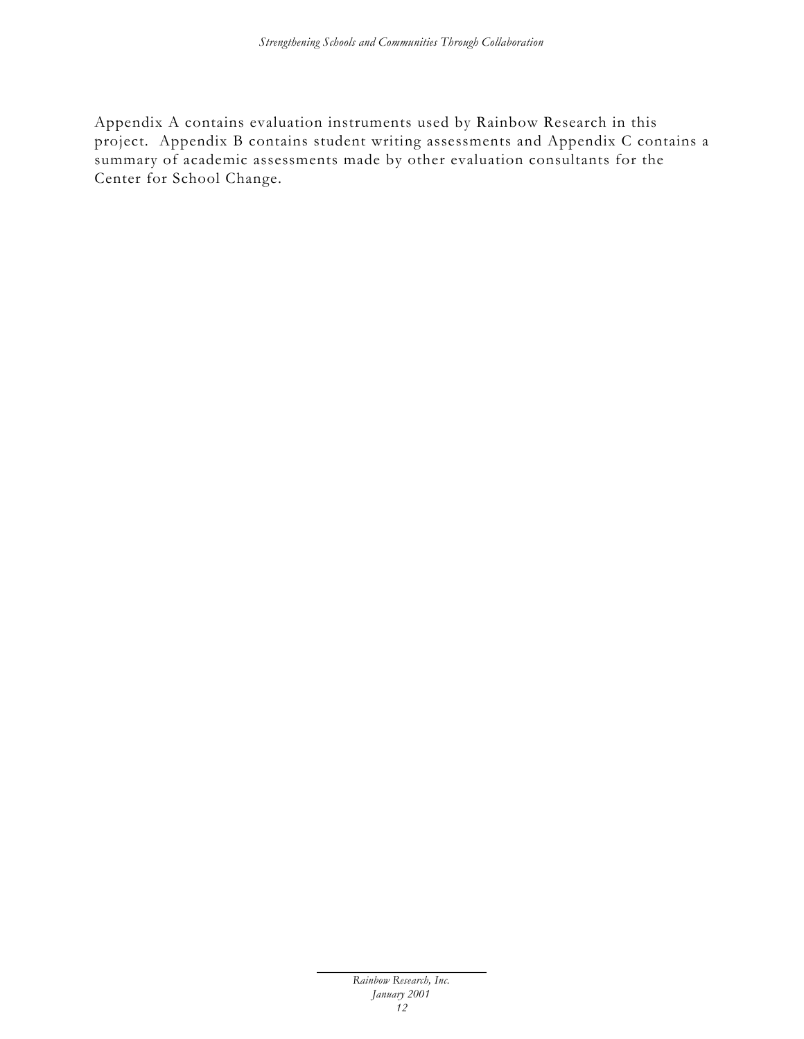Appendix A contains evaluation instruments used by Rainbow Research in this project. Appendix B contains student writing assessments and Appendix C contains a summary of academic assessments made by other evaluation consultants for the Center for School Change.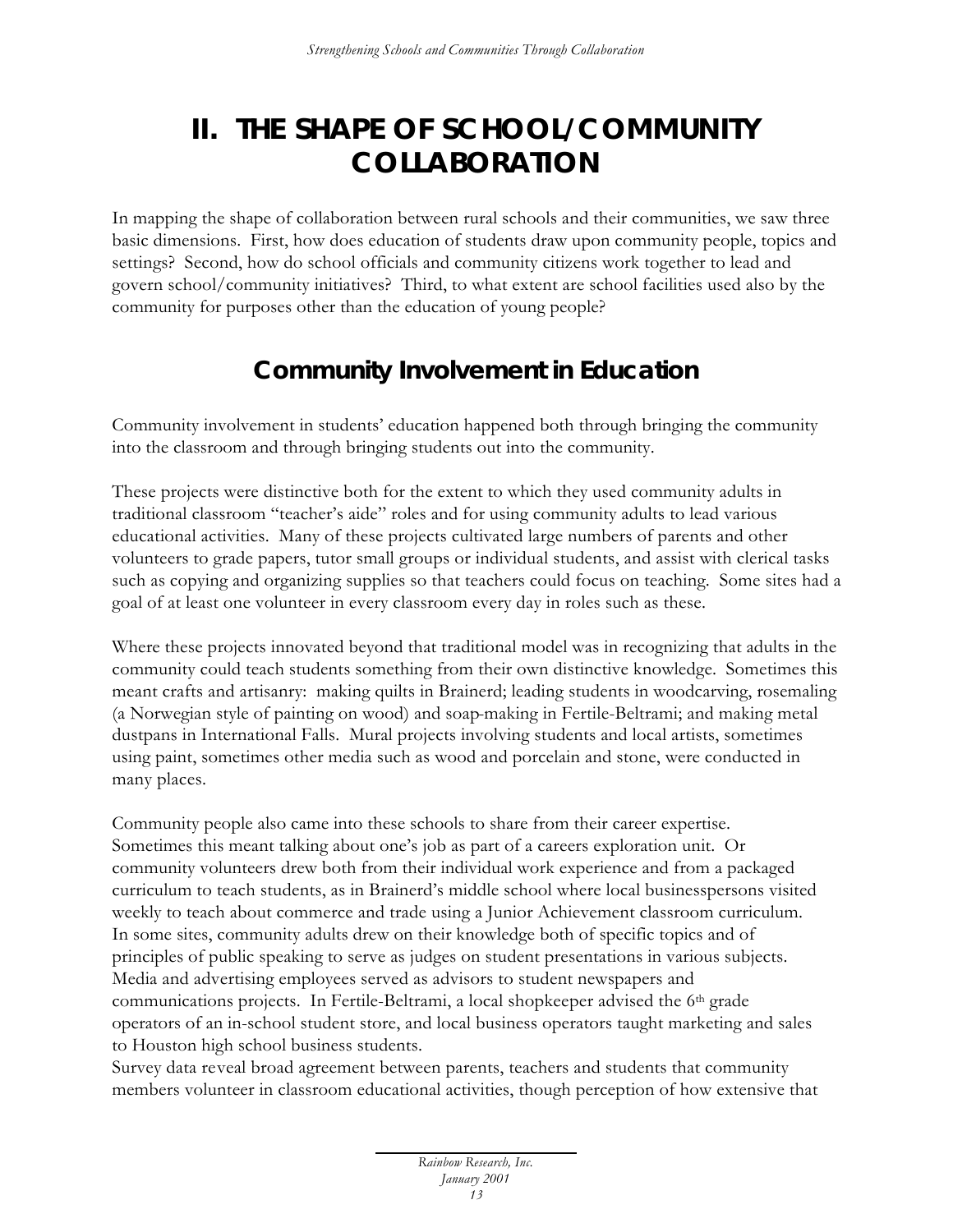# II. THE SHAPE OF SCHOOL/COMMUNITY COLLABORATION

In mapping the shape of collaboration between rural schools and their communities, we saw three basic dimensions. First, how does education of students draw upon community people, topics and settings? Second, how do school officials and community citizens work together to lead and govern school/community initiatives? Third, to what extent are school facilities used also by the community for purposes other than the education of young people?

## Community Involvement in Education

Community involvement in students' education happened both through bringing the community into the classroom and through bringing students out into the community.

These projects were distinctive both for the extent to which they used community adults in traditional classroom "teacher's aide" roles and for using community adults to lead various educational activities. Many of these projects cultivated large numbers of parents and other volunteers to grade papers, tutor small groups or individual students, and assist with clerical tasks such as copying and organizing supplies so that teachers could focus on teaching. Some sites had a goal of at least one volunteer in every classroom every day in roles such as these.

Where these projects innovated beyond that traditional model was in recognizing that adults in the community could teach students something from their own distinctive knowledge. Sometimes this meant crafts and artisanry: making quilts in Brainerd; leading students in woodcarving, rosemaling (a Norwegian style of painting on wood) and soap-making in Fertile-Beltrami; and making metal dustpans in International Falls. Mural projects involving students and local artists, sometimes using paint, sometimes other media such as wood and porcelain and stone, were conducted in many places.

Community people also came into these schools to share from their career expertise. Sometimes this meant talking about one's job as part of a careers exploration unit. Or community volunteers drew both from their individual work experience and from a packaged curriculum to teach students, as in Brainerd's middle school where local businesspersons visited weekly to teach about commerce and trade using a Junior Achievement classroom curriculum. In some sites, community adults drew on their knowledge both of specific topics and of principles of public speaking to serve as judges on student presentations in various subjects. Media and advertising employees served as advisors to student newspapers and communications projects. In Fertile-Beltrami, a local shopkeeper advised the 6th grade operators of an in-school student store, and local business operators taught marketing and sales to Houston high school business students.

Survey data reveal broad agreement between parents, teachers and students that community members volunteer in classroom educational activities, though perception of how extensive that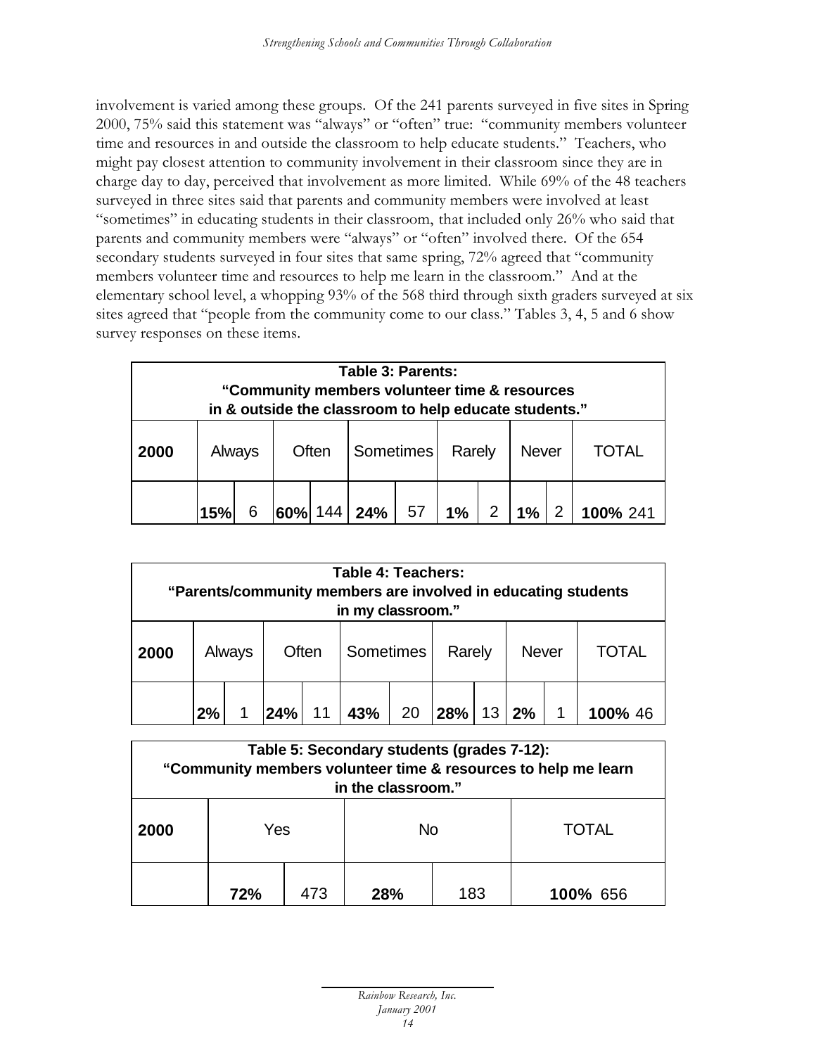involvement is varied among these groups. Of the 241 parents surveyed in five sites in Spring 2000, 75% said this statement was "always" or "often" true: "community members volunteer time and resources in and outside the classroom to help educate students." Teachers, who might pay closest attention to community involvement in their classroom since they are in charge day to day, perceived that involvement as more limited. While 69% of the 48 teachers surveyed in three sites said that parents and community members were involved at least "sometimes" in educating students in their classroom, that included only 26% who said that parents and community members were "always" or "often" involved there. Of the 654 secondary students surveyed in four sites that same spring, 72% agreed that "community members volunteer time and resources to help me learn in the classroom." And at the elementary school level, a whopping 93% of the 568 third through sixth graders surveyed at six sites agreed that "people from the community come to our class." Tables 3, 4, 5 and 6 show survey responses on these items.

**Table 3: Parents: "Community members volunteer time & resources in & outside the classroom to help educate students."**

| 2000 | Always | | Often | | Sometimes | | Rarely | | Never | | TOTAL |
|---|---|---|---|---|---|---|---|---|---|---|---|
| | **15%** | 6 | **60%** | 144 | **24%** | 57 | **1%** | 2 | **1%** | 2 | **100%** 241 |

**Table 4: Teachers: "Parents/community members are involved in educating students in my classroom."**

| 2000 | Always | | Often | | Sometimes | | Rarely | | Never | | TOTAL |
|---|---|---|---|---|---|---|---|---|---|---|---|
| | **2%** | 1 | **24%** | 11 | **43%** | 20 | **28%** | 13 | **2%** | 1 | **100%** 46 |

**Table 5: Secondary students (grades 7-12): "Community members volunteer time & resources to help me learn in the classroom."**

| 2000 | Yes | | No | | TOTAL |
|---|---|---|---|---|---|
| | **72%** | 473 | **28%** | 183 | **100%** 656 |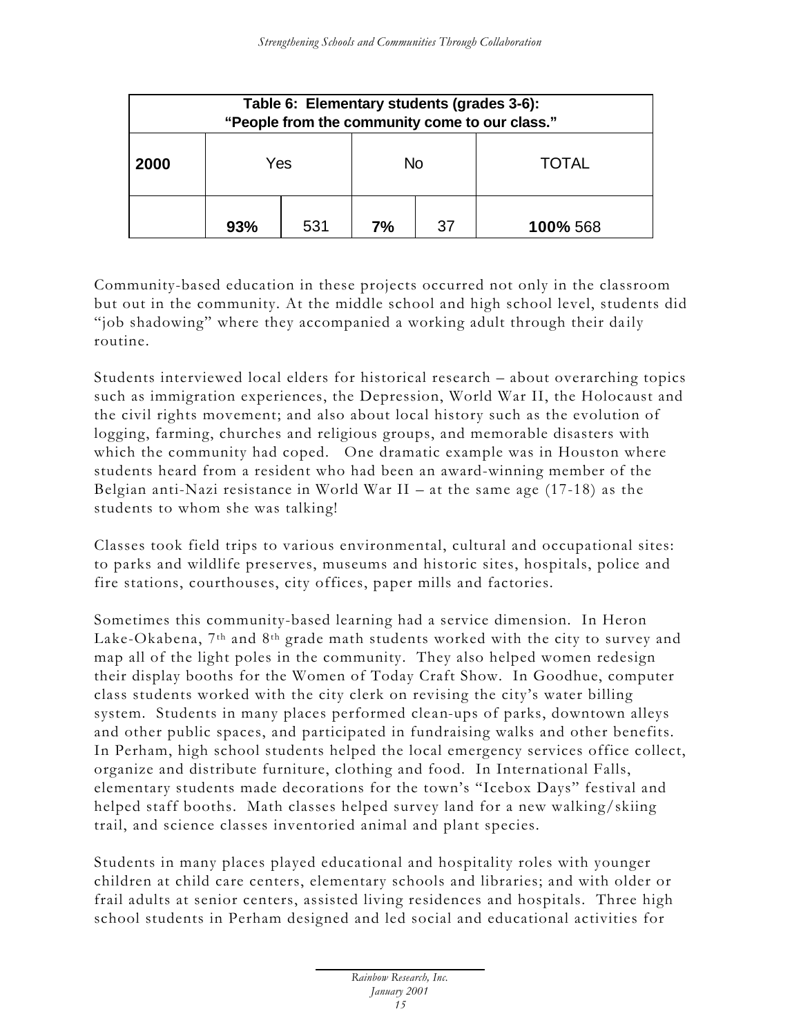| Table 6: Elementary students (grades 3-6): "People from the community come to our class." | | | | | |
|---|---|---|---|---|---|
| **2000** | Yes | | No | | TOTAL |
| | **93%** | 531 | **7%** | 37 | **100%** 568 |

Community-based education in these projects occurred not only in the classroom but out in the community. At the middle school and high school level, students did "job shadowing" where they accompanied a working adult through their daily routine.

Students interviewed local elders for historical research – about overarching topics such as immigration experiences, the Depression, World War II, the Holocaust and the civil rights movement; and also about local history such as the evolution of logging, farming, churches and religious groups, and memorable disasters with which the community had coped. One dramatic example was in Houston where students heard from a resident who had been an award-winning member of the Belgian anti-Nazi resistance in World War II – at the same age (17-18) as the students to whom she was talking!

Classes took field trips to various environmental, cultural and occupational sites: to parks and wildlife preserves, museums and historic sites, hospitals, police and fire stations, courthouses, city offices, paper mills and factories.

Sometimes this community-based learning had a service dimension. In Heron Lake-Okabena, 7th and 8th grade math students worked with the city to survey and map all of the light poles in the community. They also helped women redesign their display booths for the Women of Today Craft Show. In Goodhue, computer class students worked with the city clerk on revising the city's water billing system. Students in many places performed clean-ups of parks, downtown alleys and other public spaces, and participated in fundraising walks and other benefits. In Perham, high school students helped the local emergency services office collect, organize and distribute furniture, clothing and food. In International Falls, elementary students made decorations for the town's "Icebox Days" festival and helped staff booths. Math classes helped survey land for a new walking/skiing trail, and science classes inventoried animal and plant species.

Students in many places played educational and hospitality roles with younger children at child care centers, elementary schools and libraries; and with older or frail adults at senior centers, assisted living residences and hospitals. Three high school students in Perham designed and led social and educational activities for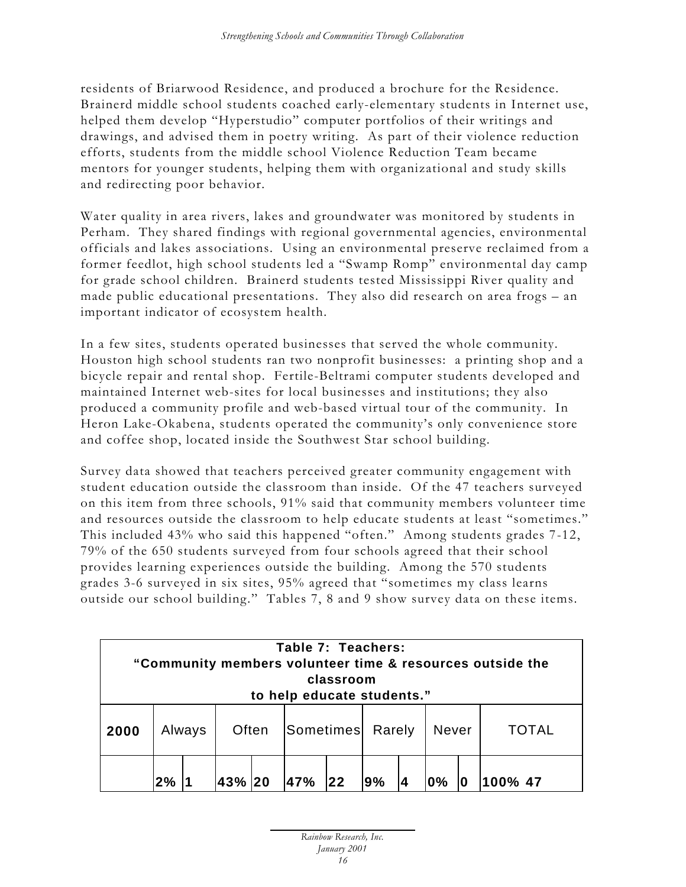residents of Briarwood Residence, and produced a brochure for the Residence. Brainerd middle school students coached early-elementary students in Internet use, helped them develop "Hyperstudio" computer portfolios of their writings and drawings, and advised them in poetry writing. As part of their violence reduction efforts, students from the middle school Violence Reduction Team became mentors for younger students, helping them with organizational and study skills and redirecting poor behavior.

Water quality in area rivers, lakes and groundwater was monitored by students in Perham. They shared findings with regional governmental agencies, environmental officials and lakes associations. Using an environmental preserve reclaimed from a former feedlot, high school students led a "Swamp Romp" environmental day camp for grade school children. Brainerd students tested Mississippi River quality and made public educational presentations. They also did research on area frogs – an important indicator of ecosystem health.

In a few sites, students operated businesses that served the whole community. Houston high school students ran two nonprofit businesses: a printing shop and a bicycle repair and rental shop. Fertile-Beltrami computer students developed and maintained Internet web-sites for local businesses and institutions; they also produced a community profile and web-based virtual tour of the community. In Heron Lake-Okabena, students operated the community's only convenience store and coffee shop, located inside the Southwest Star school building.

Survey data showed that teachers perceived greater community engagement with student education outside the classroom than inside. Of the 47 teachers surveyed on this item from three schools, 91% said that community members volunteer time and resources outside the classroom to help educate students at least "sometimes." This included 43% who said this happened "often." Among students grades 7-12, 79% of the 650 students surveyed from four schools agreed that their school provides learning experiences outside the building. Among the 570 students grades 3-6 surveyed in six sites, 95% agreed that "sometimes my class learns outside our school building." Tables 7, 8 and 9 show survey data on these items.

**Table 7: Teachers: "Community members volunteer time & resources outside the classroom to help educate students."**

| 2000 | Always | | Often | | Sometimes | | Rarely | | Never | | TOTAL | |
|---|---|---|---|---|---|---|---|---|---|---|---|---|
| | 2% | 1 | 43% | 20 | 47% | 22 | 9% | 4 | 0% | 0 | 100% | 47 |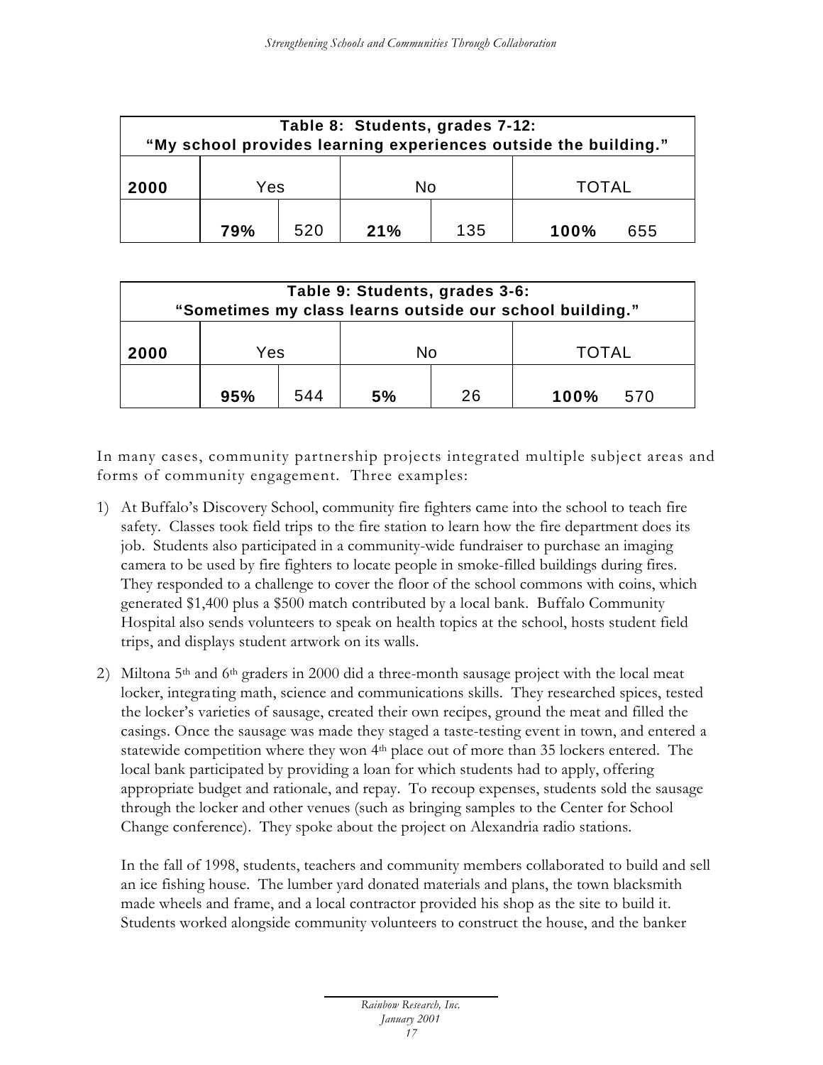| Table 8: Students, grades 7-12: "My school provides learning experiences outside the building." | | | | | |
|---|---|---|---|---|---|
| **2000** | Yes | | No | | TOTAL |
| | **79%** | 520 | **21%** | 135 | **100%** 655 |

| Table 9: Students, grades 3-6: "Sometimes my class learns outside our school building." | | | | | |
|---|---|---|---|---|---|
| **2000** | Yes | | No | | TOTAL |
| | **95%** | 544 | **5%** | 26 | **100%** 570 |

In many cases, community partnership projects integrated multiple subject areas and forms of community engagement. Three examples:

1) At Buffalo's Discovery School, community fire fighters came into the school to teach fire safety. Classes took field trips to the fire station to learn how the fire department does its job. Students also participated in a community-wide fundraiser to purchase an imaging camera to be used by fire fighters to locate people in smoke-filled buildings during fires. They responded to a challenge to cover the floor of the school commons with coins, which generated $1,400 plus a $500 match contributed by a local bank. Buffalo Community Hospital also sends volunteers to speak on health topics at the school, hosts student field trips, and displays student artwork on its walls.

2) Miltona 5th and 6th graders in 2000 did a three-month sausage project with the local meat locker, integrating math, science and communications skills. They researched spices, tested the locker's varieties of sausage, created their own recipes, ground the meat and filled the casings. Once the sausage was made they staged a taste-testing event in town, and entered a statewide competition where they won 4th place out of more than 35 lockers entered. The local bank participated by providing a loan for which students had to apply, offering appropriate budget and rationale, and repay. To recoup expenses, students sold the sausage through the locker and other venues (such as bringing samples to the Center for School Change conference). They spoke about the project on Alexandria radio stations.

   In the fall of 1998, students, teachers and community members collaborated to build and sell an ice fishing house. The lumber yard donated materials and plans, the town blacksmith made wheels and frame, and a local contractor provided his shop as the site to build it. Students worked alongside community volunteers to construct the house, and the banker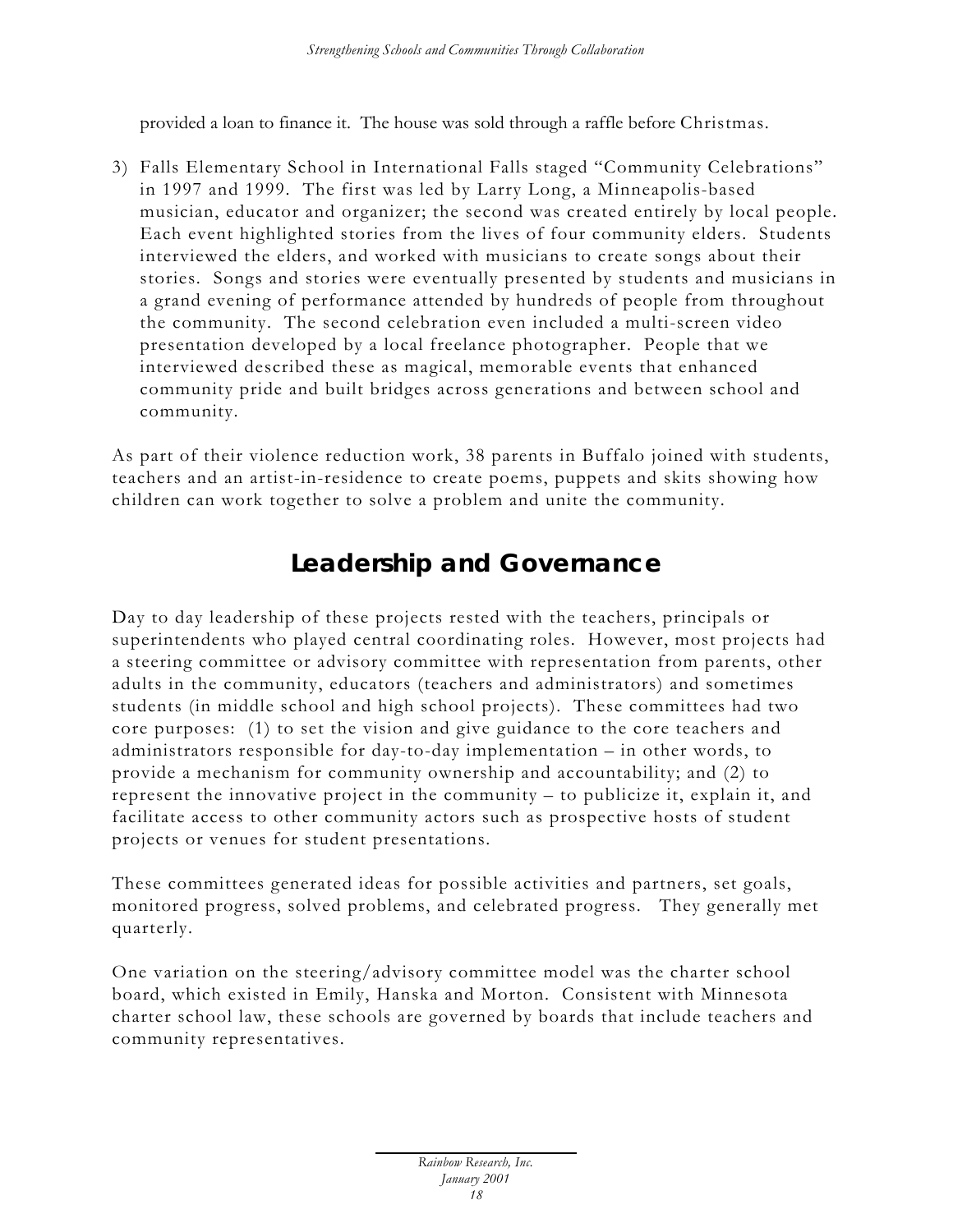provided a loan to finance it. The house was sold through a raffle before Christmas.

3) Falls Elementary School in International Falls staged "Community Celebrations" in 1997 and 1999. The first was led by Larry Long, a Minneapolis-based musician, educator and organizer; the second was created entirely by local people. Each event highlighted stories from the lives of four community elders. Students interviewed the elders, and worked with musicians to create songs about their stories. Songs and stories were eventually presented by students and musicians in a grand evening of performance attended by hundreds of people from throughout the community. The second celebration even included a multi-screen video presentation developed by a local freelance photographer. People that we interviewed described these as magical, memorable events that enhanced community pride and built bridges across generations and between school and community.

As part of their violence reduction work, 38 parents in Buffalo joined with students, teachers and an artist-in-residence to create poems, puppets and skits showing how children can work together to solve a problem and unite the community.

## Leadership and Governance

Day to day leadership of these projects rested with the teachers, principals or superintendents who played central coordinating roles. However, most projects had a steering committee or advisory committee with representation from parents, other adults in the community, educators (teachers and administrators) and sometimes students (in middle school and high school projects). These committees had two core purposes: (1) to set the vision and give guidance to the core teachers and administrators responsible for day-to-day implementation – in other words, to provide a mechanism for community ownership and accountability; and (2) to represent the innovative project in the community – to publicize it, explain it, and facilitate access to other community actors such as prospective hosts of student projects or venues for student presentations.

These committees generated ideas for possible activities and partners, set goals, monitored progress, solved problems, and celebrated progress. They generally met quarterly.

One variation on the steering/advisory committee model was the charter school board, which existed in Emily, Hanska and Morton. Consistent with Minnesota charter school law, these schools are governed by boards that include teachers and community representatives.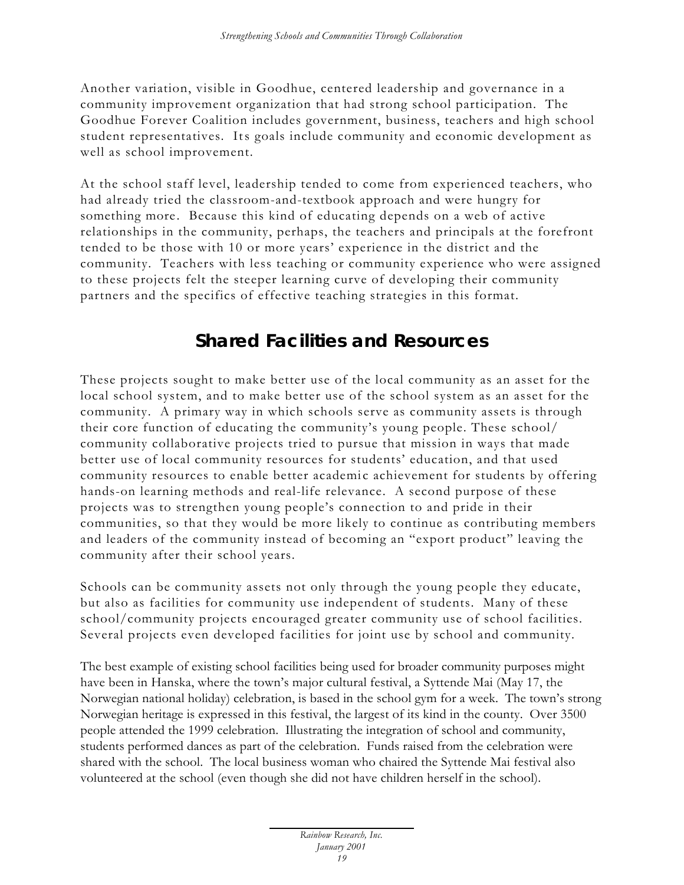Another variation, visible in Goodhue, centered leadership and governance in a community improvement organization that had strong school participation. The Goodhue Forever Coalition includes government, business, teachers and high school student representatives. Its goals include community and economic development as well as school improvement.

At the school staff level, leadership tended to come from experienced teachers, who had already tried the classroom-and-textbook approach and were hungry for something more. Because this kind of educating depends on a web of active relationships in the community, perhaps, the teachers and principals at the forefront tended to be those with 10 or more years' experience in the district and the community. Teachers with less teaching or community experience who were assigned to these projects felt the steeper learning curve of developing their community partners and the specifics of effective teaching strategies in this format.

## Shared Facilities and Resources

These projects sought to make better use of the local community as an asset for the local school system, and to make better use of the school system as an asset for the community. A primary way in which schools serve as community assets is through their core function of educating the community's young people. These school/ community collaborative projects tried to pursue that mission in ways that made better use of local community resources for students' education, and that used community resources to enable better academic achievement for students by offering hands-on learning methods and real-life relevance. A second purpose of these projects was to strengthen young people's connection to and pride in their communities, so that they would be more likely to continue as contributing members and leaders of the community instead of becoming an "export product" leaving the community after their school years.

Schools can be community assets not only through the young people they educate, but also as facilities for community use independent of students. Many of these school/community projects encouraged greater community use of school facilities. Several projects even developed facilities for joint use by school and community.

The best example of existing school facilities being used for broader community purposes might have been in Hanska, where the town's major cultural festival, a Syttende Mai (May 17, the Norwegian national holiday) celebration, is based in the school gym for a week. The town's strong Norwegian heritage is expressed in this festival, the largest of its kind in the county. Over 3500 people attended the 1999 celebration. Illustrating the integration of school and community, students performed dances as part of the celebration. Funds raised from the celebration were shared with the school. The local business woman who chaired the Syttende Mai festival also volunteered at the school (even though she did not have children herself in the school).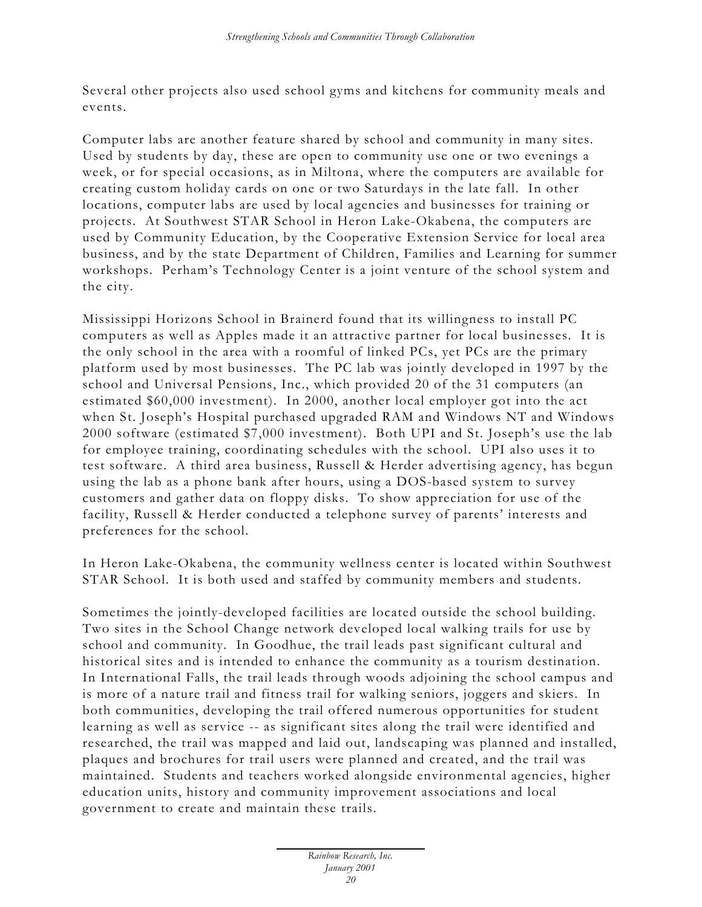Several other projects also used school gyms and kitchens for community meals and events.

Computer labs are another feature shared by school and community in many sites. Used by students by day, these are open to community use one or two evenings a week, or for special occasions, as in Miltona, where the computers are available for creating custom holiday cards on one or two Saturdays in the late fall. In other locations, computer labs are used by local agencies and businesses for training or projects. At Southwest STAR School in Heron Lake-Okabena, the computers are used by Community Education, by the Cooperative Extension Service for local area business, and by the state Department of Children, Families and Learning for summer workshops. Perham's Technology Center is a joint venture of the school system and the city.

Mississippi Horizons School in Brainerd found that its willingness to install PC computers as well as Apples made it an attractive partner for local businesses. It is the only school in the area with a roomful of linked PCs, yet PCs are the primary platform used by most businesses. The PC lab was jointly developed in 1997 by the school and Universal Pensions, Inc., which provided 20 of the 31 computers (an estimated $60,000 investment). In 2000, another local employer got into the act when St. Joseph's Hospital purchased upgraded RAM and Windows NT and Windows 2000 software (estimated $7,000 investment). Both UPI and St. Joseph's use the lab for employee training, coordinating schedules with the school. UPI also uses it to test software. A third area business, Russell & Herder advertising agency, has begun using the lab as a phone bank after hours, using a DOS-based system to survey customers and gather data on floppy disks. To show appreciation for use of the facility, Russell & Herder conducted a telephone survey of parents' interests and preferences for the school.

In Heron Lake-Okabena, the community wellness center is located within Southwest STAR School. It is both used and staffed by community members and students.

Sometimes the jointly-developed facilities are located outside the school building. Two sites in the School Change network developed local walking trails for use by school and community. In Goodhue, the trail leads past significant cultural and historical sites and is intended to enhance the community as a tourism destination. In International Falls, the trail leads through woods adjoining the school campus and is more of a nature trail and fitness trail for walking seniors, joggers and skiers. In both communities, developing the trail offered numerous opportunities for student learning as well as service -- as significant sites along the trail were identified and researched, the trail was mapped and laid out, landscaping was planned and installed, plaques and brochures for trail users were planned and created, and the trail was maintained. Students and teachers worked alongside environmental agencies, higher education units, history and community improvement associations and local government to create and maintain these trails.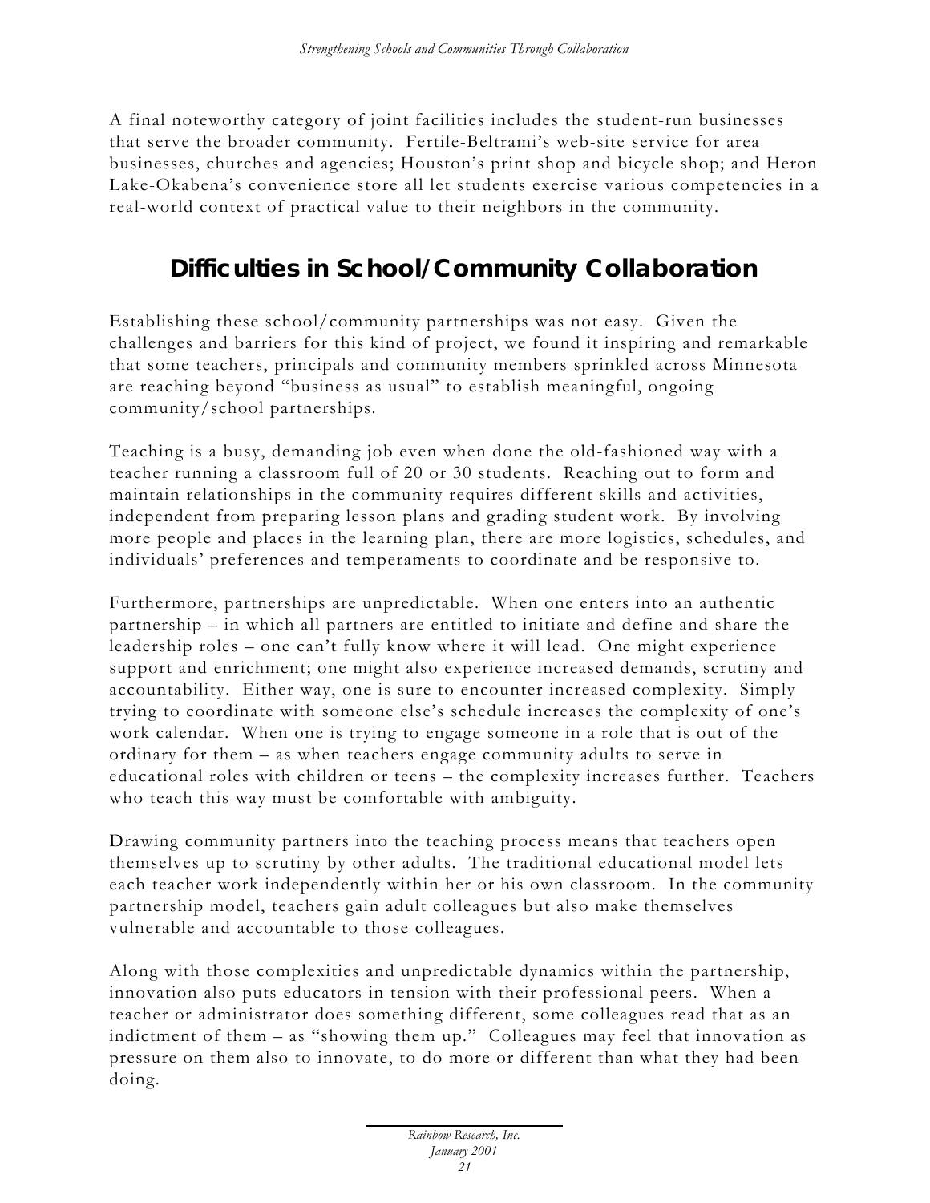A final noteworthy category of joint facilities includes the student-run businesses that serve the broader community. Fertile-Beltrami's web-site service for area businesses, churches and agencies; Houston's print shop and bicycle shop; and Heron Lake-Okabena's convenience store all let students exercise various competencies in a real-world context of practical value to their neighbors in the community.

## Difficulties in School/Community Collaboration

Establishing these school/community partnerships was not easy. Given the challenges and barriers for this kind of project, we found it inspiring and remarkable that some teachers, principals and community members sprinkled across Minnesota are reaching beyond "business as usual" to establish meaningful, ongoing community/school partnerships.

Teaching is a busy, demanding job even when done the old-fashioned way with a teacher running a classroom full of 20 or 30 students. Reaching out to form and maintain relationships in the community requires different skills and activities, independent from preparing lesson plans and grading student work. By involving more people and places in the learning plan, there are more logistics, schedules, and individuals' preferences and temperaments to coordinate and be responsive to.

Furthermore, partnerships are unpredictable. When one enters into an authentic partnership – in which all partners are entitled to initiate and define and share the leadership roles – one can't fully know where it will lead. One might experience support and enrichment; one might also experience increased demands, scrutiny and accountability. Either way, one is sure to encounter increased complexity. Simply trying to coordinate with someone else's schedule increases the complexity of one's work calendar. When one is trying to engage someone in a role that is out of the ordinary for them – as when teachers engage community adults to serve in educational roles with children or teens – the complexity increases further. Teachers who teach this way must be comfortable with ambiguity.

Drawing community partners into the teaching process means that teachers open themselves up to scrutiny by other adults. The traditional educational model lets each teacher work independently within her or his own classroom. In the community partnership model, teachers gain adult colleagues but also make themselves vulnerable and accountable to those colleagues.

Along with those complexities and unpredictable dynamics within the partnership, innovation also puts educators in tension with their professional peers. When a teacher or administrator does something different, some colleagues read that as an indictment of them – as "showing them up." Colleagues may feel that innovation as pressure on them also to innovate, to do more or different than what they had been doing.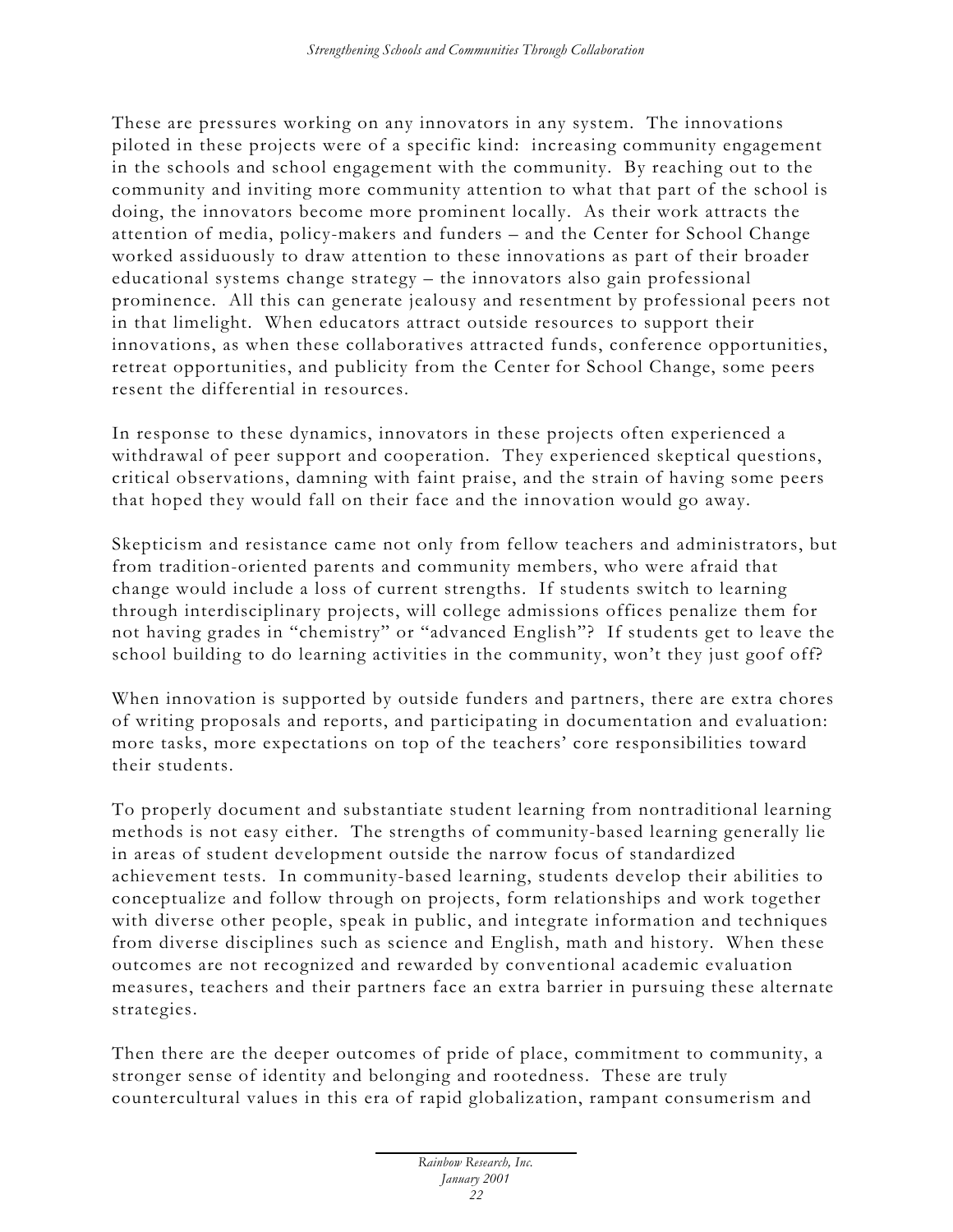These are pressures working on any innovators in any system. The innovations piloted in these projects were of a specific kind: increasing community engagement in the schools and school engagement with the community. By reaching out to the community and inviting more community attention to what that part of the school is doing, the innovators become more prominent locally. As their work attracts the attention of media, policy-makers and funders – and the Center for School Change worked assiduously to draw attention to these innovations as part of their broader educational systems change strategy – the innovators also gain professional prominence. All this can generate jealousy and resentment by professional peers not in that limelight. When educators attract outside resources to support their innovations, as when these collaboratives attracted funds, conference opportunities, retreat opportunities, and publicity from the Center for School Change, some peers resent the differential in resources.

In response to these dynamics, innovators in these projects often experienced a withdrawal of peer support and cooperation. They experienced skeptical questions, critical observations, damning with faint praise, and the strain of having some peers that hoped they would fall on their face and the innovation would go away.

Skepticism and resistance came not only from fellow teachers and administrators, but from tradition-oriented parents and community members, who were afraid that change would include a loss of current strengths. If students switch to learning through interdisciplinary projects, will college admissions offices penalize them for not having grades in "chemistry" or "advanced English"? If students get to leave the school building to do learning activities in the community, won't they just goof off?

When innovation is supported by outside funders and partners, there are extra chores of writing proposals and reports, and participating in documentation and evaluation: more tasks, more expectations on top of the teachers' core responsibilities toward their students.

To properly document and substantiate student learning from nontraditional learning methods is not easy either. The strengths of community-based learning generally lie in areas of student development outside the narrow focus of standardized achievement tests. In community-based learning, students develop their abilities to conceptualize and follow through on projects, form relationships and work together with diverse other people, speak in public, and integrate information and techniques from diverse disciplines such as science and English, math and history. When these outcomes are not recognized and rewarded by conventional academic evaluation measures, teachers and their partners face an extra barrier in pursuing these alternate strategies.

Then there are the deeper outcomes of pride of place, commitment to community, a stronger sense of identity and belonging and rootedness. These are truly countercultural values in this era of rapid globalization, rampant consumerism and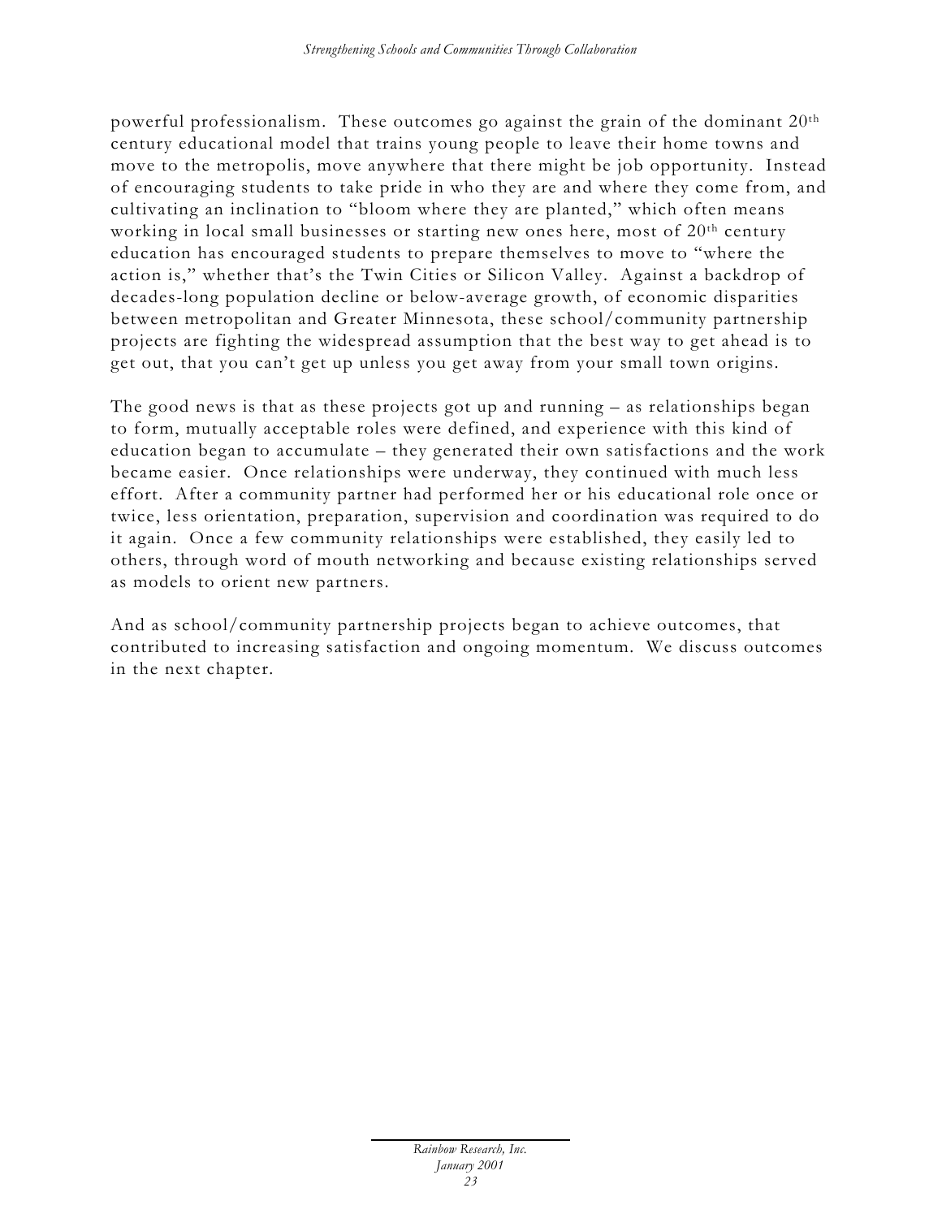powerful professionalism. These outcomes go against the grain of the dominant 20th century educational model that trains young people to leave their home towns and move to the metropolis, move anywhere that there might be job opportunity. Instead of encouraging students to take pride in who they are and where they come from, and cultivating an inclination to "bloom where they are planted," which often means working in local small businesses or starting new ones here, most of 20th century education has encouraged students to prepare themselves to move to "where the action is," whether that's the Twin Cities or Silicon Valley. Against a backdrop of decades-long population decline or below-average growth, of economic disparities between metropolitan and Greater Minnesota, these school/community partnership projects are fighting the widespread assumption that the best way to get ahead is to get out, that you can't get up unless you get away from your small town origins.

The good news is that as these projects got up and running – as relationships began to form, mutually acceptable roles were defined, and experience with this kind of education began to accumulate – they generated their own satisfactions and the work became easier. Once relationships were underway, they continued with much less effort. After a community partner had performed her or his educational role once or twice, less orientation, preparation, supervision and coordination was required to do it again. Once a few community relationships were established, they easily led to others, through word of mouth networking and because existing relationships served as models to orient new partners.

And as school/community partnership projects began to achieve outcomes, that contributed to increasing satisfaction and ongoing momentum. We discuss outcomes in the next chapter.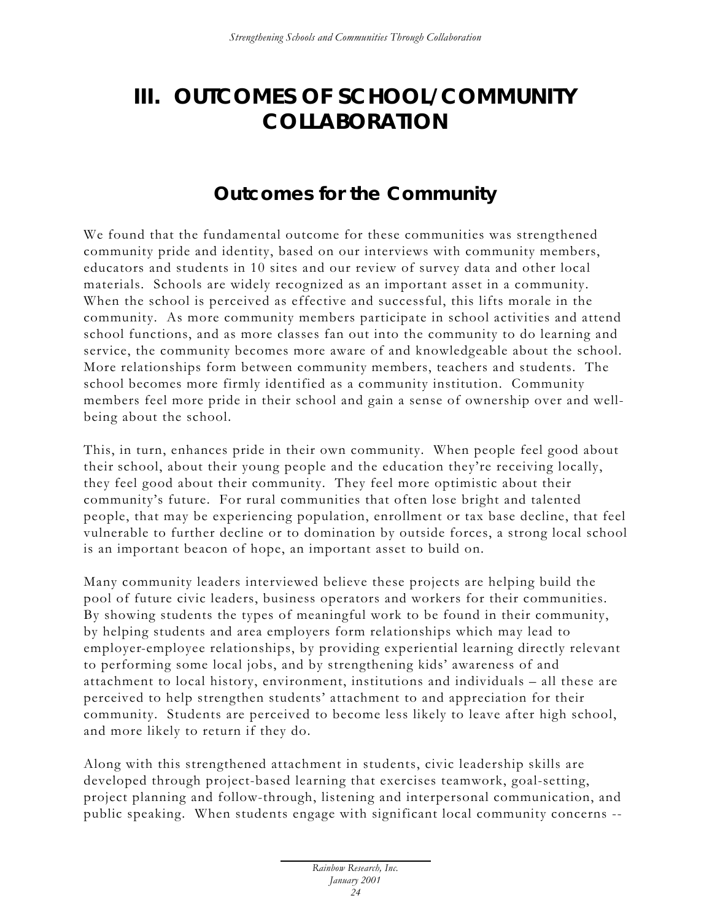# III. OUTCOMES OF SCHOOL/COMMUNITY COLLABORATION

## Outcomes for the Community

We found that the fundamental outcome for these communities was strengthened community pride and identity, based on our interviews with community members, educators and students in 10 sites and our review of survey data and other local materials. Schools are widely recognized as an important asset in a community. When the school is perceived as effective and successful, this lifts morale in the community. As more community members participate in school activities and attend school functions, and as more classes fan out into the community to do learning and service, the community becomes more aware of and knowledgeable about the school. More relationships form between community members, teachers and students. The school becomes more firmly identified as a community institution. Community members feel more pride in their school and gain a sense of ownership over and well-being about the school.

This, in turn, enhances pride in their own community. When people feel good about their school, about their young people and the education they're receiving locally, they feel good about their community. They feel more optimistic about their community's future. For rural communities that often lose bright and talented people, that may be experiencing population, enrollment or tax base decline, that feel vulnerable to further decline or to domination by outside forces, a strong local school is an important beacon of hope, an important asset to build on.

Many community leaders interviewed believe these projects are helping build the pool of future civic leaders, business operators and workers for their communities. By showing students the types of meaningful work to be found in their community, by helping students and area employers form relationships which may lead to employer-employee relationships, by providing experiential learning directly relevant to performing some local jobs, and by strengthening kids' awareness of and attachment to local history, environment, institutions and individuals – all these are perceived to help strengthen students' attachment to and appreciation for their community. Students are perceived to become less likely to leave after high school, and more likely to return if they do.

Along with this strengthened attachment in students, civic leadership skills are developed through project-based learning that exercises teamwork, goal-setting, project planning and follow-through, listening and interpersonal communication, and public speaking. When students engage with significant local community concerns --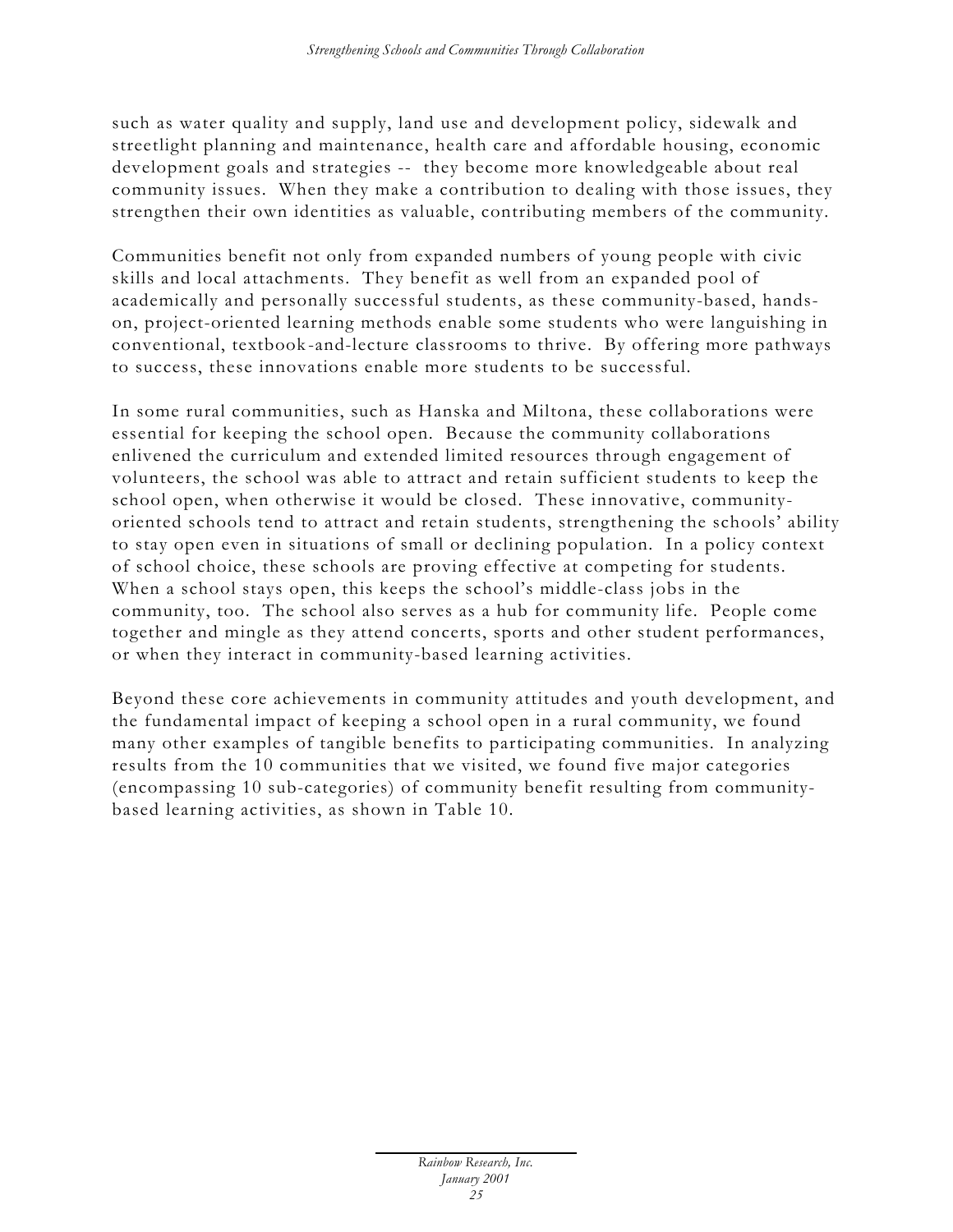such as water quality and supply, land use and development policy, sidewalk and streetlight planning and maintenance, health care and affordable housing, economic development goals and strategies -- they become more knowledgeable about real community issues. When they make a contribution to dealing with those issues, they strengthen their own identities as valuable, contributing members of the community.

Communities benefit not only from expanded numbers of young people with civic skills and local attachments. They benefit as well from an expanded pool of academically and personally successful students, as these community-based, hands-on, project-oriented learning methods enable some students who were languishing in conventional, textbook-and-lecture classrooms to thrive. By offering more pathways to success, these innovations enable more students to be successful.

In some rural communities, such as Hanska and Miltona, these collaborations were essential for keeping the school open. Because the community collaborations enlivened the curriculum and extended limited resources through engagement of volunteers, the school was able to attract and retain sufficient students to keep the school open, when otherwise it would be closed. These innovative, community-oriented schools tend to attract and retain students, strengthening the schools' ability to stay open even in situations of small or declining population. In a policy context of school choice, these schools are proving effective at competing for students. When a school stays open, this keeps the school's middle-class jobs in the community, too. The school also serves as a hub for community life. People come together and mingle as they attend concerts, sports and other student performances, or when they interact in community-based learning activities.

Beyond these core achievements in community attitudes and youth development, and the fundamental impact of keeping a school open in a rural community, we found many other examples of tangible benefits to participating communities. In analyzing results from the 10 communities that we visited, we found five major categories (encompassing 10 sub-categories) of community benefit resulting from community-based learning activities, as shown in Table 10.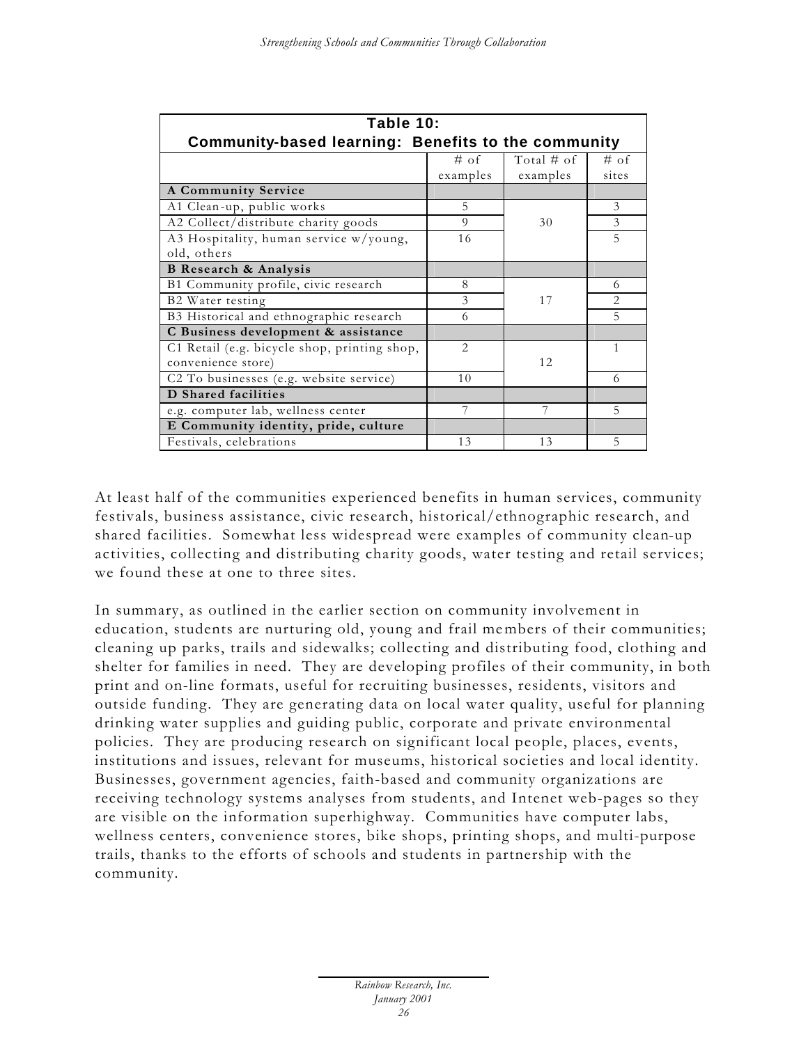**Table 10: Community-based learning: Benefits to the community**

| | # of examples | Total # of examples | # of sites |
|---|---|---|---|
| **A Community Service** | | | |
| A1 Clean-up, public works | 5 | 30 | 3 |
| A2 Collect/distribute charity goods | 9 | | 3 |
| A3 Hospitality, human service w/young, old, others | 16 | | 5 |
| **B Research & Analysis** | | | |
| B1 Community profile, civic research | 8 | 17 | 6 |
| B2 Water testing | 3 | | 2 |
| B3 Historical and ethnographic research | 6 | | 5 |
| **C Business development & assistance** | | | |
| C1 Retail (e.g. bicycle shop, printing shop, convenience store) | 2 | 12 | 1 |
| C2 To businesses (e.g. website service) | 10 | | 6 |
| **D Shared facilities** | | | |
| e.g. computer lab, wellness center | 7 | 7 | 5 |
| **E Community identity, pride, culture** | | | |
| Festivals, celebrations | 13 | 13 | 5 |

At least half of the communities experienced benefits in human services, community festivals, business assistance, civic research, historical/ethnographic research, and shared facilities. Somewhat less widespread were examples of community clean-up activities, collecting and distributing charity goods, water testing and retail services; we found these at one to three sites.

In summary, as outlined in the earlier section on community involvement in education, students are nurturing old, young and frail members of their communities; cleaning up parks, trails and sidewalks; collecting and distributing food, clothing and shelter for families in need. They are developing profiles of their community, in both print and on-line formats, useful for recruiting businesses, residents, visitors and outside funding. They are generating data on local water quality, useful for planning drinking water supplies and guiding public, corporate and private environmental policies. They are producing research on significant local people, places, events, institutions and issues, relevant for museums, historical societies and local identity. Businesses, government agencies, faith-based and community organizations are receiving technology systems analyses from students, and Intenet web-pages so they are visible on the information superhighway. Communities have computer labs, wellness centers, convenience stores, bike shops, printing shops, and multi-purpose trails, thanks to the efforts of schools and students in partnership with the community.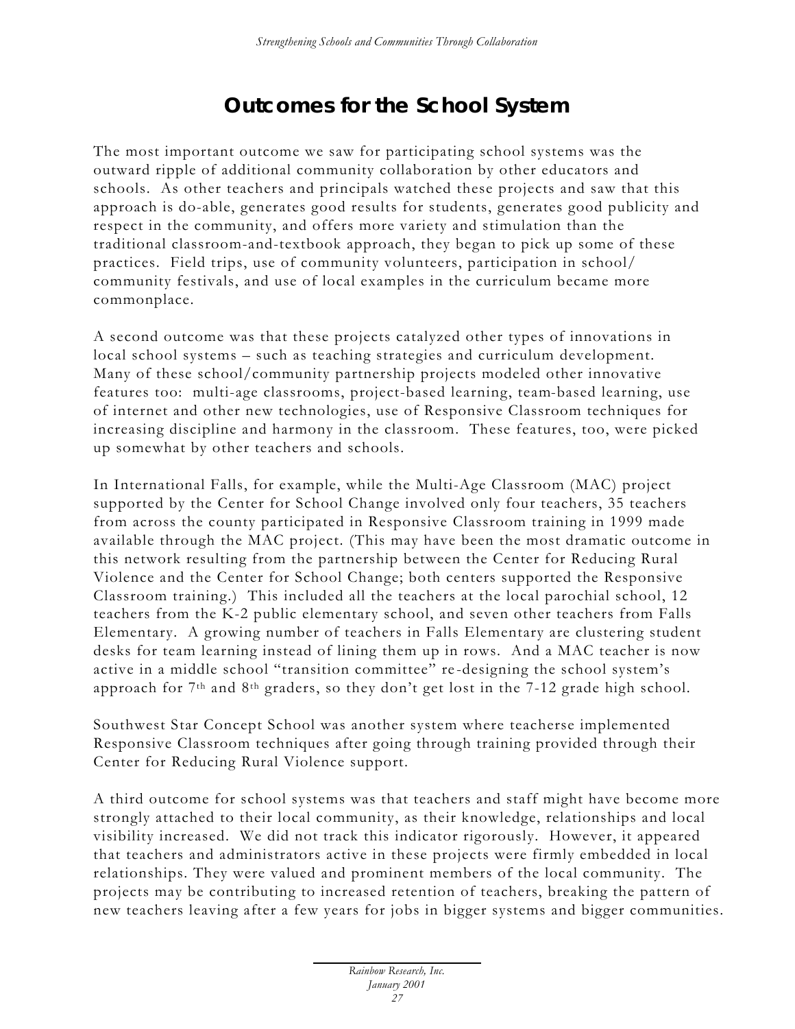# Outcomes for the School System

The most important outcome we saw for participating school systems was the outward ripple of additional community collaboration by other educators and schools. As other teachers and principals watched these projects and saw that this approach is do-able, generates good results for students, generates good publicity and respect in the community, and offers more variety and stimulation than the traditional classroom-and-textbook approach, they began to pick up some of these practices. Field trips, use of community volunteers, participation in school/ community festivals, and use of local examples in the curriculum became more commonplace.

A second outcome was that these projects catalyzed other types of innovations in local school systems – such as teaching strategies and curriculum development. Many of these school/community partnership projects modeled other innovative features too: multi-age classrooms, project-based learning, team-based learning, use of internet and other new technologies, use of Responsive Classroom techniques for increasing discipline and harmony in the classroom. These features, too, were picked up somewhat by other teachers and schools.

In International Falls, for example, while the Multi-Age Classroom (MAC) project supported by the Center for School Change involved only four teachers, 35 teachers from across the county participated in Responsive Classroom training in 1999 made available through the MAC project. (This may have been the most dramatic outcome in this network resulting from the partnership between the Center for Reducing Rural Violence and the Center for School Change; both centers supported the Responsive Classroom training.) This included all the teachers at the local parochial school, 12 teachers from the K-2 public elementary school, and seven other teachers from Falls Elementary. A growing number of teachers in Falls Elementary are clustering student desks for team learning instead of lining them up in rows. And a MAC teacher is now active in a middle school "transition committee" re-designing the school system's approach for 7th and 8th graders, so they don't get lost in the 7-12 grade high school.

Southwest Star Concept School was another system where teacherse implemented Responsive Classroom techniques after going through training provided through their Center for Reducing Rural Violence support.

A third outcome for school systems was that teachers and staff might have become more strongly attached to their local community, as their knowledge, relationships and local visibility increased. We did not track this indicator rigorously. However, it appeared that teachers and administrators active in these projects were firmly embedded in local relationships. They were valued and prominent members of the local community. The projects may be contributing to increased retention of teachers, breaking the pattern of new teachers leaving after a few years for jobs in bigger systems and bigger communities.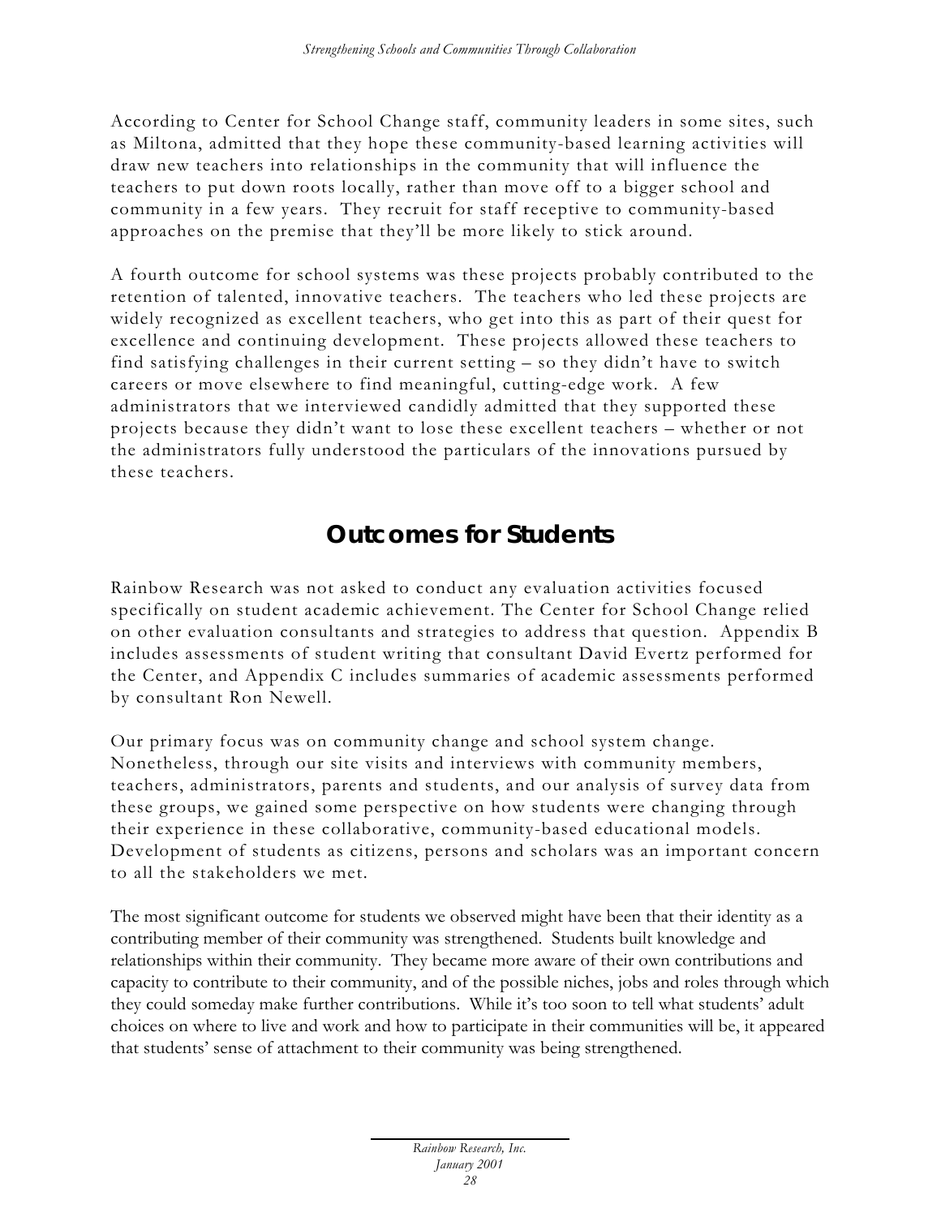According to Center for School Change staff, community leaders in some sites, such as Miltona, admitted that they hope these community-based learning activities will draw new teachers into relationships in the community that will influence the teachers to put down roots locally, rather than move off to a bigger school and community in a few years. They recruit for staff receptive to community-based approaches on the premise that they'll be more likely to stick around.

A fourth outcome for school systems was these projects probably contributed to the retention of talented, innovative teachers. The teachers who led these projects are widely recognized as excellent teachers, who get into this as part of their quest for excellence and continuing development. These projects allowed these teachers to find satisfying challenges in their current setting – so they didn't have to switch careers or move elsewhere to find meaningful, cutting-edge work. A few administrators that we interviewed candidly admitted that they supported these projects because they didn't want to lose these excellent teachers – whether or not the administrators fully understood the particulars of the innovations pursued by these teachers.

## Outcomes for Students

Rainbow Research was not asked to conduct any evaluation activities focused specifically on student academic achievement. The Center for School Change relied on other evaluation consultants and strategies to address that question. Appendix B includes assessments of student writing that consultant David Evertz performed for the Center, and Appendix C includes summaries of academic assessments performed by consultant Ron Newell.

Our primary focus was on community change and school system change. Nonetheless, through our site visits and interviews with community members, teachers, administrators, parents and students, and our analysis of survey data from these groups, we gained some perspective on how students were changing through their experience in these collaborative, community-based educational models. Development of students as citizens, persons and scholars was an important concern to all the stakeholders we met.

The most significant outcome for students we observed might have been that their identity as a contributing member of their community was strengthened. Students built knowledge and relationships within their community. They became more aware of their own contributions and capacity to contribute to their community, and of the possible niches, jobs and roles through which they could someday make further contributions. While it's too soon to tell what students' adult choices on where to live and work and how to participate in their communities will be, it appeared that students' sense of attachment to their community was being strengthened.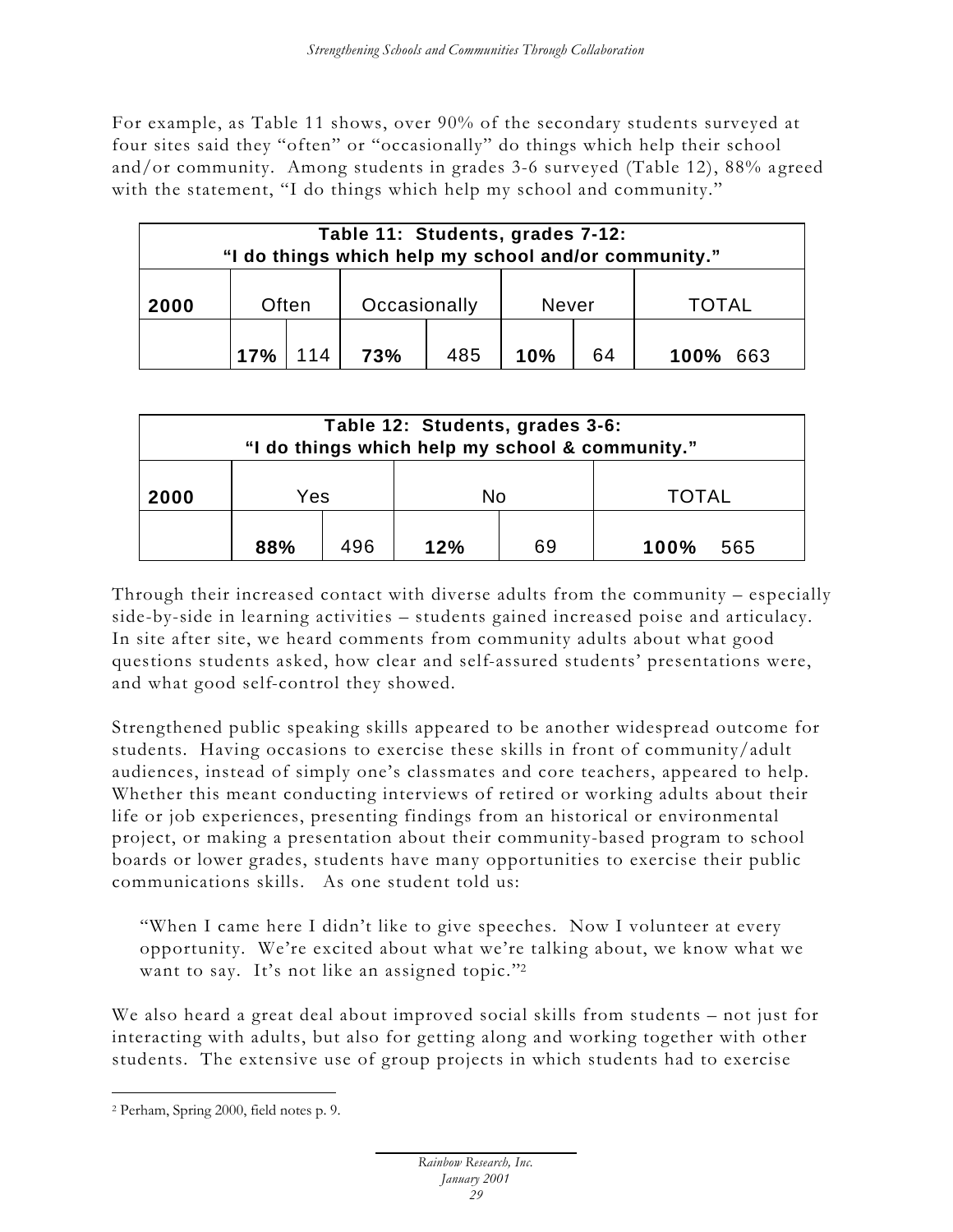For example, as Table 11 shows, over 90% of the secondary students surveyed at four sites said they "often" or "occasionally" do things which help their school and/or community. Among students in grades 3-6 surveyed (Table 12), 88% agreed with the statement, "I do things which help my school and community."

| **Table 11: Students, grades 7-12: "I do things which help my school and/or community."** | | | | | | | |
|---|---|---|---|---|---|---|---|
| **2000** | Often | | Occasionally | | Never | | TOTAL |
| | **17%** | 114 | **73%** | 485 | **10%** | 64 | **100%** 663 |

| **Table 12: Students, grades 3-6: "I do things which help my school & community."** | | | | | |
|---|---|---|---|---|---|
| **2000** | Yes | | No | | TOTAL |
| | **88%** | 496 | **12%** | 69 | **100%** 565 |

Through their increased contact with diverse adults from the community – especially side-by-side in learning activities – students gained increased poise and articulacy. In site after site, we heard comments from community adults about what good questions students asked, how clear and self-assured students' presentations were, and what good self-control they showed.

Strengthened public speaking skills appeared to be another widespread outcome for students. Having occasions to exercise these skills in front of community/adult audiences, instead of simply one's classmates and core teachers, appeared to help. Whether this meant conducting interviews of retired or working adults about their life or job experiences, presenting findings from an historical or environmental project, or making a presentation about their community-based program to school boards or lower grades, students have many opportunities to exercise their public communications skills. As one student told us:

> "When I came here I didn't like to give speeches. Now I volunteer at every opportunity. We're excited about what we're talking about, we know what we want to say. It's not like an assigned topic."[2]

We also heard a great deal about improved social skills from students – not just for interacting with adults, but also for getting along and working together with other students. The extensive use of group projects in which students had to exercise

[2] Perham, Spring 2000, field notes p. 9.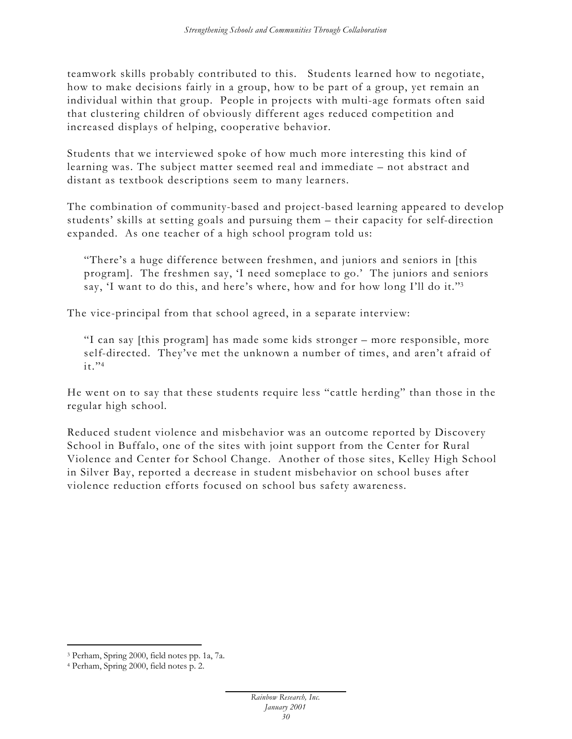teamwork skills probably contributed to this. Students learned how to negotiate, how to make decisions fairly in a group, how to be part of a group, yet remain an individual within that group. People in projects with multi-age formats often said that clustering children of obviously different ages reduced competition and increased displays of helping, cooperative behavior.

Students that we interviewed spoke of how much more interesting this kind of learning was. The subject matter seemed real and immediate – not abstract and distant as textbook descriptions seem to many learners.

The combination of community-based and project-based learning appeared to develop students' skills at setting goals and pursuing them – their capacity for self-direction expanded. As one teacher of a high school program told us:

> "There's a huge difference between freshmen, and juniors and seniors in [this program]. The freshmen say, 'I need someplace to go.' The juniors and seniors say, 'I want to do this, and here's where, how and for how long I'll do it.'"[3]

The vice-principal from that school agreed, in a separate interview:

> "I can say [this program] has made some kids stronger – more responsible, more self-directed. They've met the unknown a number of times, and aren't afraid of it."[4]

He went on to say that these students require less "cattle herding" than those in the regular high school.

Reduced student violence and misbehavior was an outcome reported by Discovery School in Buffalo, one of the sites with joint support from the Center for Rural Violence and Center for School Change. Another of those sites, Kelley High School in Silver Bay, reported a decrease in student misbehavior on school buses after violence reduction efforts focused on school bus safety awareness.

---

[3] Perham, Spring 2000, field notes pp. 1a, 7a.

[4] Perham, Spring 2000, field notes p. 2.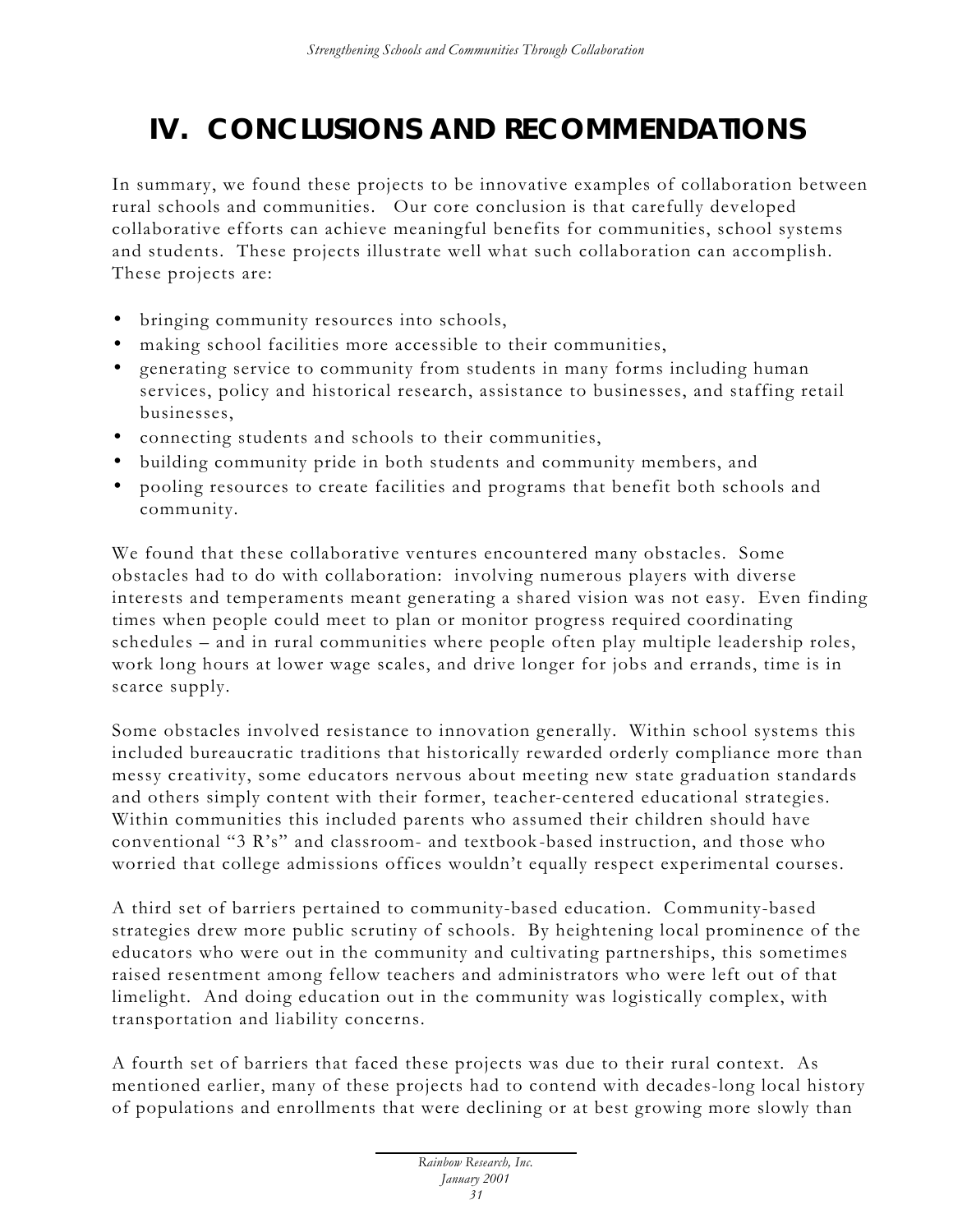# IV. CONCLUSIONS AND RECOMMENDATIONS

In summary, we found these projects to be innovative examples of collaboration between rural schools and communities. Our core conclusion is that carefully developed collaborative efforts can achieve meaningful benefits for communities, school systems and students. These projects illustrate well what such collaboration can accomplish. These projects are:

- bringing community resources into schools,
- making school facilities more accessible to their communities,
- generating service to community from students in many forms including human services, policy and historical research, assistance to businesses, and staffing retail businesses,
- connecting students and schools to their communities,
- building community pride in both students and community members, and
- pooling resources to create facilities and programs that benefit both schools and community.

We found that these collaborative ventures encountered many obstacles. Some obstacles had to do with collaboration: involving numerous players with diverse interests and temperaments meant generating a shared vision was not easy. Even finding times when people could meet to plan or monitor progress required coordinating schedules – and in rural communities where people often play multiple leadership roles, work long hours at lower wage scales, and drive longer for jobs and errands, time is in scarce supply.

Some obstacles involved resistance to innovation generally. Within school systems this included bureaucratic traditions that historically rewarded orderly compliance more than messy creativity, some educators nervous about meeting new state graduation standards and others simply content with their former, teacher-centered educational strategies. Within communities this included parents who assumed their children should have conventional "3 R's" and classroom- and textbook-based instruction, and those who worried that college admissions offices wouldn't equally respect experimental courses.

A third set of barriers pertained to community-based education. Community-based strategies drew more public scrutiny of schools. By heightening local prominence of the educators who were out in the community and cultivating partnerships, this sometimes raised resentment among fellow teachers and administrators who were left out of that limelight. And doing education out in the community was logistically complex, with transportation and liability concerns.

A fourth set of barriers that faced these projects was due to their rural context. As mentioned earlier, many of these projects had to contend with decades-long local history of populations and enrollments that were declining or at best growing more slowly than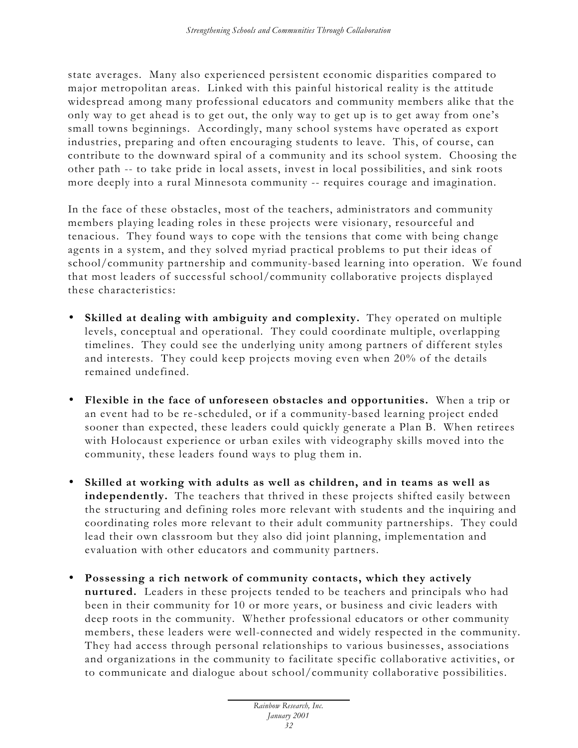state averages. Many also experienced persistent economic disparities compared to major metropolitan areas. Linked with this painful historical reality is the attitude widespread among many professional educators and community members alike that the only way to get ahead is to get out, the only way to get up is to get away from one's small towns beginnings. Accordingly, many school systems have operated as export industries, preparing and often encouraging students to leave. This, of course, can contribute to the downward spiral of a community and its school system. Choosing the other path -- to take pride in local assets, invest in local possibilities, and sink roots more deeply into a rural Minnesota community -- requires courage and imagination.

In the face of these obstacles, most of the teachers, administrators and community members playing leading roles in these projects were visionary, resourceful and tenacious. They found ways to cope with the tensions that come with being change agents in a system, and they solved myriad practical problems to put their ideas of school/community partnership and community-based learning into operation. We found that most leaders of successful school/community collaborative projects displayed these characteristics:

- **Skilled at dealing with ambiguity and complexity.** They operated on multiple levels, conceptual and operational. They could coordinate multiple, overlapping timelines. They could see the underlying unity among partners of different styles and interests. They could keep projects moving even when 20% of the details remained undefined.

- **Flexible in the face of unforeseen obstacles and opportunities.** When a trip or an event had to be re-scheduled, or if a community-based learning project ended sooner than expected, these leaders could quickly generate a Plan B. When retirees with Holocaust experience or urban exiles with videography skills moved into the community, these leaders found ways to plug them in.

- **Skilled at working with adults as well as children, and in teams as well as independently.** The teachers that thrived in these projects shifted easily between the structuring and defining roles more relevant with students and the inquiring and coordinating roles more relevant to their adult community partnerships. They could lead their own classroom but they also did joint planning, implementation and evaluation with other educators and community partners.

- **Possessing a rich network of community contacts, which they actively nurtured.** Leaders in these projects tended to be teachers and principals who had been in their community for 10 or more years, or business and civic leaders with deep roots in the community. Whether professional educators or other community members, these leaders were well-connected and widely respected in the community. They had access through personal relationships to various businesses, associations and organizations in the community to facilitate specific collaborative activities, or to communicate and dialogue about school/community collaborative possibilities.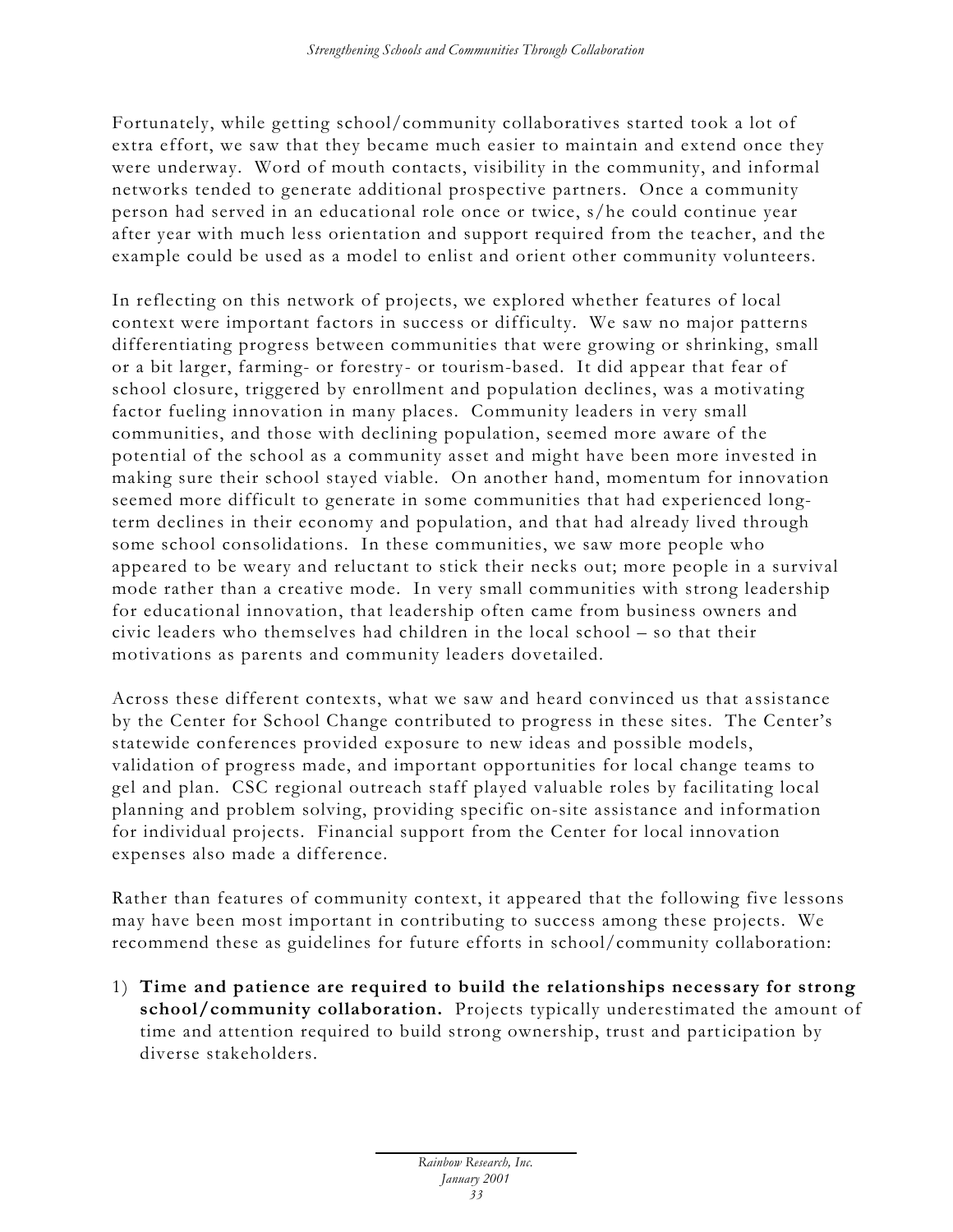Fortunately, while getting school/community collaboratives started took a lot of extra effort, we saw that they became much easier to maintain and extend once they were underway. Word of mouth contacts, visibility in the community, and informal networks tended to generate additional prospective partners. Once a community person had served in an educational role once or twice, s/he could continue year after year with much less orientation and support required from the teacher, and the example could be used as a model to enlist and orient other community volunteers.

In reflecting on this network of projects, we explored whether features of local context were important factors in success or difficulty. We saw no major patterns differentiating progress between communities that were growing or shrinking, small or a bit larger, farming- or forestry- or tourism-based. It did appear that fear of school closure, triggered by enrollment and population declines, was a motivating factor fueling innovation in many places. Community leaders in very small communities, and those with declining population, seemed more aware of the potential of the school as a community asset and might have been more invested in making sure their school stayed viable. On another hand, momentum for innovation seemed more difficult to generate in some communities that had experienced long-term declines in their economy and population, and that had already lived through some school consolidations. In these communities, we saw more people who appeared to be weary and reluctant to stick their necks out; more people in a survival mode rather than a creative mode. In very small communities with strong leadership for educational innovation, that leadership often came from business owners and civic leaders who themselves had children in the local school – so that their motivations as parents and community leaders dovetailed.

Across these different contexts, what we saw and heard convinced us that assistance by the Center for School Change contributed to progress in these sites. The Center's statewide conferences provided exposure to new ideas and possible models, validation of progress made, and important opportunities for local change teams to gel and plan. CSC regional outreach staff played valuable roles by facilitating local planning and problem solving, providing specific on-site assistance and information for individual projects. Financial support from the Center for local innovation expenses also made a difference.

Rather than features of community context, it appeared that the following five lessons may have been most important in contributing to success among these projects. We recommend these as guidelines for future efforts in school/community collaboration:

1) **Time and patience are required to build the relationships necessary for strong school/community collaboration.** Projects typically underestimated the amount of time and attention required to build strong ownership, trust and participation by diverse stakeholders.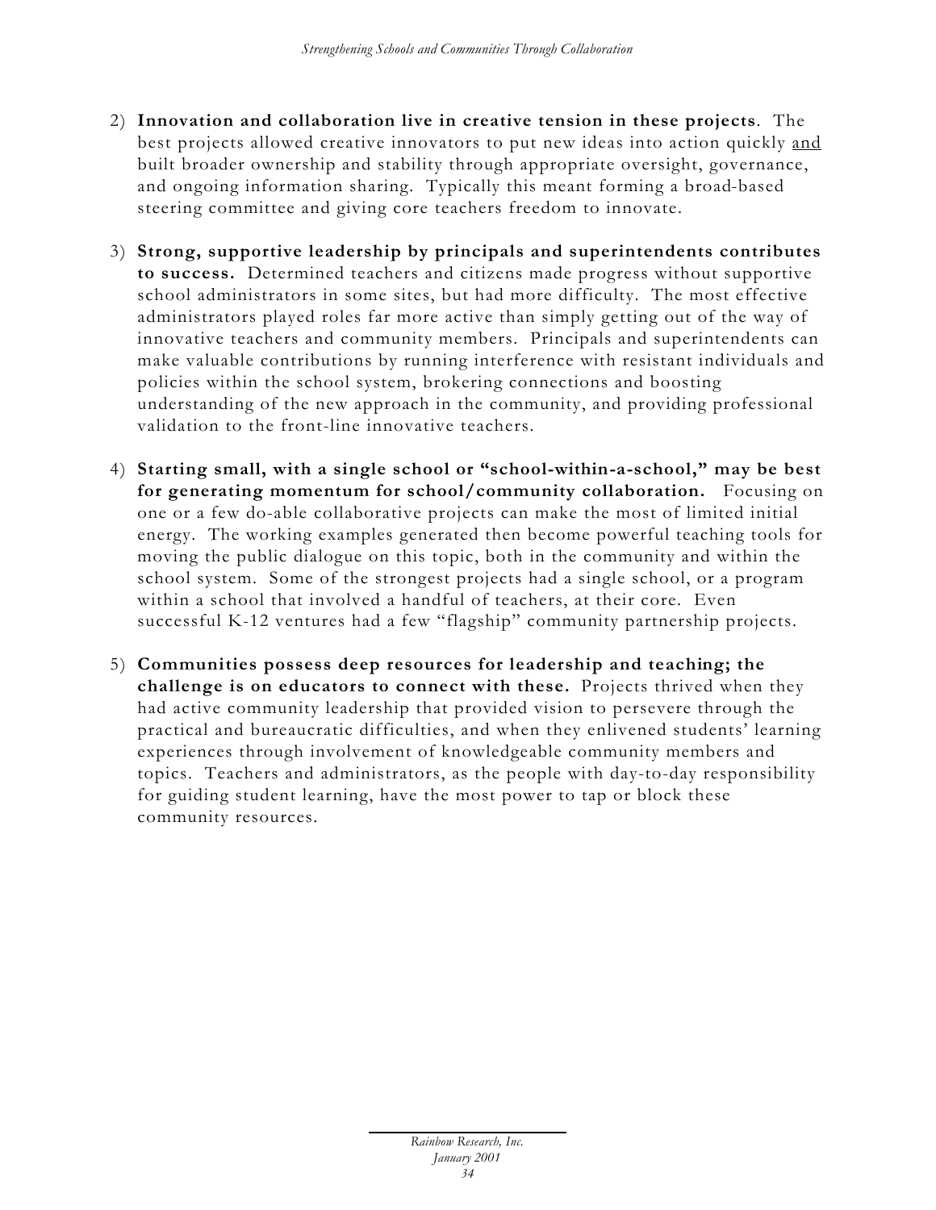2) **Innovation and collaboration live in creative tension in these projects**. The best projects allowed creative innovators to put new ideas into action quickly <u>and</u> built broader ownership and stability through appropriate oversight, governance, and ongoing information sharing. Typically this meant forming a broad-based steering committee and giving core teachers freedom to innovate.

3) **Strong, supportive leadership by principals and superintendents contributes to success.** Determined teachers and citizens made progress without supportive school administrators in some sites, but had more difficulty. The most effective administrators played roles far more active than simply getting out of the way of innovative teachers and community members. Principals and superintendents can make valuable contributions by running interference with resistant individuals and policies within the school system, brokering connections and boosting understanding of the new approach in the community, and providing professional validation to the front-line innovative teachers.

4) **Starting small, with a single school or "school-within-a-school," may be best for generating momentum for school/community collaboration.** Focusing on one or a few do-able collaborative projects can make the most of limited initial energy. The working examples generated then become powerful teaching tools for moving the public dialogue on this topic, both in the community and within the school system. Some of the strongest projects had a single school, or a program within a school that involved a handful of teachers, at their core. Even successful K-12 ventures had a few "flagship" community partnership projects.

5) **Communities possess deep resources for leadership and teaching; the challenge is on educators to connect with these.** Projects thrived when they had active community leadership that provided vision to persevere through the practical and bureaucratic difficulties, and when they enlivened students' learning experiences through involvement of knowledgeable community members and topics. Teachers and administrators, as the people with day-to-day responsibility for guiding student learning, have the most power to tap or block these community resources.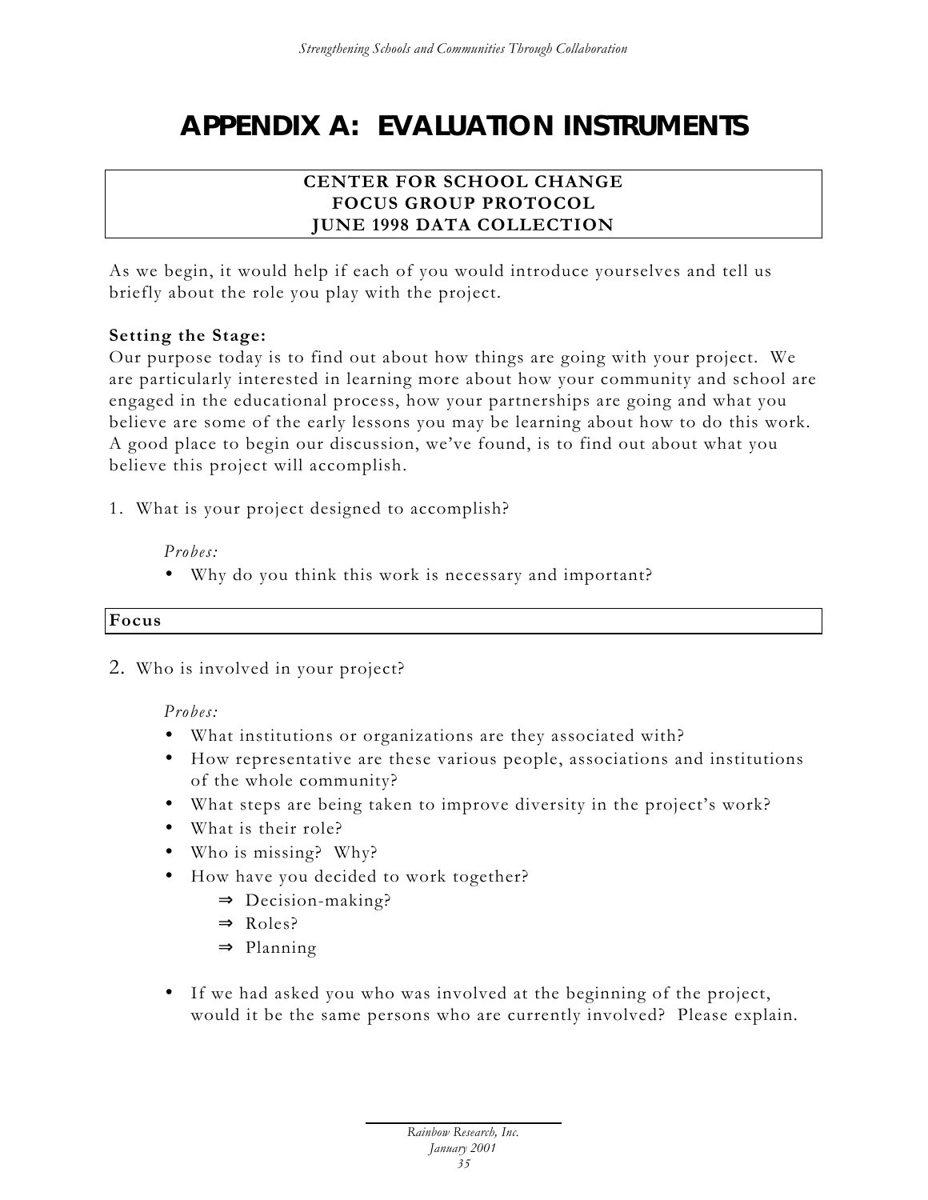# APPENDIX A: EVALUATION INSTRUMENTS

**CENTER FOR SCHOOL CHANGE**
**FOCUS GROUP PROTOCOL**
**JUNE 1998 DATA COLLECTION**

As we begin, it would help if each of you would introduce yourselves and tell us briefly about the role you play with the project.

**Setting the Stage:**
Our purpose today is to find out about how things are going with your project. We are particularly interested in learning more about how your community and school are engaged in the educational process, how your partnerships are going and what you believe are some of the early lessons you may be learning about how to do this work. A good place to begin our discussion, we've found, is to find out about what you believe this project will accomplish.

1. What is your project designed to accomplish?

   *Probes:*
   - Why do you think this work is necessary and important?

**Focus**

2. Who is involved in your project?

   *Probes:*
   - What institutions or organizations are they associated with?
   - How representative are these various people, associations and institutions of the whole community?
   - What steps are being taken to improve diversity in the project's work?
   - What is their role?
   - Who is missing? Why?
   - How have you decided to work together?
     - ⇒ Decision-making?
     - ⇒ Roles?
     - ⇒ Planning
   - If we had asked you who was involved at the beginning of the project, would it be the same persons who are currently involved? Please explain.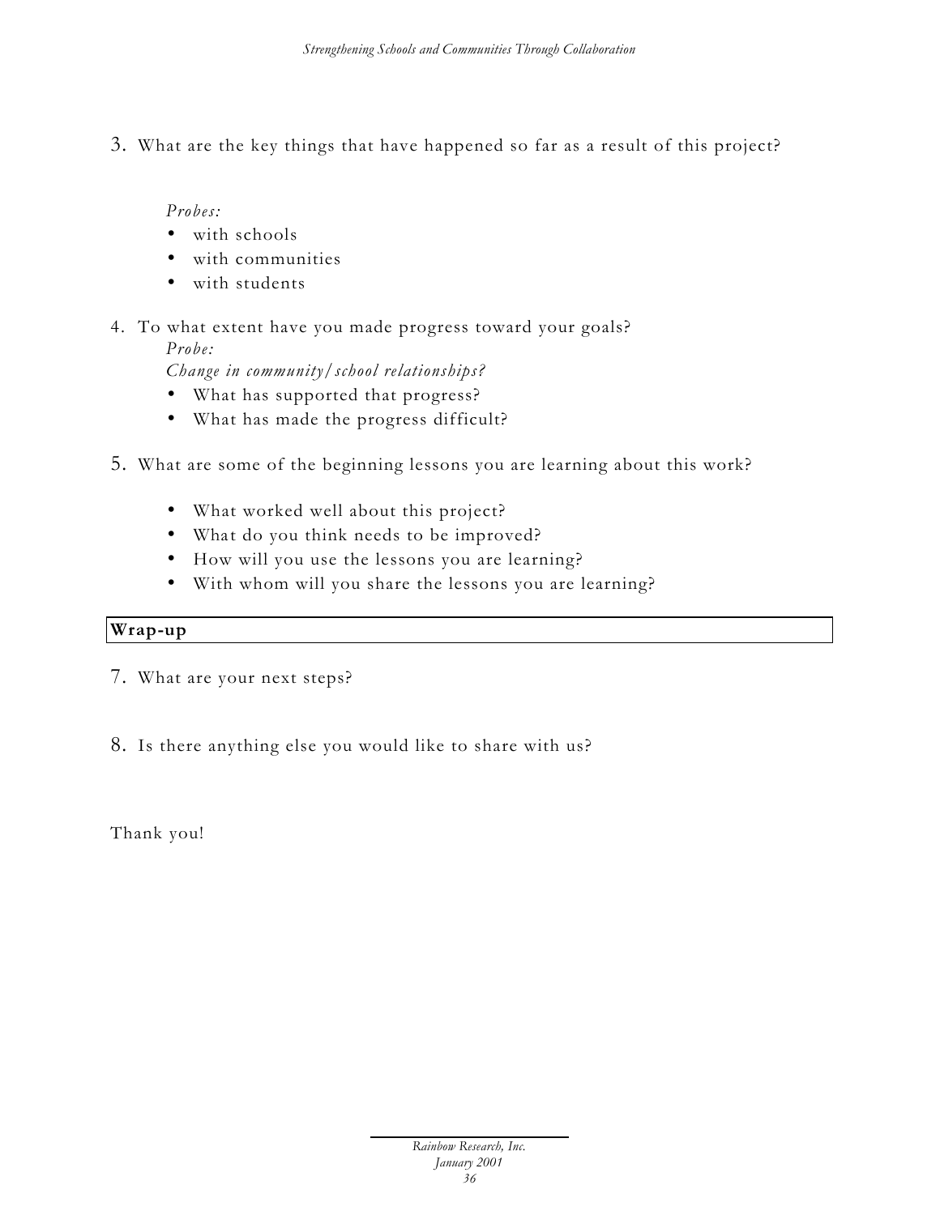3. What are the key things that have happened so far as a result of this project?

   *Probes:*
   - with schools
   - with communities
   - with students

4. To what extent have you made progress toward your goals?
   *Probe:*
   *Change in community/school relationships?*
   - What has supported that progress?
   - What has made the progress difficult?

5. What are some of the beginning lessons you are learning about this work?

   - What worked well about this project?
   - What do you think needs to be improved?
   - How will you use the lessons you are learning?
   - With whom will you share the lessons you are learning?

**Wrap-up**

7. What are your next steps?

8. Is there anything else you would like to share with us?

Thank you!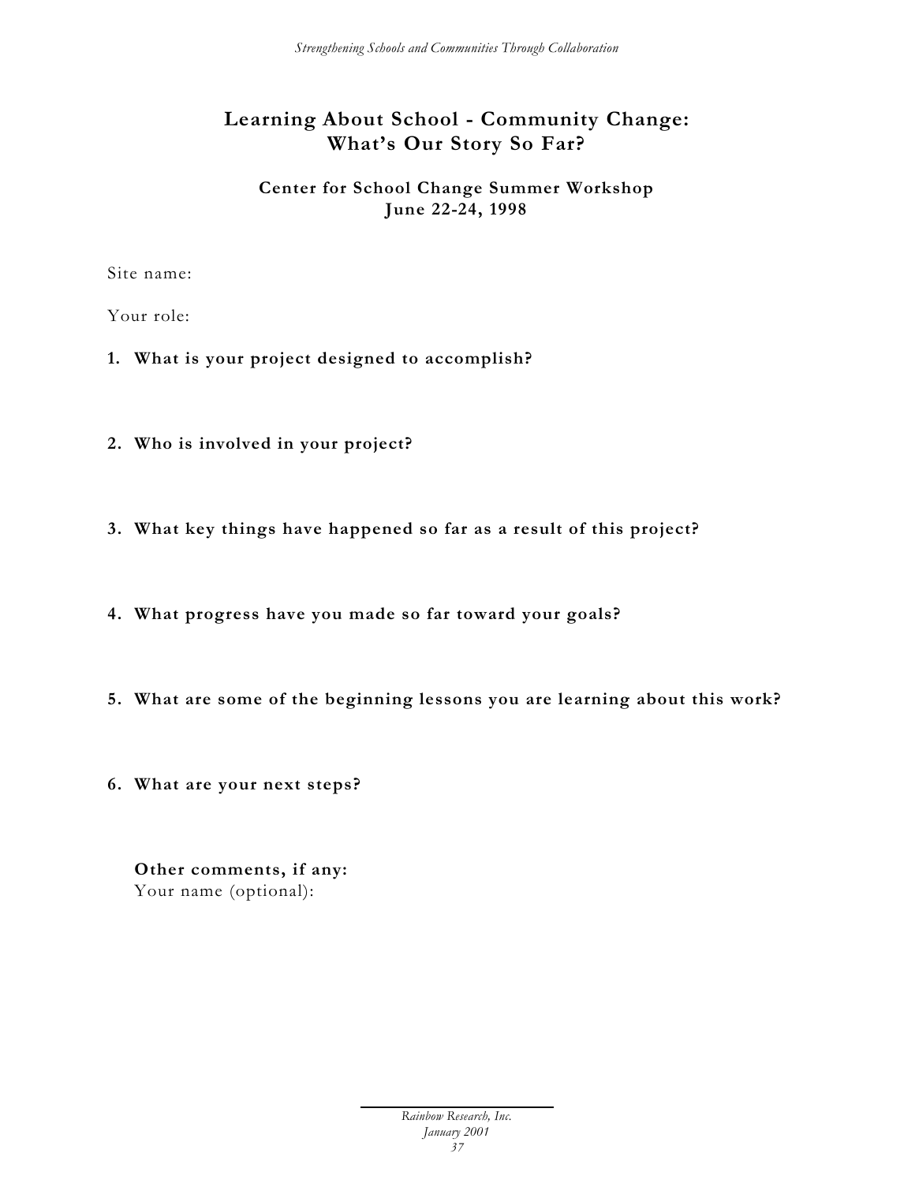# Learning About School - Community Change: What's Our Story So Far?

### Center for School Change Summer Workshop
### June 22-24, 1998

Site name:

Your role:

1. **What is your project designed to accomplish?**

2. **Who is involved in your project?**

3. **What key things have happened so far as a result of this project?**

4. **What progress have you made so far toward your goals?**

5. **What are some of the beginning lessons you are learning about this work?**

6. **What are your next steps?**

**Other comments, if any:**
Your name (optional):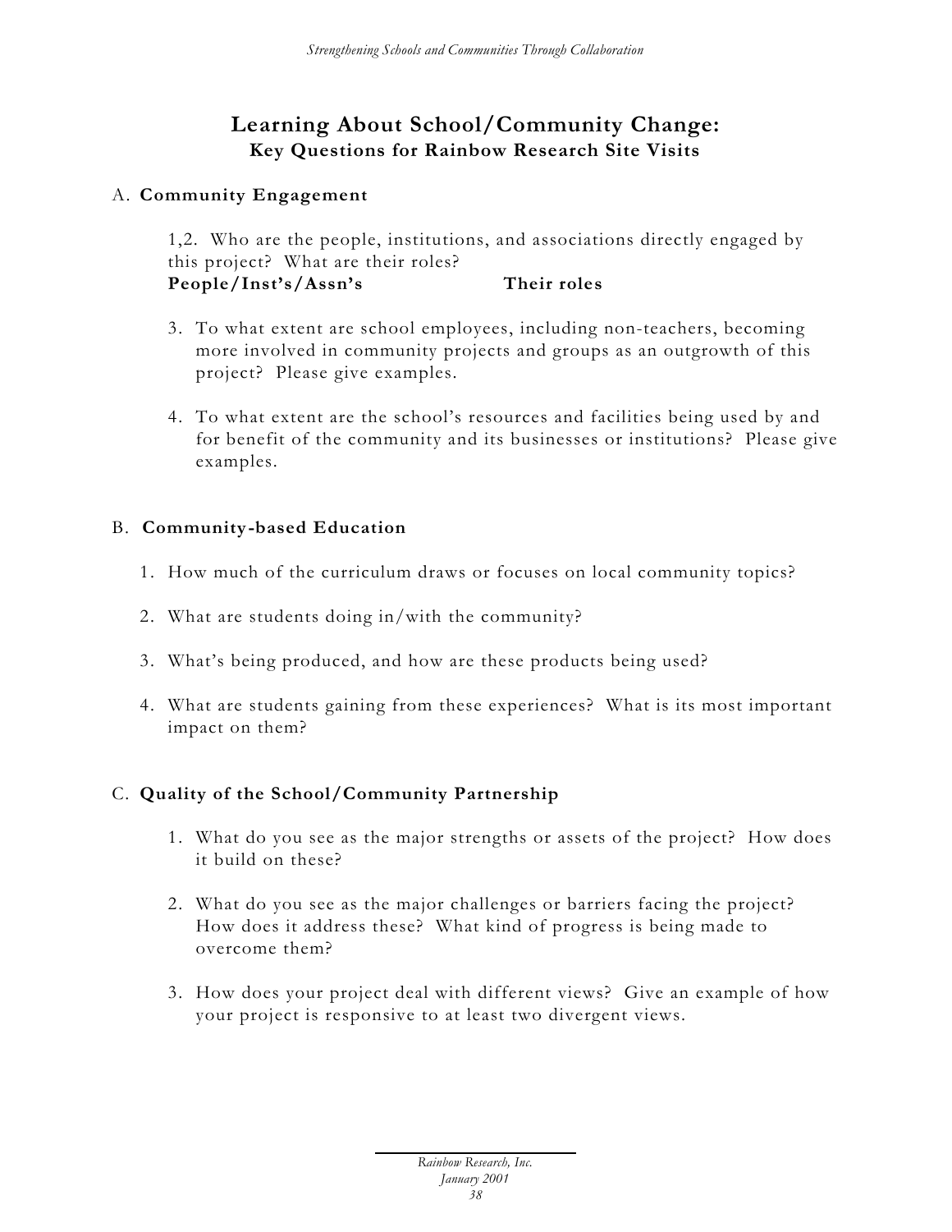## Learning About School/Community Change:
### Key Questions for Rainbow Research Site Visits

A. **Community Engagement**

1,2. Who are the people, institutions, and associations directly engaged by this project? What are their roles?

**People/Inst's/Assn's** **Their roles**

3. To what extent are school employees, including non-teachers, becoming more involved in community projects and groups as an outgrowth of this project? Please give examples.

4. To what extent are the school's resources and facilities being used by and for benefit of the community and its businesses or institutions? Please give examples.

B. **Community-based Education**

1. How much of the curriculum draws or focuses on local community topics?

2. What are students doing in/with the community?

3. What's being produced, and how are these products being used?

4. What are students gaining from these experiences? What is its most important impact on them?

C. **Quality of the School/Community Partnership**

1. What do you see as the major strengths or assets of the project? How does it build on these?

2. What do you see as the major challenges or barriers facing the project? How does it address these? What kind of progress is being made to overcome them?

3. How does your project deal with different views? Give an example of how your project is responsive to at least two divergent views.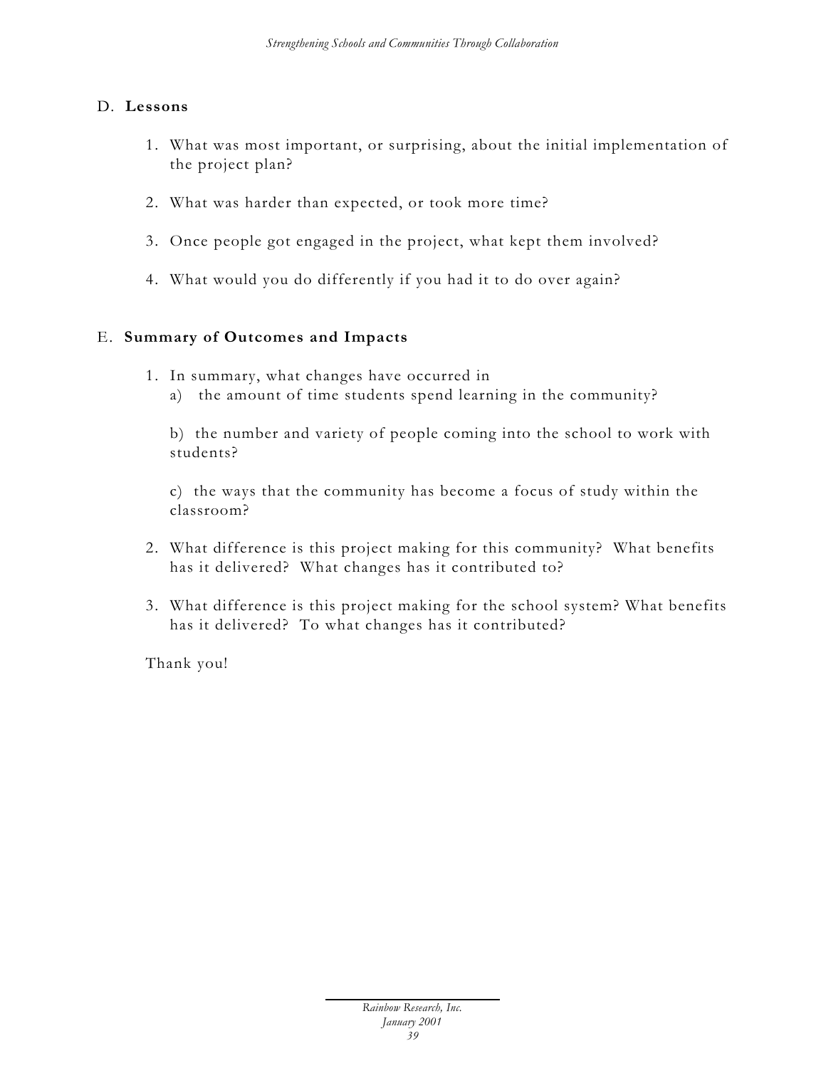## D. **Lessons**

1. What was most important, or surprising, about the initial implementation of the project plan?

2. What was harder than expected, or took more time?

3. Once people got engaged in the project, what kept them involved?

4. What would you do differently if you had it to do over again?

## E. **Summary of Outcomes and Impacts**

1. In summary, what changes have occurred in
   a) the amount of time students spend learning in the community?

   b) the number and variety of people coming into the school to work with students?

   c) the ways that the community has become a focus of study within the classroom?

2. What difference is this project making for this community? What benefits has it delivered? What changes has it contributed to?

3. What difference is this project making for the school system? What benefits has it delivered? To what changes has it contributed?

Thank you!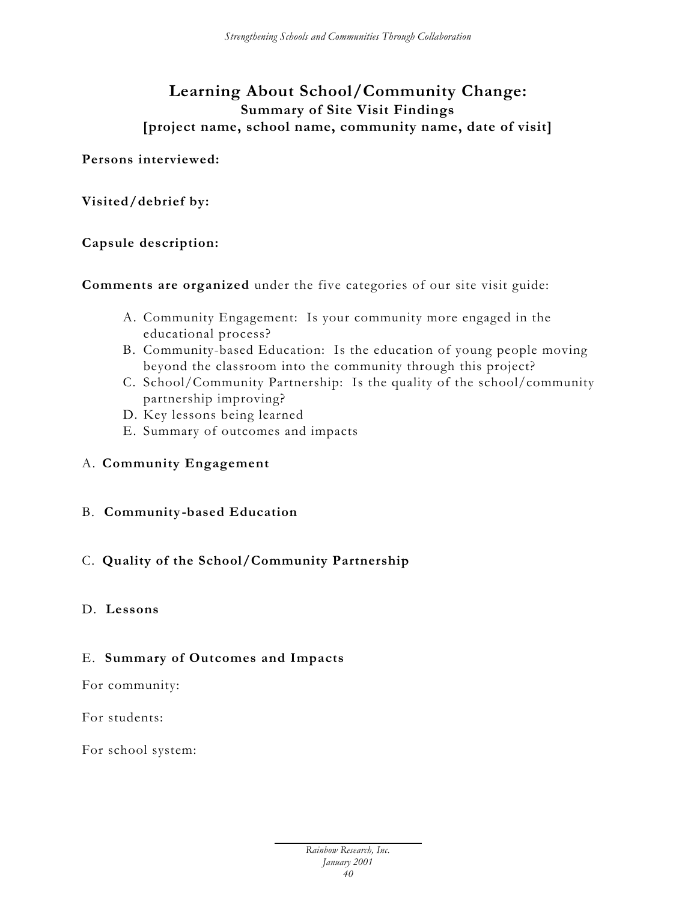# Learning About School/Community Change:

### Summary of Site Visit Findings

### [project name, school name, community name, date of visit]

**Persons interviewed:**

**Visited/debrief by:**

**Capsule description:**

**Comments are organized** under the five categories of our site visit guide:

A. Community Engagement: Is your community more engaged in the educational process?
B. Community-based Education: Is the education of young people moving beyond the classroom into the community through this project?
C. School/Community Partnership: Is the quality of the school/community partnership improving?
D. Key lessons being learned
E. Summary of outcomes and impacts

A. **Community Engagement**

B. **Community-based Education**

C. **Quality of the School/Community Partnership**

D. **Lessons**

E. **Summary of Outcomes and Impacts**

For community:

For students:

For school system: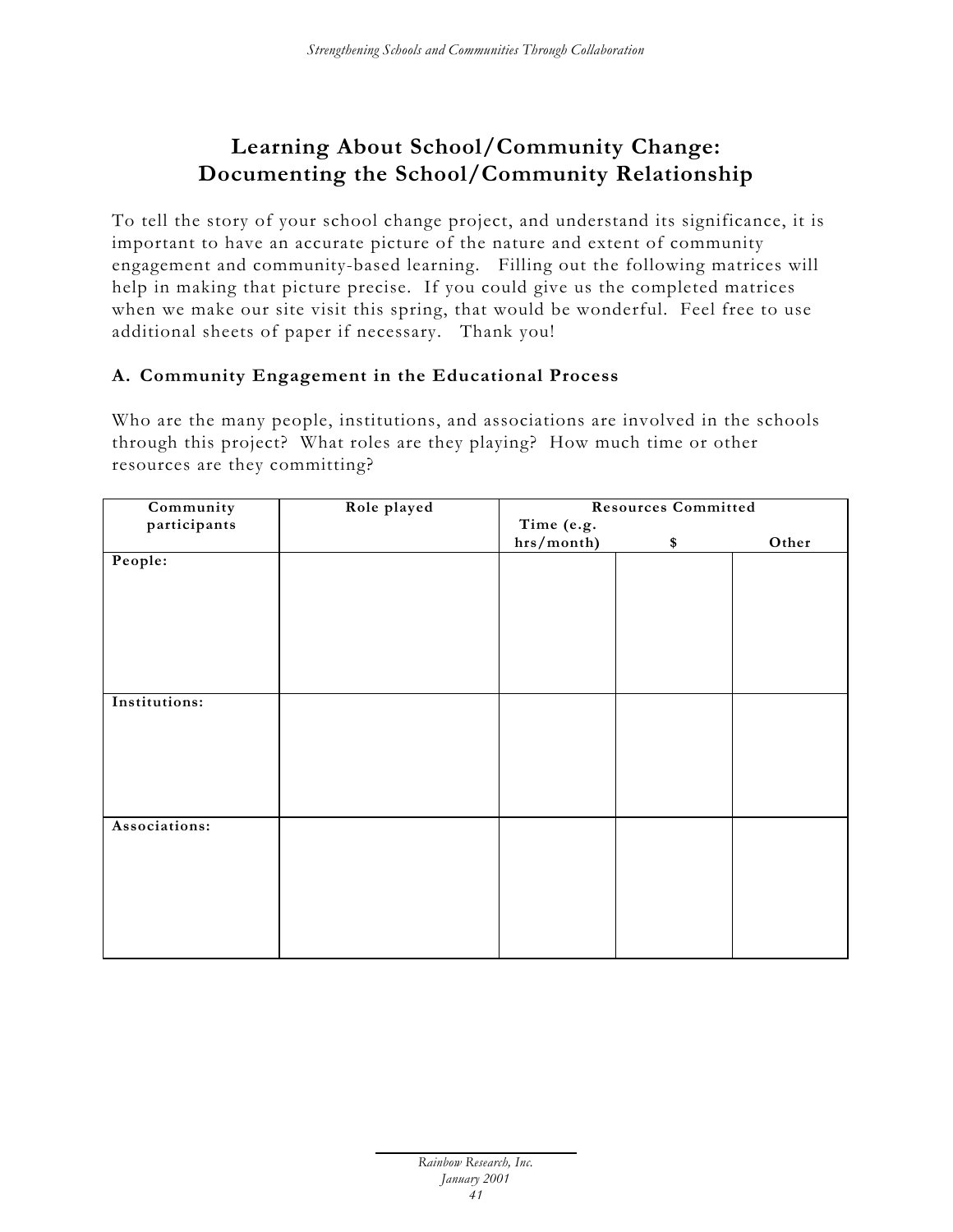# Learning About School/Community Change: Documenting the School/Community Relationship

To tell the story of your school change project, and understand its significance, it is important to have an accurate picture of the nature and extent of community engagement and community-based learning. Filling out the following matrices will help in making that picture precise. If you could give us the completed matrices when we make our site visit this spring, that would be wonderful. Feel free to use additional sheets of paper if necessary. Thank you!

### A. Community Engagement in the Educational Process

Who are the many people, institutions, and associations are involved in the schools through this project? What roles are they playing? How much time or other resources are they committing?

| Community participants | Role played | Resources Committed | | |
|---|---|---|---|---|
| | | Time (e.g. hrs/month) | $ | Other |
| **People:** | | | | |
| **Institutions:** | | | | |
| **Associations:** | | | | |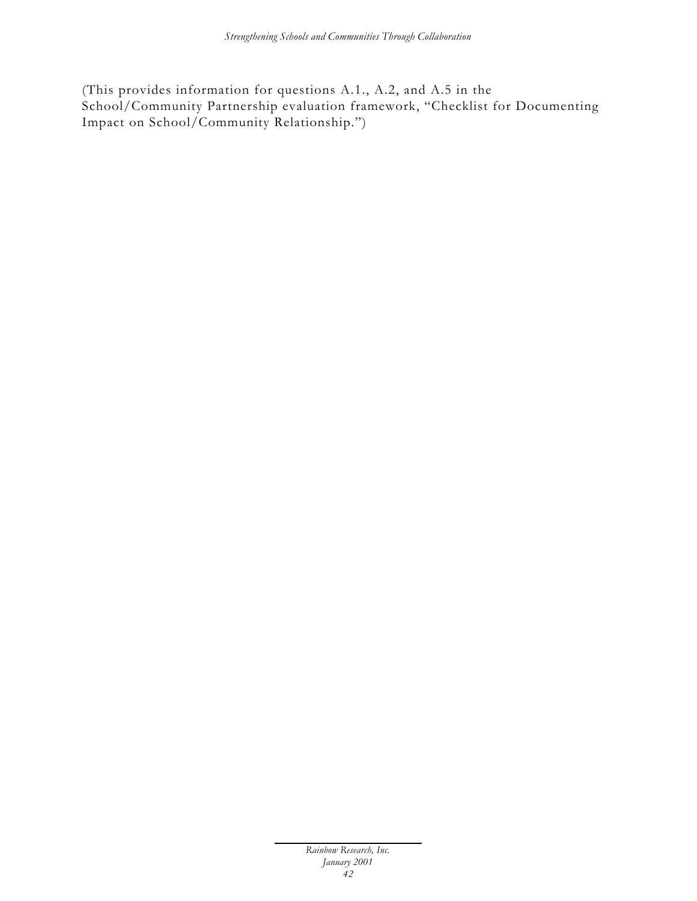(This provides information for questions A.1., A.2, and A.5 in the School/Community Partnership evaluation framework, "Checklist for Documenting Impact on School/Community Relationship.")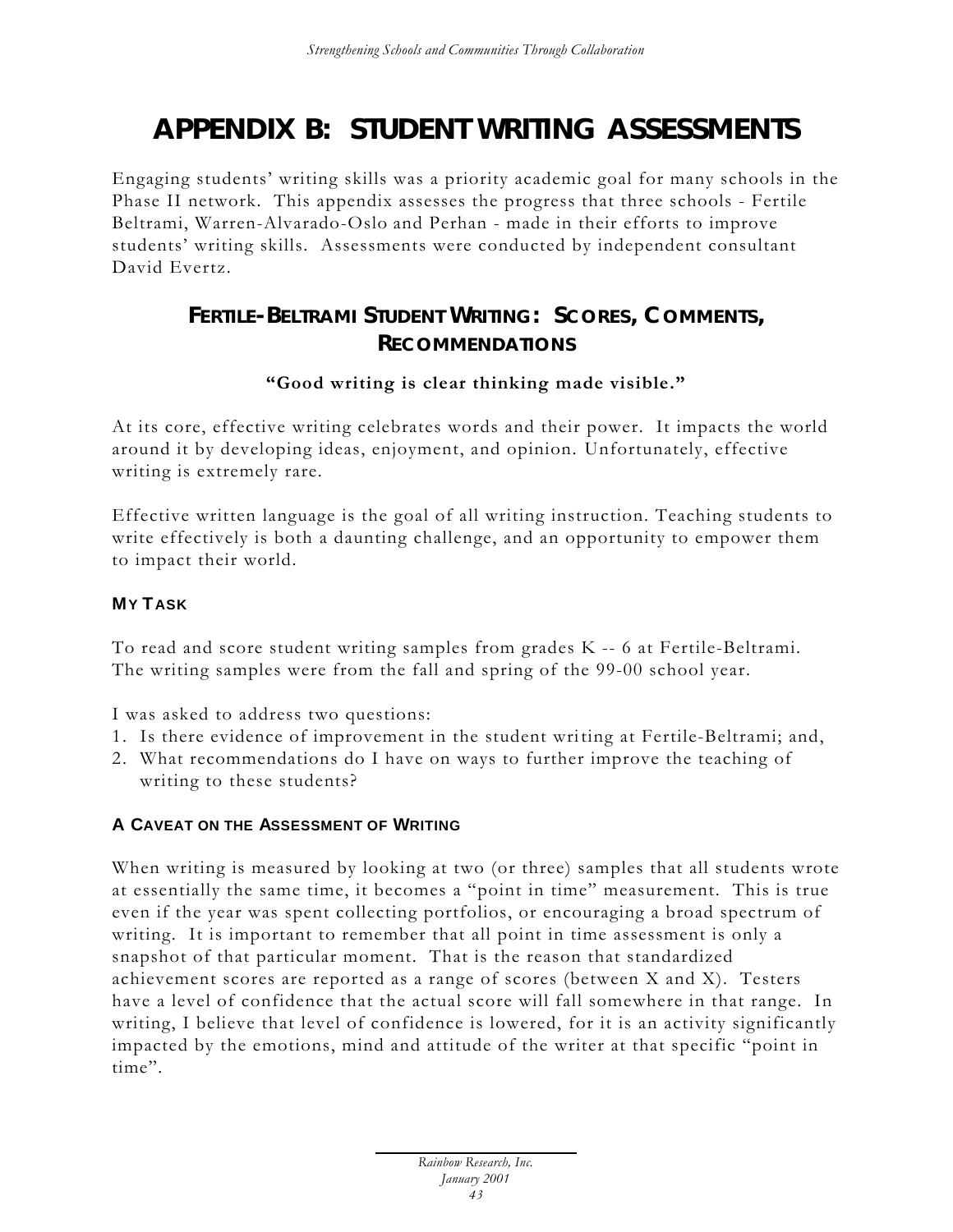# APPENDIX B: STUDENT WRITING ASSESSMENTS

Engaging students' writing skills was a priority academic goal for many schools in the Phase II network. This appendix assesses the progress that three schools - Fertile Beltrami, Warren-Alvarado-Oslo and Perhan - made in their efforts to improve students' writing skills. Assessments were conducted by independent consultant David Evertz.

## FERTILE-BELTRAMI STUDENT WRITING: SCORES, COMMENTS, RECOMMENDATIONS

**"Good writing is clear thinking made visible."**

At its core, effective writing celebrates words and their power. It impacts the world around it by developing ideas, enjoyment, and opinion. Unfortunately, effective writing is extremely rare.

Effective written language is the goal of all writing instruction. Teaching students to write effectively is both a daunting challenge, and an opportunity to empower them to impact their world.

### MY TASK

To read and score student writing samples from grades K -- 6 at Fertile-Beltrami. The writing samples were from the fall and spring of the 99-00 school year.

I was asked to address two questions:

1. Is there evidence of improvement in the student writing at Fertile-Beltrami; and,
2. What recommendations do I have on ways to further improve the teaching of writing to these students?

### A CAVEAT ON THE ASSESSMENT OF WRITING

When writing is measured by looking at two (or three) samples that all students wrote at essentially the same time, it becomes a "point in time" measurement. This is true even if the year was spent collecting portfolios, or encouraging a broad spectrum of writing. It is important to remember that all point in time assessment is only a snapshot of that particular moment. That is the reason that standardized achievement scores are reported as a range of scores (between X and X). Testers have a level of confidence that the actual score will fall somewhere in that range. In writing, I believe that level of confidence is lowered, for it is an activity significantly impacted by the emotions, mind and attitude of the writer at that specific "point in time".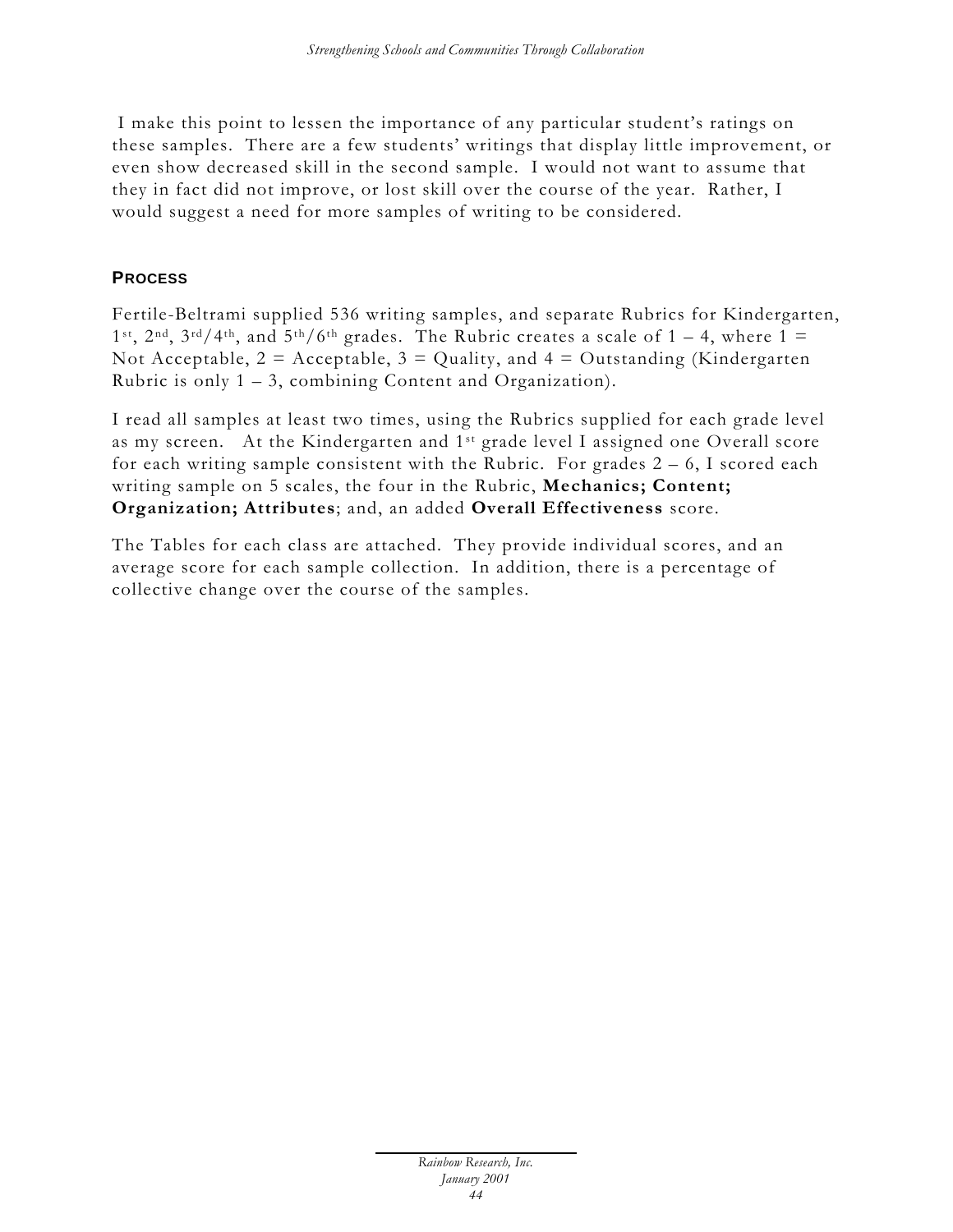I make this point to lessen the importance of any particular student's ratings on these samples. There are a few students' writings that display little improvement, or even show decreased skill in the second sample. I would not want to assume that they in fact did not improve, or lost skill over the course of the year. Rather, I would suggest a need for more samples of writing to be considered.

### PROCESS

Fertile-Beltrami supplied 536 writing samples, and separate Rubrics for Kindergarten, 1st, 2nd, 3rd/4th, and 5th/6th grades. The Rubric creates a scale of 1 – 4, where 1 = Not Acceptable, 2 = Acceptable, 3 = Quality, and 4 = Outstanding (Kindergarten Rubric is only 1 – 3, combining Content and Organization).

I read all samples at least two times, using the Rubrics supplied for each grade level as my screen. At the Kindergarten and 1st grade level I assigned one Overall score for each writing sample consistent with the Rubric. For grades 2 – 6, I scored each writing sample on 5 scales, the four in the Rubric, **Mechanics; Content; Organization; Attributes**; and, an added **Overall Effectiveness** score.

The Tables for each class are attached. They provide individual scores, and an average score for each sample collection. In addition, there is a percentage of collective change over the course of the samples.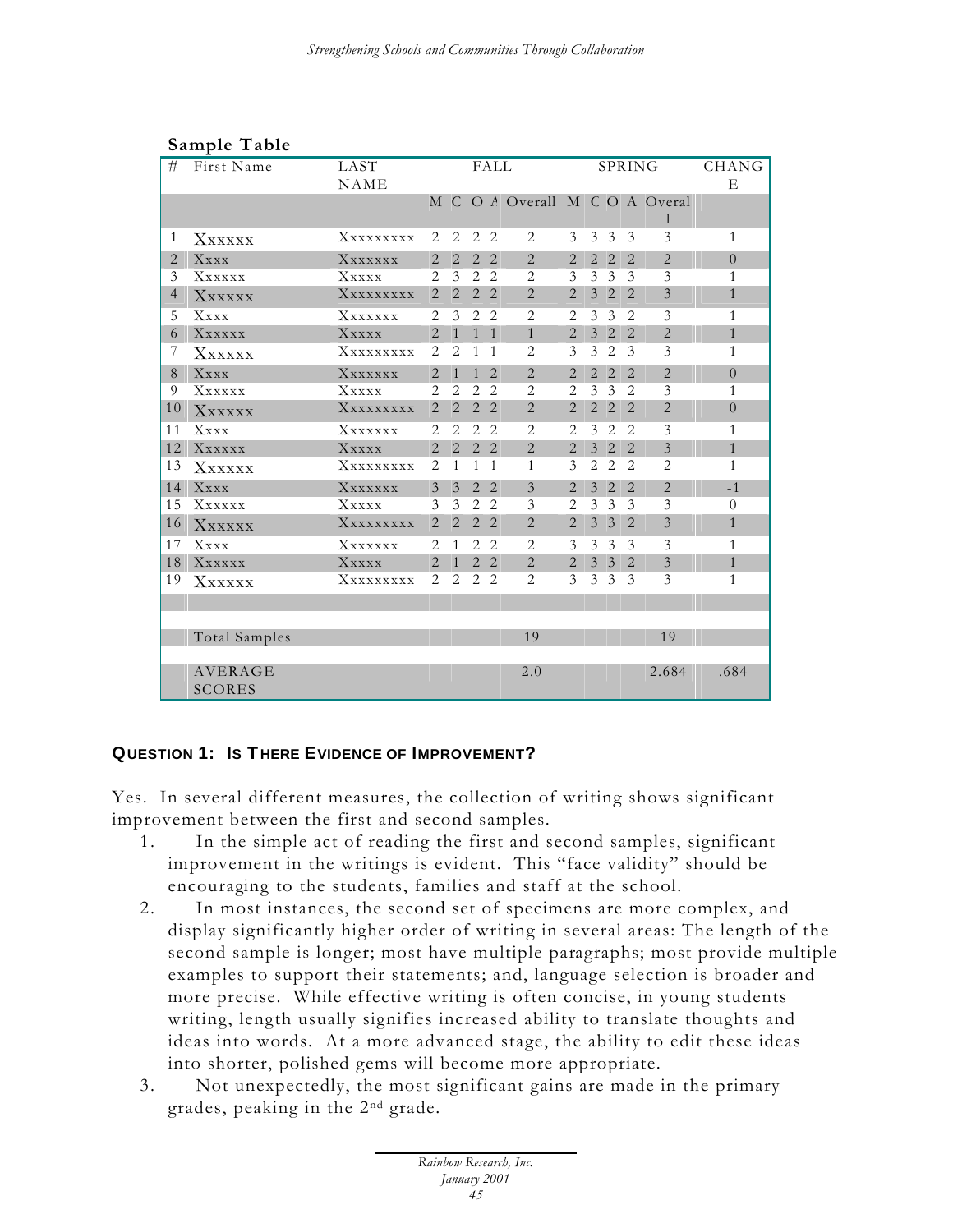**Sample Table**

| # | First Name | LAST NAME | FALL | | | | | SPRING | | | | | CHANGE |
|---|---|---|---|---|---|---|---|---|---|---|---|---|---|
| | | | M | C | O | A | Overall | M | C | O | A | Overall | |
| 1 | Xxxxxx | Xxxxxxxxx | 2 | 2 | 2 | 2 | 2 | 3 | 3 | 3 | 3 | 3 | 1 |
| 2 | Xxxx | Xxxxxxx | 2 | 2 | 2 | 2 | 2 | 2 | 2 | 2 | 2 | 2 | 0 |
| 3 | Xxxxxx | Xxxxx | 2 | 3 | 2 | 2 | 2 | 3 | 3 | 3 | 3 | 3 | 1 |
| 4 | Xxxxxx | Xxxxxxxxx | 2 | 2 | 2 | 2 | 2 | 2 | 3 | 2 | 2 | 3 | 1 |
| 5 | Xxxx | Xxxxxxx | 2 | 3 | 2 | 2 | 2 | 2 | 3 | 3 | 2 | 3 | 1 |
| 6 | Xxxxxx | Xxxxx | 2 | 1 | 1 | 1 | 1 | 2 | 3 | 2 | 2 | 2 | 1 |
| 7 | Xxxxxx | Xxxxxxxxx | 2 | 2 | 1 | 1 | 2 | 3 | 3 | 2 | 3 | 3 | 1 |
| 8 | Xxxx | Xxxxxxx | 2 | 1 | 1 | 2 | 2 | 2 | 2 | 2 | 2 | 2 | 0 |
| 9 | Xxxxxx | Xxxxx | 2 | 2 | 2 | 2 | 2 | 2 | 3 | 3 | 2 | 3 | 1 |
| 10 | Xxxxxx | Xxxxxxxxx | 2 | 2 | 2 | 2 | 2 | 2 | 2 | 2 | 2 | 2 | 0 |
| 11 | Xxxx | Xxxxxxx | 2 | 2 | 2 | 2 | 2 | 2 | 3 | 2 | 2 | 3 | 1 |
| 12 | Xxxxxx | Xxxxx | 2 | 2 | 2 | 2 | 2 | 2 | 3 | 2 | 2 | 3 | 1 |
| 13 | Xxxxxx | Xxxxxxxxx | 2 | 1 | 1 | 1 | 1 | 3 | 2 | 2 | 2 | 2 | 1 |
| 14 | Xxxx | Xxxxxxx | 3 | 3 | 2 | 2 | 3 | 2 | 3 | 2 | 2 | 2 | -1 |
| 15 | Xxxxxx | Xxxxx | 3 | 3 | 2 | 2 | 3 | 2 | 3 | 3 | 3 | 3 | 0 |
| 16 | Xxxxxx | Xxxxxxxxx | 2 | 2 | 2 | 2 | 2 | 2 | 3 | 3 | 2 | 3 | 1 |
| 17 | Xxxx | Xxxxxxx | 2 | 1 | 2 | 2 | 2 | 3 | 3 | 3 | 3 | 3 | 1 |
| 18 | Xxxxxx | Xxxxx | 2 | 1 | 2 | 2 | 2 | 2 | 3 | 3 | 2 | 3 | 1 |
| 19 | Xxxxxx | Xxxxxxxxx | 2 | 2 | 2 | 2 | 2 | 3 | 3 | 3 | 3 | 3 | 1 |
| | | | | | | | | | | | | | |
| | Total Samples | | | | | | 19 | | | | | 19 | |
| | AVERAGE SCORES | | | | | | 2.0 | | | | | 2.684 | .684 |

## QUESTION 1: IS THERE EVIDENCE OF IMPROVEMENT?

Yes. In several different measures, the collection of writing shows significant improvement between the first and second samples.

1. In the simple act of reading the first and second samples, significant improvement in the writings is evident. This "face validity" should be encouraging to the students, families and staff at the school.
2. In most instances, the second set of specimens are more complex, and display significantly higher order of writing in several areas: The length of the second sample is longer; most have multiple paragraphs; most provide multiple examples to support their statements; and, language selection is broader and more precise. While effective writing is often concise, in young students writing, length usually signifies increased ability to translate thoughts and ideas into words. At a more advanced stage, the ability to edit these ideas into shorter, polished gems will become more appropriate.
3. Not unexpectedly, the most significant gains are made in the primary grades, peaking in the 2nd grade.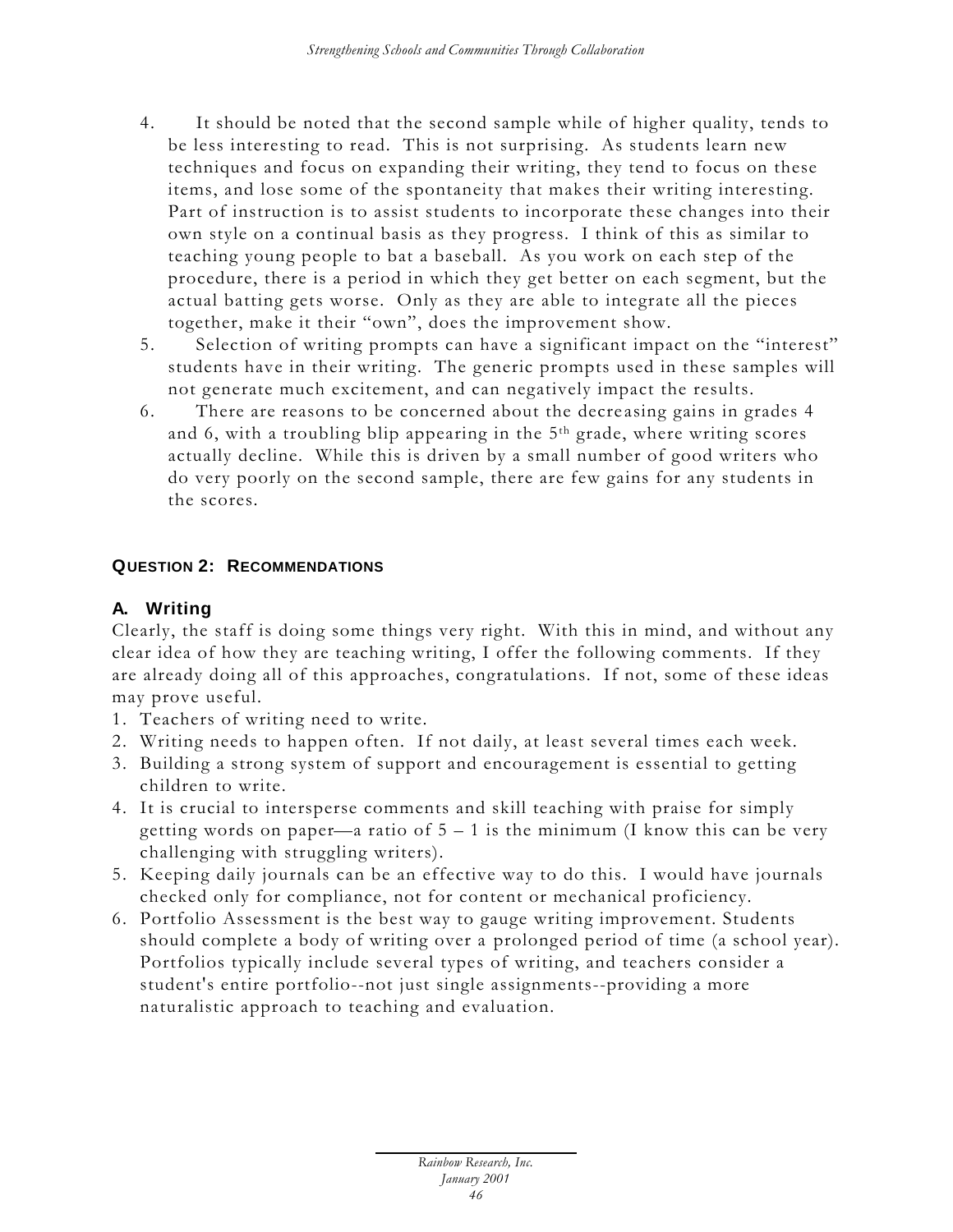4. It should be noted that the second sample while of higher quality, tends to be less interesting to read. This is not surprising. As students learn new techniques and focus on expanding their writing, they tend to focus on these items, and lose some of the spontaneity that makes their writing interesting. Part of instruction is to assist students to incorporate these changes into their own style on a continual basis as they progress. I think of this as similar to teaching young people to bat a baseball. As you work on each step of the procedure, there is a period in which they get better on each segment, but the actual batting gets worse. Only as they are able to integrate all the pieces together, make it their "own", does the improvement show.
5. Selection of writing prompts can have a significant impact on the "interest" students have in their writing. The generic prompts used in these samples will not generate much excitement, and can negatively impact the results.
6. There are reasons to be concerned about the decreasing gains in grades 4 and 6, with a troubling blip appearing in the 5th grade, where writing scores actually decline. While this is driven by a small number of good writers who do very poorly on the second sample, there are few gains for any students in the scores.

### QUESTION 2: RECOMMENDATIONS

### A. Writing

Clearly, the staff is doing some things very right. With this in mind, and without any clear idea of how they are teaching writing, I offer the following comments. If they are already doing all of this approaches, congratulations. If not, some of these ideas may prove useful.

1. Teachers of writing need to write.
2. Writing needs to happen often. If not daily, at least several times each week.
3. Building a strong system of support and encouragement is essential to getting children to write.
4. It is crucial to intersperse comments and skill teaching with praise for simply getting words on paper—a ratio of 5 – 1 is the minimum (I know this can be very challenging with struggling writers).
5. Keeping daily journals can be an effective way to do this. I would have journals checked only for compliance, not for content or mechanical proficiency.
6. Portfolio Assessment is the best way to gauge writing improvement. Students should complete a body of writing over a prolonged period of time (a school year). Portfolios typically include several types of writing, and teachers consider a student's entire portfolio--not just single assignments--providing a more naturalistic approach to teaching and evaluation.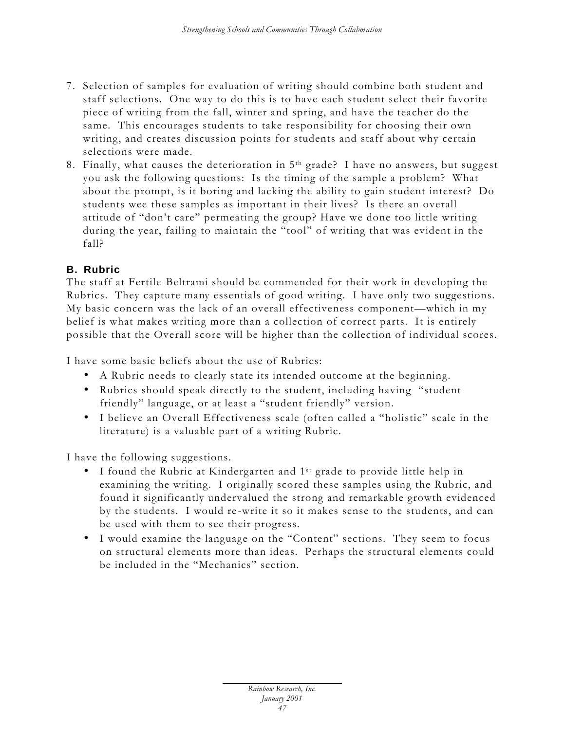7. Selection of samples for evaluation of writing should combine both student and staff selections. One way to do this is to have each student select their favorite piece of writing from the fall, winter and spring, and have the teacher do the same. This encourages students to take responsibility for choosing their own writing, and creates discussion points for students and staff about why certain selections were made.
8. Finally, what causes the deterioration in 5th grade? I have no answers, but suggest you ask the following questions: Is the timing of the sample a problem? What about the prompt, is it boring and lacking the ability to gain student interest? Do students wee these samples as important in their lives? Is there an overall attitude of "don't care" permeating the group? Have we done too little writing during the year, failing to maintain the "tool" of writing that was evident in the fall?

### B. Rubric

The staff at Fertile-Beltrami should be commended for their work in developing the Rubrics. They capture many essentials of good writing. I have only two suggestions. My basic concern was the lack of an overall effectiveness component—which in my belief is what makes writing more than a collection of correct parts. It is entirely possible that the Overall score will be higher than the collection of individual scores.

I have some basic beliefs about the use of Rubrics:

- A Rubric needs to clearly state its intended outcome at the beginning.
- Rubrics should speak directly to the student, including having "student friendly" language, or at least a "student friendly" version.
- I believe an Overall Effectiveness scale (often called a "holistic" scale in the literature) is a valuable part of a writing Rubric.

I have the following suggestions.

- I found the Rubric at Kindergarten and 1st grade to provide little help in examining the writing. I originally scored these samples using the Rubric, and found it significantly undervalued the strong and remarkable growth evidenced by the students. I would re-write it so it makes sense to the students, and can be used with them to see their progress.
- I would examine the language on the "Content" sections. They seem to focus on structural elements more than ideas. Perhaps the structural elements could be included in the "Mechanics" section.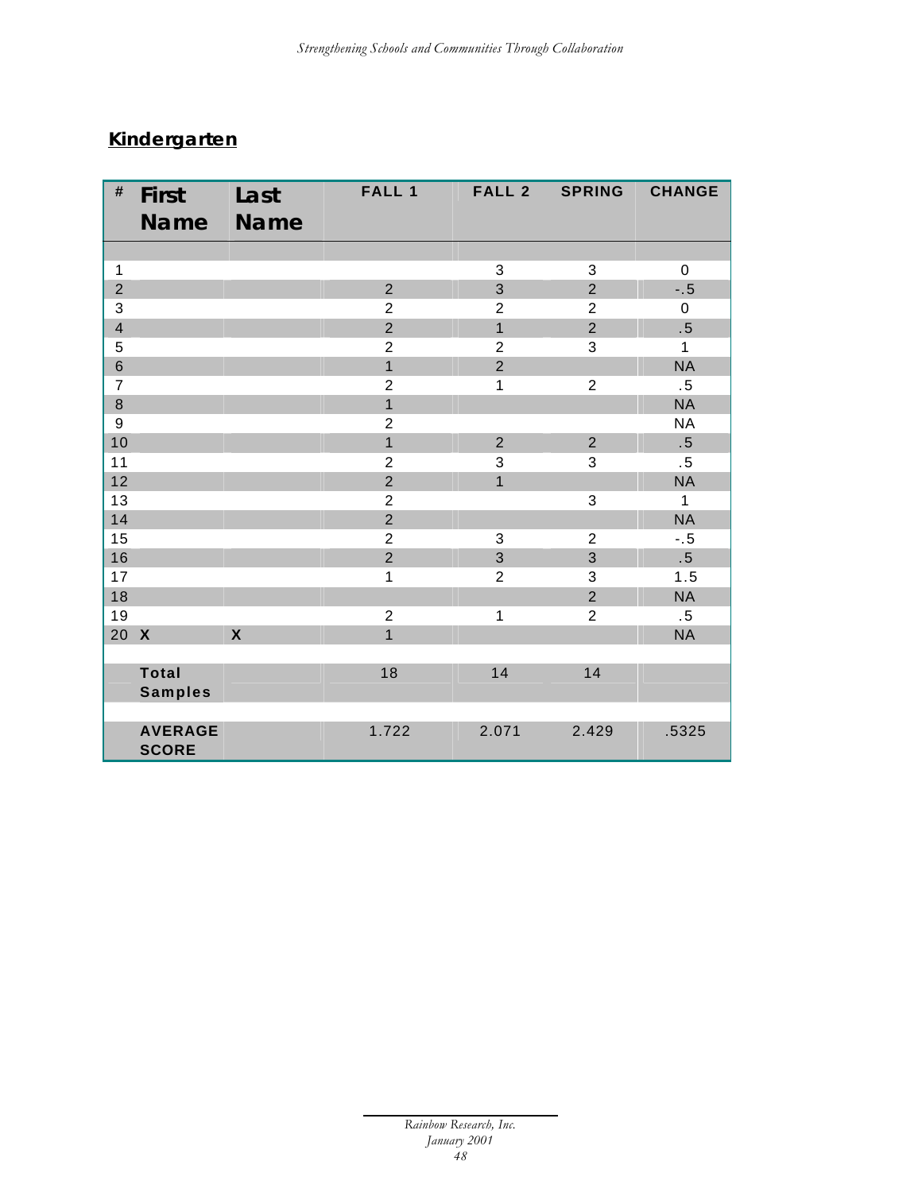## Kindergarten

| # | First Name | Last Name | FALL 1 | FALL 2 | SPRING | CHANGE |
|---|---|---|---|---|---|---|
| 1 | | | | 3 | 3 | 0 |
| 2 | | | 2 | 3 | 2 | -.5 |
| 3 | | | 2 | 2 | 2 | 0 |
| 4 | | | 2 | 1 | 2 | .5 |
| 5 | | | 2 | 2 | 3 | 1 |
| 6 | | | 1 | 2 | | NA |
| 7 | | | 2 | 1 | 2 | .5 |
| 8 | | | 1 | | | NA |
| 9 | | | 2 | | | NA |
| 10 | | | 1 | 2 | 2 | .5 |
| 11 | | | 2 | 3 | 3 | .5 |
| 12 | | | 2 | 1 | | NA |
| 13 | | | 2 | | 3 | 1 |
| 14 | | | 2 | | | NA |
| 15 | | | 2 | 3 | 2 | -.5 |
| 16 | | | 2 | 3 | 3 | .5 |
| 17 | | | 1 | 2 | 3 | 1.5 |
| 18 | | | | | 2 | NA |
| 19 | | | 2 | 1 | 2 | .5 |
| 20 | X | X | 1 | | | NA |
| | **Total Samples** | | 18 | 14 | 14 | |
| | **AVERAGE SCORE** | | 1.722 | 2.071 | 2.429 | .5325 |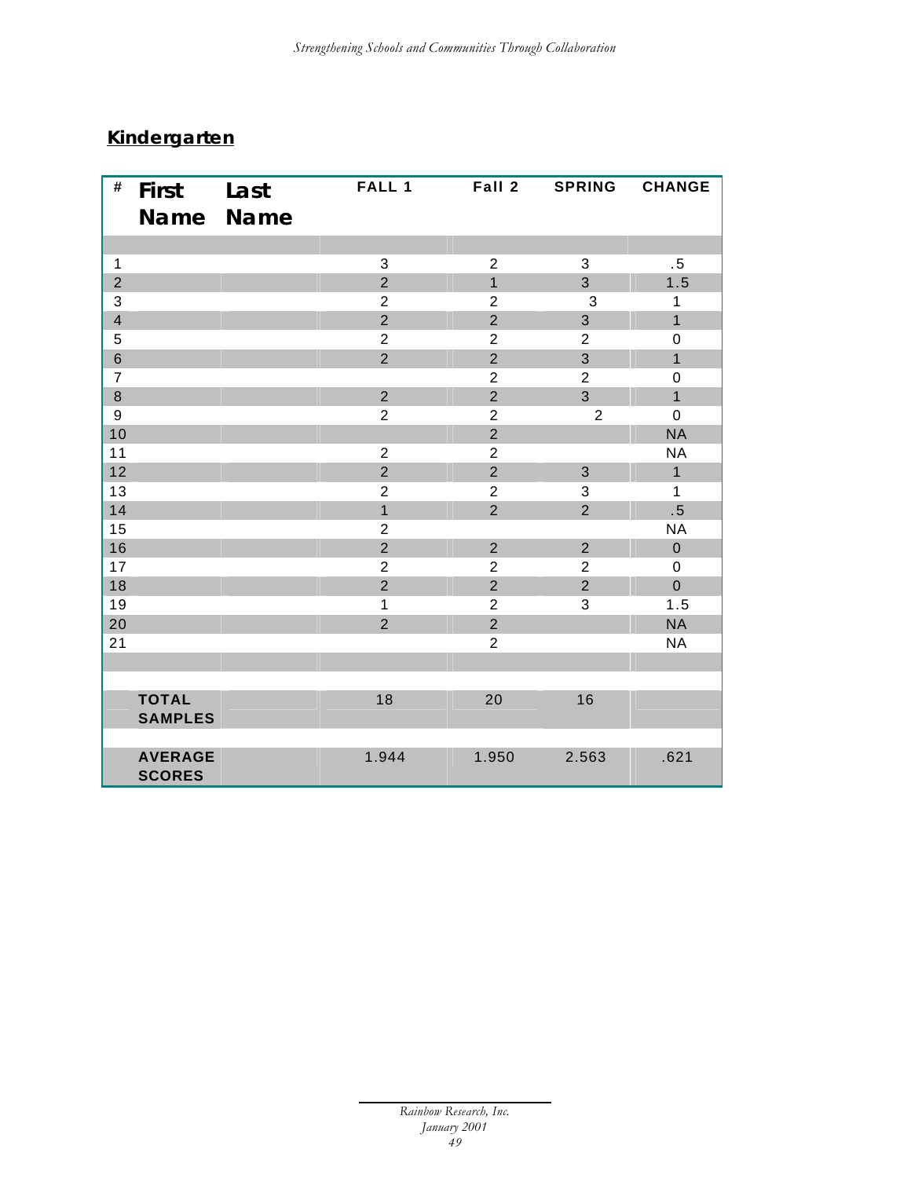## Kindergarten

| # | First Name | Last Name | FALL 1 | Fall 2 | SPRING | CHANGE |
|---|---|---|---|---|---|---|
| 1 | | | 3 | 2 | 3 | .5 |
| 2 | | | 2 | 1 | 3 | 1.5 |
| 3 | | | 2 | 2 | 3 | 1 |
| 4 | | | 2 | 2 | 3 | 1 |
| 5 | | | 2 | 2 | 2 | 0 |
| 6 | | | 2 | 2 | 3 | 1 |
| 7 | | | | 2 | 2 | 0 |
| 8 | | | 2 | 2 | 3 | 1 |
| 9 | | | 2 | 2 | 2 | 0 |
| 10 | | | | 2 | | NA |
| 11 | | | 2 | 2 | | NA |
| 12 | | | 2 | 2 | 3 | 1 |
| 13 | | | 2 | 2 | 3 | 1 |
| 14 | | | 1 | 2 | 2 | .5 |
| 15 | | | 2 | | | NA |
| 16 | | | 2 | 2 | 2 | 0 |
| 17 | | | 2 | 2 | 2 | 0 |
| 18 | | | 2 | 2 | 2 | 0 |
| 19 | | | 1 | 2 | 3 | 1.5 |
| 20 | | | 2 | 2 | | NA |
| 21 | | | | 2 | | NA |
| | | | | | | |
| | TOTAL SAMPLES | | 18 | 20 | 16 | |
| | AVERAGE SCORES | | 1.944 | 1.950 | 2.563 | .621 |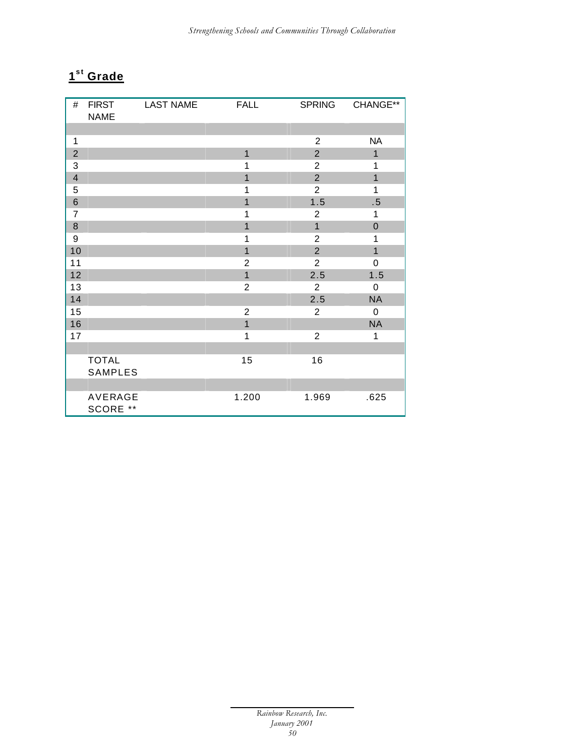## 1st Grade

| # | FIRST NAME | LAST NAME | FALL | SPRING | CHANGE** |
|---|---|---|---|---|---|
| | | | | | |
| 1 | | | | 2 | NA |
| 2 | | | 1 | 2 | 1 |
| 3 | | | 1 | 2 | 1 |
| 4 | | | 1 | 2 | 1 |
| 5 | | | 1 | 2 | 1 |
| 6 | | | 1 | 1.5 | .5 |
| 7 | | | 1 | 2 | 1 |
| 8 | | | 1 | 1 | 0 |
| 9 | | | 1 | 2 | 1 |
| 10 | | | 1 | 2 | 1 |
| 11 | | | 2 | 2 | 0 |
| 12 | | | 1 | 2.5 | 1.5 |
| 13 | | | 2 | 2 | 0 |
| 14 | | | | 2.5 | NA |
| 15 | | | 2 | 2 | 0 |
| 16 | | | 1 | | NA |
| 17 | | | 1 | 2 | 1 |
| | | | | | |
| | TOTAL SAMPLES | | 15 | 16 | |
| | | | | | |
| | AVERAGE SCORE ** | | 1.200 | 1.969 | .625 |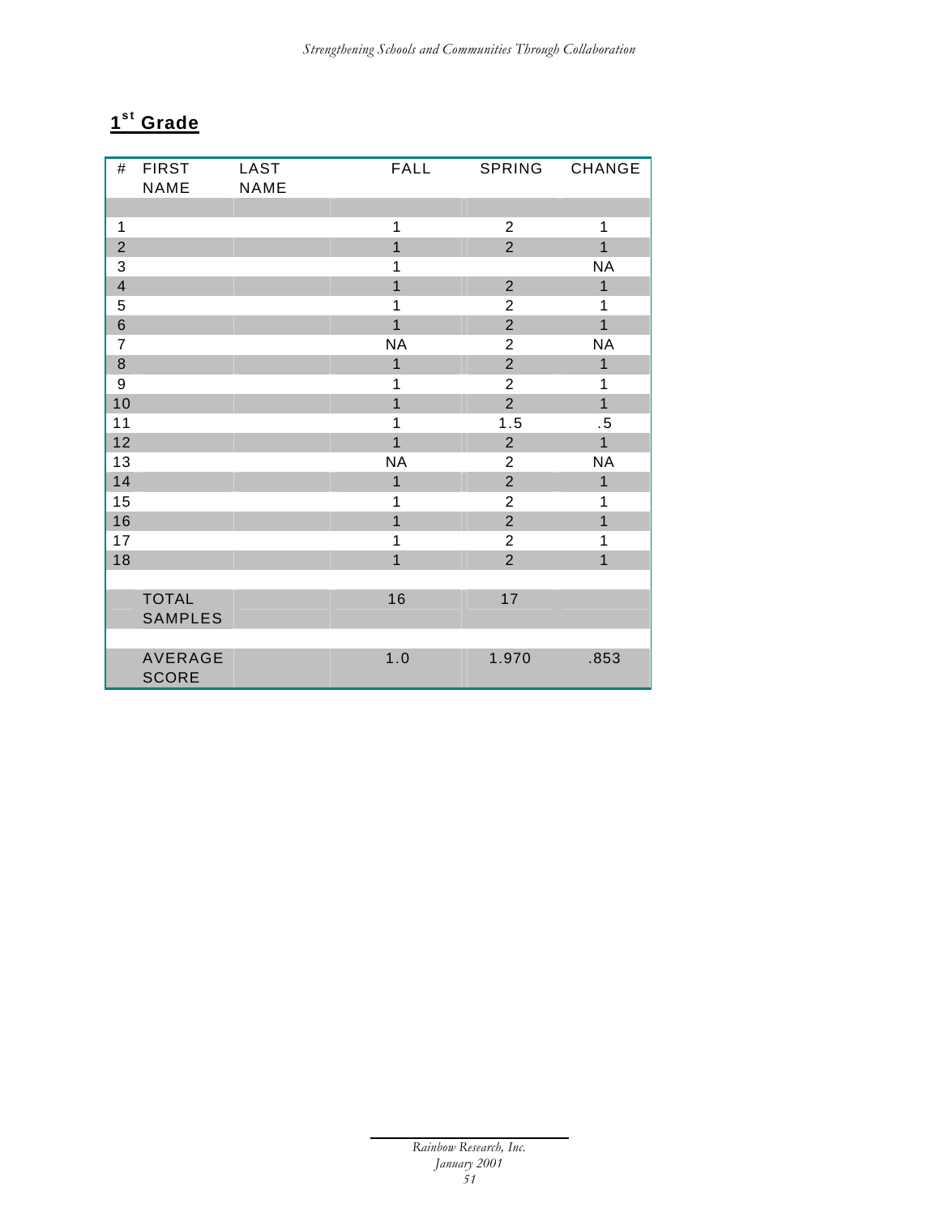## 1st Grade

| # | FIRST NAME | LAST NAME | FALL | SPRING | CHANGE |
|---|---|---|---|---|---|
| 1 | | | 1 | 2 | 1 |
| 2 | | | 1 | 2 | 1 |
| 3 | | | 1 | | NA |
| 4 | | | 1 | 2 | 1 |
| 5 | | | 1 | 2 | 1 |
| 6 | | | 1 | 2 | 1 |
| 7 | | | NA | 2 | NA |
| 8 | | | 1 | 2 | 1 |
| 9 | | | 1 | 2 | 1 |
| 10 | | | 1 | 2 | 1 |
| 11 | | | 1 | 1.5 | .5 |
| 12 | | | 1 | 2 | 1 |
| 13 | | | NA | 2 | NA |
| 14 | | | 1 | 2 | 1 |
| 15 | | | 1 | 2 | 1 |
| 16 | | | 1 | 2 | 1 |
| 17 | | | 1 | 2 | 1 |
| 18 | | | 1 | 2 | 1 |
| | TOTAL SAMPLES | | 16 | 17 | |
| | AVERAGE SCORE | | 1.0 | 1.970 | .853 |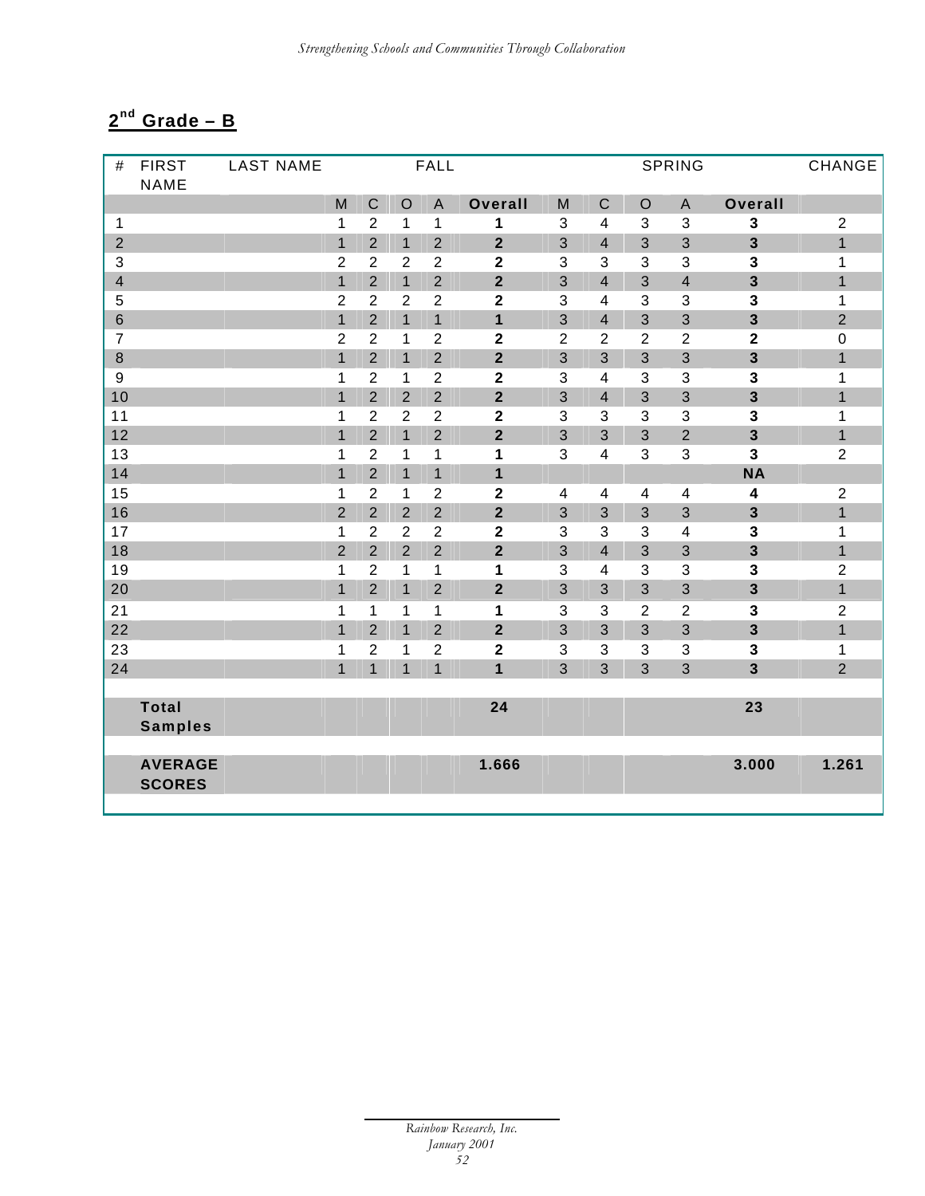## 2nd Grade – B

| # | FIRST NAME | LAST NAME | FALL | | | | | SPRING | | | | | CHANGE |
|---|---|---|---|---|---|---|---|---|---|---|---|---|---|
| | | | M | C | O | A | **Overall** | M | C | O | A | **Overall** | |
| 1 | | | 1 | 2 | 1 | 1 | **1** | 3 | 4 | 3 | 3 | **3** | 2 |
| 2 | | | 1 | 2 | 1 | 2 | **2** | 3 | 4 | 3 | 3 | **3** | 1 |
| 3 | | | 2 | 2 | 2 | 2 | **2** | 3 | 3 | 3 | 3 | **3** | 1 |
| 4 | | | 1 | 2 | 1 | 2 | **2** | 3 | 4 | 3 | 4 | **3** | 1 |
| 5 | | | 2 | 2 | 2 | 2 | **2** | 3 | 4 | 3 | 3 | **3** | 1 |
| 6 | | | 1 | 2 | 1 | 1 | **1** | 3 | 4 | 3 | 3 | **3** | 2 |
| 7 | | | 2 | 2 | 1 | 2 | **2** | 2 | 2 | 2 | 2 | **2** | 0 |
| 8 | | | 1 | 2 | 1 | 2 | **2** | 3 | 3 | 3 | 3 | **3** | 1 |
| 9 | | | 1 | 2 | 1 | 2 | **2** | 3 | 4 | 3 | 3 | **3** | 1 |
| 10 | | | 1 | 2 | 2 | 2 | **2** | 3 | 4 | 3 | 3 | **3** | 1 |
| 11 | | | 1 | 2 | 2 | 2 | **2** | 3 | 3 | 3 | 3 | **3** | 1 |
| 12 | | | 1 | 2 | 1 | 2 | **2** | 3 | 3 | 3 | 2 | **3** | 1 |
| 13 | | | 1 | 2 | 1 | 1 | **1** | 3 | 4 | 3 | 3 | **3** | 2 |
| 14 | | | 1 | 2 | 1 | 1 | **1** | | | | | **NA** | |
| 15 | | | 1 | 2 | 1 | 2 | **2** | 4 | 4 | 4 | 4 | **4** | 2 |
| 16 | | | 2 | 2 | 2 | 2 | **2** | 3 | 3 | 3 | 3 | **3** | 1 |
| 17 | | | 1 | 2 | 2 | 2 | **2** | 3 | 3 | 3 | 4 | **3** | 1 |
| 18 | | | 2 | 2 | 2 | 2 | **2** | 3 | 4 | 3 | 3 | **3** | 1 |
| 19 | | | 1 | 2 | 1 | 1 | **1** | 3 | 4 | 3 | 3 | **3** | 2 |
| 20 | | | 1 | 2 | 1 | 2 | **2** | 3 | 3 | 3 | 3 | **3** | 1 |
| 21 | | | 1 | 1 | 1 | 1 | **1** | 3 | 3 | 2 | 2 | **3** | 2 |
| 22 | | | 1 | 2 | 1 | 2 | **2** | 3 | 3 | 3 | 3 | **3** | 1 |
| 23 | | | 1 | 2 | 1 | 2 | **2** | 3 | 3 | 3 | 3 | **3** | 1 |
| 24 | | | 1 | 1 | 1 | 1 | **1** | 3 | 3 | 3 | 3 | **3** | 2 |
| | **Total Samples** | | | | | | **24** | | | | | **23** | |
| | **AVERAGE SCORES** | | | | | | **1.666** | | | | | **3.000** | **1.261** |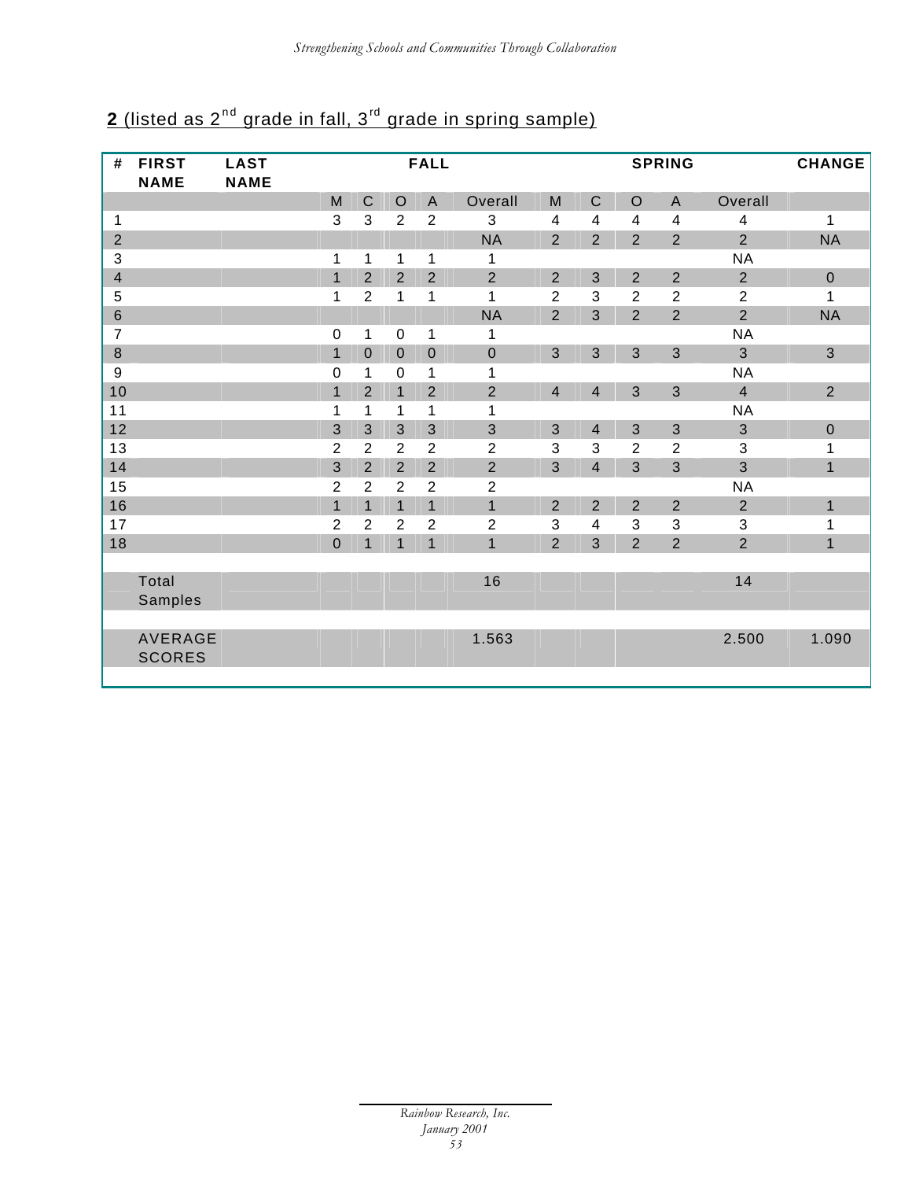**2** (listed as 2nd grade in fall, 3rd grade in spring sample)

| # | FIRST NAME | LAST NAME | FALL | | | | | SPRING | | | | | CHANGE |
|---|---|---|---|---|---|---|---|---|---|---|---|---|---|
| | | | M | C | O | A | Overall | M | C | O | A | Overall | |
| 1 | | | 3 | 3 | 2 | 2 | 3 | 4 | 4 | 4 | 4 | 4 | 1 |
| 2 | | | | | | | NA | 2 | 2 | 2 | 2 | 2 | NA |
| 3 | | | 1 | 1 | 1 | 1 | 1 | | | | | NA | |
| 4 | | | 1 | 2 | 2 | 2 | 2 | 2 | 3 | 2 | 2 | 2 | 0 |
| 5 | | | 1 | 2 | 1 | 1 | 1 | 2 | 3 | 2 | 2 | 2 | 1 |
| 6 | | | | | | | NA | 2 | 3 | 2 | 2 | 2 | NA |
| 7 | | | 0 | 1 | 0 | 1 | 1 | | | | | NA | |
| 8 | | | 1 | 0 | 0 | 0 | 0 | 3 | 3 | 3 | 3 | 3 | 3 |
| 9 | | | 0 | 1 | 0 | 1 | 1 | | | | | NA | |
| 10 | | | 1 | 2 | 1 | 2 | 2 | 4 | 4 | 3 | 3 | 4 | 2 |
| 11 | | | 1 | 1 | 1 | 1 | 1 | | | | | NA | |
| 12 | | | 3 | 3 | 3 | 3 | 3 | 3 | 4 | 3 | 3 | 3 | 0 |
| 13 | | | 2 | 2 | 2 | 2 | 2 | 3 | 3 | 2 | 2 | 3 | 1 |
| 14 | | | 3 | 2 | 2 | 2 | 2 | 3 | 4 | 3 | 3 | 3 | 1 |
| 15 | | | 2 | 2 | 2 | 2 | 2 | | | | | NA | |
| 16 | | | 1 | 1 | 1 | 1 | 1 | 2 | 2 | 2 | 2 | 2 | 1 |
| 17 | | | 2 | 2 | 2 | 2 | 2 | 3 | 4 | 3 | 3 | 3 | 1 |
| 18 | | | 0 | 1 | 1 | 1 | 1 | 2 | 3 | 2 | 2 | 2 | 1 |
| | Total Samples | | | | | | 16 | | | | | 14 | |
| | AVERAGE SCORES | | | | | | 1.563 | | | | | 2.500 | 1.090 |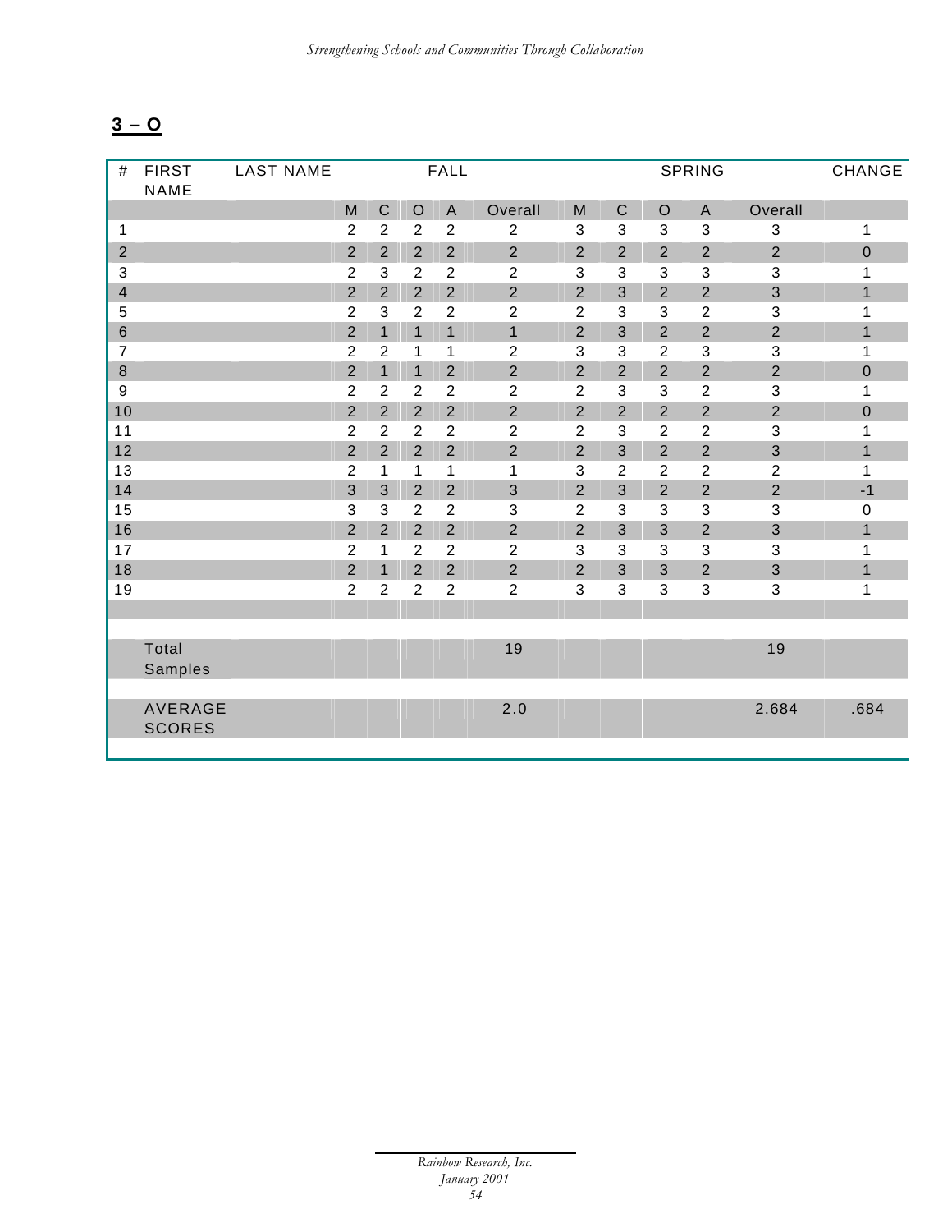**3 – O**

| # | FIRST NAME | LAST NAME | FALL | | | | | SPRING | | | | | CHANGE |
|---|---|---|---|---|---|---|---|---|---|---|---|---|---|
| | | | M | C | O | A | Overall | M | C | O | A | Overall | |
| 1 | | | 2 | 2 | 2 | 2 | 2 | 3 | 3 | 3 | 3 | 3 | 1 |
| 2 | | | 2 | 2 | 2 | 2 | 2 | 2 | 2 | 2 | 2 | 2 | 0 |
| 3 | | | 2 | 3 | 2 | 2 | 2 | 3 | 3 | 3 | 3 | 3 | 1 |
| 4 | | | 2 | 2 | 2 | 2 | 2 | 2 | 3 | 2 | 2 | 3 | 1 |
| 5 | | | 2 | 3 | 2 | 2 | 2 | 2 | 3 | 3 | 2 | 3 | 1 |
| 6 | | | 2 | 1 | 1 | 1 | 1 | 2 | 3 | 2 | 2 | 2 | 1 |
| 7 | | | 2 | 2 | 1 | 1 | 2 | 3 | 3 | 2 | 3 | 3 | 1 |
| 8 | | | 2 | 1 | 1 | 2 | 2 | 2 | 2 | 2 | 2 | 2 | 0 |
| 9 | | | 2 | 2 | 2 | 2 | 2 | 2 | 3 | 3 | 2 | 3 | 1 |
| 10 | | | 2 | 2 | 2 | 2 | 2 | 2 | 2 | 2 | 2 | 2 | 0 |
| 11 | | | 2 | 2 | 2 | 2 | 2 | 2 | 3 | 2 | 2 | 3 | 1 |
| 12 | | | 2 | 2 | 2 | 2 | 2 | 2 | 3 | 2 | 2 | 3 | 1 |
| 13 | | | 2 | 1 | 1 | 1 | 1 | 3 | 2 | 2 | 2 | 2 | 1 |
| 14 | | | 3 | 3 | 2 | 2 | 3 | 2 | 3 | 2 | 2 | 2 | -1 |
| 15 | | | 3 | 3 | 2 | 2 | 3 | 2 | 3 | 3 | 3 | 3 | 0 |
| 16 | | | 2 | 2 | 2 | 2 | 2 | 2 | 3 | 3 | 2 | 3 | 1 |
| 17 | | | 2 | 1 | 2 | 2 | 2 | 3 | 3 | 3 | 3 | 3 | 1 |
| 18 | | | 2 | 1 | 2 | 2 | 2 | 2 | 3 | 3 | 2 | 3 | 1 |
| 19 | | | 2 | 2 | 2 | 2 | 2 | 3 | 3 | 3 | 3 | 3 | 1 |
| | | | | | | | | | | | | | |
| | Total Samples | | | | | | 19 | | | | | 19 | |
| | AVERAGE SCORES | | | | | | 2.0 | | | | | 2.684 | .684 |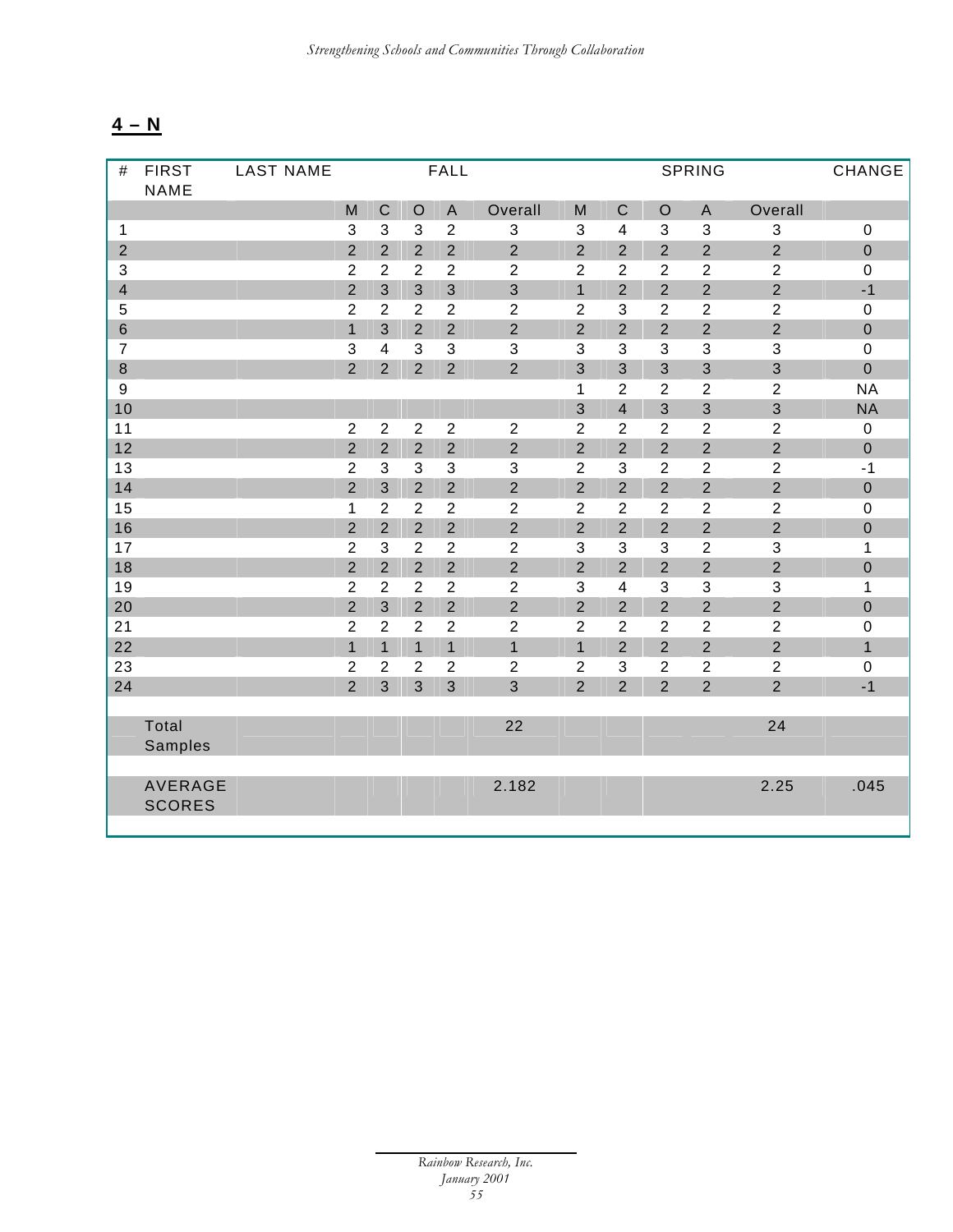## 4 – N

| # | FIRST NAME | LAST NAME | FALL | | | | | SPRING | | | | | CHANGE |
|---|---|---|---|---|---|---|---|---|---|---|---|---|---|
| | | | M | C | O | A | Overall | M | C | O | A | Overall | |
| 1 | | | 3 | 3 | 3 | 2 | 3 | 3 | 4 | 3 | 3 | 3 | 0 |
| 2 | | | 2 | 2 | 2 | 2 | 2 | 2 | 2 | 2 | 2 | 2 | 0 |
| 3 | | | 2 | 2 | 2 | 2 | 2 | 2 | 2 | 2 | 2 | 2 | 0 |
| 4 | | | 2 | 3 | 3 | 3 | 3 | 1 | 2 | 2 | 2 | 2 | -1 |
| 5 | | | 2 | 2 | 2 | 2 | 2 | 2 | 3 | 2 | 2 | 2 | 0 |
| 6 | | | 1 | 3 | 2 | 2 | 2 | 2 | 2 | 2 | 2 | 2 | 0 |
| 7 | | | 3 | 4 | 3 | 3 | 3 | 3 | 3 | 3 | 3 | 3 | 0 |
| 8 | | | 2 | 2 | 2 | 2 | 2 | 3 | 3 | 3 | 3 | 3 | 0 |
| 9 | | | | | | | | 1 | 2 | 2 | 2 | 2 | NA |
| 10 | | | | | | | | 3 | 4 | 3 | 3 | 3 | NA |
| 11 | | | 2 | 2 | 2 | 2 | 2 | 2 | 2 | 2 | 2 | 2 | 0 |
| 12 | | | 2 | 2 | 2 | 2 | 2 | 2 | 2 | 2 | 2 | 2 | 0 |
| 13 | | | 2 | 3 | 3 | 3 | 3 | 2 | 3 | 2 | 2 | 2 | -1 |
| 14 | | | 2 | 3 | 2 | 2 | 2 | 2 | 2 | 2 | 2 | 2 | 0 |
| 15 | | | 1 | 2 | 2 | 2 | 2 | 2 | 2 | 2 | 2 | 2 | 0 |
| 16 | | | 2 | 2 | 2 | 2 | 2 | 2 | 2 | 2 | 2 | 2 | 0 |
| 17 | | | 2 | 3 | 2 | 2 | 2 | 3 | 3 | 3 | 2 | 3 | 1 |
| 18 | | | 2 | 2 | 2 | 2 | 2 | 2 | 2 | 2 | 2 | 2 | 0 |
| 19 | | | 2 | 2 | 2 | 2 | 2 | 3 | 4 | 3 | 3 | 3 | 1 |
| 20 | | | 2 | 3 | 2 | 2 | 2 | 2 | 2 | 2 | 2 | 2 | 0 |
| 21 | | | 2 | 2 | 2 | 2 | 2 | 2 | 2 | 2 | 2 | 2 | 0 |
| 22 | | | 1 | 1 | 1 | 1 | 1 | 1 | 2 | 2 | 2 | 2 | 1 |
| 23 | | | 2 | 2 | 2 | 2 | 2 | 2 | 3 | 2 | 2 | 2 | 0 |
| 24 | | | 2 | 3 | 3 | 3 | 3 | 2 | 2 | 2 | 2 | 2 | -1 |
| | Total Samples | | | | | | 22 | | | | | 24 | |
| | AVERAGE SCORES | | | | | | 2.182 | | | | | 2.25 | .045 |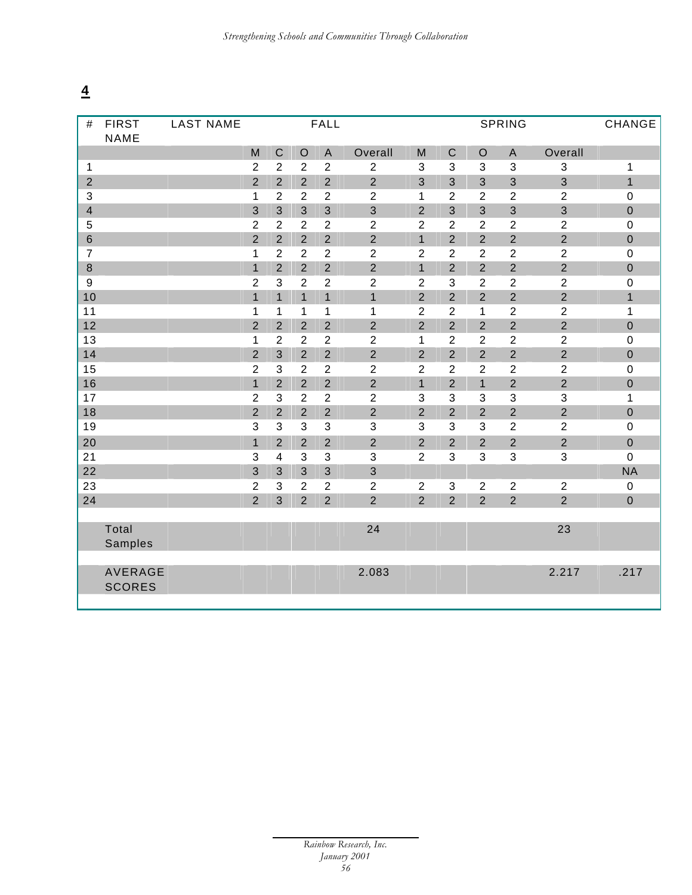**4**

| # | FIRST NAME | LAST NAME | FALL | | | | | SPRING | | | | | CHANGE |
|---|---|---|---|---|---|---|---|---|---|---|---|---|---|
| | | | M | C | O | A | Overall | M | C | O | A | Overall | |
| 1 | | | 2 | 2 | 2 | 2 | 2 | 3 | 3 | 3 | 3 | 3 | 1 |
| 2 | | | 2 | 2 | 2 | 2 | 2 | 3 | 3 | 3 | 3 | 3 | 1 |
| 3 | | | 1 | 2 | 2 | 2 | 2 | 1 | 2 | 2 | 2 | 2 | 0 |
| 4 | | | 3 | 3 | 3 | 3 | 3 | 2 | 3 | 3 | 3 | 3 | 0 |
| 5 | | | 2 | 2 | 2 | 2 | 2 | 2 | 2 | 2 | 2 | 2 | 0 |
| 6 | | | 2 | 2 | 2 | 2 | 2 | 1 | 2 | 2 | 2 | 2 | 0 |
| 7 | | | 1 | 2 | 2 | 2 | 2 | 2 | 2 | 2 | 2 | 2 | 0 |
| 8 | | | 1 | 2 | 2 | 2 | 2 | 1 | 2 | 2 | 2 | 2 | 0 |
| 9 | | | 2 | 3 | 2 | 2 | 2 | 2 | 3 | 2 | 2 | 2 | 0 |
| 10 | | | 1 | 1 | 1 | 1 | 1 | 2 | 2 | 2 | 2 | 2 | 1 |
| 11 | | | 1 | 1 | 1 | 1 | 1 | 2 | 2 | 1 | 2 | 2 | 1 |
| 12 | | | 2 | 2 | 2 | 2 | 2 | 2 | 2 | 2 | 2 | 2 | 0 |
| 13 | | | 1 | 2 | 2 | 2 | 2 | 1 | 2 | 2 | 2 | 2 | 0 |
| 14 | | | 2 | 3 | 2 | 2 | 2 | 2 | 2 | 2 | 2 | 2 | 0 |
| 15 | | | 2 | 3 | 2 | 2 | 2 | 2 | 2 | 2 | 2 | 2 | 0 |
| 16 | | | 1 | 2 | 2 | 2 | 2 | 1 | 2 | 1 | 2 | 2 | 0 |
| 17 | | | 2 | 3 | 2 | 2 | 2 | 3 | 3 | 3 | 3 | 3 | 1 |
| 18 | | | 2 | 2 | 2 | 2 | 2 | 2 | 2 | 2 | 2 | 2 | 0 |
| 19 | | | 3 | 3 | 3 | 3 | 3 | 3 | 3 | 3 | 2 | 2 | 0 |
| 20 | | | 1 | 2 | 2 | 2 | 2 | 2 | 2 | 2 | 2 | 2 | 0 |
| 21 | | | 3 | 4 | 3 | 3 | 3 | 2 | 3 | 3 | 3 | 3 | 0 |
| 22 | | | 3 | 3 | 3 | 3 | 3 | | | | | | NA |
| 23 | | | 2 | 3 | 2 | 2 | 2 | 2 | 3 | 2 | 2 | 2 | 0 |
| 24 | | | 2 | 3 | 2 | 2 | 2 | 2 | 2 | 2 | 2 | 2 | 0 |
| | Total Samples | | | | | | 24 | | | | | 23 | |
| | AVERAGE SCORES | | | | | | 2.083 | | | | | 2.217 | .217 |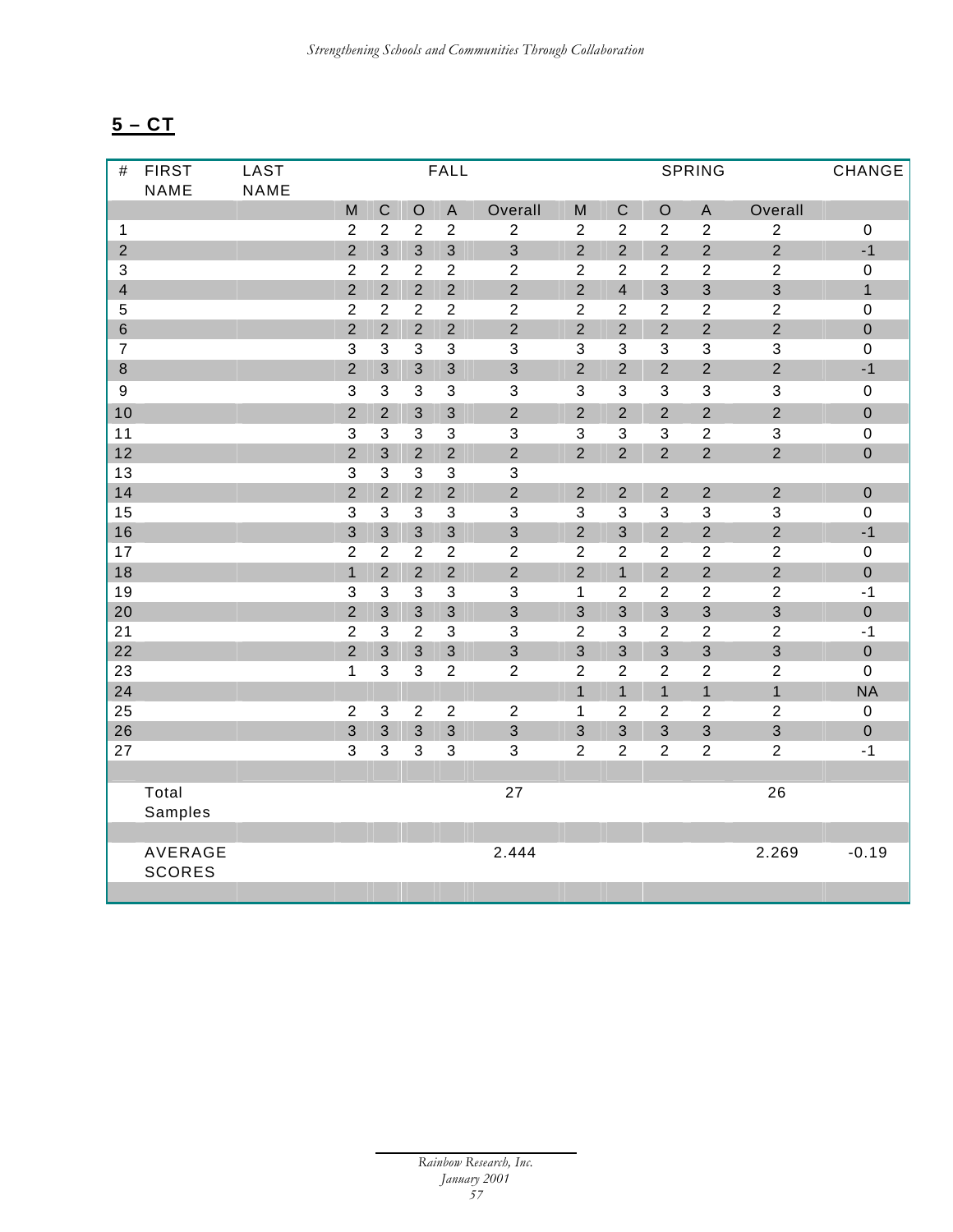## 5 – CT

| # | FIRST NAME | LAST NAME | FALL | | | | | SPRING | | | | | CHANGE |
|---|---|---|---|---|---|---|---|---|---|---|---|---|---|
| | | | M | C | O | A | Overall | M | C | O | A | Overall | |
| 1 | | | 2 | 2 | 2 | 2 | 2 | 2 | 2 | 2 | 2 | 2 | 0 |
| 2 | | | 2 | 3 | 3 | 3 | 3 | 2 | 2 | 2 | 2 | 2 | -1 |
| 3 | | | 2 | 2 | 2 | 2 | 2 | 2 | 2 | 2 | 2 | 2 | 0 |
| 4 | | | 2 | 2 | 2 | 2 | 2 | 2 | 4 | 3 | 3 | 3 | 1 |
| 5 | | | 2 | 2 | 2 | 2 | 2 | 2 | 2 | 2 | 2 | 2 | 0 |
| 6 | | | 2 | 2 | 2 | 2 | 2 | 2 | 2 | 2 | 2 | 2 | 0 |
| 7 | | | 3 | 3 | 3 | 3 | 3 | 3 | 3 | 3 | 3 | 3 | 0 |
| 8 | | | 2 | 3 | 3 | 3 | 3 | 2 | 2 | 2 | 2 | 2 | -1 |
| 9 | | | 3 | 3 | 3 | 3 | 3 | 3 | 3 | 3 | 3 | 3 | 0 |
| 10 | | | 2 | 2 | 3 | 3 | 2 | 2 | 2 | 2 | 2 | 2 | 0 |
| 11 | | | 3 | 3 | 3 | 3 | 3 | 3 | 3 | 3 | 2 | 3 | 0 |
| 12 | | | 2 | 3 | 2 | 2 | 2 | 2 | 2 | 2 | 2 | 2 | 0 |
| 13 | | | 3 | 3 | 3 | 3 | 3 | | | | | | |
| 14 | | | 2 | 2 | 2 | 2 | 2 | 2 | 2 | 2 | 2 | 2 | 0 |
| 15 | | | 3 | 3 | 3 | 3 | 3 | 3 | 3 | 3 | 3 | 3 | 0 |
| 16 | | | 3 | 3 | 3 | 3 | 3 | 2 | 3 | 2 | 2 | 2 | -1 |
| 17 | | | 2 | 2 | 2 | 2 | 2 | 2 | 2 | 2 | 2 | 2 | 0 |
| 18 | | | 1 | 2 | 2 | 2 | 2 | 2 | 1 | 2 | 2 | 2 | 0 |
| 19 | | | 3 | 3 | 3 | 3 | 3 | 1 | 2 | 2 | 2 | 2 | -1 |
| 20 | | | 2 | 3 | 3 | 3 | 3 | 3 | 3 | 3 | 3 | 3 | 0 |
| 21 | | | 2 | 3 | 2 | 3 | 3 | 2 | 3 | 2 | 2 | 2 | -1 |
| 22 | | | 2 | 3 | 3 | 3 | 3 | 3 | 3 | 3 | 3 | 3 | 0 |
| 23 | | | 1 | 3 | 3 | 2 | 2 | 2 | 2 | 2 | 2 | 2 | 0 |
| 24 | | | | | | | | 1 | 1 | 1 | 1 | 1 | NA |
| 25 | | | 2 | 3 | 2 | 2 | 2 | 1 | 2 | 2 | 2 | 2 | 0 |
| 26 | | | 3 | 3 | 3 | 3 | 3 | 3 | 3 | 3 | 3 | 3 | 0 |
| 27 | | | 3 | 3 | 3 | 3 | 3 | 2 | 2 | 2 | 2 | 2 | -1 |
| | | | | | | | | | | | | | |
| | Total Samples | | | | | | 27 | | | | | 26 | |
| | | | | | | | | | | | | | |
| | AVERAGE SCORES | | | | | | 2.444 | | | | | 2.269 | -0.19 |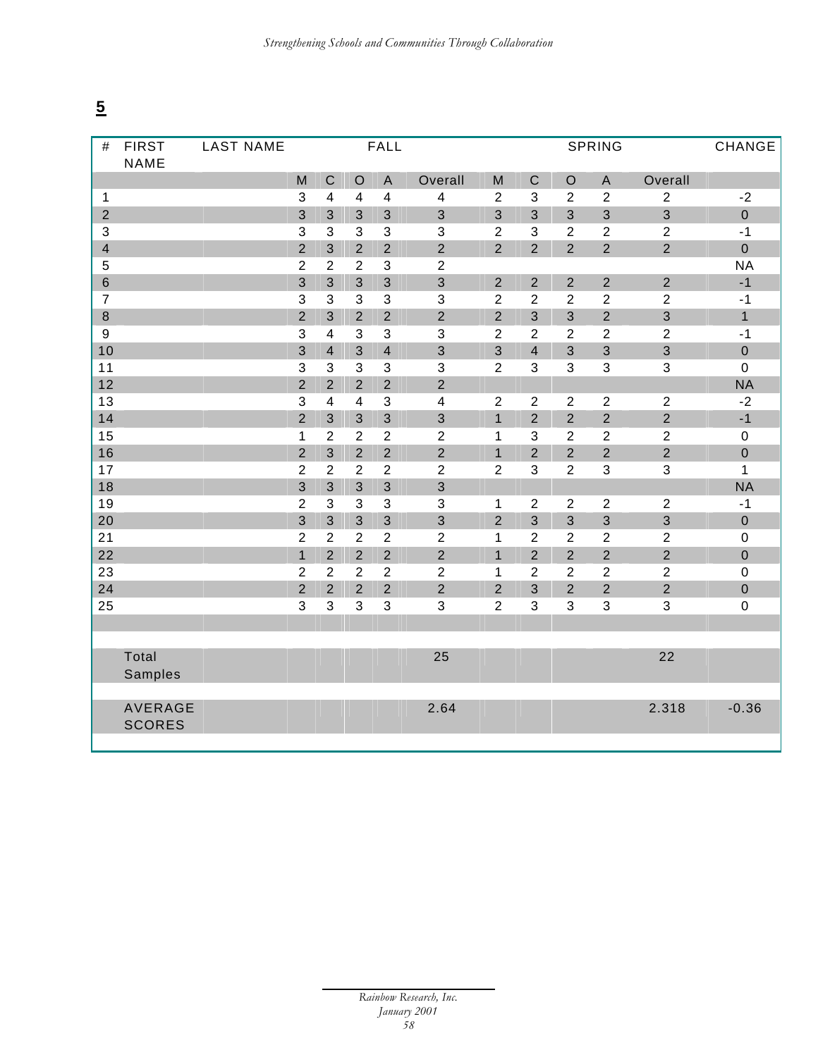**5**

| # | FIRST NAME | LAST NAME | FALL | | | | | SPRING | | | | | CHANGE |
|---|---|---|---|---|---|---|---|---|---|---|---|---|---|
| | | | M | C | O | A | Overall | M | C | O | A | Overall | |
| 1 | | | 3 | 4 | 4 | 4 | 4 | 2 | 3 | 2 | 2 | 2 | -2 |
| 2 | | | 3 | 3 | 3 | 3 | 3 | 3 | 3 | 3 | 3 | 3 | 0 |
| 3 | | | 3 | 3 | 3 | 3 | 3 | 2 | 3 | 2 | 2 | 2 | -1 |
| 4 | | | 2 | 3 | 2 | 2 | 2 | 2 | 2 | 2 | 2 | 2 | 0 |
| 5 | | | 2 | 2 | 2 | 3 | 2 | | | | | | NA |
| 6 | | | 3 | 3 | 3 | 3 | 3 | 2 | 2 | 2 | 2 | 2 | -1 |
| 7 | | | 3 | 3 | 3 | 3 | 3 | 2 | 2 | 2 | 2 | 2 | -1 |
| 8 | | | 2 | 3 | 2 | 2 | 2 | 2 | 3 | 3 | 2 | 3 | 1 |
| 9 | | | 3 | 4 | 3 | 3 | 3 | 2 | 2 | 2 | 2 | 2 | -1 |
| 10 | | | 3 | 4 | 3 | 4 | 3 | 3 | 4 | 3 | 3 | 3 | 0 |
| 11 | | | 3 | 3 | 3 | 3 | 3 | 2 | 3 | 3 | 3 | 3 | 0 |
| 12 | | | 2 | 2 | 2 | 2 | 2 | | | | | | NA |
| 13 | | | 3 | 4 | 4 | 3 | 4 | 2 | 2 | 2 | 2 | 2 | -2 |
| 14 | | | 2 | 3 | 3 | 3 | 3 | 1 | 2 | 2 | 2 | 2 | -1 |
| 15 | | | 1 | 2 | 2 | 2 | 2 | 1 | 3 | 2 | 2 | 2 | 0 |
| 16 | | | 2 | 3 | 2 | 2 | 2 | 1 | 2 | 2 | 2 | 2 | 0 |
| 17 | | | 2 | 2 | 2 | 2 | 2 | 2 | 3 | 2 | 3 | 3 | 1 |
| 18 | | | 3 | 3 | 3 | 3 | 3 | | | | | | NA |
| 19 | | | 2 | 3 | 3 | 3 | 3 | 1 | 2 | 2 | 2 | 2 | -1 |
| 20 | | | 3 | 3 | 3 | 3 | 3 | 2 | 3 | 3 | 3 | 3 | 0 |
| 21 | | | 2 | 2 | 2 | 2 | 2 | 1 | 2 | 2 | 2 | 2 | 0 |
| 22 | | | 1 | 2 | 2 | 2 | 2 | 1 | 2 | 2 | 2 | 2 | 0 |
| 23 | | | 2 | 2 | 2 | 2 | 2 | 1 | 2 | 2 | 2 | 2 | 0 |
| 24 | | | 2 | 2 | 2 | 2 | 2 | 2 | 3 | 2 | 2 | 2 | 0 |
| 25 | | | 3 | 3 | 3 | 3 | 3 | 2 | 3 | 3 | 3 | 3 | 0 |
| | | | | | | | | | | | | | |
| | Total Samples | | | | | | 25 | | | | | 22 | |
| | AVERAGE SCORES | | | | | | 2.64 | | | | | 2.318 | -0.36 |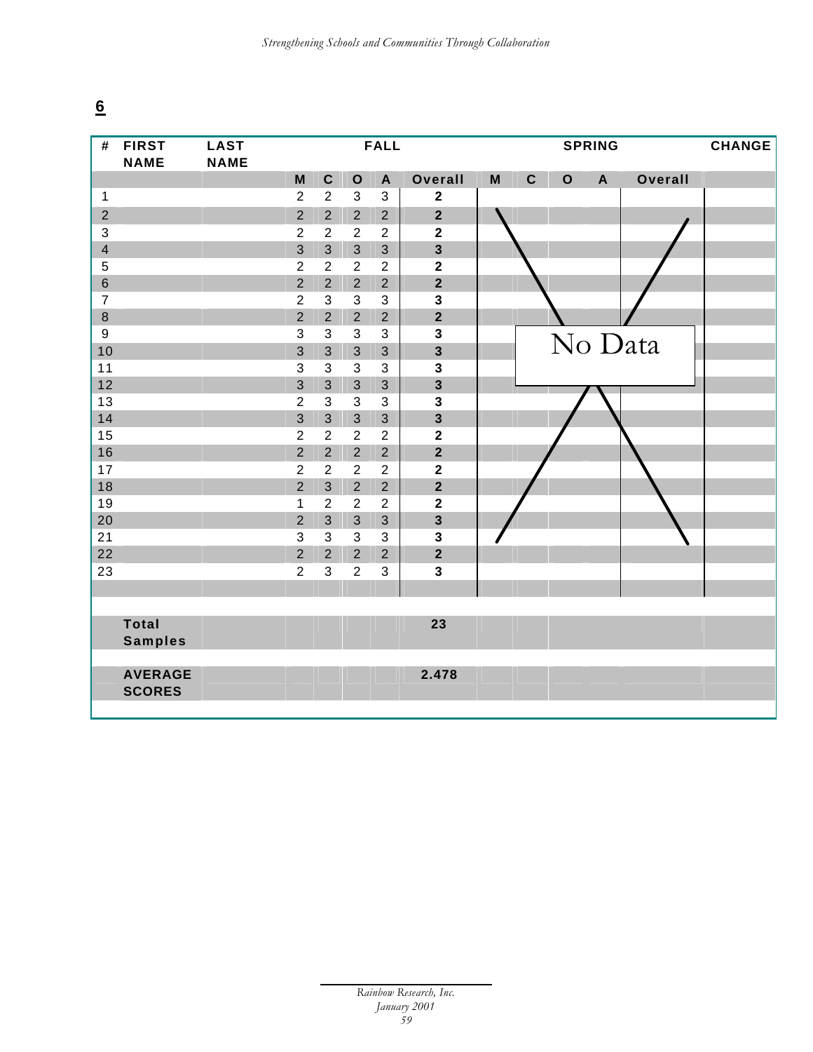**6**

| # | FIRST NAME | LAST NAME | FALL | | | | | SPRING | | | | | CHANGE |
|---|---|---|---|---|---|---|---|---|---|---|---|---|---|
| | | | M | C | O | A | Overall | M | C | O | A | Overall | |
| 1 | | | 2 | 2 | 3 | 3 | **2** | | | | | | |
| 2 | | | 2 | 2 | 2 | 2 | **2** | | | | | | |
| 3 | | | 2 | 2 | 2 | 2 | **2** | | | | | | |
| 4 | | | 3 | 3 | 3 | 3 | **3** | | | | | | |
| 5 | | | 2 | 2 | 2 | 2 | **2** | | | | | | |
| 6 | | | 2 | 2 | 2 | 2 | **2** | | | | | | |
| 7 | | | 2 | 3 | 3 | 3 | **3** | | | | | | |
| 8 | | | 2 | 2 | 2 | 2 | **2** | | | | | | |
| 9 | | | 3 | 3 | 3 | 3 | **3** | | | No Data | | | |
| 10 | | | 3 | 3 | 3 | 3 | **3** | | | | | | |
| 11 | | | 3 | 3 | 3 | 3 | **3** | | | | | | |
| 12 | | | 3 | 3 | 3 | 3 | **3** | | | | | | |
| 13 | | | 2 | 3 | 3 | 3 | **3** | | | | | | |
| 14 | | | 3 | 3 | 3 | 3 | **3** | | | | | | |
| 15 | | | 2 | 2 | 2 | 2 | **2** | | | | | | |
| 16 | | | 2 | 2 | 2 | 2 | **2** | | | | | | |
| 17 | | | 2 | 2 | 2 | 2 | **2** | | | | | | |
| 18 | | | 2 | 3 | 2 | 2 | **2** | | | | | | |
| 19 | | | 1 | 2 | 2 | 2 | **2** | | | | | | |
| 20 | | | 2 | 3 | 3 | 3 | **3** | | | | | | |
| 21 | | | 3 | 3 | 3 | 3 | **3** | | | | | | |
| 22 | | | 2 | 2 | 2 | 2 | **2** | | | | | | |
| 23 | | | 2 | 3 | 2 | 3 | **3** | | | | | | |
| | | | | | | | | | | | | | |
| | **Total Samples** | | | | | | **23** | | | | | | |
| | **AVERAGE SCORES** | | | | | | **2.478** | | | | | | |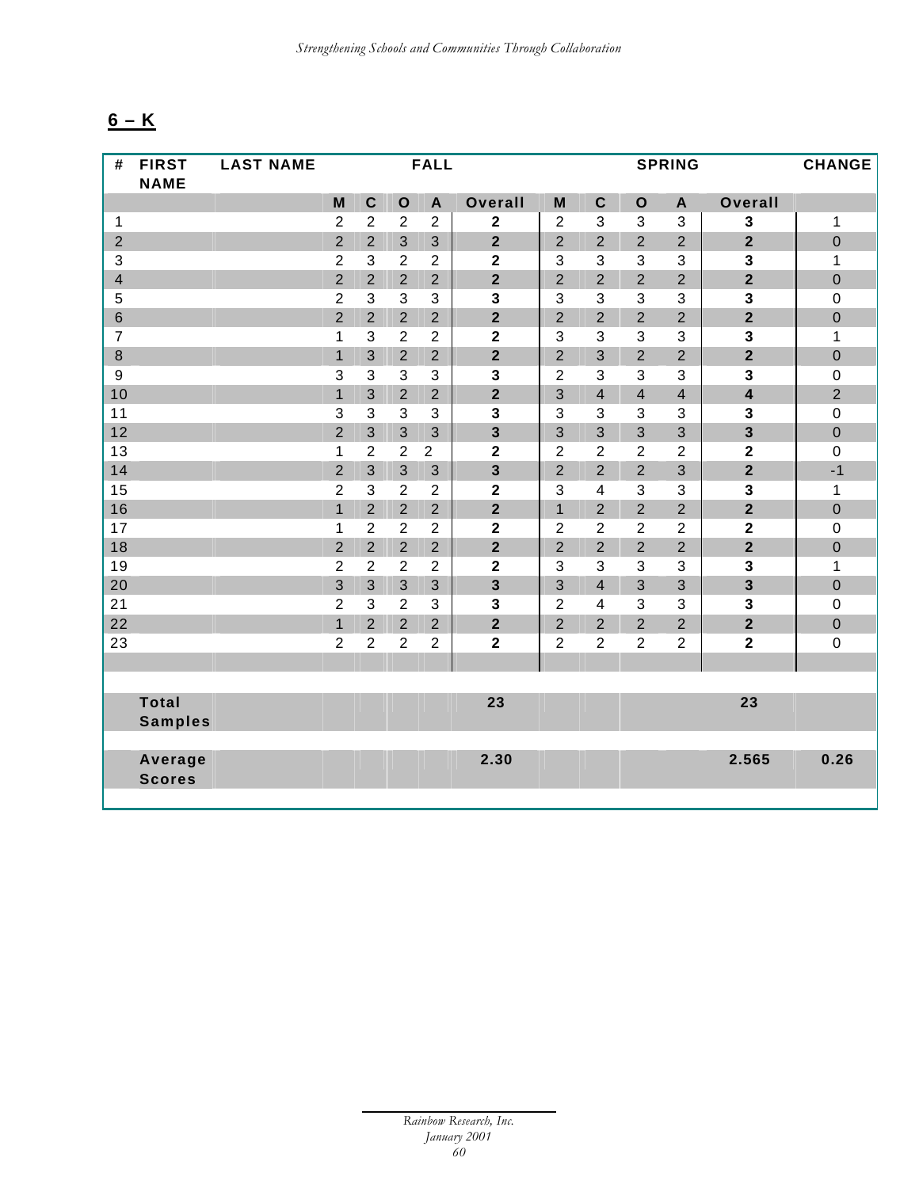## 6 – K

| # | FIRST NAME | LAST NAME | FALL | | | | | SPRING | | | | | CHANGE |
|---|---|---|---|---|---|---|---|---|---|---|---|---|---|
| | | | M | C | O | A | Overall | M | C | O | A | Overall | |
| 1 | | | 2 | 2 | 2 | 2 | **2** | 2 | 3 | 3 | 3 | **3** | 1 |
| 2 | | | 2 | 2 | 3 | 3 | **2** | 2 | 2 | 2 | 2 | **2** | 0 |
| 3 | | | 2 | 3 | 2 | 2 | **2** | 3 | 3 | 3 | 3 | **3** | 1 |
| 4 | | | 2 | 2 | 2 | 2 | **2** | 2 | 2 | 2 | 2 | **2** | 0 |
| 5 | | | 2 | 3 | 3 | 3 | **3** | 3 | 3 | 3 | 3 | **3** | 0 |
| 6 | | | 2 | 2 | 2 | 2 | **2** | 2 | 2 | 2 | 2 | **2** | 0 |
| 7 | | | 1 | 3 | 2 | 2 | **2** | 3 | 3 | 3 | 3 | **3** | 1 |
| 8 | | | 1 | 3 | 2 | 2 | **2** | 2 | 3 | 2 | 2 | **2** | 0 |
| 9 | | | 3 | 3 | 3 | 3 | **3** | 2 | 3 | 3 | 3 | **3** | 0 |
| 10 | | | 1 | 3 | 2 | 2 | **2** | 3 | 4 | 4 | 4 | **4** | 2 |
| 11 | | | 3 | 3 | 3 | 3 | **3** | 3 | 3 | 3 | 3 | **3** | 0 |
| 12 | | | 2 | 3 | 3 | 3 | **3** | 3 | 3 | 3 | 3 | **3** | 0 |
| 13 | | | 1 | 2 | 2 | 2 | **2** | 2 | 2 | 2 | 2 | **2** | 0 |
| 14 | | | 2 | 3 | 3 | 3 | **3** | 2 | 2 | 2 | 3 | **2** | -1 |
| 15 | | | 2 | 3 | 2 | 2 | **2** | 3 | 4 | 3 | 3 | **3** | 1 |
| 16 | | | 1 | 2 | 2 | 2 | **2** | 1 | 2 | 2 | 2 | **2** | 0 |
| 17 | | | 1 | 2 | 2 | 2 | **2** | 2 | 2 | 2 | 2 | **2** | 0 |
| 18 | | | 2 | 2 | 2 | 2 | **2** | 2 | 2 | 2 | 2 | **2** | 0 |
| 19 | | | 2 | 2 | 2 | 2 | **2** | 3 | 3 | 3 | 3 | **3** | 1 |
| 20 | | | 3 | 3 | 3 | 3 | **3** | 3 | 4 | 3 | 3 | **3** | 0 |
| 21 | | | 2 | 3 | 2 | 3 | **3** | 2 | 4 | 3 | 3 | **3** | 0 |
| 22 | | | 1 | 2 | 2 | 2 | **2** | 2 | 2 | 2 | 2 | **2** | 0 |
| 23 | | | 2 | 2 | 2 | 2 | **2** | 2 | 2 | 2 | 2 | **2** | 0 |
| | | | | | | | | | | | | | |
| | **Total Samples** | | | | | | **23** | | | | | **23** | |
| | **Average Scores** | | | | | | **2.30** | | | | | **2.565** | **0.26** |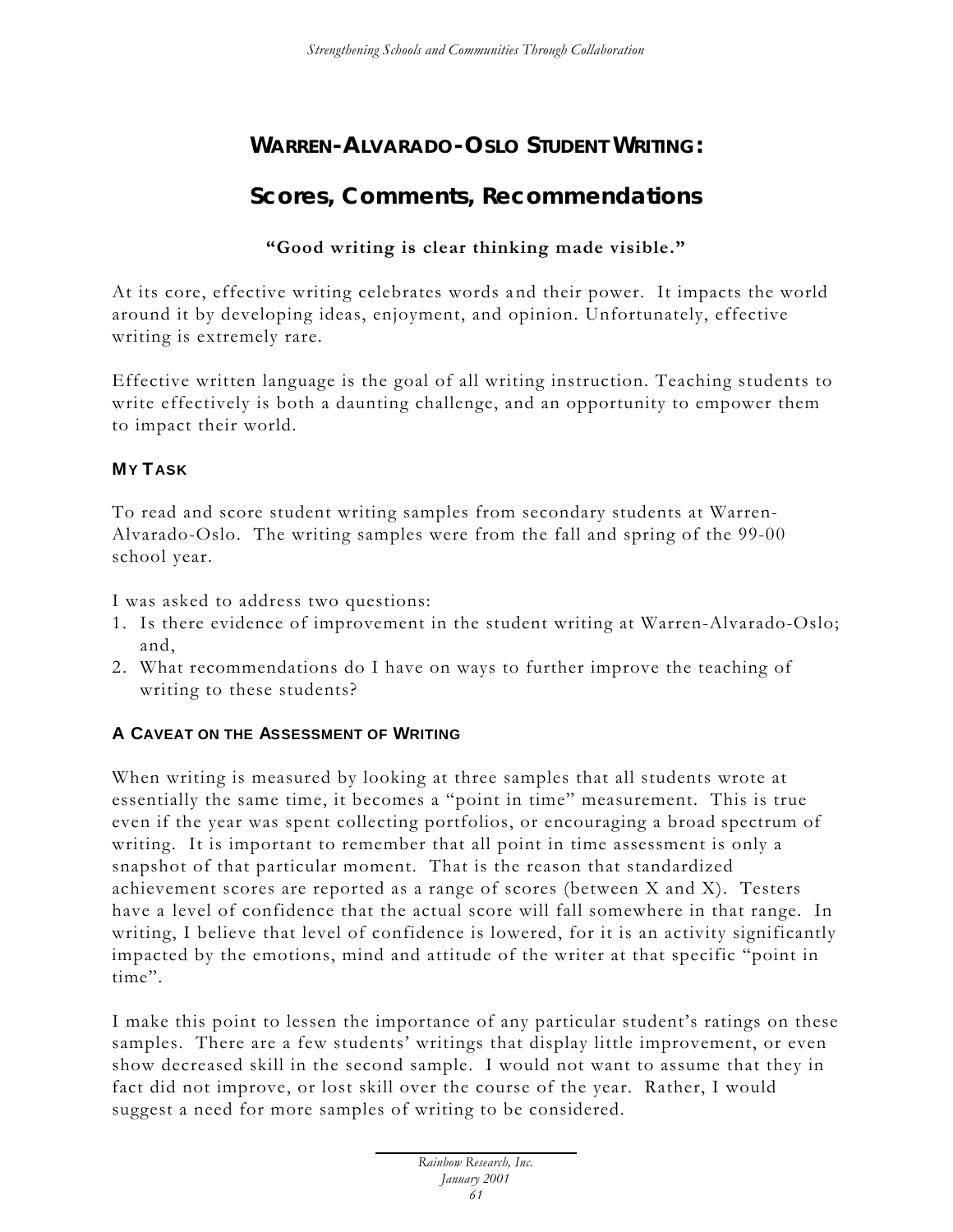# WARREN-ALVARADO-OSLO STUDENT WRITING:

## Scores, Comments, Recommendations

**"Good writing is clear thinking made visible."**

At its core, effective writing celebrates words and their power. It impacts the world around it by developing ideas, enjoyment, and opinion. Unfortunately, effective writing is extremely rare.

Effective written language is the goal of all writing instruction. Teaching students to write effectively is both a daunting challenge, and an opportunity to empower them to impact their world.

### MY TASK

To read and score student writing samples from secondary students at Warren-Alvarado-Oslo. The writing samples were from the fall and spring of the 99-00 school year.

I was asked to address two questions:

1. Is there evidence of improvement in the student writing at Warren-Alvarado-Oslo; and,
2. What recommendations do I have on ways to further improve the teaching of writing to these students?

### A CAVEAT ON THE ASSESSMENT OF WRITING

When writing is measured by looking at three samples that all students wrote at essentially the same time, it becomes a "point in time" measurement. This is true even if the year was spent collecting portfolios, or encouraging a broad spectrum of writing. It is important to remember that all point in time assessment is only a snapshot of that particular moment. That is the reason that standardized achievement scores are reported as a range of scores (between X and X). Testers have a level of confidence that the actual score will fall somewhere in that range. In writing, I believe that level of confidence is lowered, for it is an activity significantly impacted by the emotions, mind and attitude of the writer at that specific "point in time".

I make this point to lessen the importance of any particular student's ratings on these samples. There are a few students' writings that display little improvement, or even show decreased skill in the second sample. I would not want to assume that they in fact did not improve, or lost skill over the course of the year. Rather, I would suggest a need for more samples of writing to be considered.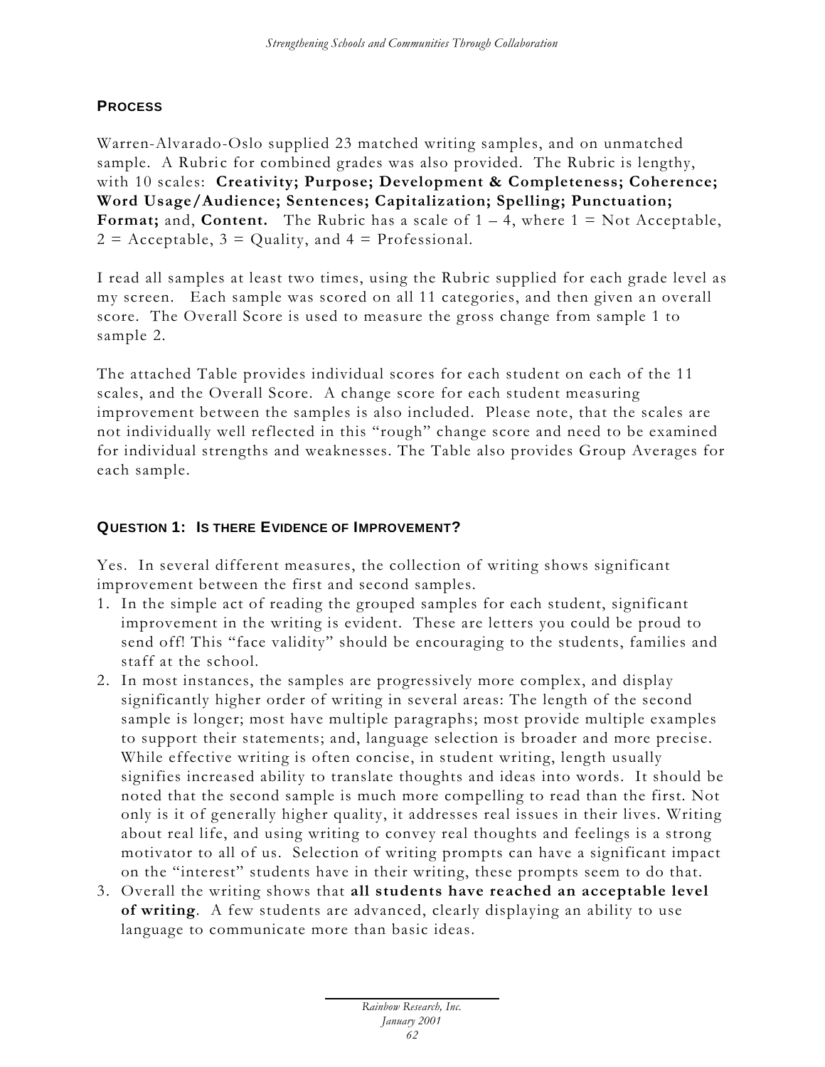#### PROCESS

Warren-Alvarado-Oslo supplied 23 matched writing samples, and on unmatched sample. A Rubric for combined grades was also provided. The Rubric is lengthy, with 10 scales: **Creativity; Purpose; Development & Completeness; Coherence; Word Usage/Audience; Sentences; Capitalization; Spelling; Punctuation; Format;** and, **Content.** The Rubric has a scale of 1 – 4, where 1 = Not Acceptable, 2 = Acceptable, 3 = Quality, and 4 = Professional.

I read all samples at least two times, using the Rubric supplied for each grade level as my screen. Each sample was scored on all 11 categories, and then given an overall score. The Overall Score is used to measure the gross change from sample 1 to sample 2.

The attached Table provides individual scores for each student on each of the 11 scales, and the Overall Score. A change score for each student measuring improvement between the samples is also included. Please note, that the scales are not individually well reflected in this "rough" change score and need to be examined for individual strengths and weaknesses. The Table also provides Group Averages for each sample.

#### QUESTION 1: IS THERE EVIDENCE OF IMPROVEMENT?

Yes. In several different measures, the collection of writing shows significant improvement between the first and second samples.

1. In the simple act of reading the grouped samples for each student, significant improvement in the writing is evident. These are letters you could be proud to send off! This "face validity" should be encouraging to the students, families and staff at the school.
2. In most instances, the samples are progressively more complex, and display significantly higher order of writing in several areas: The length of the second sample is longer; most have multiple paragraphs; most provide multiple examples to support their statements; and, language selection is broader and more precise. While effective writing is often concise, in student writing, length usually signifies increased ability to translate thoughts and ideas into words. It should be noted that the second sample is much more compelling to read than the first. Not only is it of generally higher quality, it addresses real issues in their lives. Writing about real life, and using writing to convey real thoughts and feelings is a strong motivator to all of us. Selection of writing prompts can have a significant impact on the "interest" students have in their writing, these prompts seem to do that.
3. Overall the writing shows that **all students have reached an acceptable level of writing**. A few students are advanced, clearly displaying an ability to use language to communicate more than basic ideas.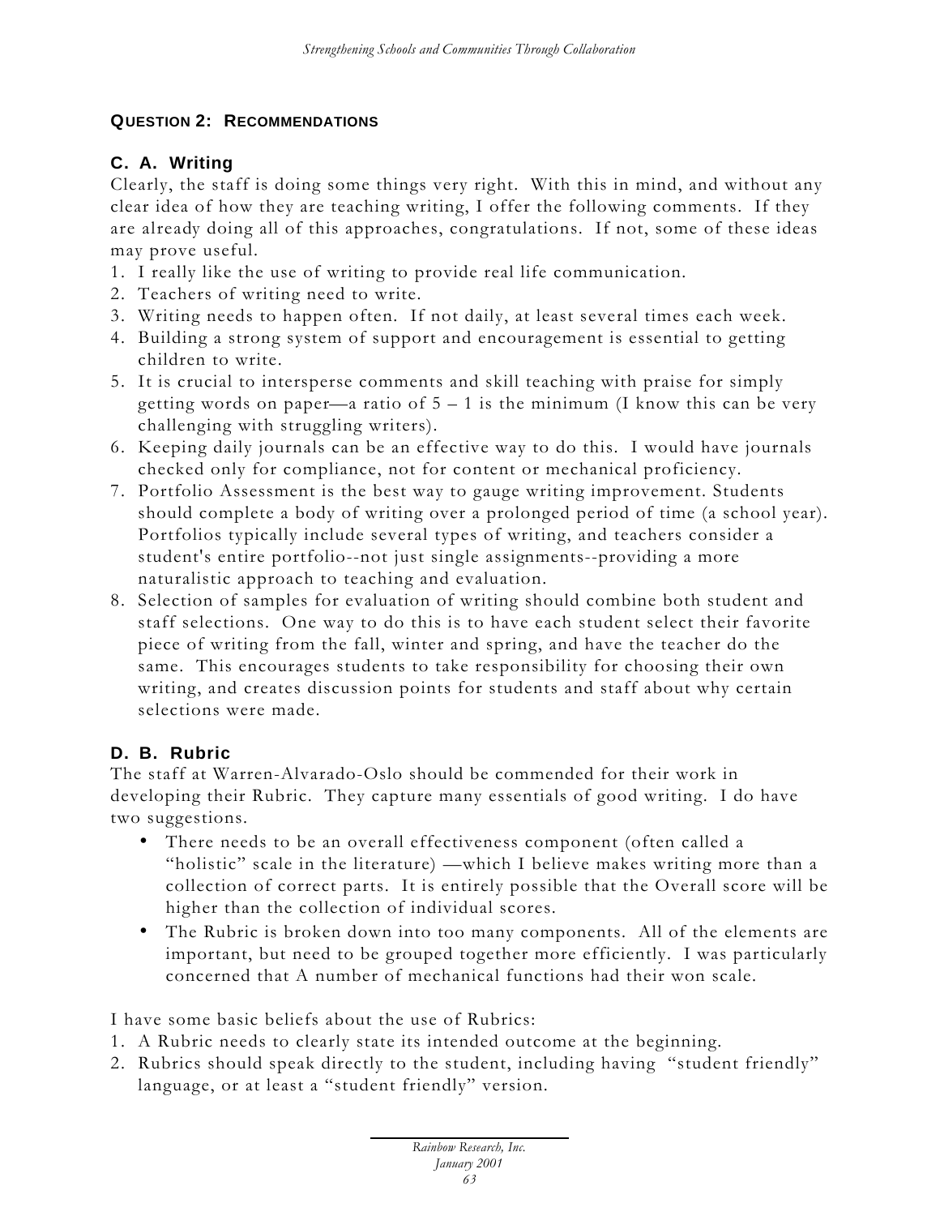### QUESTION 2: RECOMMENDATIONS

#### C. A. Writing

Clearly, the staff is doing some things very right. With this in mind, and without any clear idea of how they are teaching writing, I offer the following comments. If they are already doing all of this approaches, congratulations. If not, some of these ideas may prove useful.

1. I really like the use of writing to provide real life communication.
2. Teachers of writing need to write.
3. Writing needs to happen often. If not daily, at least several times each week.
4. Building a strong system of support and encouragement is essential to getting children to write.
5. It is crucial to intersperse comments and skill teaching with praise for simply getting words on paper—a ratio of 5 – 1 is the minimum (I know this can be very challenging with struggling writers).
6. Keeping daily journals can be an effective way to do this. I would have journals checked only for compliance, not for content or mechanical proficiency.
7. Portfolio Assessment is the best way to gauge writing improvement. Students should complete a body of writing over a prolonged period of time (a school year). Portfolios typically include several types of writing, and teachers consider a student's entire portfolio--not just single assignments--providing a more naturalistic approach to teaching and evaluation.
8. Selection of samples for evaluation of writing should combine both student and staff selections. One way to do this is to have each student select their favorite piece of writing from the fall, winter and spring, and have the teacher do the same. This encourages students to take responsibility for choosing their own writing, and creates discussion points for students and staff about why certain selections were made.

#### D. B. Rubric

The staff at Warren-Alvarado-Oslo should be commended for their work in developing their Rubric. They capture many essentials of good writing. I do have two suggestions.

- There needs to be an overall effectiveness component (often called a "holistic" scale in the literature) —which I believe makes writing more than a collection of correct parts. It is entirely possible that the Overall score will be higher than the collection of individual scores.
- The Rubric is broken down into too many components. All of the elements are important, but need to be grouped together more efficiently. I was particularly concerned that A number of mechanical functions had their won scale.

I have some basic beliefs about the use of Rubrics:

1. A Rubric needs to clearly state its intended outcome at the beginning.
2. Rubrics should speak directly to the student, including having "student friendly" language, or at least a "student friendly" version.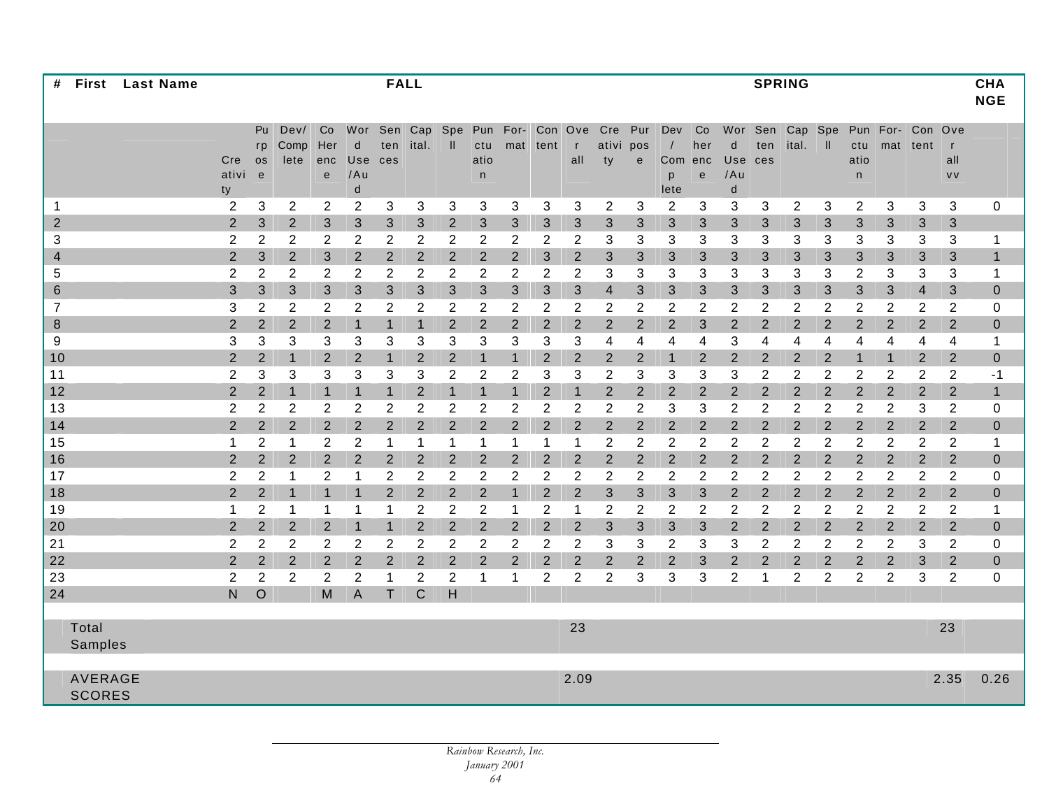| # | First | Last Name | FALL | | | | | | | | | | | | SPRING | | | | | | | | | | | | CHANGE |
|---|---|---|---|---|---|---|---|---|---|---|---|---|---|---|---|---|---|---|---|---|---|---|---|---|---|---|---|
| | | | Creativity | Purpose | Dev/Complete | CoHerence | Word Use/Aud | Sentences | Capital. | Spell | Punctuation | For-mat | Content | Overall | Creativity | Purpose | Dev/Complete | Coherence | Word Use/Aud | Sentences | Capital. | Spell | Punctuation | For-mat | Content | Overall vv | |
| 1 | | | 2 | 3 | 2 | 2 | 2 | 3 | 3 | 3 | 3 | 3 | 3 | 3 | 2 | 3 | 2 | 3 | 3 | 3 | 2 | 3 | 2 | 3 | 3 | 3 | 0 |
| 2 | | | 2 | 3 | 2 | 3 | 3 | 3 | 3 | 2 | 3 | 3 | 3 | 3 | 3 | 3 | 3 | 3 | 3 | 3 | 3 | 3 | 3 | 3 | 3 | 3 | |
| 3 | | | 2 | 2 | 2 | 2 | 2 | 2 | 2 | 2 | 2 | 2 | 2 | 2 | 3 | 3 | 3 | 3 | 3 | 3 | 3 | 3 | 3 | 3 | 3 | 3 | 1 |
| 4 | | | 2 | 3 | 2 | 3 | 2 | 2 | 2 | 2 | 2 | 2 | 3 | 2 | 3 | 3 | 3 | 3 | 3 | 3 | 3 | 3 | 3 | 3 | 3 | 3 | 1 |
| 5 | | | 2 | 2 | 2 | 2 | 2 | 2 | 2 | 2 | 2 | 2 | 2 | 2 | 3 | 3 | 3 | 3 | 3 | 3 | 3 | 3 | 2 | 3 | 3 | 3 | 1 |
| 6 | | | 3 | 3 | 3 | 3 | 3 | 3 | 3 | 3 | 3 | 3 | 3 | 3 | 4 | 3 | 3 | 3 | 3 | 3 | 3 | 3 | 3 | 3 | 4 | 3 | 0 |
| 7 | | | 3 | 2 | 2 | 2 | 2 | 2 | 2 | 2 | 2 | 2 | 2 | 2 | 2 | 2 | 2 | 2 | 2 | 2 | 2 | 2 | 2 | 2 | 2 | 2 | 0 |
| 8 | | | 2 | 2 | 2 | 2 | 1 | 1 | 1 | 2 | 2 | 2 | 2 | 2 | 2 | 2 | 2 | 3 | 2 | 2 | 2 | 2 | 2 | 2 | 2 | 2 | 0 |
| 9 | | | 3 | 3 | 3 | 3 | 3 | 3 | 3 | 3 | 3 | 3 | 3 | 3 | 4 | 4 | 4 | 4 | 3 | 4 | 4 | 4 | 4 | 4 | 4 | 4 | 1 |
| 10 | | | 2 | 2 | 1 | 2 | 2 | 1 | 2 | 2 | 1 | 1 | 2 | 2 | 2 | 2 | 1 | 2 | 2 | 2 | 2 | 2 | 1 | 1 | 2 | 2 | 0 |
| 11 | | | 2 | 3 | 3 | 3 | 3 | 3 | 3 | 2 | 2 | 2 | 3 | 3 | 2 | 3 | 3 | 3 | 3 | 2 | 2 | 2 | 2 | 2 | 2 | 2 | -1 |
| 12 | | | 2 | 2 | 1 | 1 | 1 | 1 | 2 | 1 | 1 | 1 | 2 | 1 | 2 | 2 | 2 | 2 | 2 | 2 | 2 | 2 | 2 | 2 | 2 | 2 | 1 |
| 13 | | | 2 | 2 | 2 | 2 | 2 | 2 | 2 | 2 | 2 | 2 | 2 | 2 | 2 | 2 | 3 | 3 | 2 | 2 | 2 | 2 | 2 | 2 | 3 | 2 | 0 |
| 14 | | | 2 | 2 | 2 | 2 | 2 | 2 | 2 | 2 | 2 | 2 | 2 | 2 | 2 | 2 | 2 | 2 | 2 | 2 | 2 | 2 | 2 | 2 | 2 | 2 | 0 |
| 15 | | | 1 | 2 | 1 | 2 | 2 | 1 | 1 | 1 | 1 | 1 | 1 | 1 | 2 | 2 | 2 | 2 | 2 | 2 | 2 | 2 | 2 | 2 | 2 | 2 | 1 |
| 16 | | | 2 | 2 | 2 | 2 | 2 | 2 | 2 | 2 | 2 | 2 | 2 | 2 | 2 | 2 | 2 | 2 | 2 | 2 | 2 | 2 | 2 | 2 | 2 | 2 | 0 |
| 17 | | | 2 | 2 | 1 | 2 | 1 | 2 | 2 | 2 | 2 | 2 | 2 | 2 | 2 | 2 | 2 | 2 | 2 | 2 | 2 | 2 | 2 | 2 | 2 | 2 | 0 |
| 18 | | | 2 | 2 | 1 | 1 | 1 | 2 | 2 | 2 | 2 | 1 | 2 | 2 | 3 | 3 | 3 | 3 | 2 | 2 | 2 | 2 | 2 | 2 | 2 | 2 | 0 |
| 19 | | | 1 | 2 | 1 | 1 | 1 | 1 | 2 | 2 | 2 | 1 | 2 | 1 | 2 | 2 | 2 | 2 | 2 | 2 | 2 | 2 | 2 | 2 | 2 | 2 | 1 |
| 20 | | | 2 | 2 | 2 | 2 | 1 | 1 | 2 | 2 | 2 | 2 | 2 | 2 | 3 | 3 | 3 | 3 | 2 | 2 | 2 | 2 | 2 | 2 | 2 | 2 | 0 |
| 21 | | | 2 | 2 | 2 | 2 | 2 | 2 | 2 | 2 | 2 | 2 | 2 | 2 | 3 | 3 | 2 | 3 | 3 | 2 | 2 | 2 | 2 | 2 | 3 | 2 | 0 |
| 22 | | | 2 | 2 | 2 | 2 | 2 | 2 | 2 | 2 | 2 | 2 | 2 | 2 | 2 | 2 | 2 | 3 | 2 | 2 | 2 | 2 | 2 | 2 | 3 | 2 | 0 |
| 23 | | | 2 | 2 | 2 | 2 | 2 | 1 | 2 | 2 | 1 | 1 | 2 | 2 | 2 | 3 | 3 | 3 | 2 | 1 | 2 | 2 | 2 | 2 | 3 | 2 | 0 |
| 24 | | | N | O | | M | A | T | C | H | | | | | | | | | | | | | | | | | |
| Total Samples | | | | | | | | | | | | 23 | | | | | | | | | | | | | | 23 | |
| AVERAGE SCORES | | | | | | | | | | | | 2.09 | | | | | | | | | | | | | | 2.35 | 0.26 |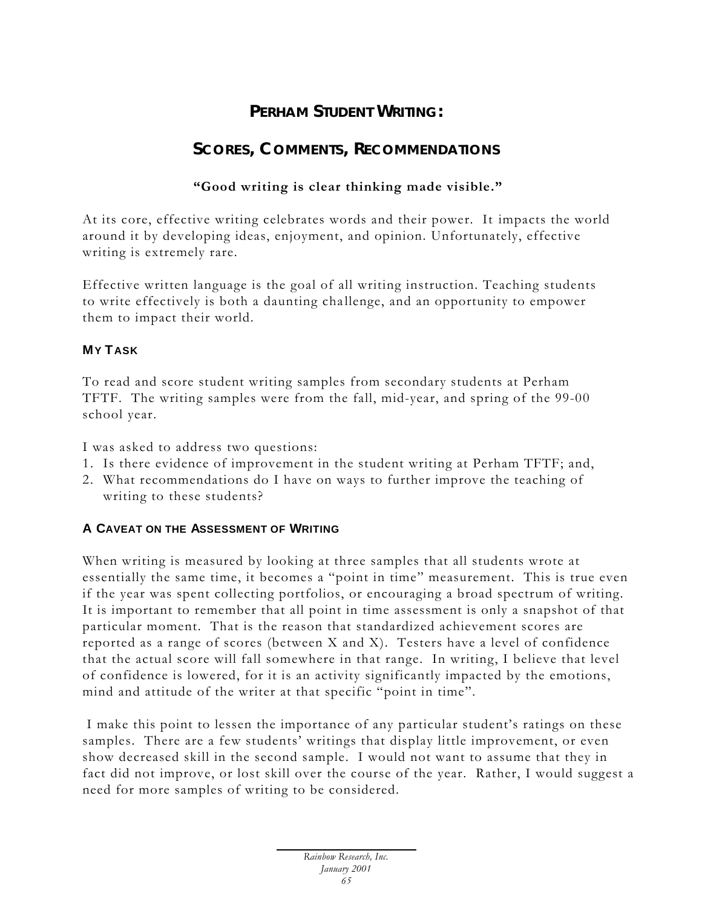# PERHAM STUDENT WRITING:

# SCORES, COMMENTS, RECOMMENDATIONS

**"Good writing is clear thinking made visible."**

At its core, effective writing celebrates words and their power. It impacts the world around it by developing ideas, enjoyment, and opinion. Unfortunately, effective writing is extremely rare.

Effective written language is the goal of all writing instruction. Teaching students to write effectively is both a daunting challenge, and an opportunity to empower them to impact their world.

### MY TASK

To read and score student writing samples from secondary students at Perham TFTF. The writing samples were from the fall, mid-year, and spring of the 99-00 school year.

I was asked to address two questions:

1. Is there evidence of improvement in the student writing at Perham TFTF; and,
2. What recommendations do I have on ways to further improve the teaching of writing to these students?

### A CAVEAT ON THE ASSESSMENT OF WRITING

When writing is measured by looking at three samples that all students wrote at essentially the same time, it becomes a "point in time" measurement. This is true even if the year was spent collecting portfolios, or encouraging a broad spectrum of writing. It is important to remember that all point in time assessment is only a snapshot of that particular moment. That is the reason that standardized achievement scores are reported as a range of scores (between X and X). Testers have a level of confidence that the actual score will fall somewhere in that range. In writing, I believe that level of confidence is lowered, for it is an activity significantly impacted by the emotions, mind and attitude of the writer at that specific "point in time".

I make this point to lessen the importance of any particular student's ratings on these samples. There are a few students' writings that display little improvement, or even show decreased skill in the second sample. I would not want to assume that they in fact did not improve, or lost skill over the course of the year. Rather, I would suggest a need for more samples of writing to be considered.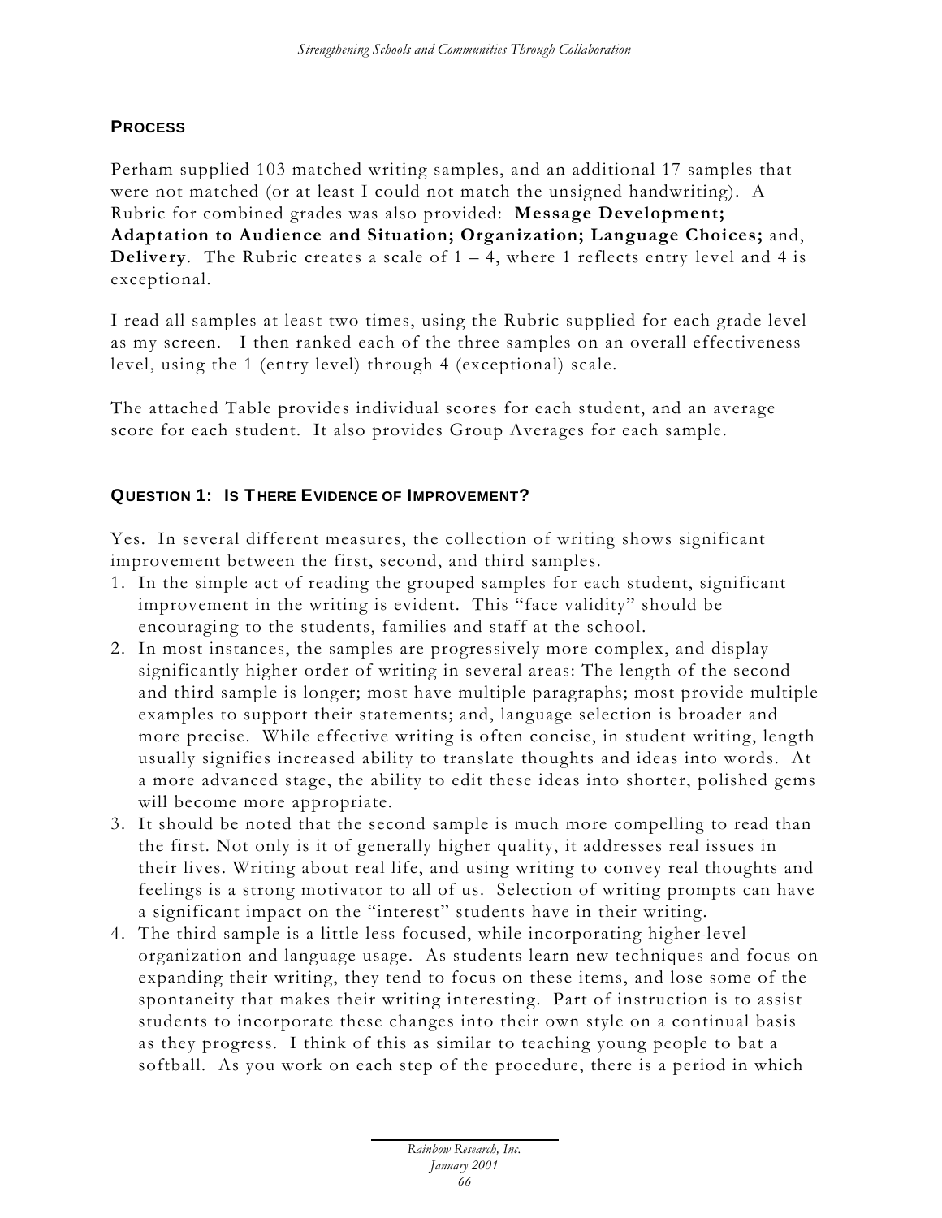### PROCESS

Perham supplied 103 matched writing samples, and an additional 17 samples that were not matched (or at least I could not match the unsigned handwriting). A Rubric for combined grades was also provided: **Message Development; Adaptation to Audience and Situation; Organization; Language Choices;** and, **Delivery**. The Rubric creates a scale of 1 – 4, where 1 reflects entry level and 4 is exceptional.

I read all samples at least two times, using the Rubric supplied for each grade level as my screen. I then ranked each of the three samples on an overall effectiveness level, using the 1 (entry level) through 4 (exceptional) scale.

The attached Table provides individual scores for each student, and an average score for each student. It also provides Group Averages for each sample.

### QUESTION 1: IS THERE EVIDENCE OF IMPROVEMENT?

Yes. In several different measures, the collection of writing shows significant improvement between the first, second, and third samples.

1. In the simple act of reading the grouped samples for each student, significant improvement in the writing is evident. This "face validity" should be encouraging to the students, families and staff at the school.
2. In most instances, the samples are progressively more complex, and display significantly higher order of writing in several areas: The length of the second and third sample is longer; most have multiple paragraphs; most provide multiple examples to support their statements; and, language selection is broader and more precise. While effective writing is often concise, in student writing, length usually signifies increased ability to translate thoughts and ideas into words. At a more advanced stage, the ability to edit these ideas into shorter, polished gems will become more appropriate.
3. It should be noted that the second sample is much more compelling to read than the first. Not only is it of generally higher quality, it addresses real issues in their lives. Writing about real life, and using writing to convey real thoughts and feelings is a strong motivator to all of us. Selection of writing prompts can have a significant impact on the "interest" students have in their writing.
4. The third sample is a little less focused, while incorporating higher-level organization and language usage. As students learn new techniques and focus on expanding their writing, they tend to focus on these items, and lose some of the spontaneity that makes their writing interesting. Part of instruction is to assist students to incorporate these changes into their own style on a continual basis as they progress. I think of this as similar to teaching young people to bat a softball. As you work on each step of the procedure, there is a period in which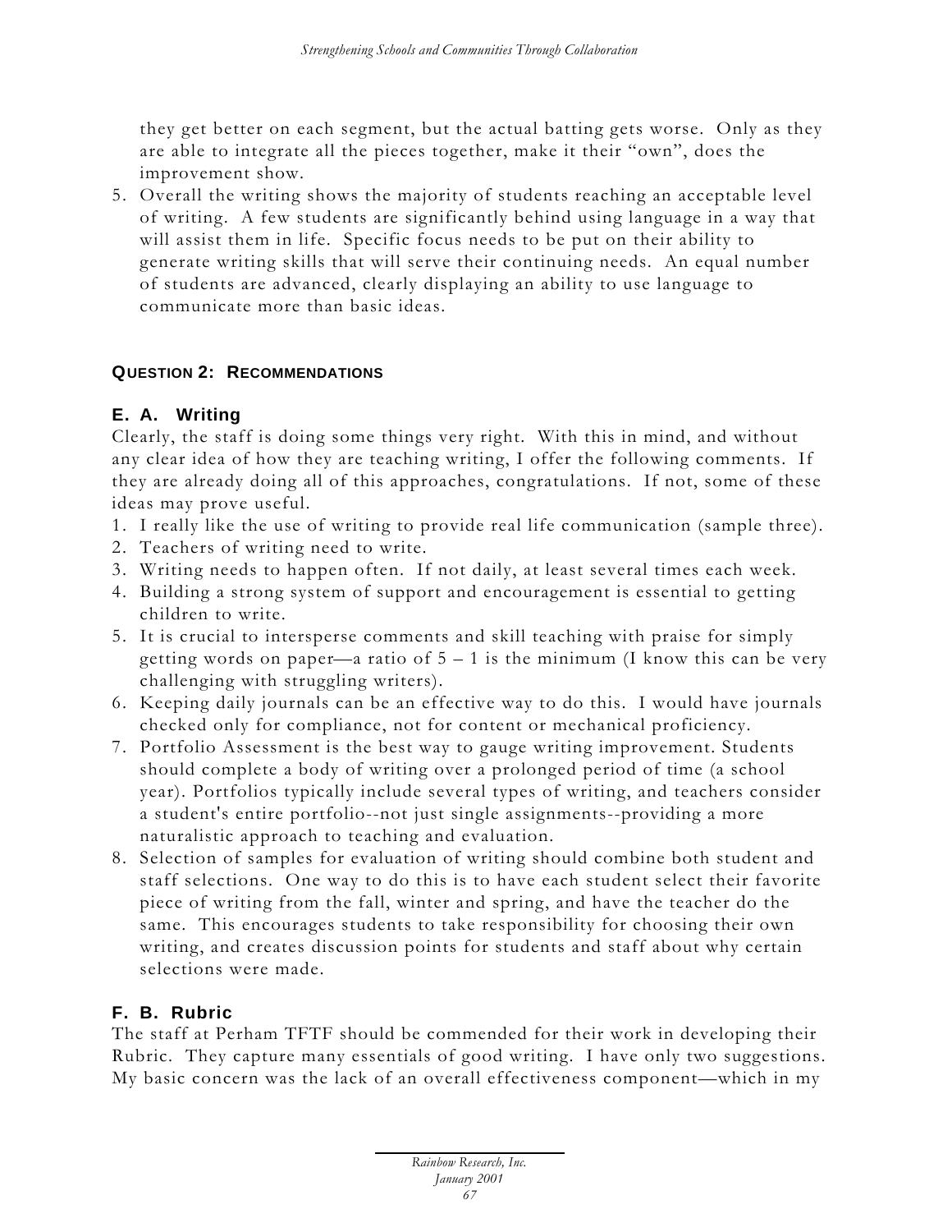they get better on each segment, but the actual batting gets worse. Only as they are able to integrate all the pieces together, make it their "own", does the improvement show.

5. Overall the writing shows the majority of students reaching an acceptable level of writing. A few students are significantly behind using language in a way that will assist them in life. Specific focus needs to be put on their ability to generate writing skills that will serve their continuing needs. An equal number of students are advanced, clearly displaying an ability to use language to communicate more than basic ideas.

## QUESTION 2: RECOMMENDATIONS

### E. A. Writing

Clearly, the staff is doing some things very right. With this in mind, and without any clear idea of how they are teaching writing, I offer the following comments. If they are already doing all of this approaches, congratulations. If not, some of these ideas may prove useful.

1. I really like the use of writing to provide real life communication (sample three).
2. Teachers of writing need to write.
3. Writing needs to happen often. If not daily, at least several times each week.
4. Building a strong system of support and encouragement is essential to getting children to write.
5. It is crucial to intersperse comments and skill teaching with praise for simply getting words on paper—a ratio of 5 – 1 is the minimum (I know this can be very challenging with struggling writers).
6. Keeping daily journals can be an effective way to do this. I would have journals checked only for compliance, not for content or mechanical proficiency.
7. Portfolio Assessment is the best way to gauge writing improvement. Students should complete a body of writing over a prolonged period of time (a school year). Portfolios typically include several types of writing, and teachers consider a student's entire portfolio--not just single assignments--providing a more naturalistic approach to teaching and evaluation.
8. Selection of samples for evaluation of writing should combine both student and staff selections. One way to do this is to have each student select their favorite piece of writing from the fall, winter and spring, and have the teacher do the same. This encourages students to take responsibility for choosing their own writing, and creates discussion points for students and staff about why certain selections were made.

### F. B. Rubric

The staff at Perham TFTF should be commended for their work in developing their Rubric. They capture many essentials of good writing. I have only two suggestions. My basic concern was the lack of an overall effectiveness component—which in my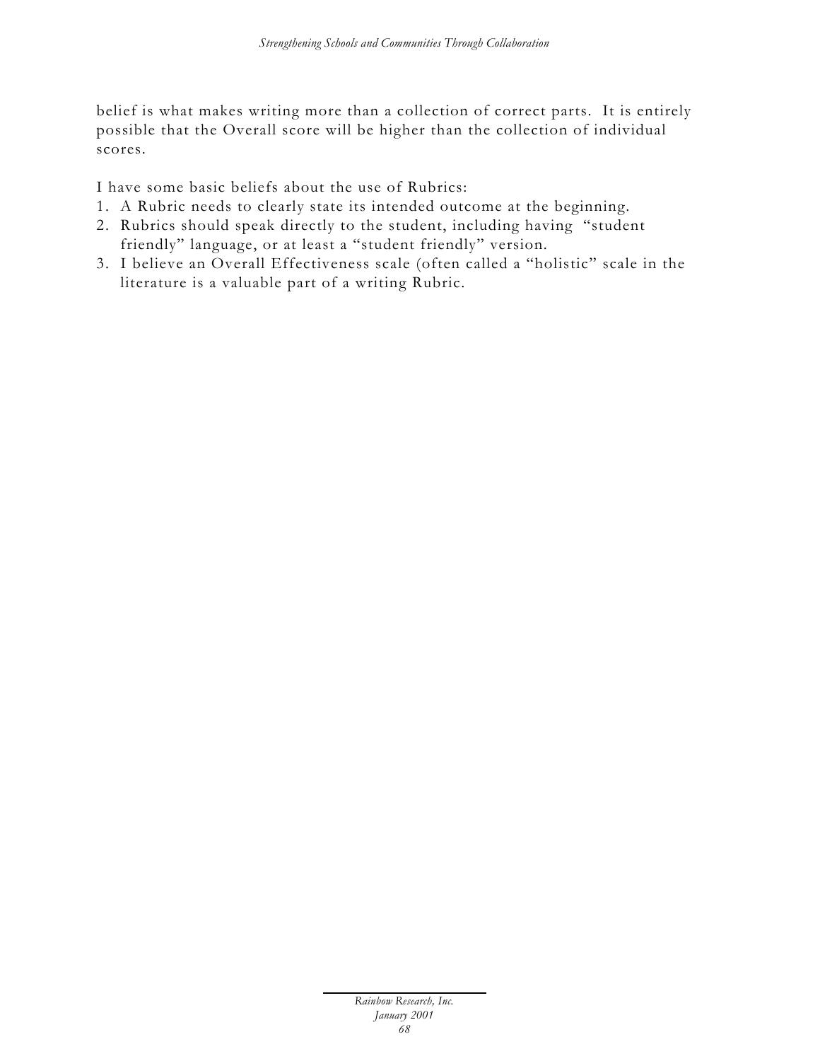belief is what makes writing more than a collection of correct parts. It is entirely possible that the Overall score will be higher than the collection of individual scores.

I have some basic beliefs about the use of Rubrics:

1. A Rubric needs to clearly state its intended outcome at the beginning.
2. Rubrics should speak directly to the student, including having "student friendly" language, or at least a "student friendly" version.
3. I believe an Overall Effectiveness scale (often called a "holistic" scale in the literature is a valuable part of a writing Rubric.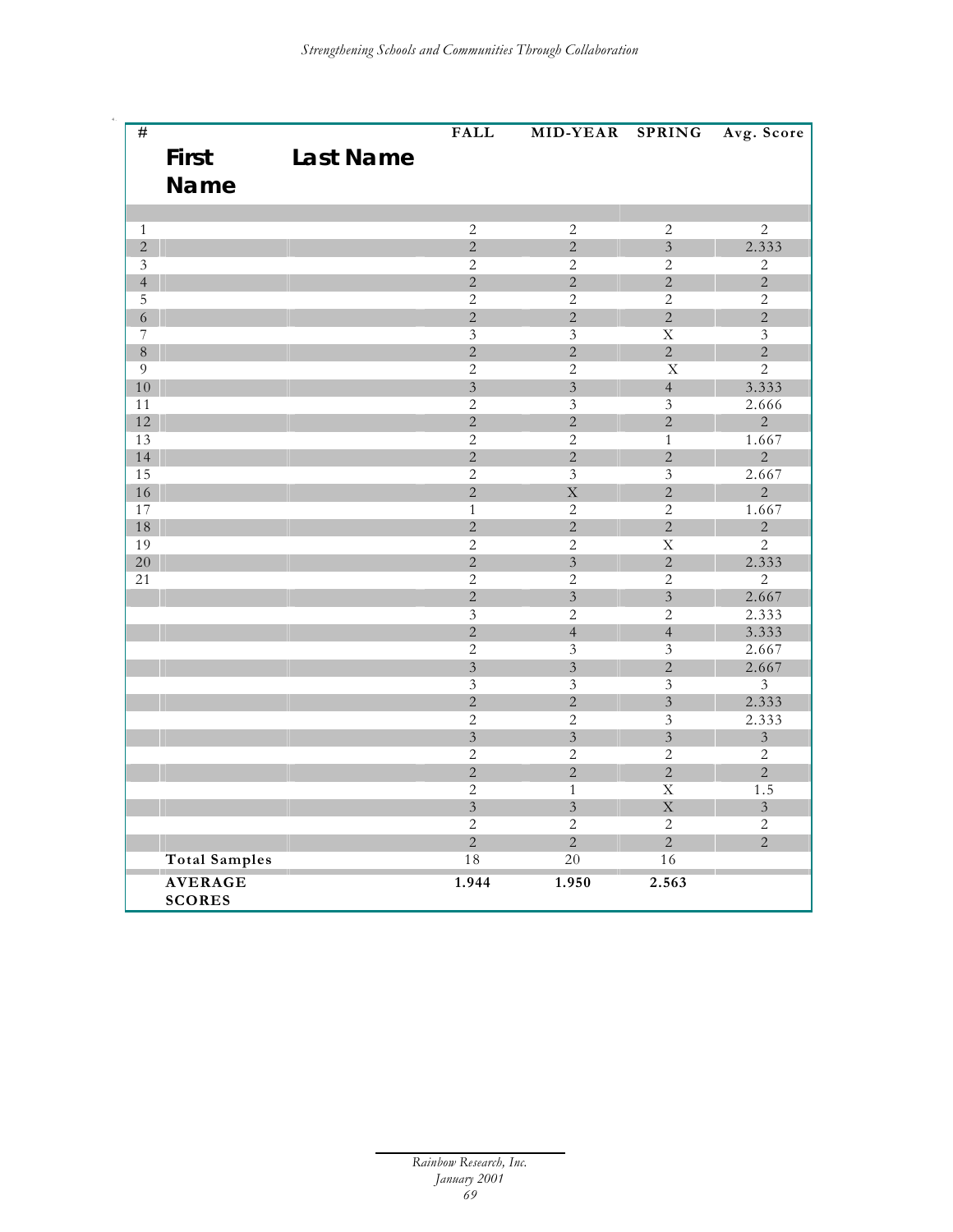| # | First Name | Last Name | FALL | MID-YEAR | SPRING | Avg. Score |
|---|---|---|---|---|---|---|
| | | | | | | |
| 1 | | | 2 | 2 | 2 | 2 |
| 2 | | | 2 | 2 | 3 | 2.333 |
| 3 | | | 2 | 2 | 2 | 2 |
| 4 | | | 2 | 2 | 2 | 2 |
| 5 | | | 2 | 2 | 2 | 2 |
| 6 | | | 2 | 2 | 2 | 2 |
| 7 | | | 3 | 3 | X | 3 |
| 8 | | | 2 | 2 | 2 | 2 |
| 9 | | | 2 | 2 | X | 2 |
| 10 | | | 3 | 3 | 4 | 3.333 |
| 11 | | | 2 | 3 | 3 | 2.666 |
| 12 | | | 2 | 2 | 2 | 2 |
| 13 | | | 2 | 2 | 1 | 1.667 |
| 14 | | | 2 | 2 | 2 | 2 |
| 15 | | | 2 | 3 | 3 | 2.667 |
| 16 | | | 2 | X | 2 | 2 |
| 17 | | | 1 | 2 | 2 | 1.667 |
| 18 | | | 2 | 2 | 2 | 2 |
| 19 | | | 2 | 2 | X | 2 |
| 20 | | | 2 | 3 | 2 | 2.333 |
| 21 | | | 2 | 2 | 2 | 2 |
| | | | 2 | 3 | 3 | 2.667 |
| | | | 3 | 2 | 2 | 2.333 |
| | | | 2 | 4 | 4 | 3.333 |
| | | | 2 | 3 | 3 | 2.667 |
| | | | 3 | 3 | 2 | 2.667 |
| | | | 3 | 3 | 3 | 3 |
| | | | 2 | 2 | 3 | 2.333 |
| | | | 2 | 2 | 3 | 2.333 |
| | | | 3 | 3 | 3 | 3 |
| | | | 2 | 2 | 2 | 2 |
| | | | 2 | 2 | 2 | 2 |
| | | | 2 | 1 | X | 1.5 |
| | | | 3 | 3 | X | 3 |
| | | | 2 | 2 | 2 | 2 |
| | | | 2 | 2 | 2 | 2 |
| | Total Samples | | 18 | 20 | 16 | |
| | **AVERAGE SCORES** | | **1.944** | **1.950** | **2.563** | |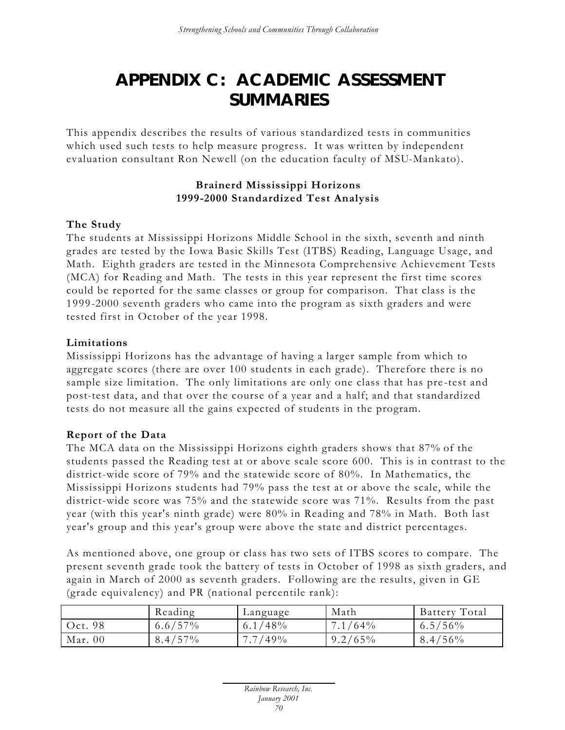# APPENDIX C: ACADEMIC ASSESSMENT SUMMARIES

This appendix describes the results of various standardized tests in communities which used such tests to help measure progress. It was written by independent evaluation consultant Ron Newell (on the education faculty of MSU-Mankato).

### Brainerd Mississippi Horizons
### 1999-2000 Standardized Test Analysis

**The Study**

The students at Mississippi Horizons Middle School in the sixth, seventh and ninth grades are tested by the Iowa Basic Skills Test (ITBS) Reading, Language Usage, and Math. Eighth graders are tested in the Minnesota Comprehensive Achievement Tests (MCA) for Reading and Math. The tests in this year represent the first time scores could be reported for the same classes or group for comparison. That class is the 1999-2000 seventh graders who came into the program as sixth graders and were tested first in October of the year 1998.

**Limitations**

Mississippi Horizons has the advantage of having a larger sample from which to aggregate scores (there are over 100 students in each grade). Therefore there is no sample size limitation. The only limitations are only one class that has pre-test and post-test data, and that over the course of a year and a half; and that standardized tests do not measure all the gains expected of students in the program.

**Report of the Data**

The MCA data on the Mississippi Horizons eighth graders shows that 87% of the students passed the Reading test at or above scale score 600. This is in contrast to the district-wide score of 79% and the statewide score of 80%. In Mathematics, the Mississippi Horizons students had 79% pass the test at or above the scale, while the district-wide score was 75% and the statewide score was 71%. Results from the past year (with this year's ninth grade) were 80% in Reading and 78% in Math. Both last year's group and this year's group were above the state and district percentages.

As mentioned above, one group or class has two sets of ITBS scores to compare. The present seventh grade took the battery of tests in October of 1998 as sixth graders, and again in March of 2000 as seventh graders. Following are the results, given in GE (grade equivalency) and PR (national percentile rank):

| | Reading | Language | Math | Battery Total |
|---|---|---|---|---|
| Oct. 98 | 6.6/57% | 6.1/48% | 7.1/64% | 6.5/56% |
| Mar. 00 | 8.4/57% | 7.7/49% | 9.2/65% | 8.4/56% |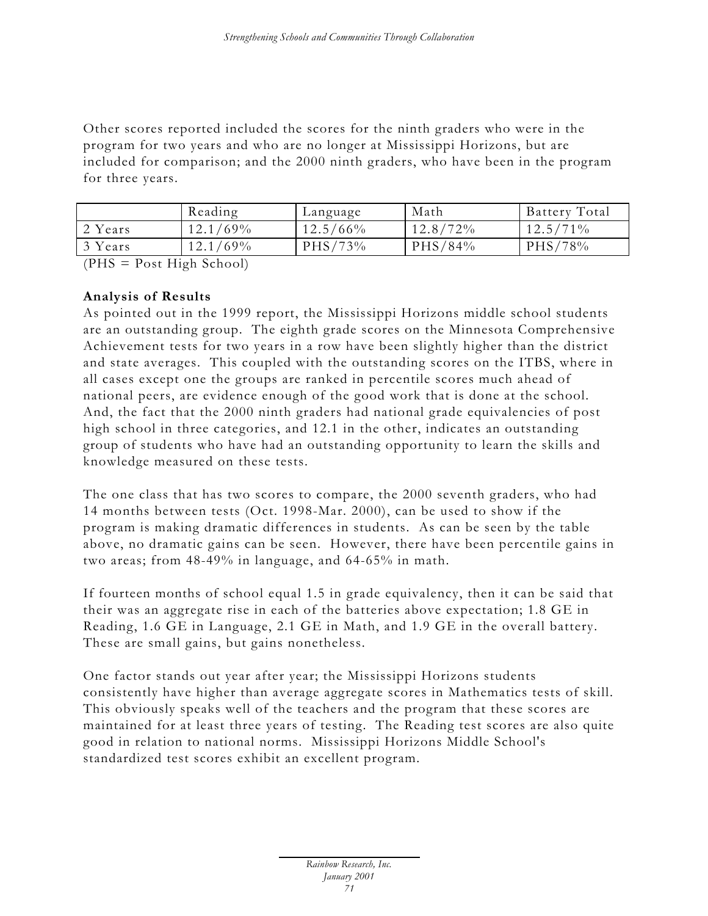Other scores reported included the scores for the ninth graders who were in the program for two years and who are no longer at Mississippi Horizons, but are included for comparison; and the 2000 ninth graders, who have been in the program for three years.

| | Reading | Language | Math | Battery Total |
|---|---|---|---|---|
| 2 Years | 12.1/69% | 12.5/66% | 12.8/72% | 12.5/71% |
| 3 Years | 12.1/69% | PHS/73% | PHS/84% | PHS/78% |

(PHS = Post High School)

**Analysis of Results**

As pointed out in the 1999 report, the Mississippi Horizons middle school students are an outstanding group. The eighth grade scores on the Minnesota Comprehensive Achievement tests for two years in a row have been slightly higher than the district and state averages. This coupled with the outstanding scores on the ITBS, where in all cases except one the groups are ranked in percentile scores much ahead of national peers, are evidence enough of the good work that is done at the school. And, the fact that the 2000 ninth graders had national grade equivalencies of post high school in three categories, and 12.1 in the other, indicates an outstanding group of students who have had an outstanding opportunity to learn the skills and knowledge measured on these tests.

The one class that has two scores to compare, the 2000 seventh graders, who had 14 months between tests (Oct. 1998-Mar. 2000), can be used to show if the program is making dramatic differences in students. As can be seen by the table above, no dramatic gains can be seen. However, there have been percentile gains in two areas; from 48-49% in language, and 64-65% in math.

If fourteen months of school equal 1.5 in grade equivalency, then it can be said that their was an aggregate rise in each of the batteries above expectation; 1.8 GE in Reading, 1.6 GE in Language, 2.1 GE in Math, and 1.9 GE in the overall battery. These are small gains, but gains nonetheless.

One factor stands out year after year; the Mississippi Horizons students consistently have higher than average aggregate scores in Mathematics tests of skill. This obviously speaks well of the teachers and the program that these scores are maintained for at least three years of testing. The Reading test scores are also quite good in relation to national norms. Mississippi Horizons Middle School's standardized test scores exhibit an excellent program.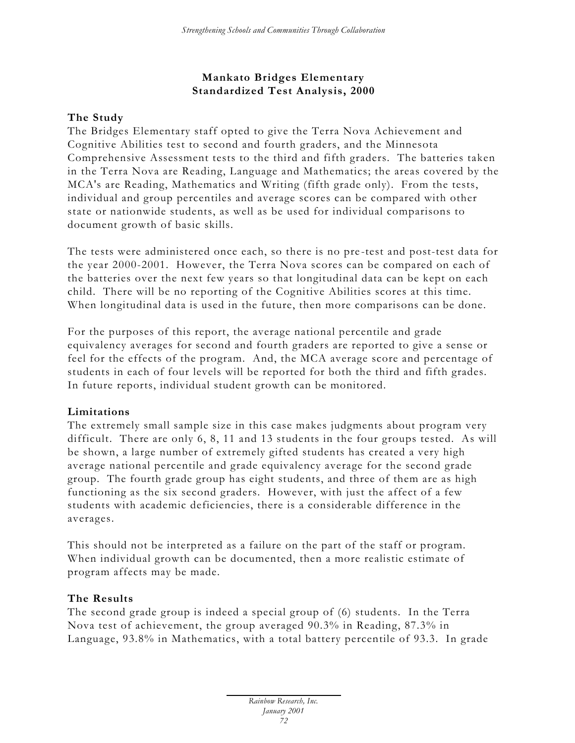## Mankato Bridges Elementary
## Standardized Test Analysis, 2000

### The Study

The Bridges Elementary staff opted to give the Terra Nova Achievement and Cognitive Abilities test to second and fourth graders, and the Minnesota Comprehensive Assessment tests to the third and fifth graders. The batteries taken in the Terra Nova are Reading, Language and Mathematics; the areas covered by the MCA's are Reading, Mathematics and Writing (fifth grade only). From the tests, individual and group percentiles and average scores can be compared with other state or nationwide students, as well as be used for individual comparisons to document growth of basic skills.

The tests were administered once each, so there is no pre-test and post-test data for the year 2000-2001. However, the Terra Nova scores can be compared on each of the batteries over the next few years so that longitudinal data can be kept on each child. There will be no reporting of the Cognitive Abilities scores at this time. When longitudinal data is used in the future, then more comparisons can be done.

For the purposes of this report, the average national percentile and grade equivalency averages for second and fourth graders are reported to give a sense or feel for the effects of the program. And, the MCA average score and percentage of students in each of four levels will be reported for both the third and fifth grades. In future reports, individual student growth can be monitored.

### Limitations

The extremely small sample size in this case makes judgments about program very difficult. There are only 6, 8, 11 and 13 students in the four groups tested. As will be shown, a large number of extremely gifted students has created a very high average national percentile and grade equivalency average for the second grade group. The fourth grade group has eight students, and three of them are as high functioning as the six second graders. However, with just the affect of a few students with academic deficiencies, there is a considerable difference in the averages.

This should not be interpreted as a failure on the part of the staff or program. When individual growth can be documented, then a more realistic estimate of program affects may be made.

### The Results

The second grade group is indeed a special group of (6) students. In the Terra Nova test of achievement, the group averaged 90.3% in Reading, 87.3% in Language, 93.8% in Mathematics, with a total battery percentile of 93.3. In grade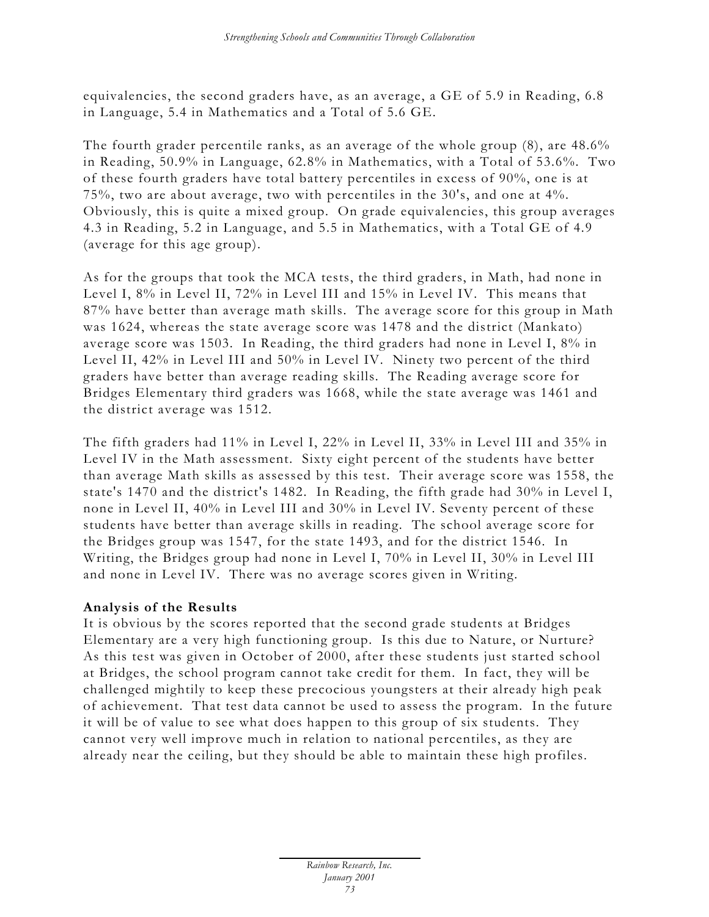equivalencies, the second graders have, as an average, a GE of 5.9 in Reading, 6.8 in Language, 5.4 in Mathematics and a Total of 5.6 GE.

The fourth grader percentile ranks, as an average of the whole group (8), are 48.6% in Reading, 50.9% in Language, 62.8% in Mathematics, with a Total of 53.6%. Two of these fourth graders have total battery percentiles in excess of 90%, one is at 75%, two are about average, two with percentiles in the 30's, and one at 4%. Obviously, this is quite a mixed group. On grade equivalencies, this group averages 4.3 in Reading, 5.2 in Language, and 5.5 in Mathematics, with a Total GE of 4.9 (average for this age group).

As for the groups that took the MCA tests, the third graders, in Math, had none in Level I, 8% in Level II, 72% in Level III and 15% in Level IV. This means that 87% have better than average math skills. The average score for this group in Math was 1624, whereas the state average score was 1478 and the district (Mankato) average score was 1503. In Reading, the third graders had none in Level I, 8% in Level II, 42% in Level III and 50% in Level IV. Ninety two percent of the third graders have better than average reading skills. The Reading average score for Bridges Elementary third graders was 1668, while the state average was 1461 and the district average was 1512.

The fifth graders had 11% in Level I, 22% in Level II, 33% in Level III and 35% in Level IV in the Math assessment. Sixty eight percent of the students have better than average Math skills as assessed by this test. Their average score was 1558, the state's 1470 and the district's 1482. In Reading, the fifth grade had 30% in Level I, none in Level II, 40% in Level III and 30% in Level IV. Seventy percent of these students have better than average skills in reading. The school average score for the Bridges group was 1547, for the state 1493, and for the district 1546. In Writing, the Bridges group had none in Level I, 70% in Level II, 30% in Level III and none in Level IV. There was no average scores given in Writing.

**Analysis of the Results**

It is obvious by the scores reported that the second grade students at Bridges Elementary are a very high functioning group. Is this due to Nature, or Nurture? As this test was given in October of 2000, after these students just started school at Bridges, the school program cannot take credit for them. In fact, they will be challenged mightily to keep these precocious youngsters at their already high peak of achievement. That test data cannot be used to assess the program. In the future it will be of value to see what does happen to this group of six students. They cannot very well improve much in relation to national percentiles, as they are already near the ceiling, but they should be able to maintain these high profiles.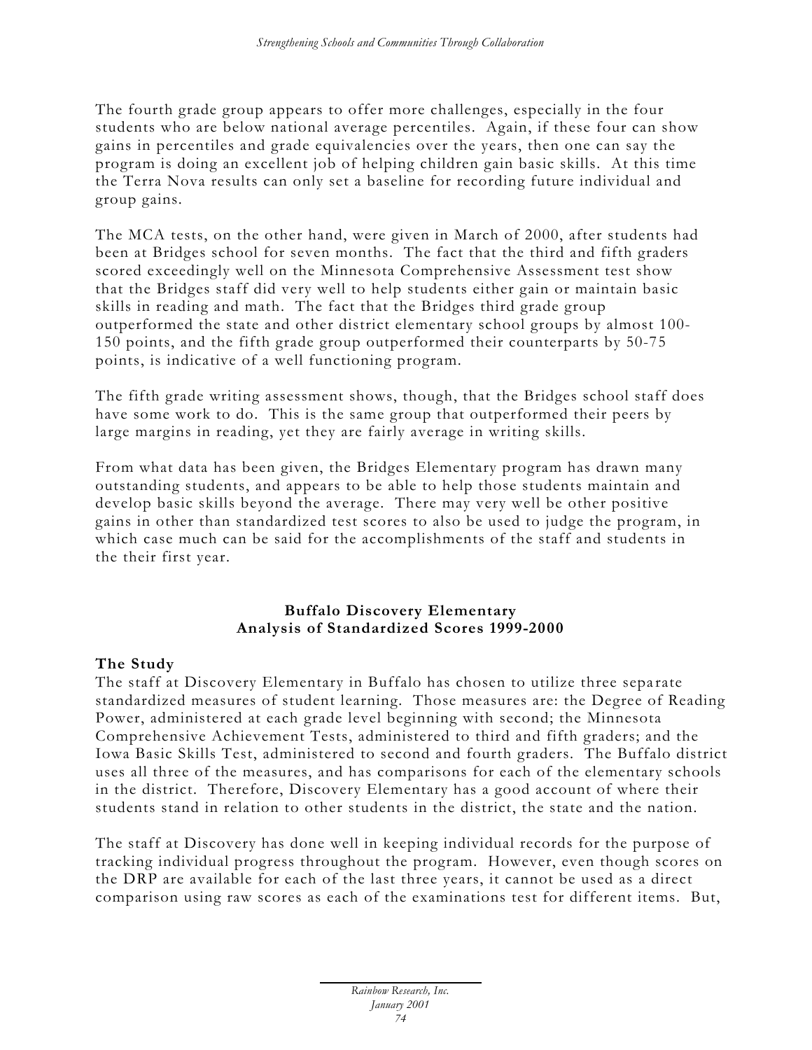The fourth grade group appears to offer more challenges, especially in the four students who are below national average percentiles. Again, if these four can show gains in percentiles and grade equivalencies over the years, then one can say the program is doing an excellent job of helping children gain basic skills. At this time the Terra Nova results can only set a baseline for recording future individual and group gains.

The MCA tests, on the other hand, were given in March of 2000, after students had been at Bridges school for seven months. The fact that the third and fifth graders scored exceedingly well on the Minnesota Comprehensive Assessment test show that the Bridges staff did very well to help students either gain or maintain basic skills in reading and math. The fact that the Bridges third grade group outperformed the state and other district elementary school groups by almost 100-150 points, and the fifth grade group outperformed their counterparts by 50-75 points, is indicative of a well functioning program.

The fifth grade writing assessment shows, though, that the Bridges school staff does have some work to do. This is the same group that outperformed their peers by large margins in reading, yet they are fairly average in writing skills.

From what data has been given, the Bridges Elementary program has drawn many outstanding students, and appears to be able to help those students maintain and develop basic skills beyond the average. There may very well be other positive gains in other than standardized test scores to also be used to judge the program, in which case much can be said for the accomplishments of the staff and students in the their first year.

## Buffalo Discovery Elementary
## Analysis of Standardized Scores 1999-2000

### The Study

The staff at Discovery Elementary in Buffalo has chosen to utilize three separate standardized measures of student learning. Those measures are: the Degree of Reading Power, administered at each grade level beginning with second; the Minnesota Comprehensive Achievement Tests, administered to third and fifth graders; and the Iowa Basic Skills Test, administered to second and fourth graders. The Buffalo district uses all three of the measures, and has comparisons for each of the elementary schools in the district. Therefore, Discovery Elementary has a good account of where their students stand in relation to other students in the district, the state and the nation.

The staff at Discovery has done well in keeping individual records for the purpose of tracking individual progress throughout the program. However, even though scores on the DRP are available for each of the last three years, it cannot be used as a direct comparison using raw scores as each of the examinations test for different items. But,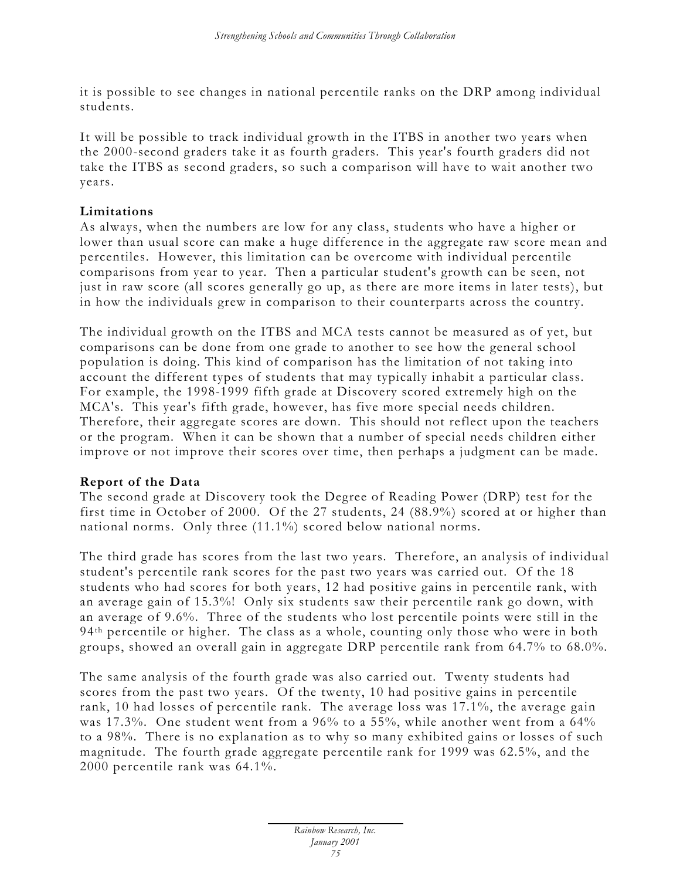it is possible to see changes in national percentile ranks on the DRP among individual students.

It will be possible to track individual growth in the ITBS in another two years when the 2000-second graders take it as fourth graders. This year's fourth graders did not take the ITBS as second graders, so such a comparison will have to wait another two years.

### Limitations

As always, when the numbers are low for any class, students who have a higher or lower than usual score can make a huge difference in the aggregate raw score mean and percentiles. However, this limitation can be overcome with individual percentile comparisons from year to year. Then a particular student's growth can be seen, not just in raw score (all scores generally go up, as there are more items in later tests), but in how the individuals grew in comparison to their counterparts across the country.

The individual growth on the ITBS and MCA tests cannot be measured as of yet, but comparisons can be done from one grade to another to see how the general school population is doing. This kind of comparison has the limitation of not taking into account the different types of students that may typically inhabit a particular class. For example, the 1998-1999 fifth grade at Discovery scored extremely high on the MCA's. This year's fifth grade, however, has five more special needs children. Therefore, their aggregate scores are down. This should not reflect upon the teachers or the program. When it can be shown that a number of special needs children either improve or not improve their scores over time, then perhaps a judgment can be made.

### Report of the Data

The second grade at Discovery took the Degree of Reading Power (DRP) test for the first time in October of 2000. Of the 27 students, 24 (88.9%) scored at or higher than national norms. Only three (11.1%) scored below national norms.

The third grade has scores from the last two years. Therefore, an analysis of individual student's percentile rank scores for the past two years was carried out. Of the 18 students who had scores for both years, 12 had positive gains in percentile rank, with an average gain of 15.3%! Only six students saw their percentile rank go down, with an average of 9.6%. Three of the students who lost percentile points were still in the 94th percentile or higher. The class as a whole, counting only those who were in both groups, showed an overall gain in aggregate DRP percentile rank from 64.7% to 68.0%.

The same analysis of the fourth grade was also carried out. Twenty students had scores from the past two years. Of the twenty, 10 had positive gains in percentile rank, 10 had losses of percentile rank. The average loss was 17.1%, the average gain was 17.3%. One student went from a 96% to a 55%, while another went from a 64% to a 98%. There is no explanation as to why so many exhibited gains or losses of such magnitude. The fourth grade aggregate percentile rank for 1999 was 62.5%, and the 2000 percentile rank was 64.1%.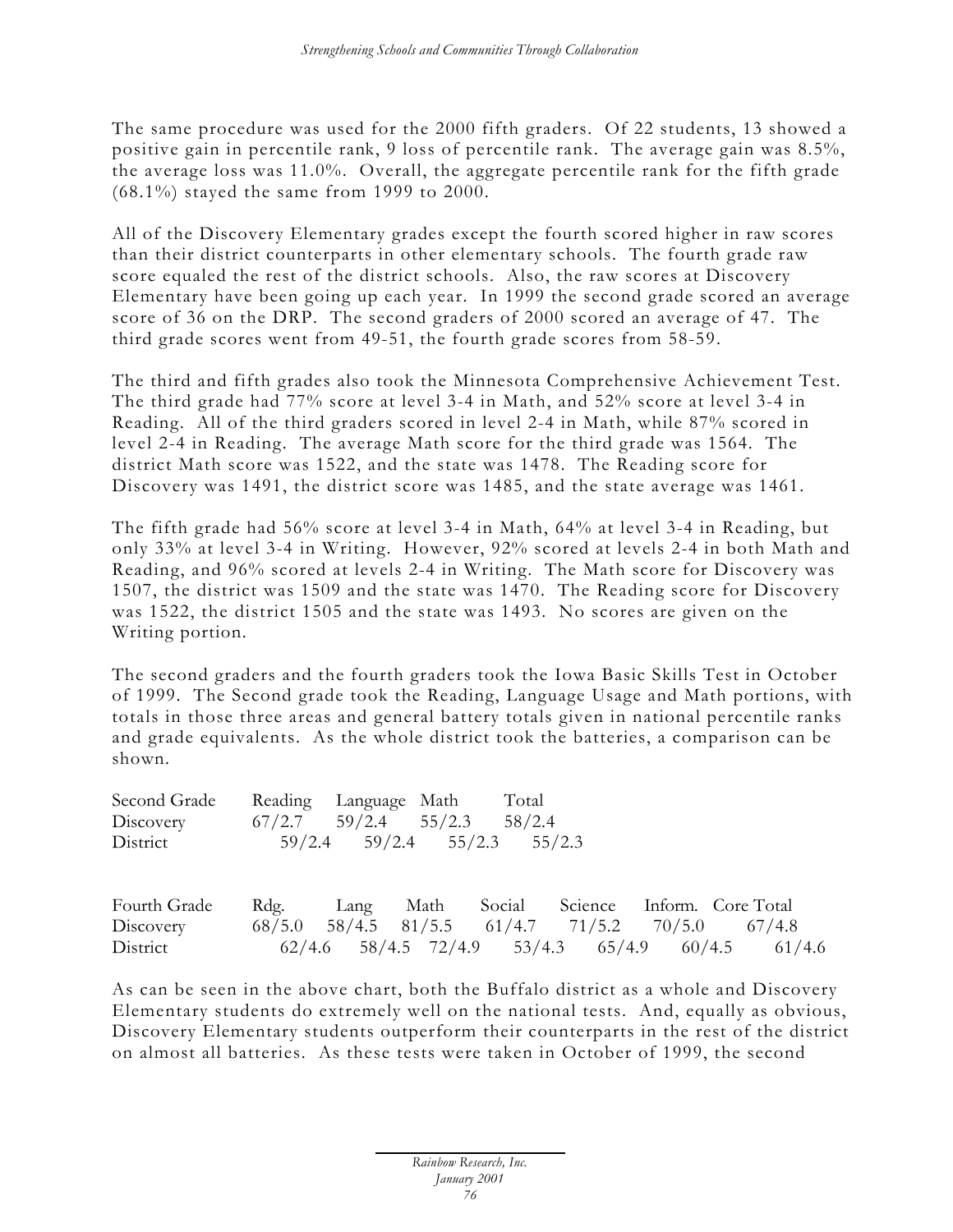The same procedure was used for the 2000 fifth graders. Of 22 students, 13 showed a positive gain in percentile rank, 9 loss of percentile rank. The average gain was 8.5%, the average loss was 11.0%. Overall, the aggregate percentile rank for the fifth grade (68.1%) stayed the same from 1999 to 2000.

All of the Discovery Elementary grades except the fourth scored higher in raw scores than their district counterparts in other elementary schools. The fourth grade raw score equaled the rest of the district schools. Also, the raw scores at Discovery Elementary have been going up each year. In 1999 the second grade scored an average score of 36 on the DRP. The second graders of 2000 scored an average of 47. The third grade scores went from 49-51, the fourth grade scores from 58-59.

The third and fifth grades also took the Minnesota Comprehensive Achievement Test. The third grade had 77% score at level 3-4 in Math, and 52% score at level 3-4 in Reading. All of the third graders scored in level 2-4 in Math, while 87% scored in level 2-4 in Reading. The average Math score for the third grade was 1564. The district Math score was 1522, and the state was 1478. The Reading score for Discovery was 1491, the district score was 1485, and the state average was 1461.

The fifth grade had 56% score at level 3-4 in Math, 64% at level 3-4 in Reading, but only 33% at level 3-4 in Writing. However, 92% scored at levels 2-4 in both Math and Reading, and 96% scored at levels 2-4 in Writing. The Math score for Discovery was 1507, the district was 1509 and the state was 1470. The Reading score for Discovery was 1522, the district 1505 and the state was 1493. No scores are given on the Writing portion.

The second graders and the fourth graders took the Iowa Basic Skills Test in October of 1999. The Second grade took the Reading, Language Usage and Math portions, with totals in those three areas and general battery totals given in national percentile ranks and grade equivalents. As the whole district took the batteries, a comparison can be shown.

| Second Grade | Reading | Language | Math | Total |
|---|---|---|---|---|
| Discovery | 67/2.7 | 59/2.4 | 55/2.3 | 58/2.4 |
| District | 59/2.4 | 59/2.4 | 55/2.3 | 55/2.3 |

| Fourth Grade | Rdg. | Lang | Math | Social | Science | Inform. | Core Total |
|---|---|---|---|---|---|---|---|
| Discovery | 68/5.0 | 58/4.5 | 81/5.5 | 61/4.7 | 71/5.2 | 70/5.0 | 67/4.8 |
| District | 62/4.6 | 58/4.5 | 72/4.9 | 53/4.3 | 65/4.9 | 60/4.5 | 61/4.6 |

As can be seen in the above chart, both the Buffalo district as a whole and Discovery Elementary students do extremely well on the national tests. And, equally as obvious, Discovery Elementary students outperform their counterparts in the rest of the district on almost all batteries. As these tests were taken in October of 1999, the second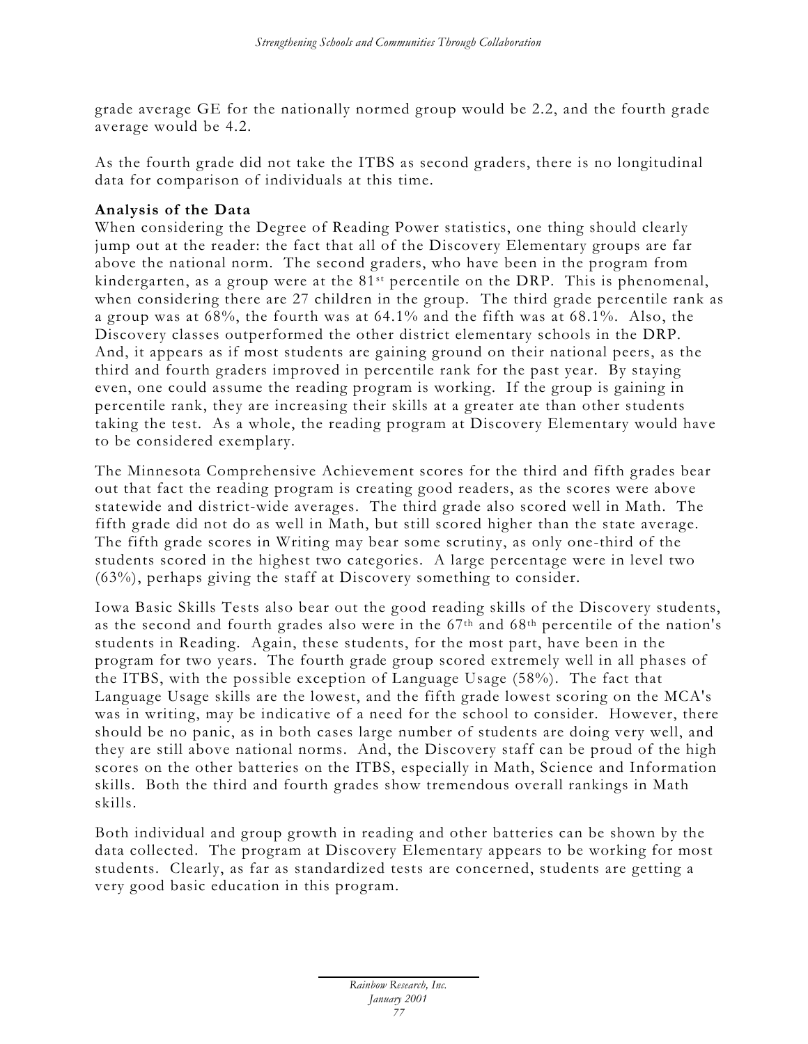grade average GE for the nationally normed group would be 2.2, and the fourth grade average would be 4.2.

As the fourth grade did not take the ITBS as second graders, there is no longitudinal data for comparison of individuals at this time.

**Analysis of the Data**

When considering the Degree of Reading Power statistics, one thing should clearly jump out at the reader: the fact that all of the Discovery Elementary groups are far above the national norm. The second graders, who have been in the program from kindergarten, as a group were at the 81st percentile on the DRP. This is phenomenal, when considering there are 27 children in the group. The third grade percentile rank as a group was at 68%, the fourth was at 64.1% and the fifth was at 68.1%. Also, the Discovery classes outperformed the other district elementary schools in the DRP. And, it appears as if most students are gaining ground on their national peers, as the third and fourth graders improved in percentile rank for the past year. By staying even, one could assume the reading program is working. If the group is gaining in percentile rank, they are increasing their skills at a greater ate than other students taking the test. As a whole, the reading program at Discovery Elementary would have to be considered exemplary.

The Minnesota Comprehensive Achievement scores for the third and fifth grades bear out that fact the reading program is creating good readers, as the scores were above statewide and district-wide averages. The third grade also scored well in Math. The fifth grade did not do as well in Math, but still scored higher than the state average. The fifth grade scores in Writing may bear some scrutiny, as only one-third of the students scored in the highest two categories. A large percentage were in level two (63%), perhaps giving the staff at Discovery something to consider.

Iowa Basic Skills Tests also bear out the good reading skills of the Discovery students, as the second and fourth grades also were in the 67th and 68th percentile of the nation's students in Reading. Again, these students, for the most part, have been in the program for two years. The fourth grade group scored extremely well in all phases of the ITBS, with the possible exception of Language Usage (58%). The fact that Language Usage skills are the lowest, and the fifth grade lowest scoring on the MCA's was in writing, may be indicative of a need for the school to consider. However, there should be no panic, as in both cases large number of students are doing very well, and they are still above national norms. And, the Discovery staff can be proud of the high scores on the other batteries on the ITBS, especially in Math, Science and Information skills. Both the third and fourth grades show tremendous overall rankings in Math skills.

Both individual and group growth in reading and other batteries can be shown by the data collected. The program at Discovery Elementary appears to be working for most students. Clearly, as far as standardized tests are concerned, students are getting a very good basic education in this program.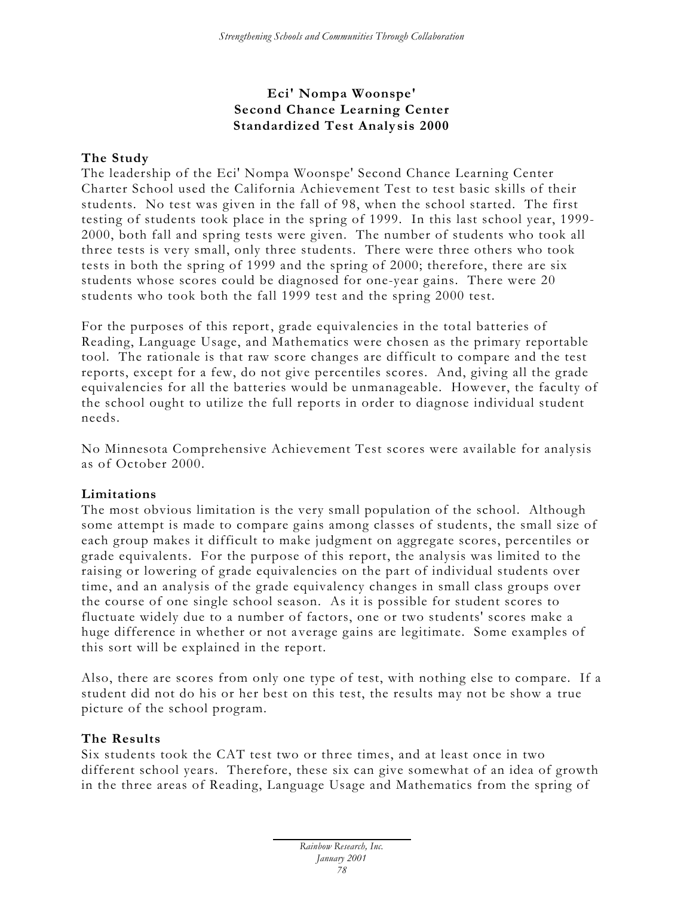# Eci' Nompa Woonspe' Second Chance Learning Center Standardized Test Analysis 2000

**The Study**

The leadership of the Eci' Nompa Woonspe' Second Chance Learning Center Charter School used the California Achievement Test to test basic skills of their students. No test was given in the fall of 98, when the school started. The first testing of students took place in the spring of 1999. In this last school year, 1999-2000, both fall and spring tests were given. The number of students who took all three tests is very small, only three students. There were three others who took tests in both the spring of 1999 and the spring of 2000; therefore, there are six students whose scores could be diagnosed for one-year gains. There were 20 students who took both the fall 1999 test and the spring 2000 test.

For the purposes of this report, grade equivalencies in the total batteries of Reading, Language Usage, and Mathematics were chosen as the primary reportable tool. The rationale is that raw score changes are difficult to compare and the test reports, except for a few, do not give percentiles scores. And, giving all the grade equivalencies for all the batteries would be unmanageable. However, the faculty of the school ought to utilize the full reports in order to diagnose individual student needs.

No Minnesota Comprehensive Achievement Test scores were available for analysis as of October 2000.

**Limitations**

The most obvious limitation is the very small population of the school. Although some attempt is made to compare gains among classes of students, the small size of each group makes it difficult to make judgment on aggregate scores, percentiles or grade equivalents. For the purpose of this report, the analysis was limited to the raising or lowering of grade equivalencies on the part of individual students over time, and an analysis of the grade equivalency changes in small class groups over the course of one single school season. As it is possible for student scores to fluctuate widely due to a number of factors, one or two students' scores make a huge difference in whether or not average gains are legitimate. Some examples of this sort will be explained in the report.

Also, there are scores from only one type of test, with nothing else to compare. If a student did not do his or her best on this test, the results may not be show a true picture of the school program.

**The Results**

Six students took the CAT test two or three times, and at least once in two different school years. Therefore, these six can give somewhat of an idea of growth in the three areas of Reading, Language Usage and Mathematics from the spring of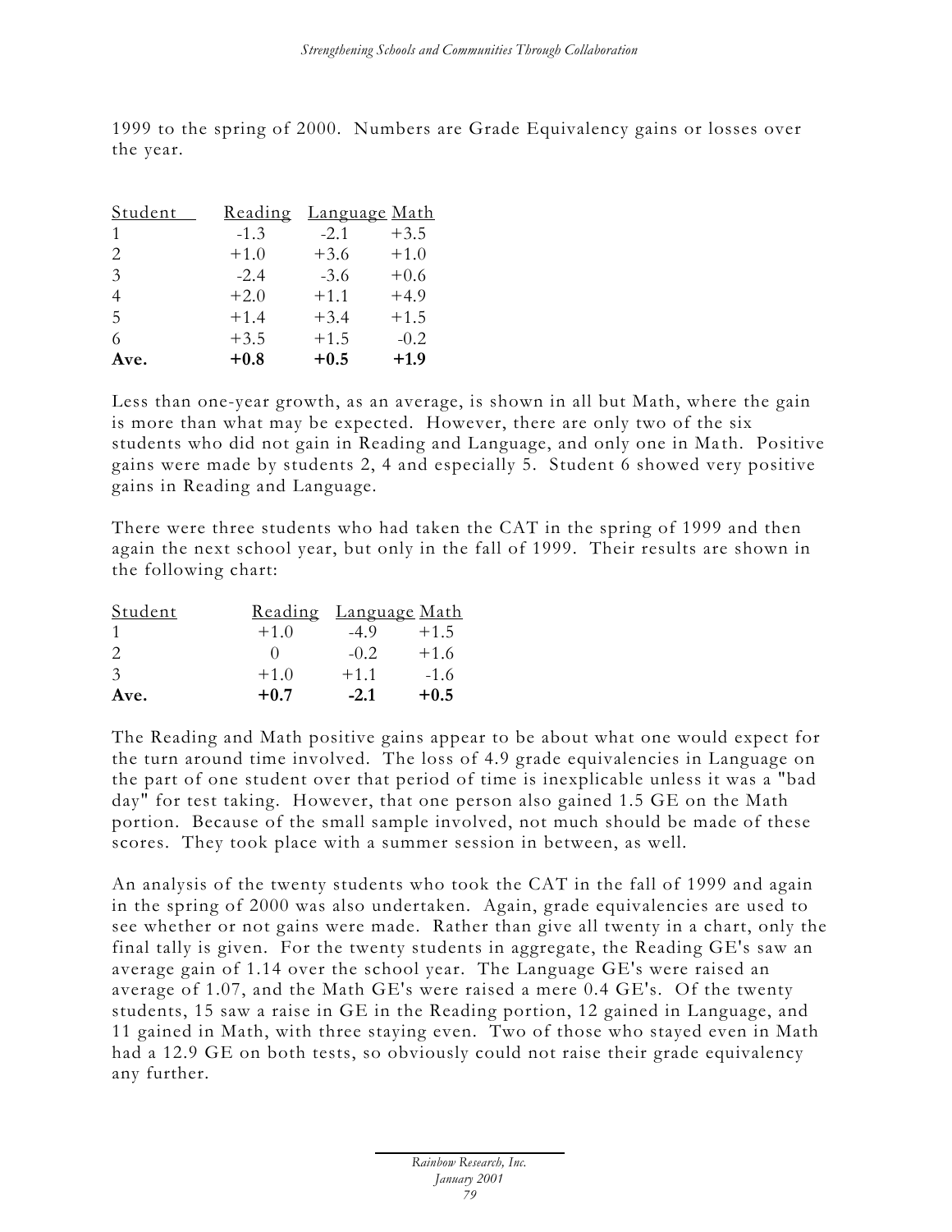1999 to the spring of 2000. Numbers are Grade Equivalency gains or losses over the year.

| Student | Reading | Language | Math |
|---|---|---|---|
| 1 | -1.3 | -2.1 | +3.5 |
| 2 | +1.0 | +3.6 | +1.0 |
| 3 | -2.4 | -3.6 | +0.6 |
| 4 | +2.0 | +1.1 | +4.9 |
| 5 | +1.4 | +3.4 | +1.5 |
| 6 | +3.5 | +1.5 | -0.2 |
| **Ave.** | **+0.8** | **+0.5** | **+1.9** |

Less than one-year growth, as an average, is shown in all but Math, where the gain is more than what may be expected. However, there are only two of the six students who did not gain in Reading and Language, and only one in Math. Positive gains were made by students 2, 4 and especially 5. Student 6 showed very positive gains in Reading and Language.

There were three students who had taken the CAT in the spring of 1999 and then again the next school year, but only in the fall of 1999. Their results are shown in the following chart:

| Student | Reading | Language | Math |
|---|---|---|---|
| 1 | +1.0 | -4.9 | +1.5 |
| 2 | 0 | -0.2 | +1.6 |
| 3 | +1.0 | +1.1 | -1.6 |
| **Ave.** | **+0.7** | **-2.1** | **+0.5** |

The Reading and Math positive gains appear to be about what one would expect for the turn around time involved. The loss of 4.9 grade equivalencies in Language on the part of one student over that period of time is inexplicable unless it was a "bad day" for test taking. However, that one person also gained 1.5 GE on the Math portion. Because of the small sample involved, not much should be made of these scores. They took place with a summer session in between, as well.

An analysis of the twenty students who took the CAT in the fall of 1999 and again in the spring of 2000 was also undertaken. Again, grade equivalencies are used to see whether or not gains were made. Rather than give all twenty in a chart, only the final tally is given. For the twenty students in aggregate, the Reading GE's saw an average gain of 1.14 over the school year. The Language GE's were raised an average of 1.07, and the Math GE's were raised a mere 0.4 GE's. Of the twenty students, 15 saw a raise in GE in the Reading portion, 12 gained in Language, and 11 gained in Math, with three staying even. Two of those who stayed even in Math had a 12.9 GE on both tests, so obviously could not raise their grade equivalency any further.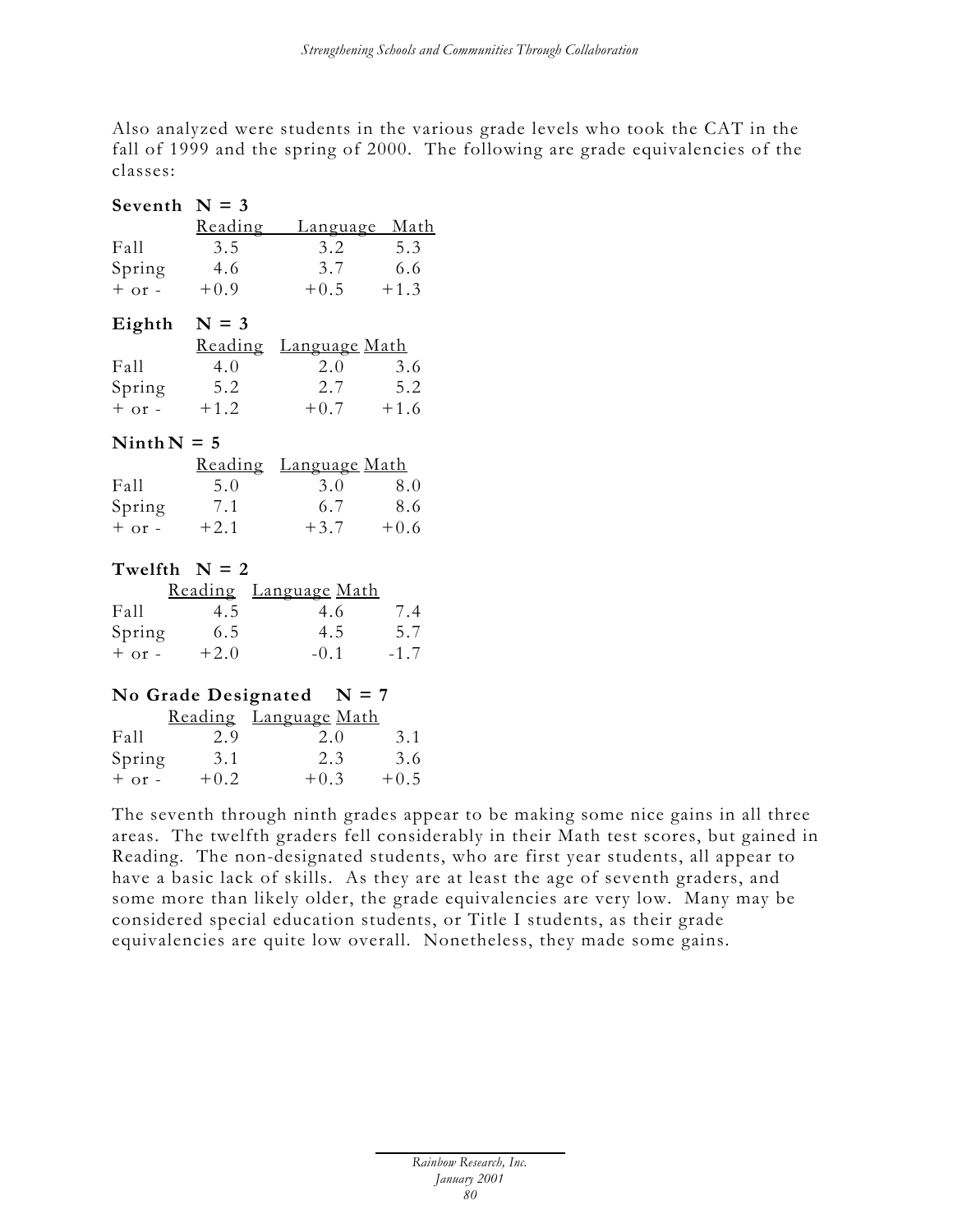Also analyzed were students in the various grade levels who took the CAT in the fall of 1999 and the spring of 2000. The following are grade equivalencies of the classes:

**Seventh N = 3**

| | Reading | Language | Math |
|---|---|---|---|
| Fall | 3.5 | 3.2 | 5.3 |
| Spring | 4.6 | 3.7 | 6.6 |
| + or - | +0.9 | +0.5 | +1.3 |

**Eighth N = 3**

| | Reading | Language | Math |
|---|---|---|---|
| Fall | 4.0 | 2.0 | 3.6 |
| Spring | 5.2 | 2.7 | 5.2 |
| + or - | +1.2 | +0.7 | +1.6 |

**Ninth N = 5**

| | Reading | Language | Math |
|---|---|---|---|
| Fall | 5.0 | 3.0 | 8.0 |
| Spring | 7.1 | 6.7 | 8.6 |
| + or - | +2.1 | +3.7 | +0.6 |

**Twelfth N = 2**

| | Reading | Language | Math |
|---|---|---|---|
| Fall | 4.5 | 4.6 | 7.4 |
| Spring | 6.5 | 4.5 | 5.7 |
| + or - | +2.0 | -0.1 | -1.7 |

**No Grade Designated N = 7**

| | Reading | Language | Math |
|---|---|---|---|
| Fall | 2.9 | 2.0 | 3.1 |
| Spring | 3.1 | 2.3 | 3.6 |
| + or - | +0.2 | +0.3 | +0.5 |

The seventh through ninth grades appear to be making some nice gains in all three areas. The twelfth graders fell considerably in their Math test scores, but gained in Reading. The non-designated students, who are first year students, all appear to have a basic lack of skills. As they are at least the age of seventh graders, and some more than likely older, the grade equivalencies are very low. Many may be considered special education students, or Title I students, as their grade equivalencies are quite low overall. Nonetheless, they made some gains.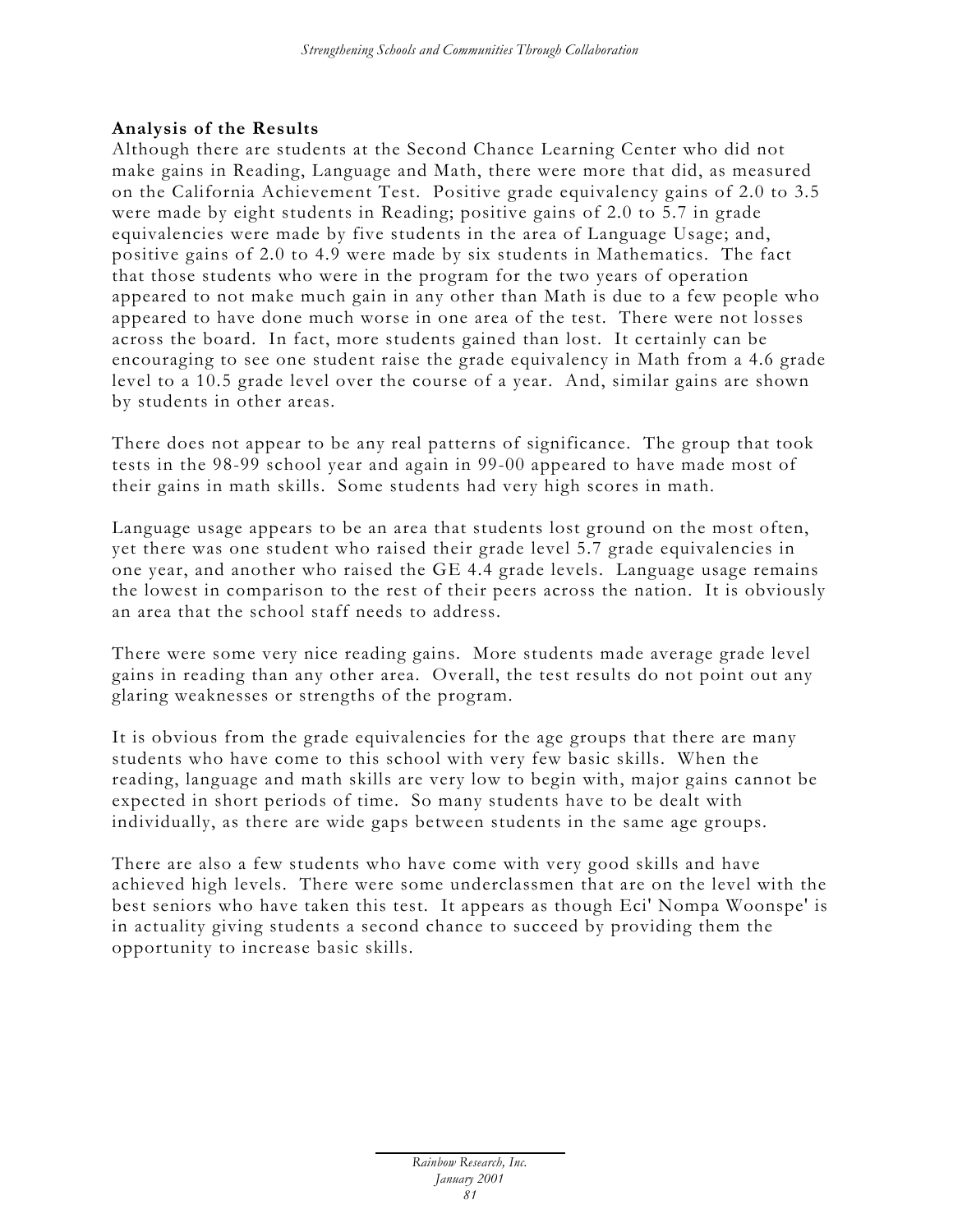**Analysis of the Results**

Although there are students at the Second Chance Learning Center who did not make gains in Reading, Language and Math, there were more that did, as measured on the California Achievement Test. Positive grade equivalency gains of 2.0 to 3.5 were made by eight students in Reading; positive gains of 2.0 to 5.7 in grade equivalencies were made by five students in the area of Language Usage; and, positive gains of 2.0 to 4.9 were made by six students in Mathematics. The fact that those students who were in the program for the two years of operation appeared to not make much gain in any other than Math is due to a few people who appeared to have done much worse in one area of the test. There were not losses across the board. In fact, more students gained than lost. It certainly can be encouraging to see one student raise the grade equivalency in Math from a 4.6 grade level to a 10.5 grade level over the course of a year. And, similar gains are shown by students in other areas.

There does not appear to be any real patterns of significance. The group that took tests in the 98-99 school year and again in 99-00 appeared to have made most of their gains in math skills. Some students had very high scores in math.

Language usage appears to be an area that students lost ground on the most often, yet there was one student who raised their grade level 5.7 grade equivalencies in one year, and another who raised the GE 4.4 grade levels. Language usage remains the lowest in comparison to the rest of their peers across the nation. It is obviously an area that the school staff needs to address.

There were some very nice reading gains. More students made average grade level gains in reading than any other area. Overall, the test results do not point out any glaring weaknesses or strengths of the program.

It is obvious from the grade equivalencies for the age groups that there are many students who have come to this school with very few basic skills. When the reading, language and math skills are very low to begin with, major gains cannot be expected in short periods of time. So many students have to be dealt with individually, as there are wide gaps between students in the same age groups.

There are also a few students who have come with very good skills and have achieved high levels. There were some underclassmen that are on the level with the best seniors who have taken this test. It appears as though Eci' Nompa Woonspe' is in actuality giving students a second chance to succeed by providing them the opportunity to increase basic skills.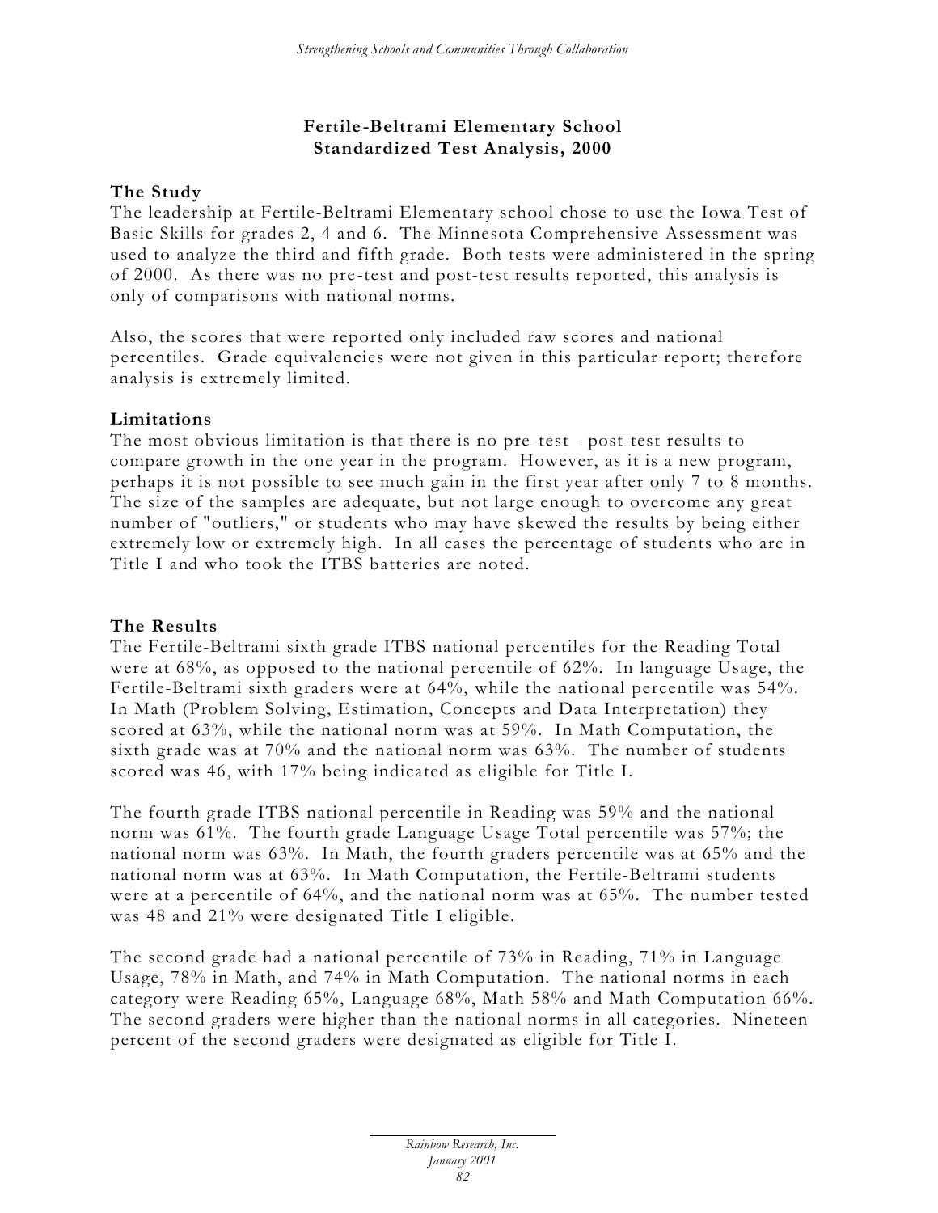## Fertile-Beltrami Elementary School
## Standardized Test Analysis, 2000

### The Study

The leadership at Fertile-Beltrami Elementary school chose to use the Iowa Test of Basic Skills for grades 2, 4 and 6. The Minnesota Comprehensive Assessment was used to analyze the third and fifth grade. Both tests were administered in the spring of 2000. As there was no pre-test and post-test results reported, this analysis is only of comparisons with national norms.

Also, the scores that were reported only included raw scores and national percentiles. Grade equivalencies were not given in this particular report; therefore analysis is extremely limited.

### Limitations

The most obvious limitation is that there is no pre-test - post-test results to compare growth in the one year in the program. However, as it is a new program, perhaps it is not possible to see much gain in the first year after only 7 to 8 months. The size of the samples are adequate, but not large enough to overcome any great number of "outliers," or students who may have skewed the results by being either extremely low or extremely high. In all cases the percentage of students who are in Title I and who took the ITBS batteries are noted.

### The Results

The Fertile-Beltrami sixth grade ITBS national percentiles for the Reading Total were at 68%, as opposed to the national percentile of 62%. In language Usage, the Fertile-Beltrami sixth graders were at 64%, while the national percentile was 54%. In Math (Problem Solving, Estimation, Concepts and Data Interpretation) they scored at 63%, while the national norm was at 59%. In Math Computation, the sixth grade was at 70% and the national norm was 63%. The number of students scored was 46, with 17% being indicated as eligible for Title I.

The fourth grade ITBS national percentile in Reading was 59% and the national norm was 61%. The fourth grade Language Usage Total percentile was 57%; the national norm was 63%. In Math, the fourth graders percentile was at 65% and the national norm was at 63%. In Math Computation, the Fertile-Beltrami students were at a percentile of 64%, and the national norm was at 65%. The number tested was 48 and 21% were designated Title I eligible.

The second grade had a national percentile of 73% in Reading, 71% in Language Usage, 78% in Math, and 74% in Math Computation. The national norms in each category were Reading 65%, Language 68%, Math 58% and Math Computation 66%. The second graders were higher than the national norms in all categories. Nineteen percent of the second graders were designated as eligible for Title I.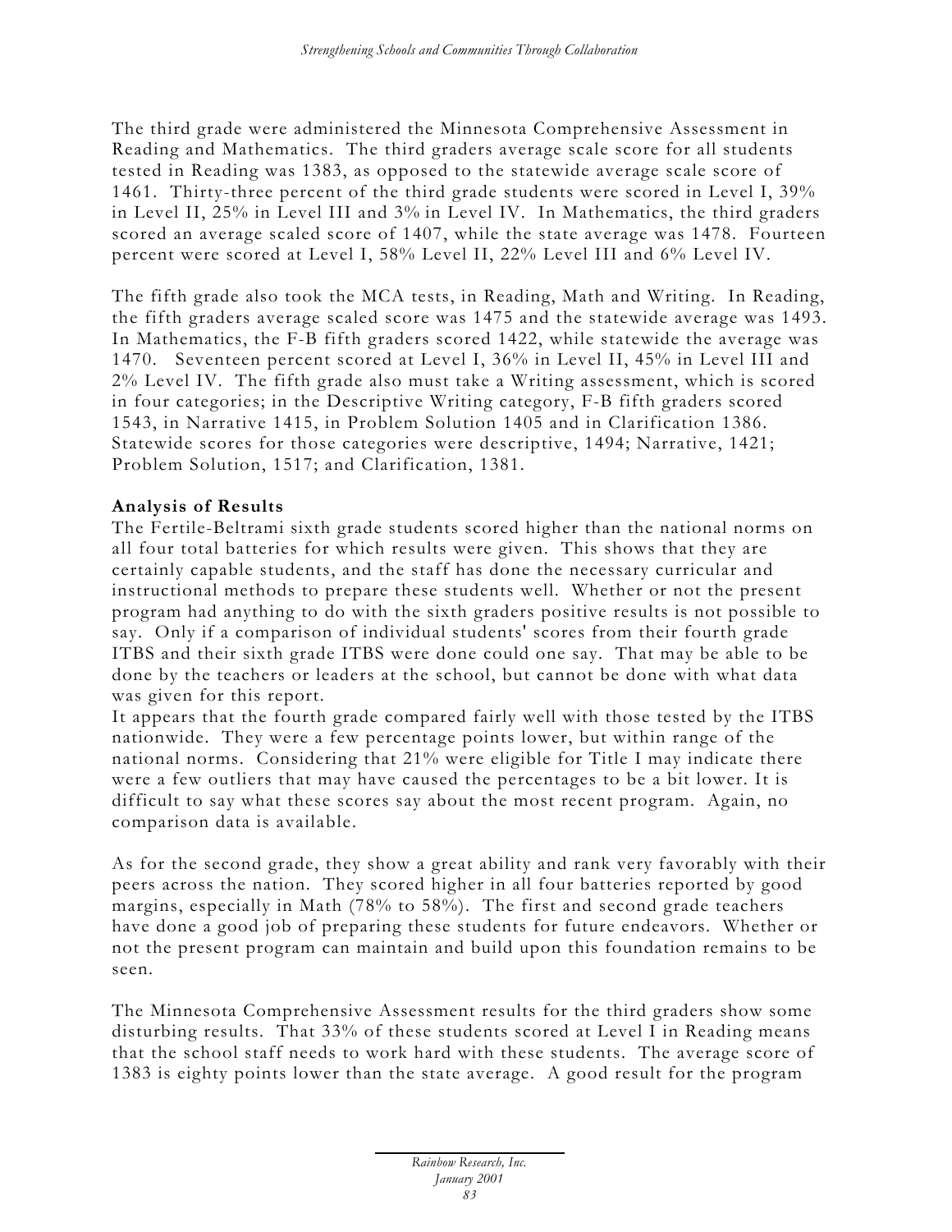The third grade were administered the Minnesota Comprehensive Assessment in Reading and Mathematics. The third graders average scale score for all students tested in Reading was 1383, as opposed to the statewide average scale score of 1461. Thirty-three percent of the third grade students were scored in Level I, 39% in Level II, 25% in Level III and 3% in Level IV. In Mathematics, the third graders scored an average scaled score of 1407, while the state average was 1478. Fourteen percent were scored at Level I, 58% Level II, 22% Level III and 6% Level IV.

The fifth grade also took the MCA tests, in Reading, Math and Writing. In Reading, the fifth graders average scaled score was 1475 and the statewide average was 1493. In Mathematics, the F-B fifth graders scored 1422, while statewide the average was 1470. Seventeen percent scored at Level I, 36% in Level II, 45% in Level III and 2% Level IV. The fifth grade also must take a Writing assessment, which is scored in four categories; in the Descriptive Writing category, F-B fifth graders scored 1543, in Narrative 1415, in Problem Solution 1405 and in Clarification 1386. Statewide scores for those categories were descriptive, 1494; Narrative, 1421; Problem Solution, 1517; and Clarification, 1381.

**Analysis of Results**

The Fertile-Beltrami sixth grade students scored higher than the national norms on all four total batteries for which results were given. This shows that they are certainly capable students, and the staff has done the necessary curricular and instructional methods to prepare these students well. Whether or not the present program had anything to do with the sixth graders positive results is not possible to say. Only if a comparison of individual students' scores from their fourth grade ITBS and their sixth grade ITBS were done could one say. That may be able to be done by the teachers or leaders at the school, but cannot be done with what data was given for this report.

It appears that the fourth grade compared fairly well with those tested by the ITBS nationwide. They were a few percentage points lower, but within range of the national norms. Considering that 21% were eligible for Title I may indicate there were a few outliers that may have caused the percentages to be a bit lower. It is difficult to say what these scores say about the most recent program. Again, no comparison data is available.

As for the second grade, they show a great ability and rank very favorably with their peers across the nation. They scored higher in all four batteries reported by good margins, especially in Math (78% to 58%). The first and second grade teachers have done a good job of preparing these students for future endeavors. Whether or not the present program can maintain and build upon this foundation remains to be seen.

The Minnesota Comprehensive Assessment results for the third graders show some disturbing results. That 33% of these students scored at Level I in Reading means that the school staff needs to work hard with these students. The average score of 1383 is eighty points lower than the state average. A good result for the program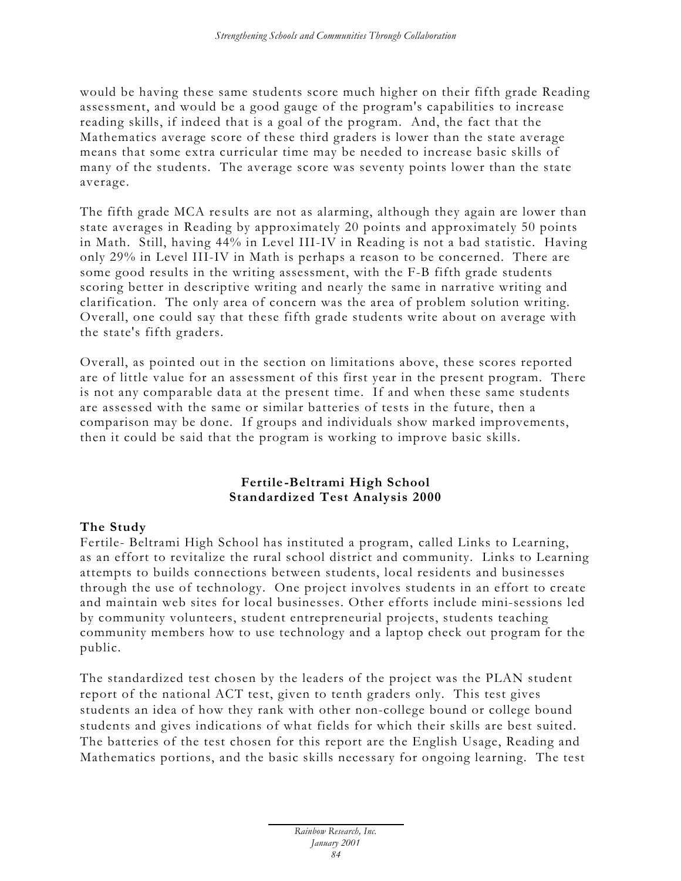would be having these same students score much higher on their fifth grade Reading assessment, and would be a good gauge of the program's capabilities to increase reading skills, if indeed that is a goal of the program. And, the fact that the Mathematics average score of these third graders is lower than the state average means that some extra curricular time may be needed to increase basic skills of many of the students. The average score was seventy points lower than the state average.

The fifth grade MCA results are not as alarming, although they again are lower than state averages in Reading by approximately 20 points and approximately 50 points in Math. Still, having 44% in Level III-IV in Reading is not a bad statistic. Having only 29% in Level III-IV in Math is perhaps a reason to be concerned. There are some good results in the writing assessment, with the F-B fifth grade students scoring better in descriptive writing and nearly the same in narrative writing and clarification. The only area of concern was the area of problem solution writing. Overall, one could say that these fifth grade students write about on average with the state's fifth graders.

Overall, as pointed out in the section on limitations above, these scores reported are of little value for an assessment of this first year in the present program. There is not any comparable data at the present time. If and when these same students are assessed with the same or similar batteries of tests in the future, then a comparison may be done. If groups and individuals show marked improvements, then it could be said that the program is working to improve basic skills.

## Fertile-Beltrami High School
## Standardized Test Analysis 2000

### The Study

Fertile- Beltrami High School has instituted a program, called Links to Learning, as an effort to revitalize the rural school district and community. Links to Learning attempts to builds connections between students, local residents and businesses through the use of technology. One project involves students in an effort to create and maintain web sites for local businesses. Other efforts include mini-sessions led by community volunteers, student entrepreneurial projects, students teaching community members how to use technology and a laptop check out program for the public.

The standardized test chosen by the leaders of the project was the PLAN student report of the national ACT test, given to tenth graders only. This test gives students an idea of how they rank with other non-college bound or college bound students and gives indications of what fields for which their skills are best suited. The batteries of the test chosen for this report are the English Usage, Reading and Mathematics portions, and the basic skills necessary for ongoing learning. The test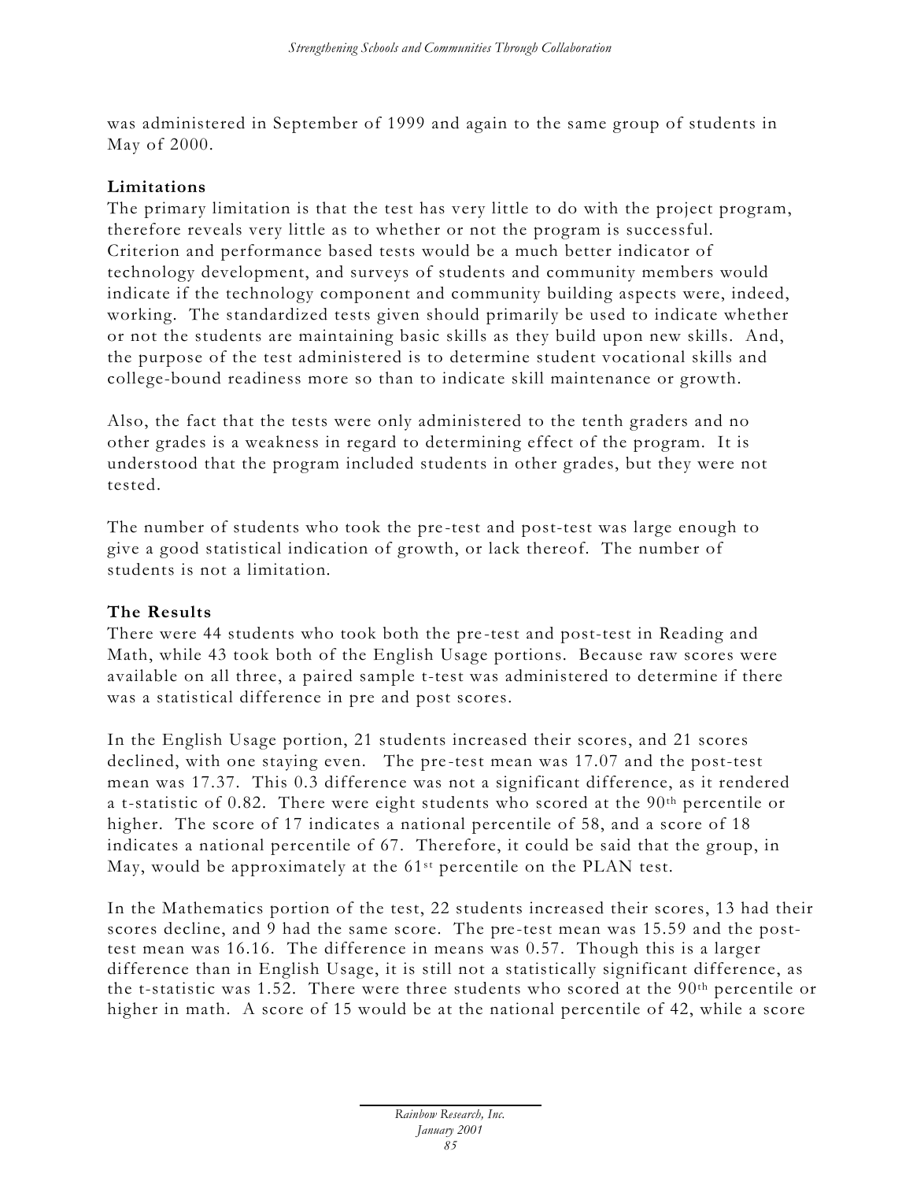was administered in September of 1999 and again to the same group of students in May of 2000.

**Limitations**

The primary limitation is that the test has very little to do with the project program, therefore reveals very little as to whether or not the program is successful. Criterion and performance based tests would be a much better indicator of technology development, and surveys of students and community members would indicate if the technology component and community building aspects were, indeed, working. The standardized tests given should primarily be used to indicate whether or not the students are maintaining basic skills as they build upon new skills. And, the purpose of the test administered is to determine student vocational skills and college-bound readiness more so than to indicate skill maintenance or growth.

Also, the fact that the tests were only administered to the tenth graders and no other grades is a weakness in regard to determining effect of the program. It is understood that the program included students in other grades, but they were not tested.

The number of students who took the pre-test and post-test was large enough to give a good statistical indication of growth, or lack thereof. The number of students is not a limitation.

**The Results**

There were 44 students who took both the pre-test and post-test in Reading and Math, while 43 took both of the English Usage portions. Because raw scores were available on all three, a paired sample t-test was administered to determine if there was a statistical difference in pre and post scores.

In the English Usage portion, 21 students increased their scores, and 21 scores declined, with one staying even. The pre-test mean was 17.07 and the post-test mean was 17.37. This 0.3 difference was not a significant difference, as it rendered a t-statistic of 0.82. There were eight students who scored at the 90th percentile or higher. The score of 17 indicates a national percentile of 58, and a score of 18 indicates a national percentile of 67. Therefore, it could be said that the group, in May, would be approximately at the 61st percentile on the PLAN test.

In the Mathematics portion of the test, 22 students increased their scores, 13 had their scores decline, and 9 had the same score. The pre-test mean was 15.59 and the post-test mean was 16.16. The difference in means was 0.57. Though this is a larger difference than in English Usage, it is still not a statistically significant difference, as the t-statistic was 1.52. There were three students who scored at the 90th percentile or higher in math. A score of 15 would be at the national percentile of 42, while a score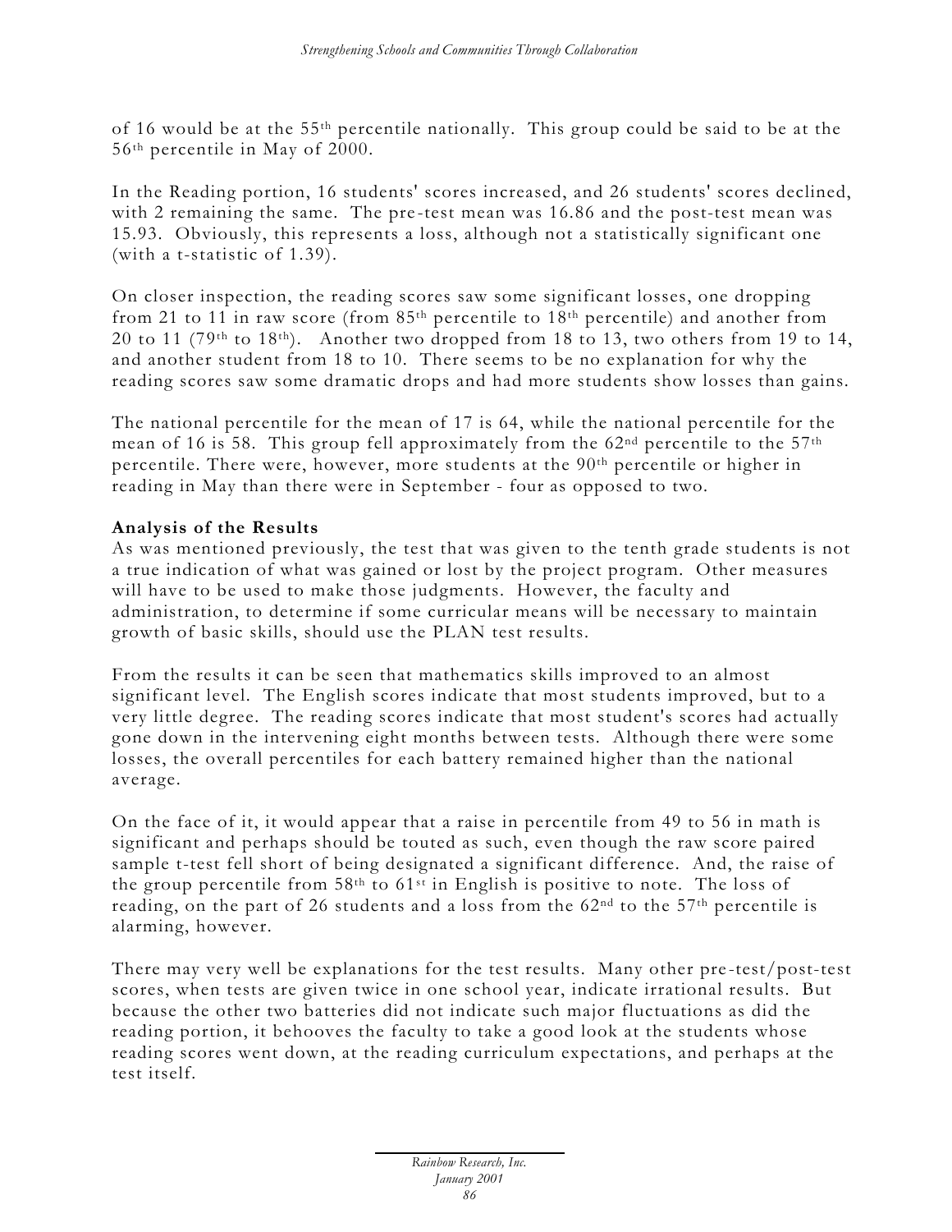of 16 would be at the 55th percentile nationally. This group could be said to be at the 56th percentile in May of 2000.

In the Reading portion, 16 students' scores increased, and 26 students' scores declined, with 2 remaining the same. The pre-test mean was 16.86 and the post-test mean was 15.93. Obviously, this represents a loss, although not a statistically significant one (with a t-statistic of 1.39).

On closer inspection, the reading scores saw some significant losses, one dropping from 21 to 11 in raw score (from 85th percentile to 18th percentile) and another from 20 to 11 (79th to 18th). Another two dropped from 18 to 13, two others from 19 to 14, and another student from 18 to 10. There seems to be no explanation for why the reading scores saw some dramatic drops and had more students show losses than gains.

The national percentile for the mean of 17 is 64, while the national percentile for the mean of 16 is 58. This group fell approximately from the 62nd percentile to the 57th percentile. There were, however, more students at the 90th percentile or higher in reading in May than there were in September - four as opposed to two.

**Analysis of the Results**

As was mentioned previously, the test that was given to the tenth grade students is not a true indication of what was gained or lost by the project program. Other measures will have to be used to make those judgments. However, the faculty and administration, to determine if some curricular means will be necessary to maintain growth of basic skills, should use the PLAN test results.

From the results it can be seen that mathematics skills improved to an almost significant level. The English scores indicate that most students improved, but to a very little degree. The reading scores indicate that most student's scores had actually gone down in the intervening eight months between tests. Although there were some losses, the overall percentiles for each battery remained higher than the national average.

On the face of it, it would appear that a raise in percentile from 49 to 56 in math is significant and perhaps should be touted as such, even though the raw score paired sample t-test fell short of being designated a significant difference. And, the raise of the group percentile from 58th to 61st in English is positive to note. The loss of reading, on the part of 26 students and a loss from the 62nd to the 57th percentile is alarming, however.

There may very well be explanations for the test results. Many other pre-test/post-test scores, when tests are given twice in one school year, indicate irrational results. But because the other two batteries did not indicate such major fluctuations as did the reading portion, it behooves the faculty to take a good look at the students whose reading scores went down, at the reading curriculum expectations, and perhaps at the test itself.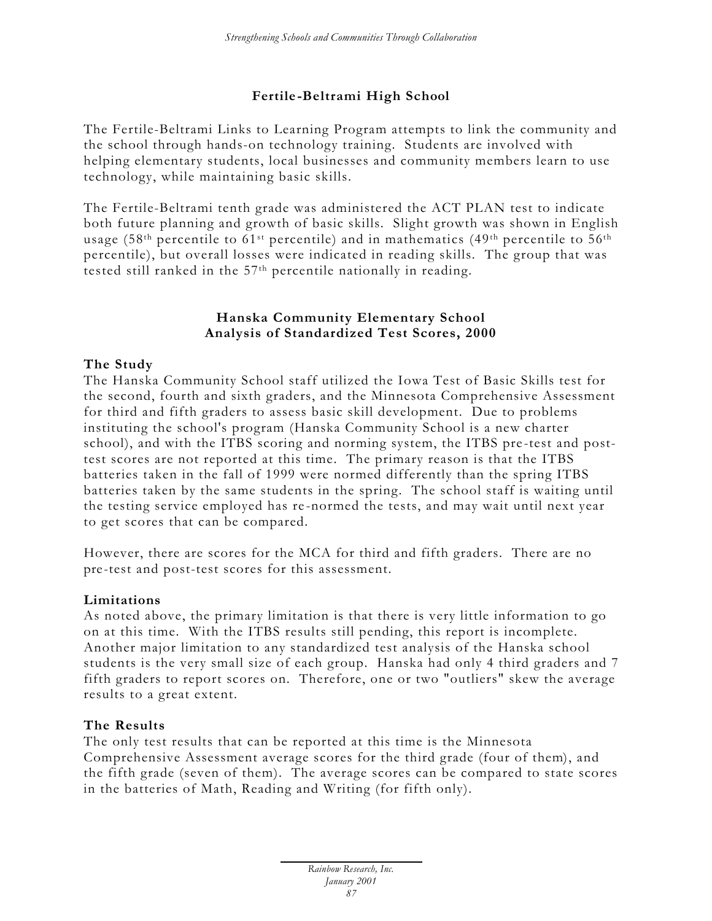## Fertile-Beltrami High School

The Fertile-Beltrami Links to Learning Program attempts to link the community and the school through hands-on technology training. Students are involved with helping elementary students, local businesses and community members learn to use technology, while maintaining basic skills.

The Fertile-Beltrami tenth grade was administered the ACT PLAN test to indicate both future planning and growth of basic skills. Slight growth was shown in English usage (58th percentile to 61st percentile) and in mathematics (49th percentile to 56th percentile), but overall losses were indicated in reading skills. The group that was tested still ranked in the 57th percentile nationally in reading.

## Hanska Community Elementary School
## Analysis of Standardized Test Scores, 2000

### The Study

The Hanska Community School staff utilized the Iowa Test of Basic Skills test for the second, fourth and sixth graders, and the Minnesota Comprehensive Assessment for third and fifth graders to assess basic skill development. Due to problems instituting the school's program (Hanska Community School is a new charter school), and with the ITBS scoring and norming system, the ITBS pre-test and post-test scores are not reported at this time. The primary reason is that the ITBS batteries taken in the fall of 1999 were normed differently than the spring ITBS batteries taken by the same students in the spring. The school staff is waiting until the testing service employed has re-normed the tests, and may wait until next year to get scores that can be compared.

However, there are scores for the MCA for third and fifth graders. There are no pre-test and post-test scores for this assessment.

### Limitations

As noted above, the primary limitation is that there is very little information to go on at this time. With the ITBS results still pending, this report is incomplete. Another major limitation to any standardized test analysis of the Hanska school students is the very small size of each group. Hanska had only 4 third graders and 7 fifth graders to report scores on. Therefore, one or two "outliers" skew the average results to a great extent.

### The Results

The only test results that can be reported at this time is the Minnesota Comprehensive Assessment average scores for the third grade (four of them), and the fifth grade (seven of them). The average scores can be compared to state scores in the batteries of Math, Reading and Writing (for fifth only).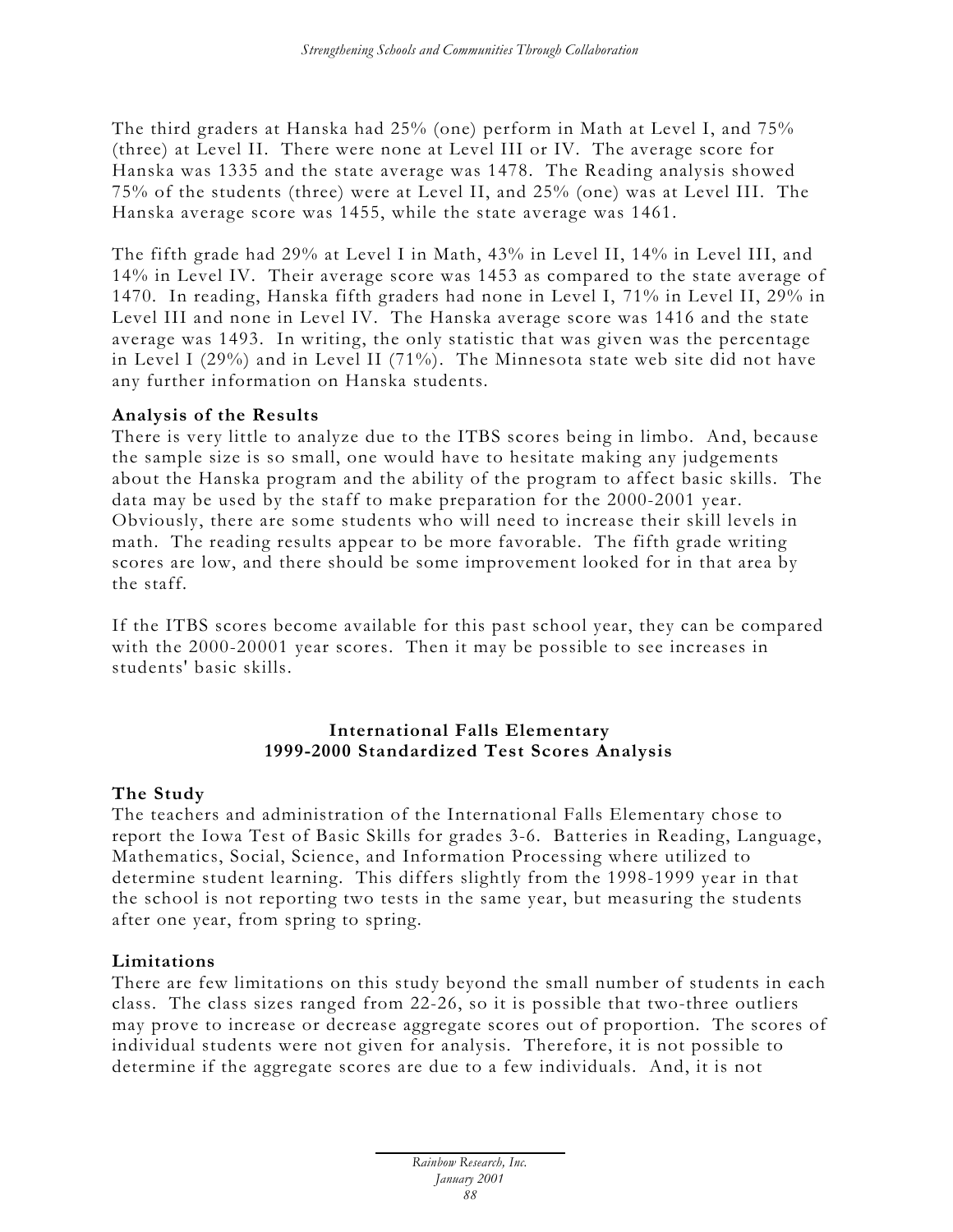The third graders at Hanska had 25% (one) perform in Math at Level I, and 75% (three) at Level II. There were none at Level III or IV. The average score for Hanska was 1335 and the state average was 1478. The Reading analysis showed 75% of the students (three) were at Level II, and 25% (one) was at Level III. The Hanska average score was 1455, while the state average was 1461.

The fifth grade had 29% at Level I in Math, 43% in Level II, 14% in Level III, and 14% in Level IV. Their average score was 1453 as compared to the state average of 1470. In reading, Hanska fifth graders had none in Level I, 71% in Level II, 29% in Level III and none in Level IV. The Hanska average score was 1416 and the state average was 1493. In writing, the only statistic that was given was the percentage in Level I (29%) and in Level II (71%). The Minnesota state web site did not have any further information on Hanska students.

**Analysis of the Results**

There is very little to analyze due to the ITBS scores being in limbo. And, because the sample size is so small, one would have to hesitate making any judgements about the Hanska program and the ability of the program to affect basic skills. The data may be used by the staff to make preparation for the 2000-2001 year. Obviously, there are some students who will need to increase their skill levels in math. The reading results appear to be more favorable. The fifth grade writing scores are low, and there should be some improvement looked for in that area by the staff.

If the ITBS scores become available for this past school year, they can be compared with the 2000-20001 year scores. Then it may be possible to see increases in students' basic skills.

## International Falls Elementary
## 1999-2000 Standardized Test Scores Analysis

**The Study**

The teachers and administration of the International Falls Elementary chose to report the Iowa Test of Basic Skills for grades 3-6. Batteries in Reading, Language, Mathematics, Social, Science, and Information Processing where utilized to determine student learning. This differs slightly from the 1998-1999 year in that the school is not reporting two tests in the same year, but measuring the students after one year, from spring to spring.

**Limitations**

There are few limitations on this study beyond the small number of students in each class. The class sizes ranged from 22-26, so it is possible that two-three outliers may prove to increase or decrease aggregate scores out of proportion. The scores of individual students were not given for analysis. Therefore, it is not possible to determine if the aggregate scores are due to a few individuals. And, it is not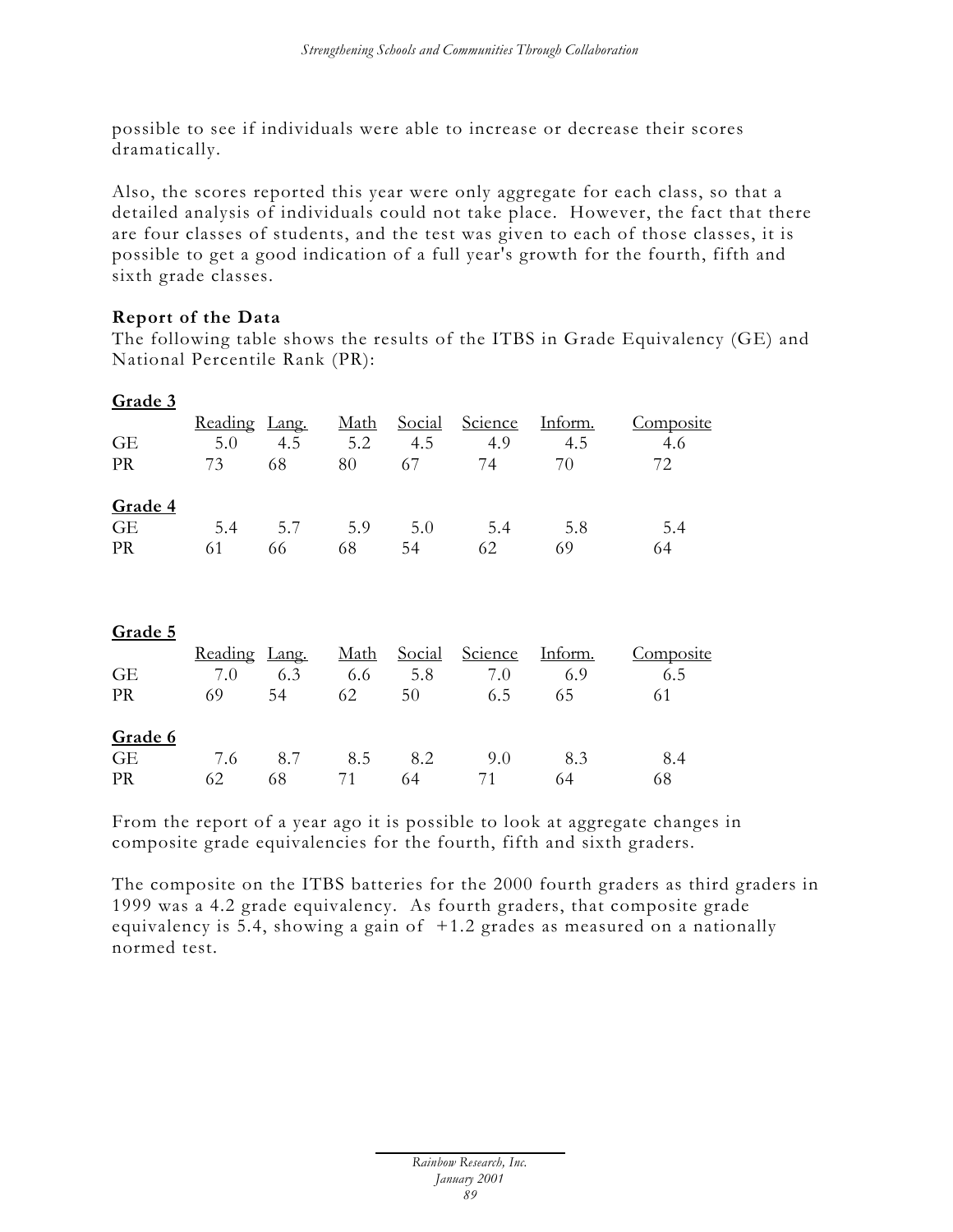possible to see if individuals were able to increase or decrease their scores dramatically.

Also, the scores reported this year were only aggregate for each class, so that a detailed analysis of individuals could not take place. However, the fact that there are four classes of students, and the test was given to each of those classes, it is possible to get a good indication of a full year's growth for the fourth, fifth and sixth grade classes.

**Report of the Data**

The following table shows the results of the ITBS in Grade Equivalency (GE) and National Percentile Rank (PR):

**Grade 3**

| | Reading | Lang. | Math | Social | Science | Inform. | Composite |
|---|---|---|---|---|---|---|---|
| GE | 5.0 | 4.5 | 5.2 | 4.5 | 4.9 | 4.5 | 4.6 |
| PR | 73 | 68 | 80 | 67 | 74 | 70 | 72 |

**Grade 4**

| | Reading | Lang. | Math | Social | Science | Inform. | Composite |
|---|---|---|---|---|---|---|---|
| GE | 5.4 | 5.7 | 5.9 | 5.0 | 5.4 | 5.8 | 5.4 |
| PR | 61 | 66 | 68 | 54 | 62 | 69 | 64 |

**Grade 5**

| | Reading | Lang. | Math | Social | Science | Inform. | Composite |
|---|---|---|---|---|---|---|---|
| GE | 7.0 | 6.3 | 6.6 | 5.8 | 7.0 | 6.9 | 6.5 |
| PR | 69 | 54 | 62 | 50 | 6.5 | 65 | 61 |

**Grade 6**

| | Reading | Lang. | Math | Social | Science | Inform. | Composite |
|---|---|---|---|---|---|---|---|
| GE | 7.6 | 8.7 | 8.5 | 8.2 | 9.0 | 8.3 | 8.4 |
| PR | 62 | 68 | 71 | 64 | 71 | 64 | 68 |

From the report of a year ago it is possible to look at aggregate changes in composite grade equivalencies for the fourth, fifth and sixth graders.

The composite on the ITBS batteries for the 2000 fourth graders as third graders in 1999 was a 4.2 grade equivalency. As fourth graders, that composite grade equivalency is 5.4, showing a gain of +1.2 grades as measured on a nationally normed test.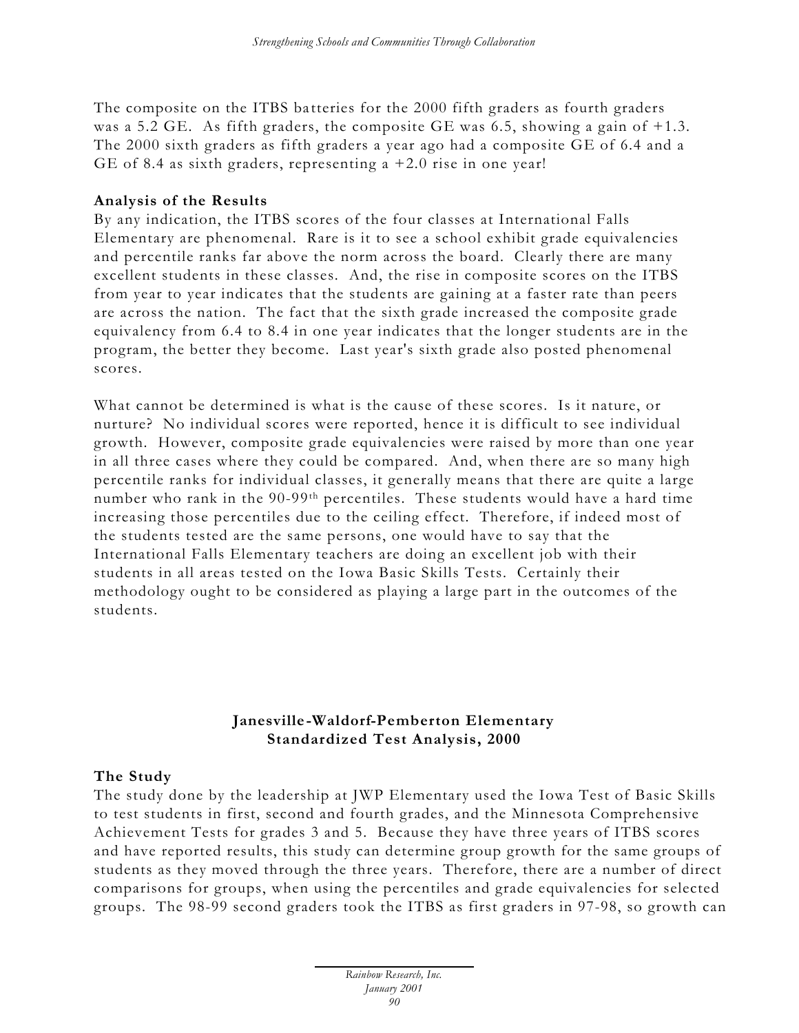The composite on the ITBS batteries for the 2000 fifth graders as fourth graders was a 5.2 GE. As fifth graders, the composite GE was 6.5, showing a gain of +1.3. The 2000 sixth graders as fifth graders a year ago had a composite GE of 6.4 and a GE of 8.4 as sixth graders, representing a +2.0 rise in one year!

**Analysis of the Results**

By any indication, the ITBS scores of the four classes at International Falls Elementary are phenomenal. Rare is it to see a school exhibit grade equivalencies and percentile ranks far above the norm across the board. Clearly there are many excellent students in these classes. And, the rise in composite scores on the ITBS from year to year indicates that the students are gaining at a faster rate than peers are across the nation. The fact that the sixth grade increased the composite grade equivalency from 6.4 to 8.4 in one year indicates that the longer students are in the program, the better they become. Last year's sixth grade also posted phenomenal scores.

What cannot be determined is what is the cause of these scores. Is it nature, or nurture? No individual scores were reported, hence it is difficult to see individual growth. However, composite grade equivalencies were raised by more than one year in all three cases where they could be compared. And, when there are so many high percentile ranks for individual classes, it generally means that there are quite a large number who rank in the 90-99th percentiles. These students would have a hard time increasing those percentiles due to the ceiling effect. Therefore, if indeed most of the students tested are the same persons, one would have to say that the International Falls Elementary teachers are doing an excellent job with their students in all areas tested on the Iowa Basic Skills Tests. Certainly their methodology ought to be considered as playing a large part in the outcomes of the students.

## Janesville-Waldorf-Pemberton Elementary Standardized Test Analysis, 2000

**The Study**

The study done by the leadership at JWP Elementary used the Iowa Test of Basic Skills to test students in first, second and fourth grades, and the Minnesota Comprehensive Achievement Tests for grades 3 and 5. Because they have three years of ITBS scores and have reported results, this study can determine group growth for the same groups of students as they moved through the three years. Therefore, there are a number of direct comparisons for groups, when using the percentiles and grade equivalencies for selected groups. The 98-99 second graders took the ITBS as first graders in 97-98, so growth can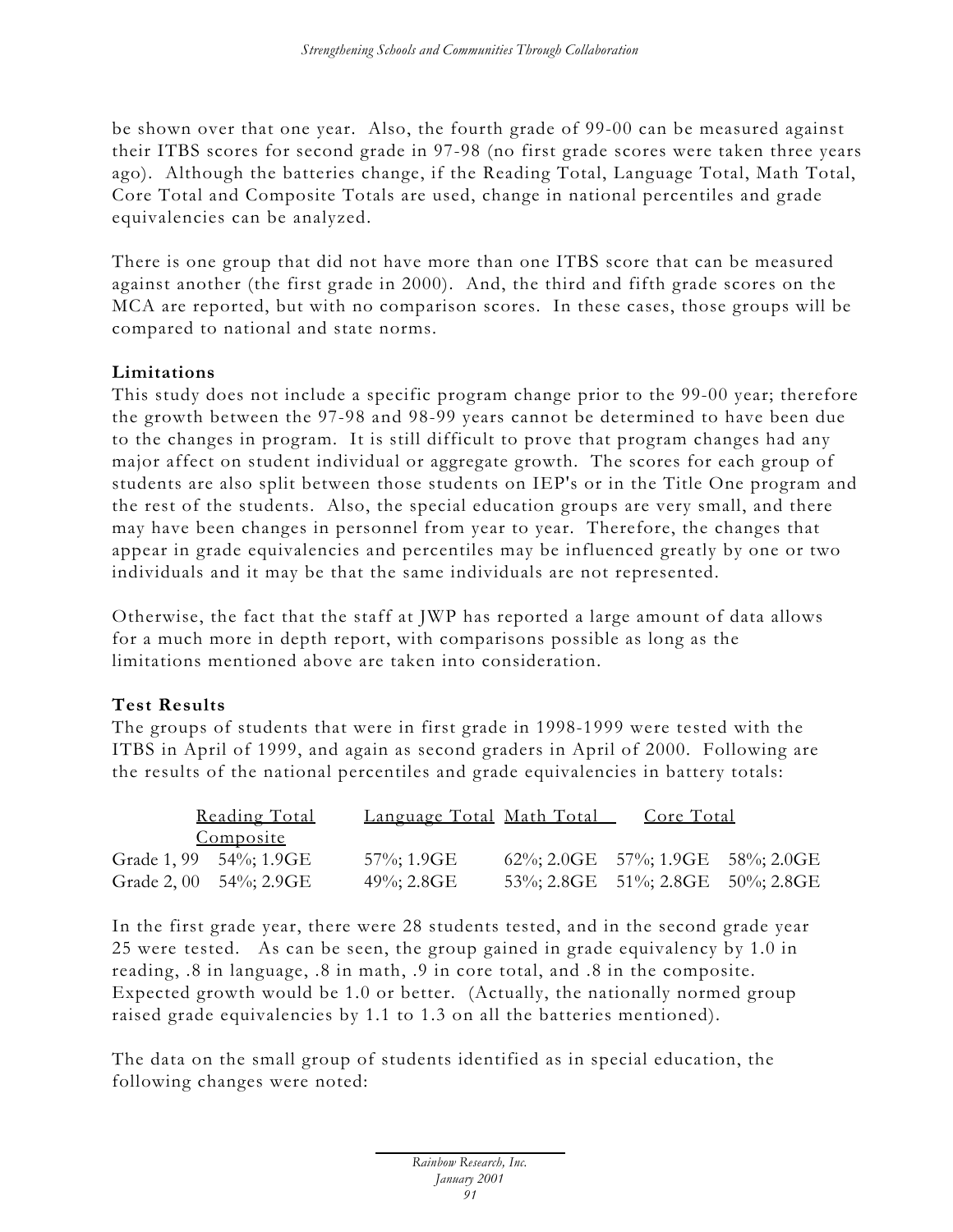be shown over that one year. Also, the fourth grade of 99-00 can be measured against their ITBS scores for second grade in 97-98 (no first grade scores were taken three years ago). Although the batteries change, if the Reading Total, Language Total, Math Total, Core Total and Composite Totals are used, change in national percentiles and grade equivalencies can be analyzed.

There is one group that did not have more than one ITBS score that can be measured against another (the first grade in 2000). And, the third and fifth grade scores on the MCA are reported, but with no comparison scores. In these cases, those groups will be compared to national and state norms.

**Limitations**

This study does not include a specific program change prior to the 99-00 year; therefore the growth between the 97-98 and 98-99 years cannot be determined to have been due to the changes in program. It is still difficult to prove that program changes had any major affect on student individual or aggregate growth. The scores for each group of students are also split between those students on IEP's or in the Title One program and the rest of the students. Also, the special education groups are very small, and there may have been changes in personnel from year to year. Therefore, the changes that appear in grade equivalencies and percentiles may be influenced greatly by one or two individuals and it may be that the same individuals are not represented.

Otherwise, the fact that the staff at JWP has reported a large amount of data allows for a much more in depth report, with comparisons possible as long as the limitations mentioned above are taken into consideration.

**Test Results**

The groups of students that were in first grade in 1998-1999 were tested with the ITBS in April of 1999, and again as second graders in April of 2000. Following are the results of the national percentiles and grade equivalencies in battery totals:

| | Reading Total | Language Total | Math Total | Core Total | Composite |
|---|---|---|---|---|---|
| Grade 1, 99 | 54%; 1.9GE | 57%; 1.9GE | 62%; 2.0GE | 57%; 1.9GE | 58%; 2.0GE |
| Grade 2, 00 | 54%; 2.9GE | 49%; 2.8GE | 53%; 2.8GE | 51%; 2.8GE | 50%; 2.8GE |

In the first grade year, there were 28 students tested, and in the second grade year 25 were tested. As can be seen, the group gained in grade equivalency by 1.0 in reading, .8 in language, .8 in math, .9 in core total, and .8 in the composite. Expected growth would be 1.0 or better. (Actually, the nationally normed group raised grade equivalencies by 1.1 to 1.3 on all the batteries mentioned).

The data on the small group of students identified as in special education, the following changes were noted: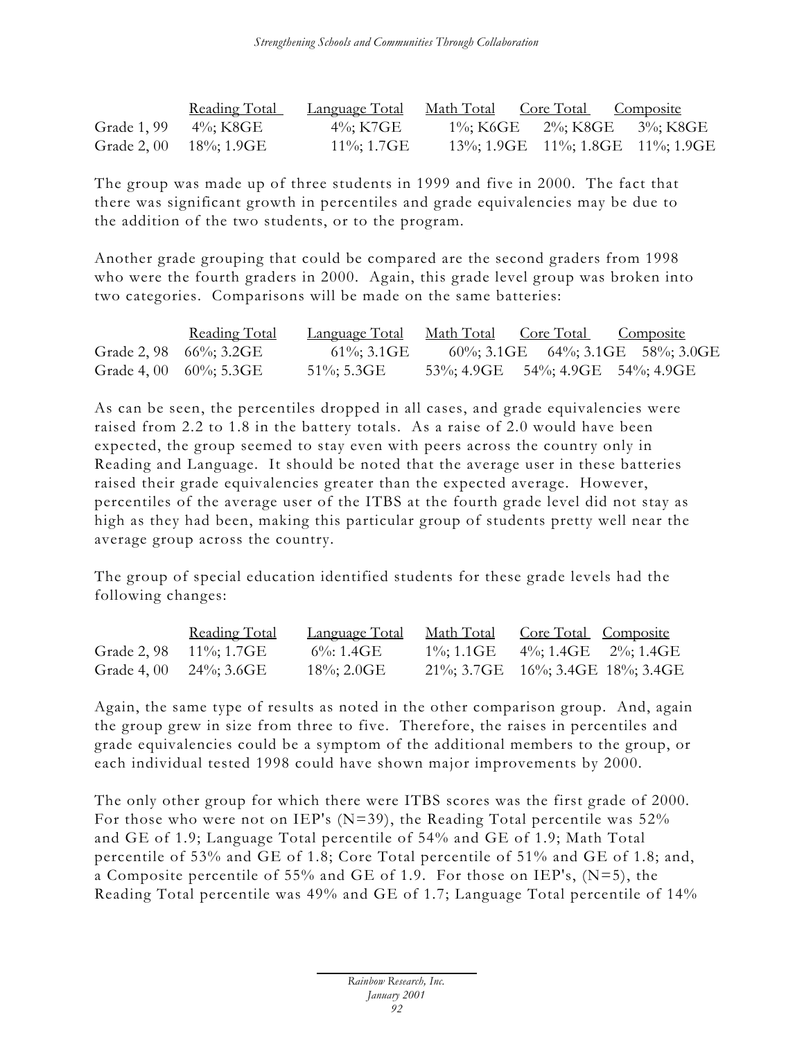| | Reading Total | Language Total | Math Total | Core Total | Composite |
|---|---|---|---|---|---|
| Grade 1, 99 | 4%; K8GE | 4%; K7GE | 1%; K6GE | 2%; K8GE | 3%; K8GE |
| Grade 2, 00 | 18%; 1.9GE | 11%; 1.7GE | 13%; 1.9GE | 11%; 1.8GE | 11%; 1.9GE |

The group was made up of three students in 1999 and five in 2000. The fact that there was significant growth in percentiles and grade equivalencies may be due to the addition of the two students, or to the program.

Another grade grouping that could be compared are the second graders from 1998 who were the fourth graders in 2000. Again, this grade level group was broken into two categories. Comparisons will be made on the same batteries:

| | Reading Total | Language Total | Math Total | Core Total | Composite |
|---|---|---|---|---|---|
| Grade 2, 98 | 66%; 3.2GE | 61%; 3.1GE | 60%; 3.1GE | 64%; 3.1GE | 58%; 3.0GE |
| Grade 4, 00 | 60%; 5.3GE | 51%; 5.3GE | 53%; 4.9GE | 54%; 4.9GE | 54%; 4.9GE |

As can be seen, the percentiles dropped in all cases, and grade equivalencies were raised from 2.2 to 1.8 in the battery totals. As a raise of 2.0 would have been expected, the group seemed to stay even with peers across the country only in Reading and Language. It should be noted that the average user in these batteries raised their grade equivalencies greater than the expected average. However, percentiles of the average user of the ITBS at the fourth grade level did not stay as high as they had been, making this particular group of students pretty well near the average group across the country.

The group of special education identified students for these grade levels had the following changes:

| | Reading Total | Language Total | Math Total | Core Total | Composite |
|---|---|---|---|---|---|
| Grade 2, 98 | 11%; 1.7GE | 6%: 1.4GE | 1%; 1.1GE | 4%; 1.4GE | 2%; 1.4GE |
| Grade 4, 00 | 24%; 3.6GE | 18%; 2.0GE | 21%; 3.7GE | 16%; 3.4GE | 18%; 3.4GE |

Again, the same type of results as noted in the other comparison group. And, again the group grew in size from three to five. Therefore, the raises in percentiles and grade equivalencies could be a symptom of the additional members to the group, or each individual tested 1998 could have shown major improvements by 2000.

The only other group for which there were ITBS scores was the first grade of 2000. For those who were not on IEP's (N=39), the Reading Total percentile was 52% and GE of 1.9; Language Total percentile of 54% and GE of 1.9; Math Total percentile of 53% and GE of 1.8; Core Total percentile of 51% and GE of 1.8; and, a Composite percentile of 55% and GE of 1.9. For those on IEP's, (N=5), the Reading Total percentile was 49% and GE of 1.7; Language Total percentile of 14%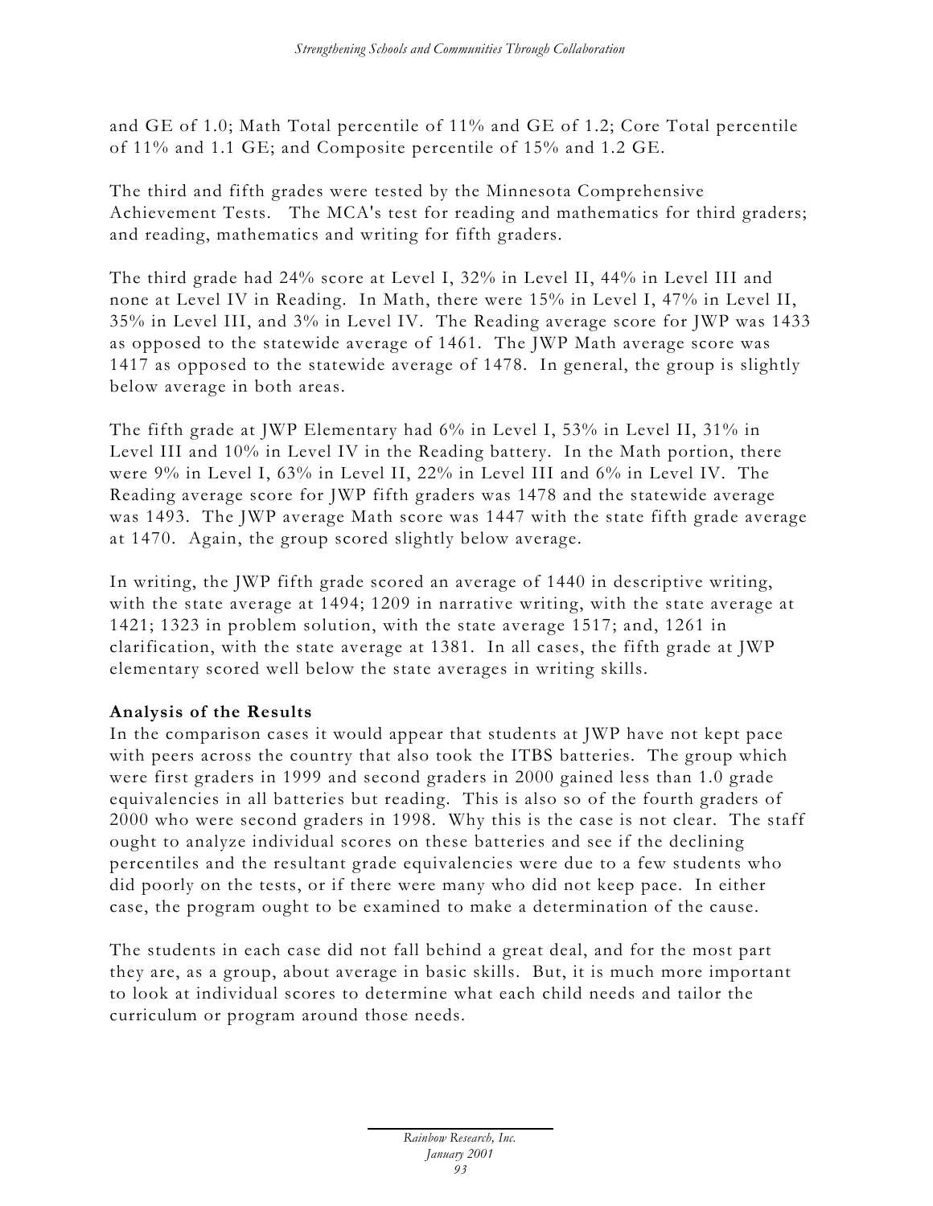and GE of 1.0; Math Total percentile of 11% and GE of 1.2; Core Total percentile of 11% and 1.1 GE; and Composite percentile of 15% and 1.2 GE.

The third and fifth grades were tested by the Minnesota Comprehensive Achievement Tests. The MCA's test for reading and mathematics for third graders; and reading, mathematics and writing for fifth graders.

The third grade had 24% score at Level I, 32% in Level II, 44% in Level III and none at Level IV in Reading. In Math, there were 15% in Level I, 47% in Level II, 35% in Level III, and 3% in Level IV. The Reading average score for JWP was 1433 as opposed to the statewide average of 1461. The JWP Math average score was 1417 as opposed to the statewide average of 1478. In general, the group is slightly below average in both areas.

The fifth grade at JWP Elementary had 6% in Level I, 53% in Level II, 31% in Level III and 10% in Level IV in the Reading battery. In the Math portion, there were 9% in Level I, 63% in Level II, 22% in Level III and 6% in Level IV. The Reading average score for JWP fifth graders was 1478 and the statewide average was 1493. The JWP average Math score was 1447 with the state fifth grade average at 1470. Again, the group scored slightly below average.

In writing, the JWP fifth grade scored an average of 1440 in descriptive writing, with the state average at 1494; 1209 in narrative writing, with the state average at 1421; 1323 in problem solution, with the state average 1517; and, 1261 in clarification, with the state average at 1381. In all cases, the fifth grade at JWP elementary scored well below the state averages in writing skills.

**Analysis of the Results**

In the comparison cases it would appear that students at JWP have not kept pace with peers across the country that also took the ITBS batteries. The group which were first graders in 1999 and second graders in 2000 gained less than 1.0 grade equivalencies in all batteries but reading. This is also so of the fourth graders of 2000 who were second graders in 1998. Why this is the case is not clear. The staff ought to analyze individual scores on these batteries and see if the declining percentiles and the resultant grade equivalencies were due to a few students who did poorly on the tests, or if there were many who did not keep pace. In either case, the program ought to be examined to make a determination of the cause.

The students in each case did not fall behind a great deal, and for the most part they are, as a group, about average in basic skills. But, it is much more important to look at individual scores to determine what each child needs and tailor the curriculum or program around those needs.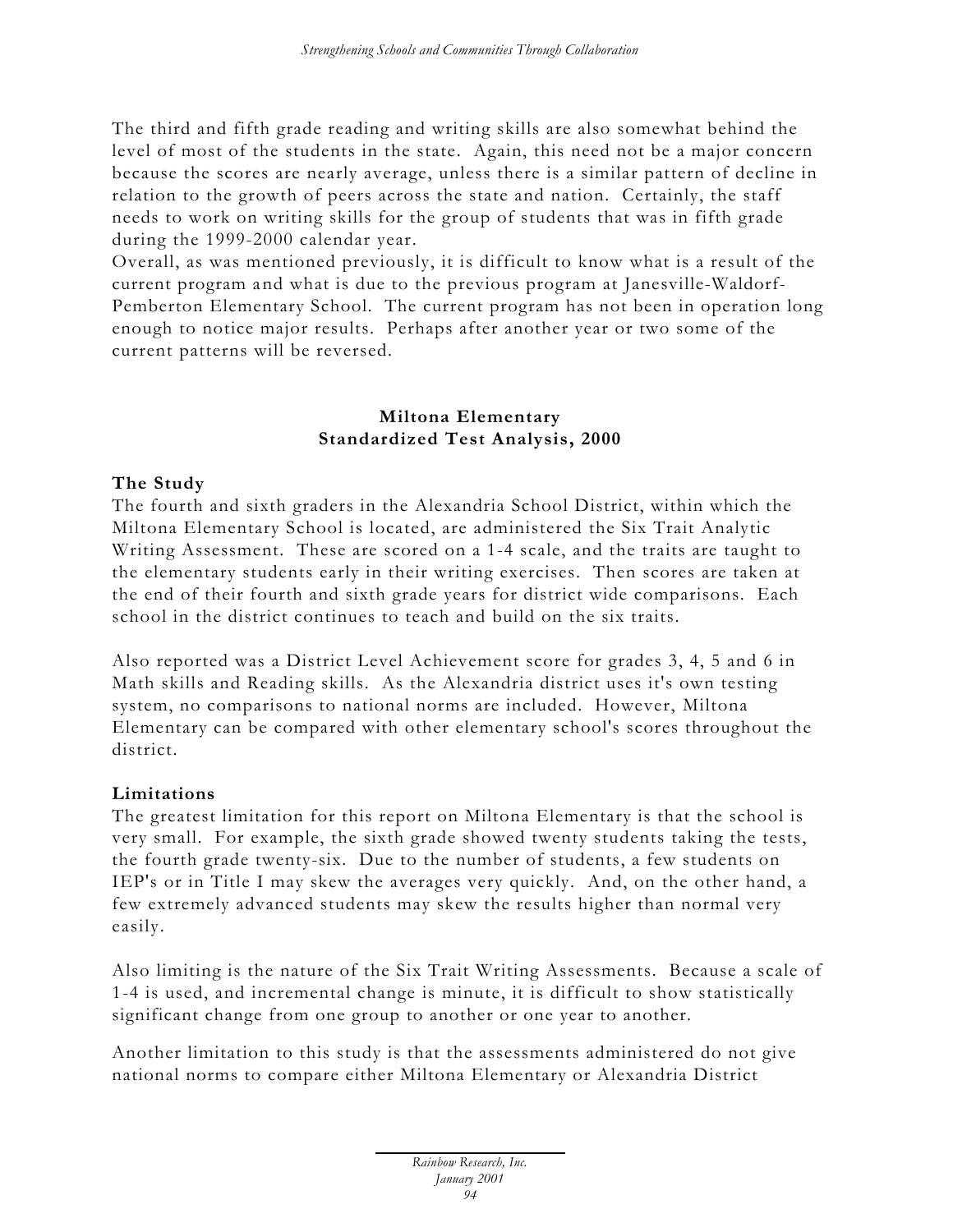The third and fifth grade reading and writing skills are also somewhat behind the level of most of the students in the state. Again, this need not be a major concern because the scores are nearly average, unless there is a similar pattern of decline in relation to the growth of peers across the state and nation. Certainly, the staff needs to work on writing skills for the group of students that was in fifth grade during the 1999-2000 calendar year.
Overall, as was mentioned previously, it is difficult to know what is a result of the current program and what is due to the previous program at Janesville-Waldorf-Pemberton Elementary School. The current program has not been in operation long enough to notice major results. Perhaps after another year or two some of the current patterns will be reversed.

## Miltona Elementary
## Standardized Test Analysis, 2000

### The Study

The fourth and sixth graders in the Alexandria School District, within which the Miltona Elementary School is located, are administered the Six Trait Analytic Writing Assessment. These are scored on a 1-4 scale, and the traits are taught to the elementary students early in their writing exercises. Then scores are taken at the end of their fourth and sixth grade years for district wide comparisons. Each school in the district continues to teach and build on the six traits.

Also reported was a District Level Achievement score for grades 3, 4, 5 and 6 in Math skills and Reading skills. As the Alexandria district uses it's own testing system, no comparisons to national norms are included. However, Miltona Elementary can be compared with other elementary school's scores throughout the district.

### Limitations

The greatest limitation for this report on Miltona Elementary is that the school is very small. For example, the sixth grade showed twenty students taking the tests, the fourth grade twenty-six. Due to the number of students, a few students on IEP's or in Title I may skew the averages very quickly. And, on the other hand, a few extremely advanced students may skew the results higher than normal very easily.

Also limiting is the nature of the Six Trait Writing Assessments. Because a scale of 1-4 is used, and incremental change is minute, it is difficult to show statistically significant change from one group to another or one year to another.

Another limitation to this study is that the assessments administered do not give national norms to compare either Miltona Elementary or Alexandria District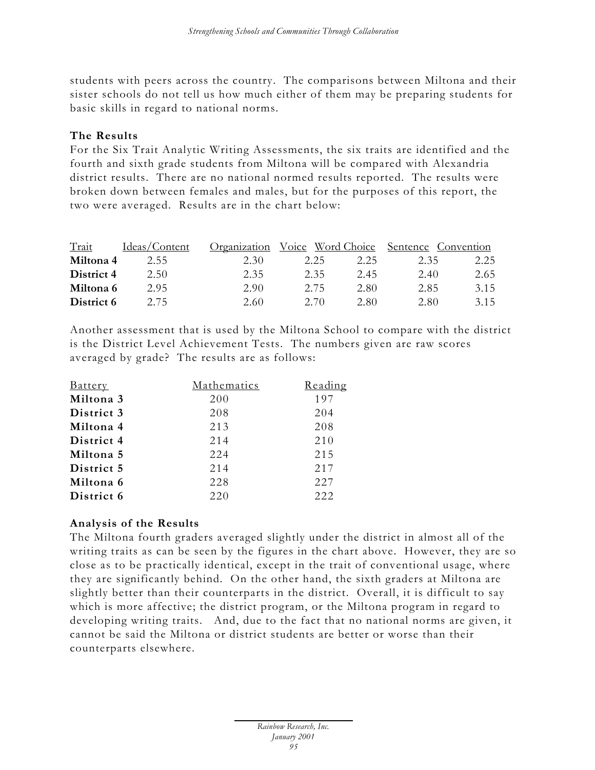students with peers across the country. The comparisons between Miltona and their sister schools do not tell us how much either of them may be preparing students for basic skills in regard to national norms.

**The Results**

For the Six Trait Analytic Writing Assessments, the six traits are identified and the fourth and sixth grade students from Miltona will be compared with Alexandria district results. There are no national normed results reported. The results were broken down between females and males, but for the purposes of this report, the two were averaged. Results are in the chart below:

| Trait | Ideas/Content | Organization | Voice | Word Choice | Sentence | Convention |
|---|---|---|---|---|---|---|
| **Miltona 4** | 2.55 | 2.30 | 2.25 | 2.25 | 2.35 | 2.25 |
| **District 4** | 2.50 | 2.35 | 2.35 | 2.45 | 2.40 | 2.65 |
| **Miltona 6** | 2.95 | 2.90 | 2.75 | 2.80 | 2.85 | 3.15 |
| **District 6** | 2.75 | 2.60 | 2.70 | 2.80 | 2.80 | 3.15 |

Another assessment that is used by the Miltona School to compare with the district is the District Level Achievement Tests. The numbers given are raw scores averaged by grade? The results are as follows:

| Battery | Mathematics | Reading |
|---|---|---|
| **Miltona 3** | 200 | 197 |
| **District 3** | 208 | 204 |
| **Miltona 4** | 213 | 208 |
| **District 4** | 214 | 210 |
| **Miltona 5** | 224 | 215 |
| **District 5** | 214 | 217 |
| **Miltona 6** | 228 | 227 |
| **District 6** | 220 | 222 |

**Analysis of the Results**

The Miltona fourth graders averaged slightly under the district in almost all of the writing traits as can be seen by the figures in the chart above. However, they are so close as to be practically identical, except in the trait of conventional usage, where they are significantly behind. On the other hand, the sixth graders at Miltona are slightly better than their counterparts in the district. Overall, it is difficult to say which is more affective; the district program, or the Miltona program in regard to developing writing traits. And, due to the fact that no national norms are given, it cannot be said the Miltona or district students are better or worse than their counterparts elsewhere.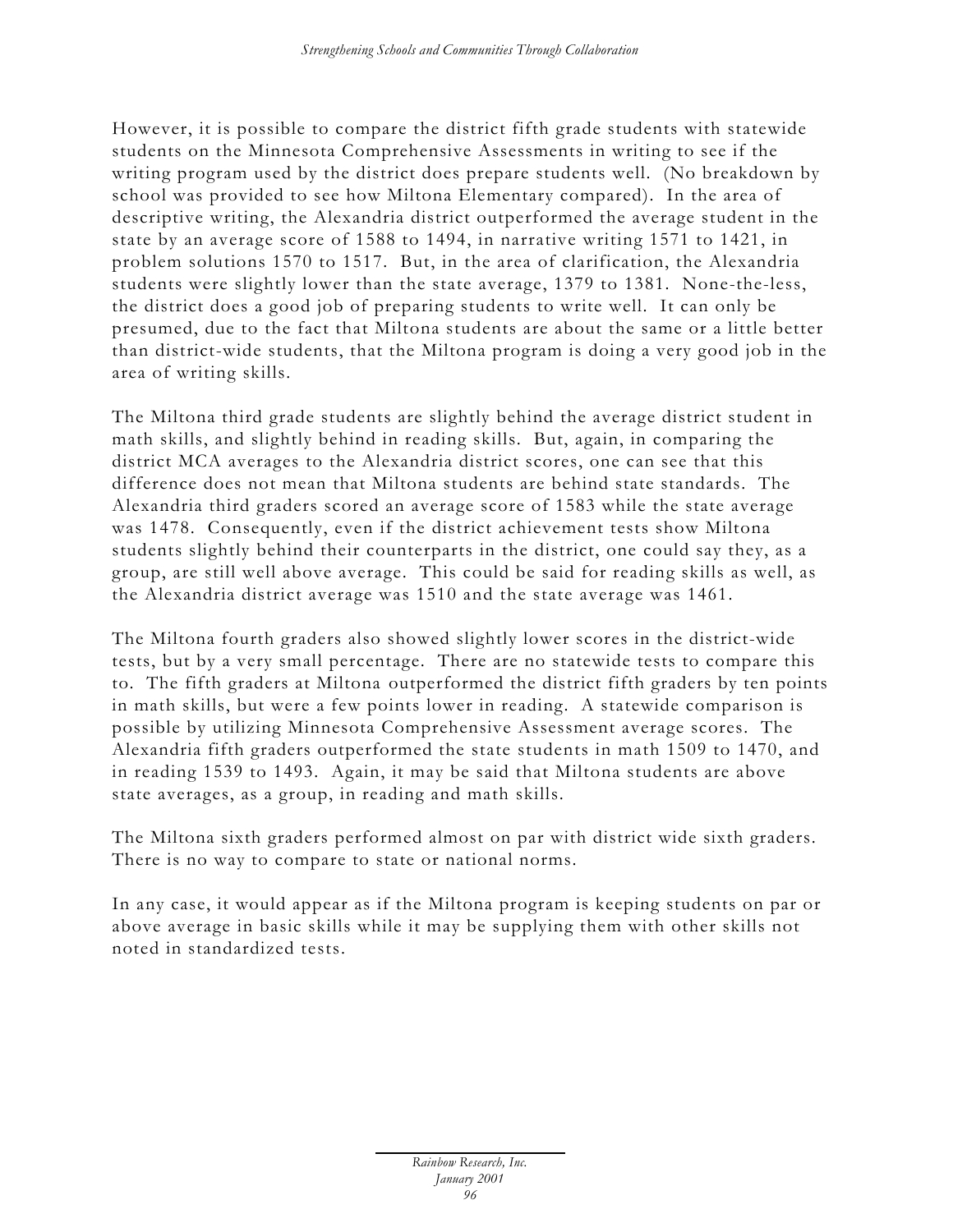However, it is possible to compare the district fifth grade students with statewide students on the Minnesota Comprehensive Assessments in writing to see if the writing program used by the district does prepare students well. (No breakdown by school was provided to see how Miltona Elementary compared). In the area of descriptive writing, the Alexandria district outperformed the average student in the state by an average score of 1588 to 1494, in narrative writing 1571 to 1421, in problem solutions 1570 to 1517. But, in the area of clarification, the Alexandria students were slightly lower than the state average, 1379 to 1381. None-the-less, the district does a good job of preparing students to write well. It can only be presumed, due to the fact that Miltona students are about the same or a little better than district-wide students, that the Miltona program is doing a very good job in the area of writing skills.

The Miltona third grade students are slightly behind the average district student in math skills, and slightly behind in reading skills. But, again, in comparing the district MCA averages to the Alexandria district scores, one can see that this difference does not mean that Miltona students are behind state standards. The Alexandria third graders scored an average score of 1583 while the state average was 1478. Consequently, even if the district achievement tests show Miltona students slightly behind their counterparts in the district, one could say they, as a group, are still well above average. This could be said for reading skills as well, as the Alexandria district average was 1510 and the state average was 1461.

The Miltona fourth graders also showed slightly lower scores in the district-wide tests, but by a very small percentage. There are no statewide tests to compare this to. The fifth graders at Miltona outperformed the district fifth graders by ten points in math skills, but were a few points lower in reading. A statewide comparison is possible by utilizing Minnesota Comprehensive Assessment average scores. The Alexandria fifth graders outperformed the state students in math 1509 to 1470, and in reading 1539 to 1493. Again, it may be said that Miltona students are above state averages, as a group, in reading and math skills.

The Miltona sixth graders performed almost on par with district wide sixth graders. There is no way to compare to state or national norms.

In any case, it would appear as if the Miltona program is keeping students on par or above average in basic skills while it may be supplying them with other skills not noted in standardized tests.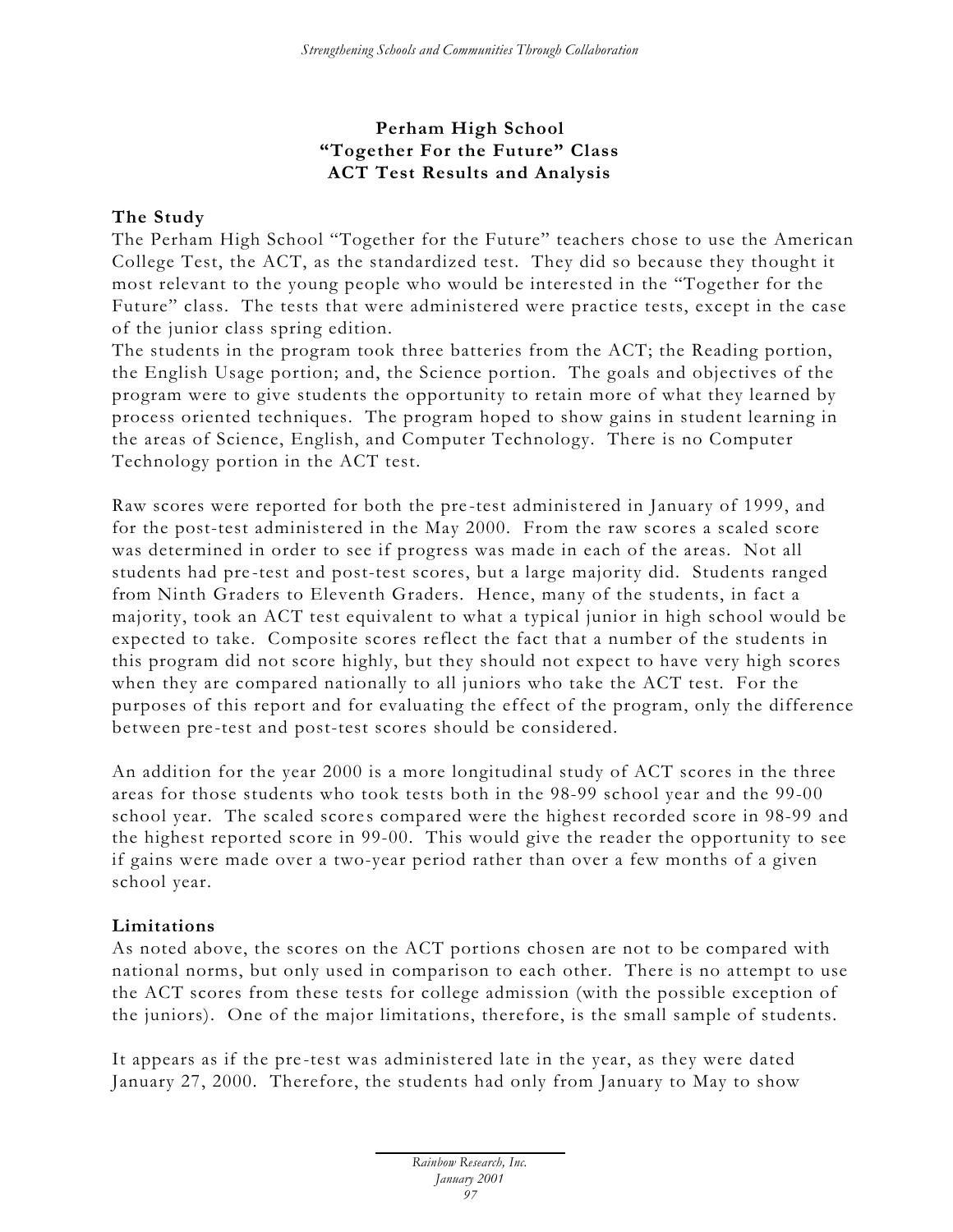**Perham High School**
**"Together For the Future" Class**
**ACT Test Results and Analysis**

**The Study**

The Perham High School "Together for the Future" teachers chose to use the American College Test, the ACT, as the standardized test. They did so because they thought it most relevant to the young people who would be interested in the "Together for the Future" class. The tests that were administered were practice tests, except in the case of the junior class spring edition.

The students in the program took three batteries from the ACT; the Reading portion, the English Usage portion; and, the Science portion. The goals and objectives of the program were to give students the opportunity to retain more of what they learned by process oriented techniques. The program hoped to show gains in student learning in the areas of Science, English, and Computer Technology. There is no Computer Technology portion in the ACT test.

Raw scores were reported for both the pre-test administered in January of 1999, and for the post-test administered in the May 2000. From the raw scores a scaled score was determined in order to see if progress was made in each of the areas. Not all students had pre-test and post-test scores, but a large majority did. Students ranged from Ninth Graders to Eleventh Graders. Hence, many of the students, in fact a majority, took an ACT test equivalent to what a typical junior in high school would be expected to take. Composite scores reflect the fact that a number of the students in this program did not score highly, but they should not expect to have very high scores when they are compared nationally to all juniors who take the ACT test. For the purposes of this report and for evaluating the effect of the program, only the difference between pre-test and post-test scores should be considered.

An addition for the year 2000 is a more longitudinal study of ACT scores in the three areas for those students who took tests both in the 98-99 school year and the 99-00 school year. The scaled scores compared were the highest recorded score in 98-99 and the highest reported score in 99-00. This would give the reader the opportunity to see if gains were made over a two-year period rather than over a few months of a given school year.

**Limitations**

As noted above, the scores on the ACT portions chosen are not to be compared with national norms, but only used in comparison to each other. There is no attempt to use the ACT scores from these tests for college admission (with the possible exception of the juniors). One of the major limitations, therefore, is the small sample of students.

It appears as if the pre-test was administered late in the year, as they were dated January 27, 2000. Therefore, the students had only from January to May to show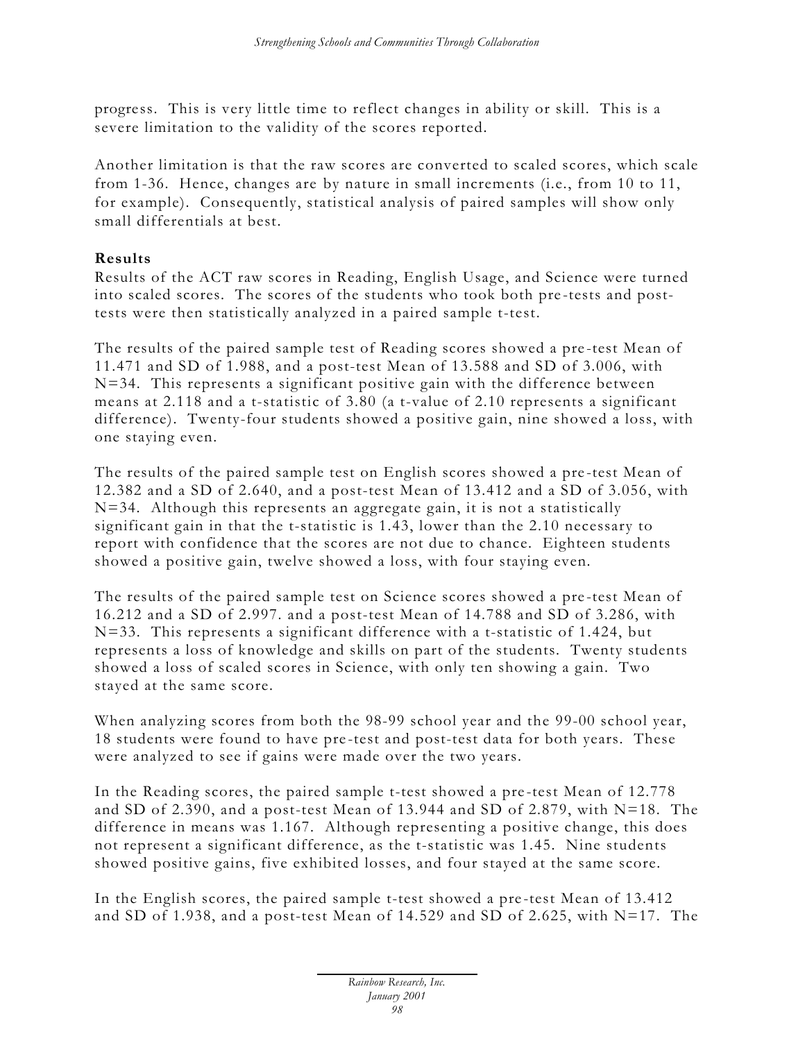progress. This is very little time to reflect changes in ability or skill. This is a severe limitation to the validity of the scores reported.

Another limitation is that the raw scores are converted to scaled scores, which scale from 1-36. Hence, changes are by nature in small increments (i.e., from 10 to 11, for example). Consequently, statistical analysis of paired samples will show only small differentials at best.

**Results**

Results of the ACT raw scores in Reading, English Usage, and Science were turned into scaled scores. The scores of the students who took both pre-tests and post-tests were then statistically analyzed in a paired sample t-test.

The results of the paired sample test of Reading scores showed a pre-test Mean of 11.471 and SD of 1.988, and a post-test Mean of 13.588 and SD of 3.006, with N=34. This represents a significant positive gain with the difference between means at 2.118 and a t-statistic of 3.80 (a t-value of 2.10 represents a significant difference). Twenty-four students showed a positive gain, nine showed a loss, with one staying even.

The results of the paired sample test on English scores showed a pre-test Mean of 12.382 and a SD of 2.640, and a post-test Mean of 13.412 and a SD of 3.056, with N=34. Although this represents an aggregate gain, it is not a statistically significant gain in that the t-statistic is 1.43, lower than the 2.10 necessary to report with confidence that the scores are not due to chance. Eighteen students showed a positive gain, twelve showed a loss, with four staying even.

The results of the paired sample test on Science scores showed a pre-test Mean of 16.212 and a SD of 2.997. and a post-test Mean of 14.788 and SD of 3.286, with N=33. This represents a significant difference with a t-statistic of 1.424, but represents a loss of knowledge and skills on part of the students. Twenty students showed a loss of scaled scores in Science, with only ten showing a gain. Two stayed at the same score.

When analyzing scores from both the 98-99 school year and the 99-00 school year, 18 students were found to have pre-test and post-test data for both years. These were analyzed to see if gains were made over the two years.

In the Reading scores, the paired sample t-test showed a pre-test Mean of 12.778 and SD of 2.390, and a post-test Mean of 13.944 and SD of 2.879, with N=18. The difference in means was 1.167. Although representing a positive change, this does not represent a significant difference, as the t-statistic was 1.45. Nine students showed positive gains, five exhibited losses, and four stayed at the same score.

In the English scores, the paired sample t-test showed a pre-test Mean of 13.412 and SD of 1.938, and a post-test Mean of 14.529 and SD of 2.625, with N=17. The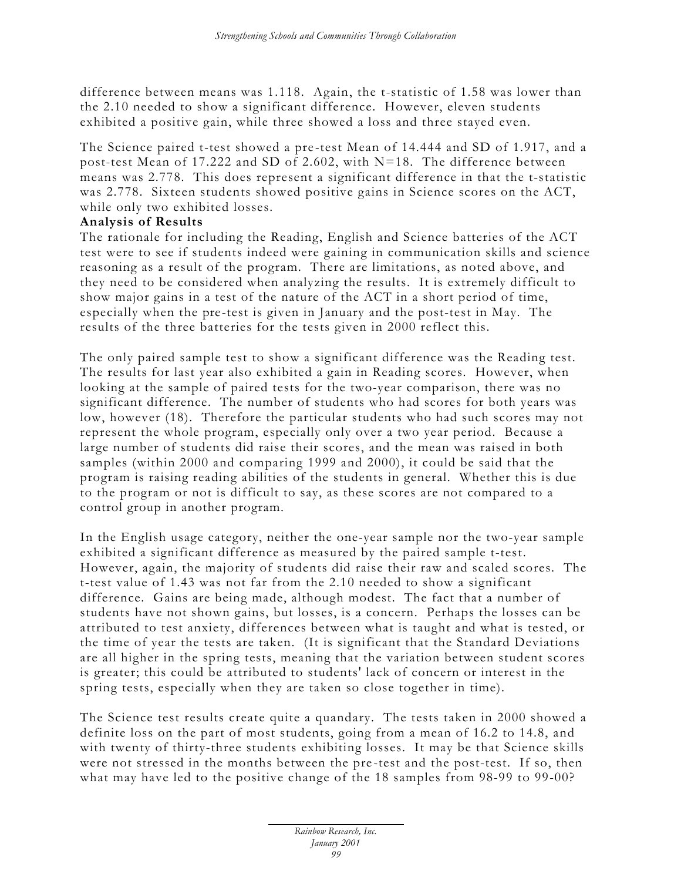difference between means was 1.118. Again, the t-statistic of 1.58 was lower than the 2.10 needed to show a significant difference. However, eleven students exhibited a positive gain, while three showed a loss and three stayed even.

The Science paired t-test showed a pre-test Mean of 14.444 and SD of 1.917, and a post-test Mean of 17.222 and SD of 2.602, with N=18. The difference between means was 2.778. This does represent a significant difference in that the t-statistic was 2.778. Sixteen students showed positive gains in Science scores on the ACT, while only two exhibited losses.

**Analysis of Results**

The rationale for including the Reading, English and Science batteries of the ACT test were to see if students indeed were gaining in communication skills and science reasoning as a result of the program. There are limitations, as noted above, and they need to be considered when analyzing the results. It is extremely difficult to show major gains in a test of the nature of the ACT in a short period of time, especially when the pre-test is given in January and the post-test in May. The results of the three batteries for the tests given in 2000 reflect this.

The only paired sample test to show a significant difference was the Reading test. The results for last year also exhibited a gain in Reading scores. However, when looking at the sample of paired tests for the two-year comparison, there was no significant difference. The number of students who had scores for both years was low, however (18). Therefore the particular students who had such scores may not represent the whole program, especially only over a two year period. Because a large number of students did raise their scores, and the mean was raised in both samples (within 2000 and comparing 1999 and 2000), it could be said that the program is raising reading abilities of the students in general. Whether this is due to the program or not is difficult to say, as these scores are not compared to a control group in another program.

In the English usage category, neither the one-year sample nor the two-year sample exhibited a significant difference as measured by the paired sample t-test. However, again, the majority of students did raise their raw and scaled scores. The t-test value of 1.43 was not far from the 2.10 needed to show a significant difference. Gains are being made, although modest. The fact that a number of students have not shown gains, but losses, is a concern. Perhaps the losses can be attributed to test anxiety, differences between what is taught and what is tested, or the time of year the tests are taken. (It is significant that the Standard Deviations are all higher in the spring tests, meaning that the variation between student scores is greater; this could be attributed to students' lack of concern or interest in the spring tests, especially when they are taken so close together in time).

The Science test results create quite a quandary. The tests taken in 2000 showed a definite loss on the part of most students, going from a mean of 16.2 to 14.8, and with twenty of thirty-three students exhibiting losses. It may be that Science skills were not stressed in the months between the pre-test and the post-test. If so, then what may have led to the positive change of the 18 samples from 98-99 to 99-00?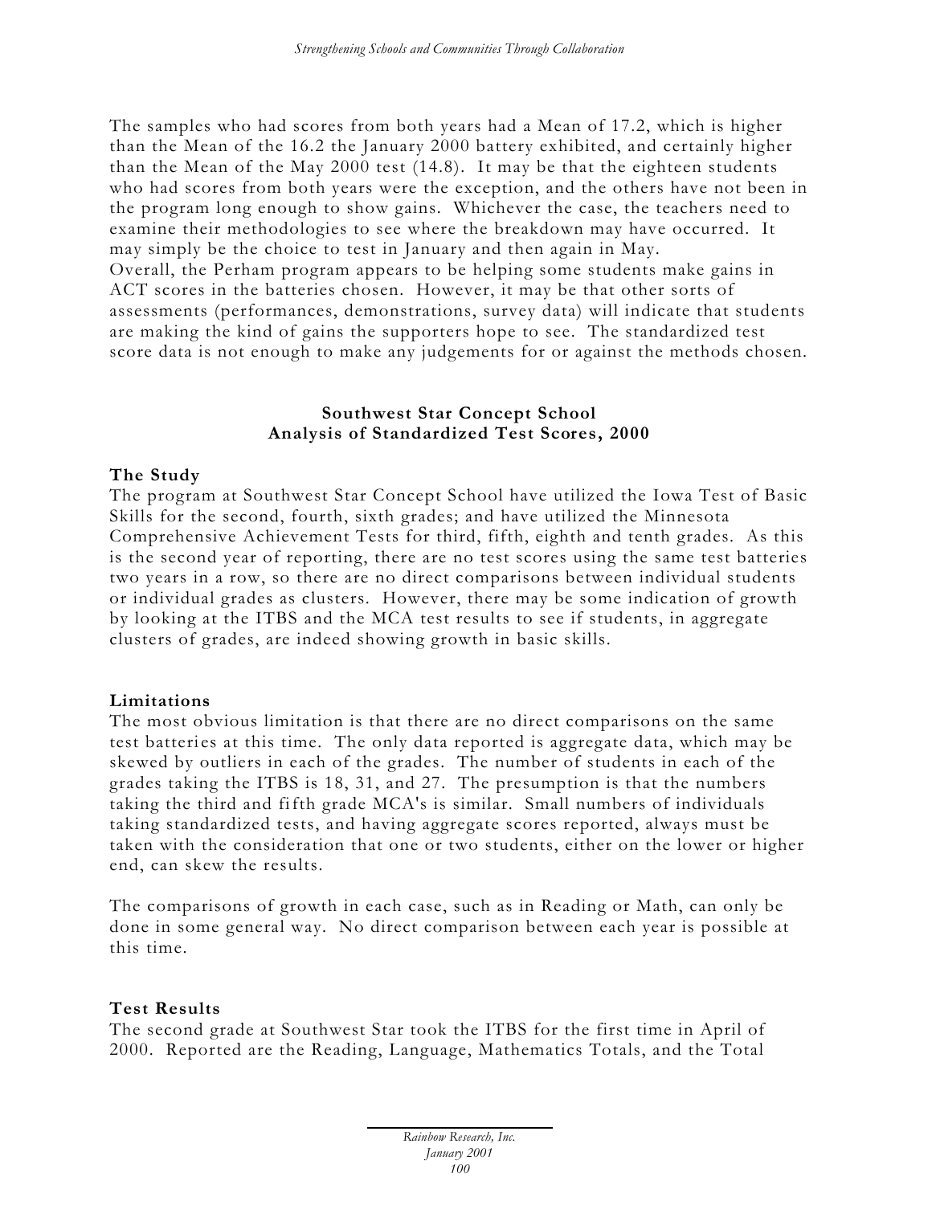The samples who had scores from both years had a Mean of 17.2, which is higher than the Mean of the 16.2 the January 2000 battery exhibited, and certainly higher than the Mean of the May 2000 test (14.8). It may be that the eighteen students who had scores from both years were the exception, and the others have not been in the program long enough to show gains. Whichever the case, the teachers need to examine their methodologies to see where the breakdown may have occurred. It may simply be the choice to test in January and then again in May.
Overall, the Perham program appears to be helping some students make gains in ACT scores in the batteries chosen. However, it may be that other sorts of assessments (performances, demonstrations, survey data) will indicate that students are making the kind of gains the supporters hope to see. The standardized test score data is not enough to make any judgements for or against the methods chosen.

## Southwest Star Concept School
## Analysis of Standardized Test Scores, 2000

### The Study

The program at Southwest Star Concept School have utilized the Iowa Test of Basic Skills for the second, fourth, sixth grades; and have utilized the Minnesota Comprehensive Achievement Tests for third, fifth, eighth and tenth grades. As this is the second year of reporting, there are no test scores using the same test batteries two years in a row, so there are no direct comparisons between individual students or individual grades as clusters. However, there may be some indication of growth by looking at the ITBS and the MCA test results to see if students, in aggregate clusters of grades, are indeed showing growth in basic skills.

### Limitations

The most obvious limitation is that there are no direct comparisons on the same test batteries at this time. The only data reported is aggregate data, which may be skewed by outliers in each of the grades. The number of students in each of the grades taking the ITBS is 18, 31, and 27. The presumption is that the numbers taking the third and fifth grade MCA's is similar. Small numbers of individuals taking standardized tests, and having aggregate scores reported, always must be taken with the consideration that one or two students, either on the lower or higher end, can skew the results.

The comparisons of growth in each case, such as in Reading or Math, can only be done in some general way. No direct comparison between each year is possible at this time.

### Test Results

The second grade at Southwest Star took the ITBS for the first time in April of 2000. Reported are the Reading, Language, Mathematics Totals, and the Total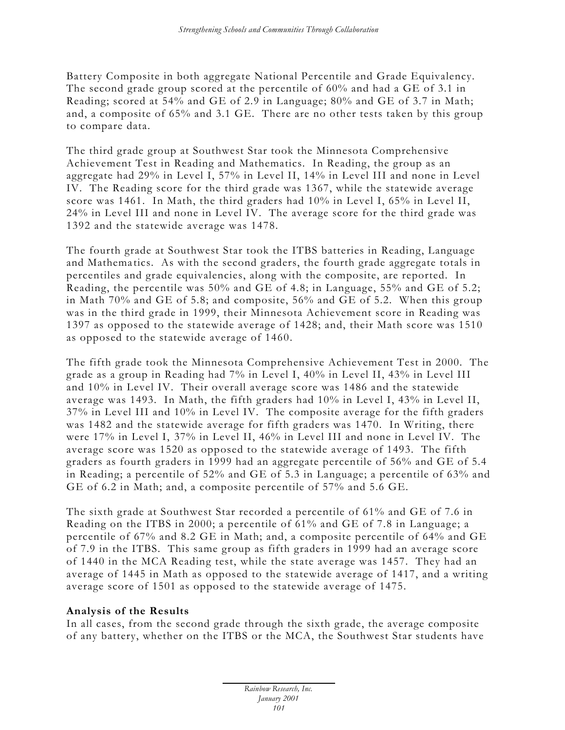Battery Composite in both aggregate National Percentile and Grade Equivalency. The second grade group scored at the percentile of 60% and had a GE of 3.1 in Reading; scored at 54% and GE of 2.9 in Language; 80% and GE of 3.7 in Math; and, a composite of 65% and 3.1 GE. There are no other tests taken by this group to compare data.

The third grade group at Southwest Star took the Minnesota Comprehensive Achievement Test in Reading and Mathematics. In Reading, the group as an aggregate had 29% in Level I, 57% in Level II, 14% in Level III and none in Level IV. The Reading score for the third grade was 1367, while the statewide average score was 1461. In Math, the third graders had 10% in Level I, 65% in Level II, 24% in Level III and none in Level IV. The average score for the third grade was 1392 and the statewide average was 1478.

The fourth grade at Southwest Star took the ITBS batteries in Reading, Language and Mathematics. As with the second graders, the fourth grade aggregate totals in percentiles and grade equivalencies, along with the composite, are reported. In Reading, the percentile was 50% and GE of 4.8; in Language, 55% and GE of 5.2; in Math 70% and GE of 5.8; and composite, 56% and GE of 5.2. When this group was in the third grade in 1999, their Minnesota Achievement score in Reading was 1397 as opposed to the statewide average of 1428; and, their Math score was 1510 as opposed to the statewide average of 1460.

The fifth grade took the Minnesota Comprehensive Achievement Test in 2000. The grade as a group in Reading had 7% in Level I, 40% in Level II, 43% in Level III and 10% in Level IV. Their overall average score was 1486 and the statewide average was 1493. In Math, the fifth graders had 10% in Level I, 43% in Level II, 37% in Level III and 10% in Level IV. The composite average for the fifth graders was 1482 and the statewide average for fifth graders was 1470. In Writing, there were 17% in Level I, 37% in Level II, 46% in Level III and none in Level IV. The average score was 1520 as opposed to the statewide average of 1493. The fifth graders as fourth graders in 1999 had an aggregate percentile of 56% and GE of 5.4 in Reading; a percentile of 52% and GE of 5.3 in Language; a percentile of 63% and GE of 6.2 in Math; and, a composite percentile of 57% and 5.6 GE.

The sixth grade at Southwest Star recorded a percentile of 61% and GE of 7.6 in Reading on the ITBS in 2000; a percentile of 61% and GE of 7.8 in Language; a percentile of 67% and 8.2 GE in Math; and, a composite percentile of 64% and GE of 7.9 in the ITBS. This same group as fifth graders in 1999 had an average score of 1440 in the MCA Reading test, while the state average was 1457. They had an average of 1445 in Math as opposed to the statewide average of 1417, and a writing average score of 1501 as opposed to the statewide average of 1475.

**Analysis of the Results**

In all cases, from the second grade through the sixth grade, the average composite of any battery, whether on the ITBS or the MCA, the Southwest Star students have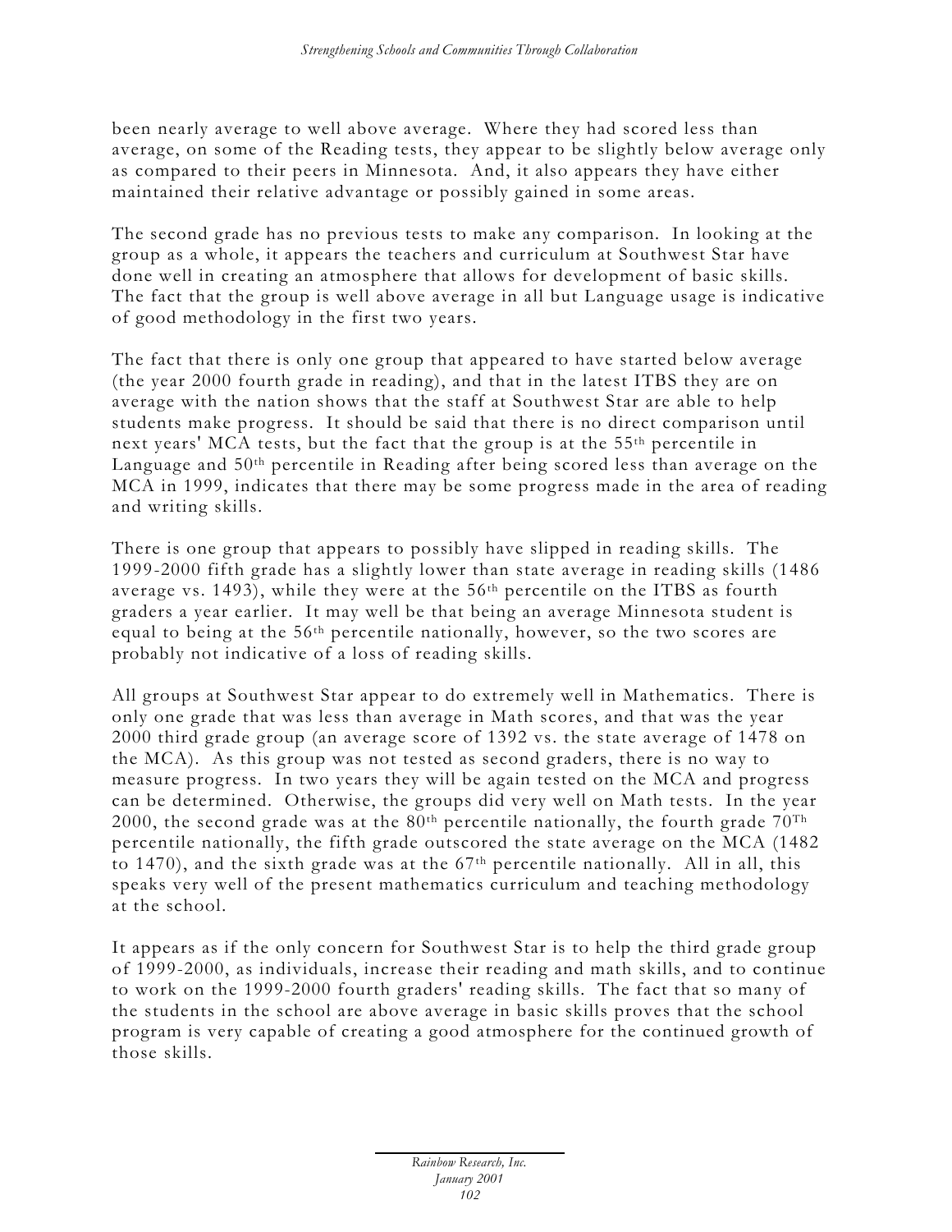been nearly average to well above average. Where they had scored less than average, on some of the Reading tests, they appear to be slightly below average only as compared to their peers in Minnesota. And, it also appears they have either maintained their relative advantage or possibly gained in some areas.

The second grade has no previous tests to make any comparison. In looking at the group as a whole, it appears the teachers and curriculum at Southwest Star have done well in creating an atmosphere that allows for development of basic skills. The fact that the group is well above average in all but Language usage is indicative of good methodology in the first two years.

The fact that there is only one group that appeared to have started below average (the year 2000 fourth grade in reading), and that in the latest ITBS they are on average with the nation shows that the staff at Southwest Star are able to help students make progress. It should be said that there is no direct comparison until next years' MCA tests, but the fact that the group is at the 55th percentile in Language and 50th percentile in Reading after being scored less than average on the MCA in 1999, indicates that there may be some progress made in the area of reading and writing skills.

There is one group that appears to possibly have slipped in reading skills. The 1999-2000 fifth grade has a slightly lower than state average in reading skills (1486 average vs. 1493), while they were at the 56th percentile on the ITBS as fourth graders a year earlier. It may well be that being an average Minnesota student is equal to being at the 56th percentile nationally, however, so the two scores are probably not indicative of a loss of reading skills.

All groups at Southwest Star appear to do extremely well in Mathematics. There is only one grade that was less than average in Math scores, and that was the year 2000 third grade group (an average score of 1392 vs. the state average of 1478 on the MCA). As this group was not tested as second graders, there is no way to measure progress. In two years they will be again tested on the MCA and progress can be determined. Otherwise, the groups did very well on Math tests. In the year 2000, the second grade was at the 80th percentile nationally, the fourth grade 70Th percentile nationally, the fifth grade outscored the state average on the MCA (1482 to 1470), and the sixth grade was at the 67th percentile nationally. All in all, this speaks very well of the present mathematics curriculum and teaching methodology at the school.

It appears as if the only concern for Southwest Star is to help the third grade group of 1999-2000, as individuals, increase their reading and math skills, and to continue to work on the 1999-2000 fourth graders' reading skills. The fact that so many of the students in the school are above average in basic skills proves that the school program is very capable of creating a good atmosphere for the continued growth of those skills.